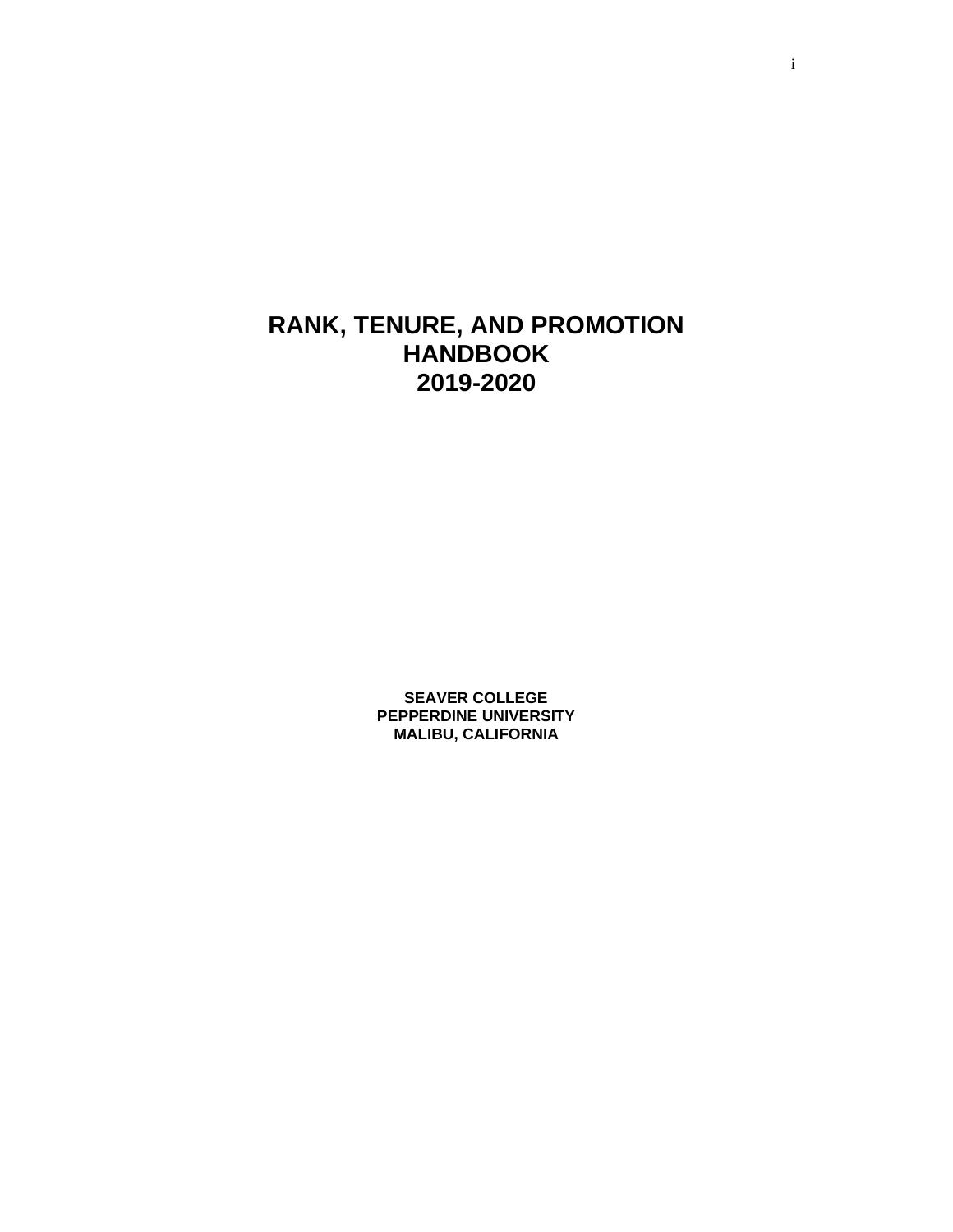# RANK, TENURE, AND PROMOTION HANDBOOK 2019-2020

**SEAVER COLLEGE**
**PEPPERDINE UNIVERSITY**
**MALIBU, CALIFORNIA**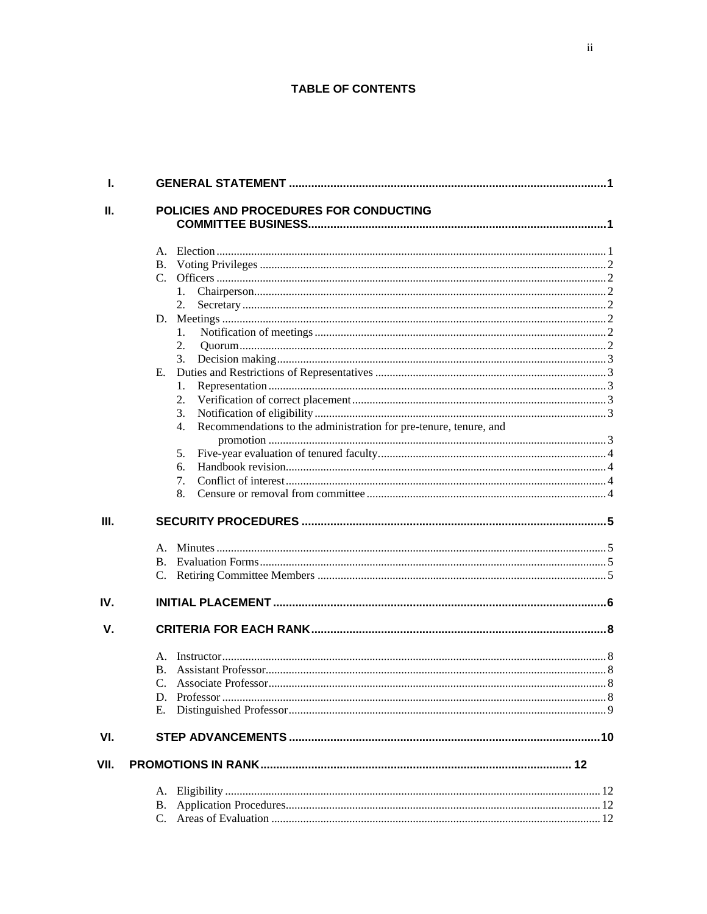# TABLE OF CONTENTS

I. **GENERAL STATEMENT** ........ 1

II. **POLICIES AND PROCEDURES FOR CONDUCTING COMMITTEE BUSINESS** ........ 1

- A. Election ........ 1
- B. Voting Privileges ........ 2
- C. Officers ........ 2
  1. Chairperson ........ 2
  2. Secretary ........ 2
- D. Meetings ........ 2
  1. Notification of meetings ........ 2
  2. Quorum ........ 2
  3. Decision making ........ 3
- E. Duties and Restrictions of Representatives ........ 3
  1. Representation ........ 3
  2. Verification of correct placement ........ 3
  3. Notification of eligibility ........ 3
  4. Recommendations to the administration for pre-tenure, tenure, and promotion ........ 3
  5. Five-year evaluation of tenured faculty ........ 4
  6. Handbook revision ........ 4
  7. Conflict of interest ........ 4
  8. Censure or removal from committee ........ 4

III. **SECURITY PROCEDURES** ........ 5

- A. Minutes ........ 5
- B. Evaluation Forms ........ 5
- C. Retiring Committee Members ........ 5

IV. **INITIAL PLACEMENT** ........ 6

V. **CRITERIA FOR EACH RANK** ........ 8

- A. Instructor ........ 8
- B. Assistant Professor ........ 8
- C. Associate Professor ........ 8
- D. Professor ........ 8
- E. Distinguished Professor ........ 9

VI. **STEP ADVANCEMENTS** ........ 10

VII. **PROMOTIONS IN RANK** ........ 12

- A. Eligibility ........ 12
- B. Application Procedures ........ 12
- C. Areas of Evaluation ........ 12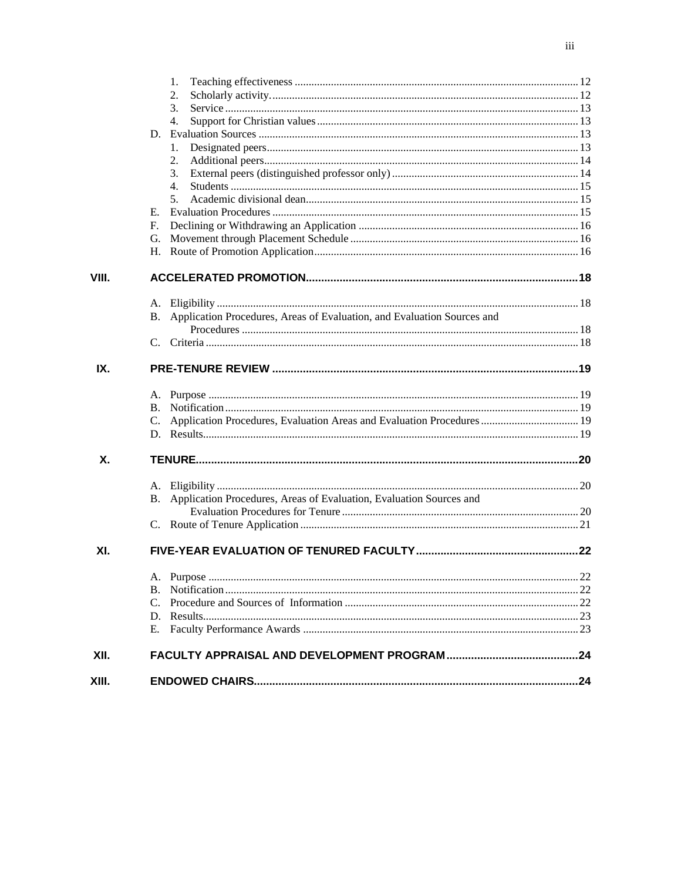1. Teaching effectiveness ... 12
2. Scholarly activity. ... 12
3. Service ... 13
4. Support for Christian values ... 13

D. Evaluation Sources ... 13

1. Designated peers ... 13
2. Additional peers ... 14
3. External peers (distinguished professor only) ... 14
4. Students ... 15
5. Academic divisional dean ... 15

E. Evaluation Procedures ... 15

F. Declining or Withdrawing an Application ... 16

G. Movement through Placement Schedule ... 16

H. Route of Promotion Application ... 16

**VIII. ACCELERATED PROMOTION ... 18**

A. Eligibility ... 18

B. Application Procedures, Areas of Evaluation, and Evaluation Sources and Procedures ... 18

C. Criteria ... 18

**IX. PRE-TENURE REVIEW ... 19**

A. Purpose ... 19

B. Notification ... 19

C. Application Procedures, Evaluation Areas and Evaluation Procedures ... 19

D. Results ... 19

**X. TENURE ... 20**

A. Eligibility ... 20

B. Application Procedures, Areas of Evaluation, Evaluation Sources and Evaluation Procedures for Tenure ... 20

C. Route of Tenure Application ... 21

**XI. FIVE-YEAR EVALUATION OF TENURED FACULTY ... 22**

A. Purpose ... 22

B. Notification ... 22

C. Procedure and Sources of Information ... 22

D. Results ... 23

E. Faculty Performance Awards ... 23

**XII. FACULTY APPRAISAL AND DEVELOPMENT PROGRAM ... 24**

**XIII. ENDOWED CHAIRS ... 24**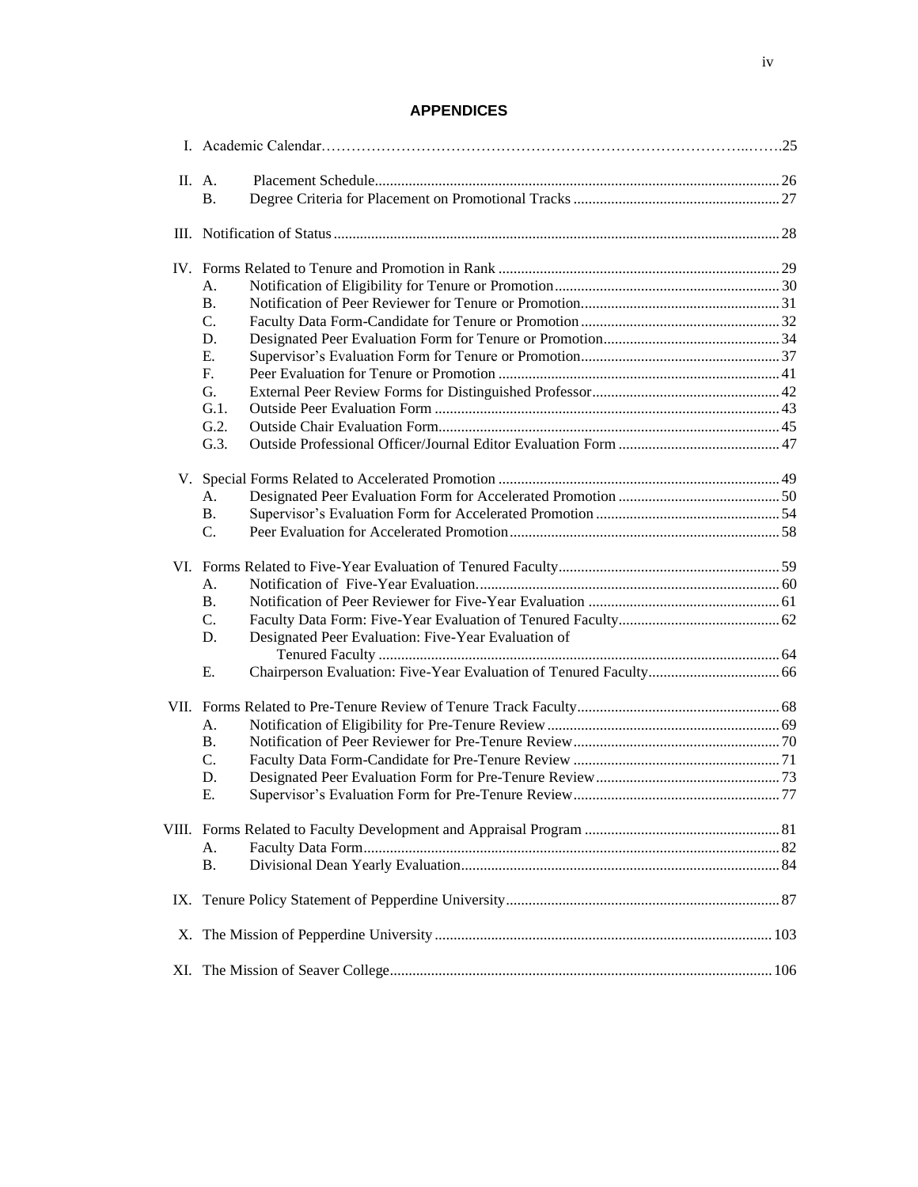## APPENDICES

I. Academic Calendar……………………………………………………………………………..…….25

II. A. Placement Schedule........................................................................................................... 26
    B. Degree Criteria for Placement on Promotional Tracks ...................................................... 27

III. Notification of Status ..................................................................................................... 28

IV. Forms Related to Tenure and Promotion in Rank .......................................................... 29
- A. Notification of Eligibility for Tenure or Promotion........................................................... 30
- B. Notification of Peer Reviewer for Tenure or Promotion.................................................... 31
- C. Faculty Data Form-Candidate for Tenure or Promotion .................................................... 32
- D. Designated Peer Evaluation Form for Tenure or Promotion.............................................. 34
- E. Supervisor's Evaluation Form for Tenure or Promotion.................................................... 37
- F. Peer Evaluation for Tenure or Promotion .......................................................................... 41
- G. External Peer Review Forms for Distinguished Professor................................................. 42
- G.1. Outside Peer Evaluation Form ........................................................................................... 43
- G.2. Outside Chair Evaluation Form.......................................................................................... 45
- G.3. Outside Professional Officer/Journal Editor Evaluation Form .......................................... 47

V. Special Forms Related to Accelerated Promotion .......................................................... 49
- A. Designated Peer Evaluation Form for Accelerated Promotion .......................................... 50
- B. Supervisor's Evaluation Form for Accelerated Promotion ................................................ 54
- C. Peer Evaluation for Accelerated Promotion....................................................................... 58

VI. Forms Related to Five-Year Evaluation of Tenured Faculty.......................................... 59
- A. Notification of Five-Year Evaluation................................................................................ 60
- B. Notification of Peer Reviewer for Five-Year Evaluation .................................................. 61
- C. Faculty Data Form: Five-Year Evaluation of Tenured Faculty.......................................... 62
- D. Designated Peer Evaluation: Five-Year Evaluation of Tenured Faculty ........................................................................................................ 64
- E. Chairperson Evaluation: Five-Year Evaluation of Tenured Faculty.................................. 66

VII. Forms Related to Pre-Tenure Review of Tenure Track Faculty..................................... 68
- A. Notification of Eligibility for Pre-Tenure Review............................................................. 69
- B. Notification of Peer Reviewer for Pre-Tenure Review...................................................... 70
- C. Faculty Data Form-Candidate for Pre-Tenure Review ...................................................... 71
- D. Designated Peer Evaluation Form for Pre-Tenure Review................................................ 73
- E. Supervisor's Evaluation Form for Pre-Tenure Review...................................................... 77

VIII. Forms Related to Faculty Development and Appraisal Program ................................... 81
- A. Faculty Data Form.............................................................................................................. 82
- B. Divisional Dean Yearly Evaluation.................................................................................... 84

IX. Tenure Policy Statement of Pepperdine University........................................................ 87

X. The Mission of Pepperdine University ......................................................................... 103

XI. The Mission of Seaver College..................................................................................... 106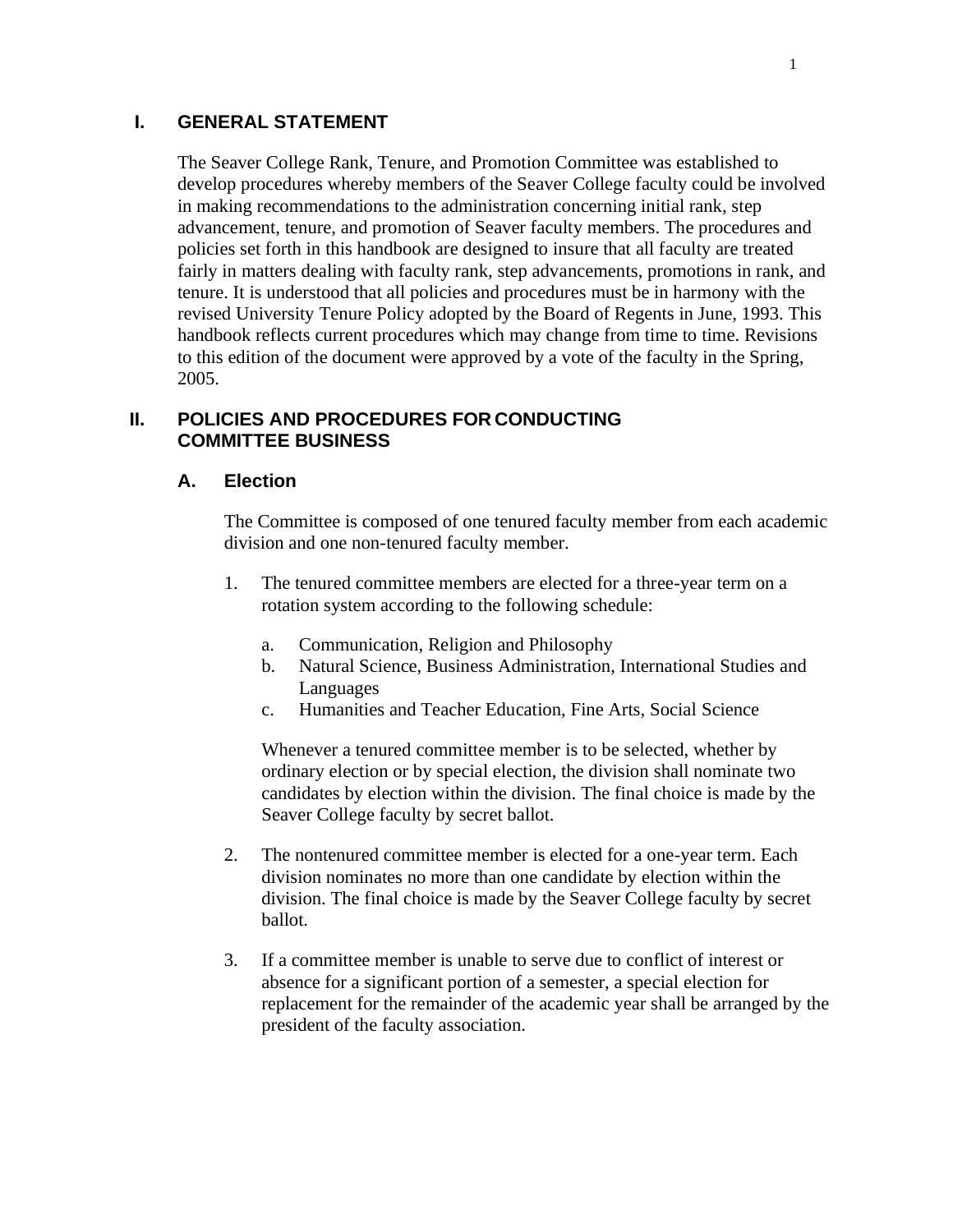# I. GENERAL STATEMENT

The Seaver College Rank, Tenure, and Promotion Committee was established to develop procedures whereby members of the Seaver College faculty could be involved in making recommendations to the administration concerning initial rank, step advancement, tenure, and promotion of Seaver faculty members. The procedures and policies set forth in this handbook are designed to insure that all faculty are treated fairly in matters dealing with faculty rank, step advancements, promotions in rank, and tenure. It is understood that all policies and procedures must be in harmony with the revised University Tenure Policy adopted by the Board of Regents in June, 1993. This handbook reflects current procedures which may change from time to time. Revisions to this edition of the document were approved by a vote of the faculty in the Spring, 2005.

# II. POLICIES AND PROCEDURES FOR CONDUCTING COMMITTEE BUSINESS

## A. Election

The Committee is composed of one tenured faculty member from each academic division and one non-tenured faculty member.

1. The tenured committee members are elected for a three-year term on a rotation system according to the following schedule:

   a. Communication, Religion and Philosophy
   b. Natural Science, Business Administration, International Studies and Languages
   c. Humanities and Teacher Education, Fine Arts, Social Science

   Whenever a tenured committee member is to be selected, whether by ordinary election or by special election, the division shall nominate two candidates by election within the division. The final choice is made by the Seaver College faculty by secret ballot.

2. The nontenured committee member is elected for a one-year term. Each division nominates no more than one candidate by election within the division. The final choice is made by the Seaver College faculty by secret ballot.

3. If a committee member is unable to serve due to conflict of interest or absence for a significant portion of a semester, a special election for replacement for the remainder of the academic year shall be arranged by the president of the faculty association.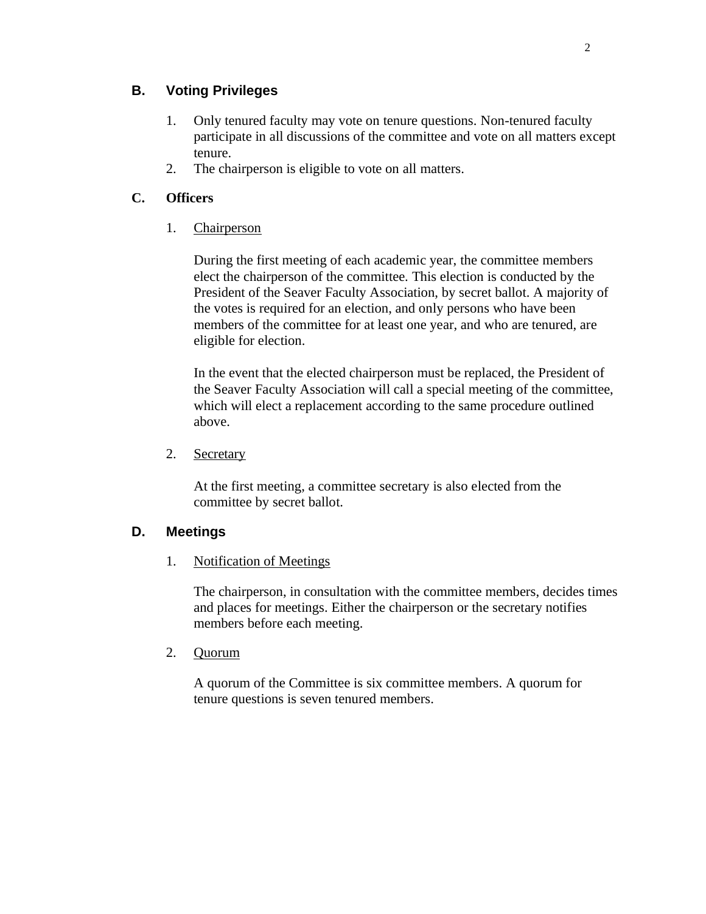## B. Voting Privileges

1. Only tenured faculty may vote on tenure questions. Non-tenured faculty participate in all discussions of the committee and vote on all matters except tenure.
2. The chairperson is eligible to vote on all matters.

## C. Officers

1. Chairperson

   During the first meeting of each academic year, the committee members elect the chairperson of the committee. This election is conducted by the President of the Seaver Faculty Association, by secret ballot. A majority of the votes is required for an election, and only persons who have been members of the committee for at least one year, and who are tenured, are eligible for election.

   In the event that the elected chairperson must be replaced, the President of the Seaver Faculty Association will call a special meeting of the committee, which will elect a replacement according to the same procedure outlined above.

2. Secretary

   At the first meeting, a committee secretary is also elected from the committee by secret ballot.

## D. Meetings

1. Notification of Meetings

   The chairperson, in consultation with the committee members, decides times and places for meetings. Either the chairperson or the secretary notifies members before each meeting.

2. Quorum

   A quorum of the Committee is six committee members. A quorum for tenure questions is seven tenured members.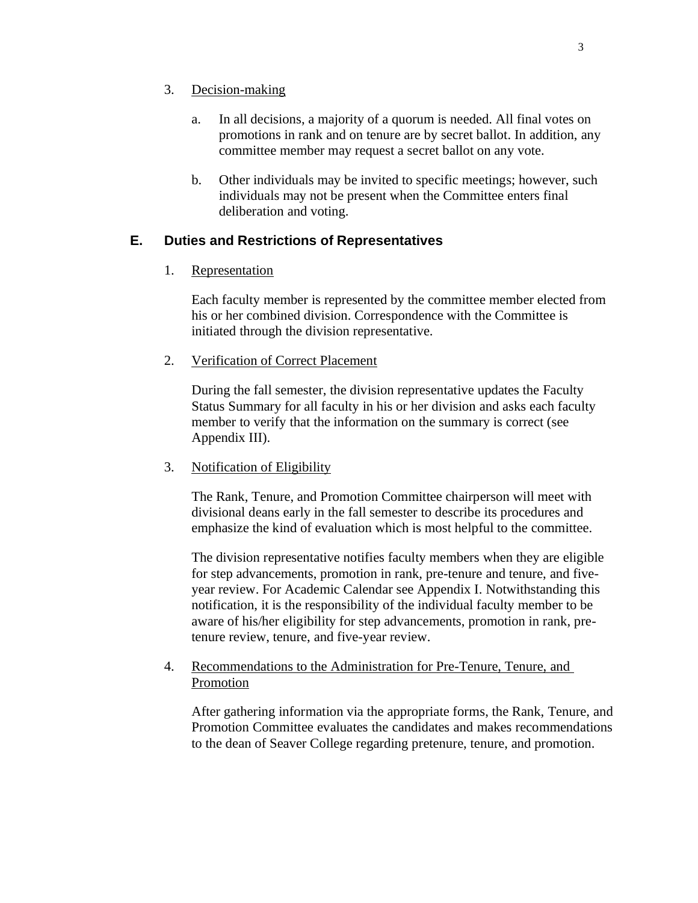3. Decision-making

   a. In all decisions, a majority of a quorum is needed. All final votes on promotions in rank and on tenure are by secret ballot. In addition, any committee member may request a secret ballot on any vote.

   b. Other individuals may be invited to specific meetings; however, such individuals may not be present when the Committee enters final deliberation and voting.

## E. Duties and Restrictions of Representatives

1. Representation

   Each faculty member is represented by the committee member elected from his or her combined division. Correspondence with the Committee is initiated through the division representative.

2. Verification of Correct Placement

   During the fall semester, the division representative updates the Faculty Status Summary for all faculty in his or her division and asks each faculty member to verify that the information on the summary is correct (see Appendix III).

3. Notification of Eligibility

   The Rank, Tenure, and Promotion Committee chairperson will meet with divisional deans early in the fall semester to describe its procedures and emphasize the kind of evaluation which is most helpful to the committee.

   The division representative notifies faculty members when they are eligible for step advancements, promotion in rank, pre-tenure and tenure, and five-year review. For Academic Calendar see Appendix I. Notwithstanding this notification, it is the responsibility of the individual faculty member to be aware of his/her eligibility for step advancements, promotion in rank, pre-tenure review, tenure, and five-year review.

4. Recommendations to the Administration for Pre-Tenure, Tenure, and Promotion

   After gathering information via the appropriate forms, the Rank, Tenure, and Promotion Committee evaluates the candidates and makes recommendations to the dean of Seaver College regarding pretenure, tenure, and promotion.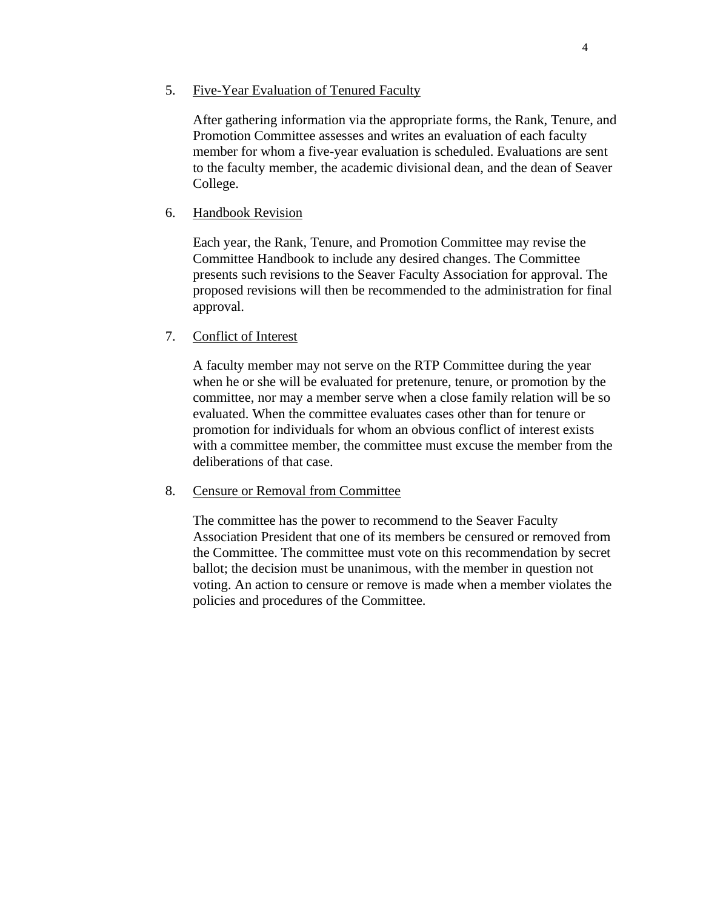5. <u>Five-Year Evaluation of Tenured Faculty</u>

   After gathering information via the appropriate forms, the Rank, Tenure, and Promotion Committee assesses and writes an evaluation of each faculty member for whom a five-year evaluation is scheduled. Evaluations are sent to the faculty member, the academic divisional dean, and the dean of Seaver College.

6. <u>Handbook Revision</u>

   Each year, the Rank, Tenure, and Promotion Committee may revise the Committee Handbook to include any desired changes. The Committee presents such revisions to the Seaver Faculty Association for approval. The proposed revisions will then be recommended to the administration for final approval.

7. <u>Conflict of Interest</u>

   A faculty member may not serve on the RTP Committee during the year when he or she will be evaluated for pretenure, tenure, or promotion by the committee, nor may a member serve when a close family relation will be so evaluated. When the committee evaluates cases other than for tenure or promotion for individuals for whom an obvious conflict of interest exists with a committee member, the committee must excuse the member from the deliberations of that case.

8. <u>Censure or Removal from Committee</u>

   The committee has the power to recommend to the Seaver Faculty Association President that one of its members be censured or removed from the Committee. The committee must vote on this recommendation by secret ballot; the decision must be unanimous, with the member in question not voting. An action to censure or remove is made when a member violates the policies and procedures of the Committee.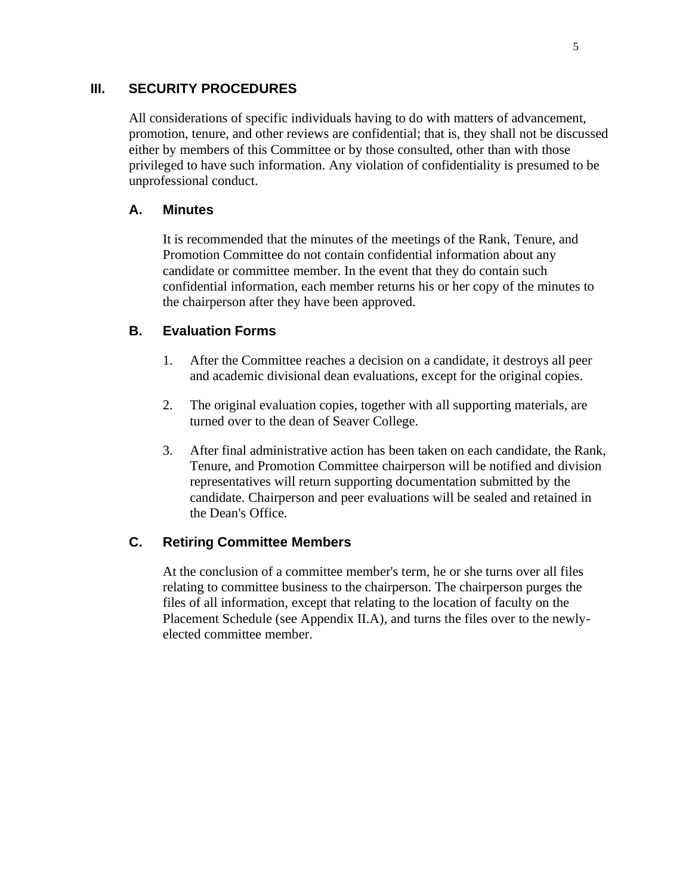## III. SECURITY PROCEDURES

All considerations of specific individuals having to do with matters of advancement, promotion, tenure, and other reviews are confidential; that is, they shall not be discussed either by members of this Committee or by those consulted, other than with those privileged to have such information. Any violation of confidentiality is presumed to be unprofessional conduct.

### A. Minutes

It is recommended that the minutes of the meetings of the Rank, Tenure, and Promotion Committee do not contain confidential information about any candidate or committee member. In the event that they do contain such confidential information, each member returns his or her copy of the minutes to the chairperson after they have been approved.

### B. Evaluation Forms

1. After the Committee reaches a decision on a candidate, it destroys all peer and academic divisional dean evaluations, except for the original copies.

2. The original evaluation copies, together with all supporting materials, are turned over to the dean of Seaver College.

3. After final administrative action has been taken on each candidate, the Rank, Tenure, and Promotion Committee chairperson will be notified and division representatives will return supporting documentation submitted by the candidate. Chairperson and peer evaluations will be sealed and retained in the Dean's Office.

### C. Retiring Committee Members

At the conclusion of a committee member's term, he or she turns over all files relating to committee business to the chairperson. The chairperson purges the files of all information, except that relating to the location of faculty on the Placement Schedule (see Appendix II.A), and turns the files over to the newly-elected committee member.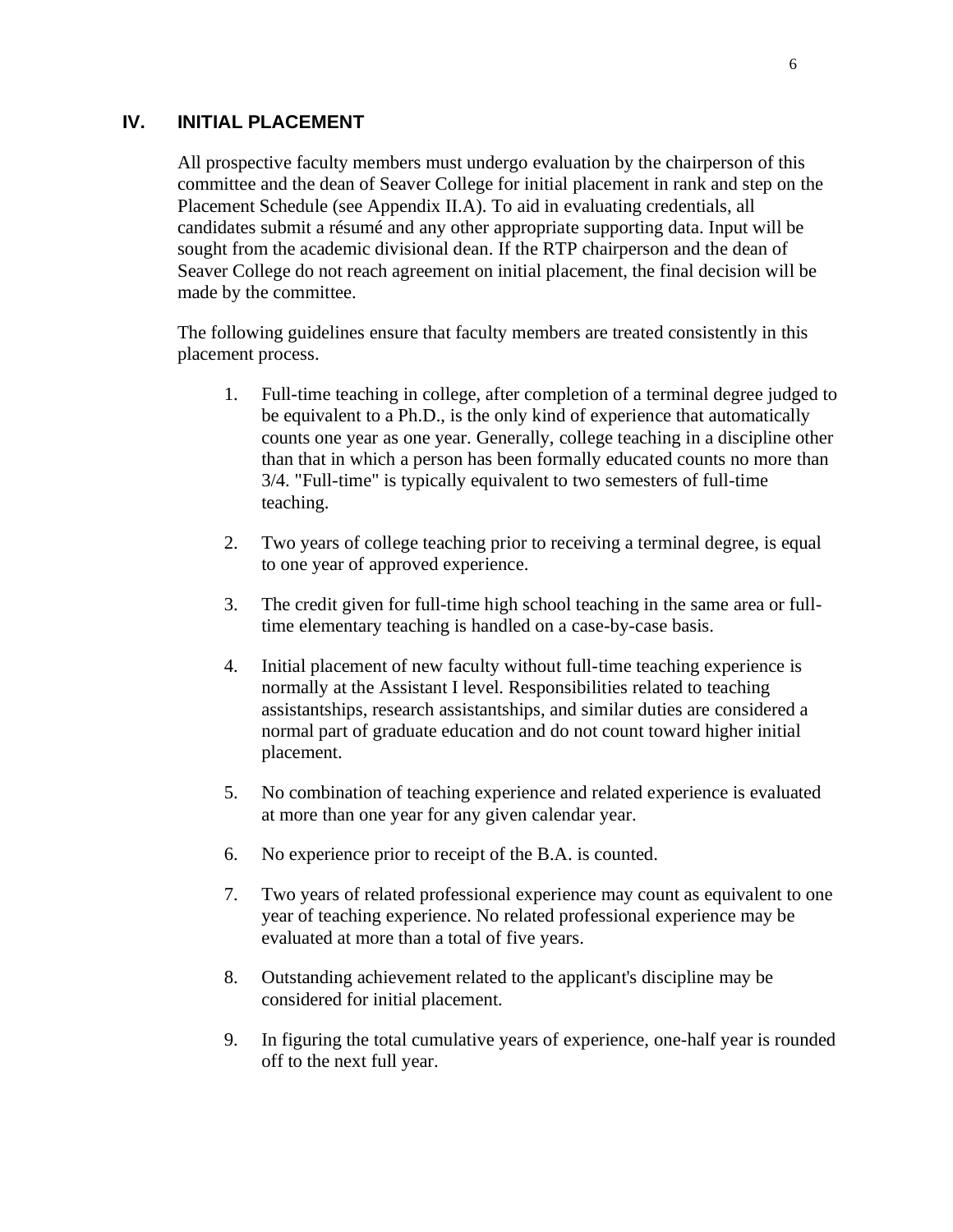## IV. INITIAL PLACEMENT

All prospective faculty members must undergo evaluation by the chairperson of this committee and the dean of Seaver College for initial placement in rank and step on the Placement Schedule (see Appendix II.A). To aid in evaluating credentials, all candidates submit a résumé and any other appropriate supporting data. Input will be sought from the academic divisional dean. If the RTP chairperson and the dean of Seaver College do not reach agreement on initial placement, the final decision will be made by the committee.

The following guidelines ensure that faculty members are treated consistently in this placement process.

1. Full-time teaching in college, after completion of a terminal degree judged to be equivalent to a Ph.D., is the only kind of experience that automatically counts one year as one year. Generally, college teaching in a discipline other than that in which a person has been formally educated counts no more than 3/4. "Full-time" is typically equivalent to two semesters of full-time teaching.

2. Two years of college teaching prior to receiving a terminal degree, is equal to one year of approved experience.

3. The credit given for full-time high school teaching in the same area or full-time elementary teaching is handled on a case-by-case basis.

4. Initial placement of new faculty without full-time teaching experience is normally at the Assistant I level. Responsibilities related to teaching assistantships, research assistantships, and similar duties are considered a normal part of graduate education and do not count toward higher initial placement.

5. No combination of teaching experience and related experience is evaluated at more than one year for any given calendar year.

6. No experience prior to receipt of the B.A. is counted.

7. Two years of related professional experience may count as equivalent to one year of teaching experience. No related professional experience may be evaluated at more than a total of five years.

8. Outstanding achievement related to the applicant's discipline may be considered for initial placement.

9. In figuring the total cumulative years of experience, one-half year is rounded off to the next full year.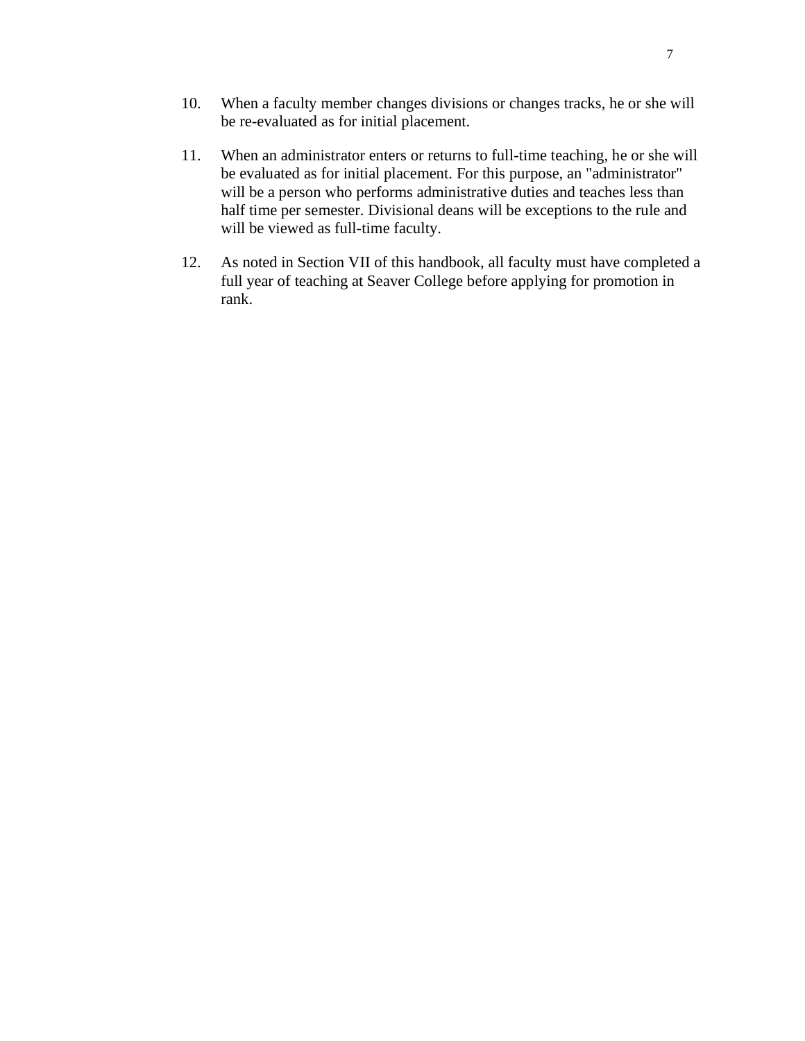10. When a faculty member changes divisions or changes tracks, he or she will be re-evaluated as for initial placement.

11. When an administrator enters or returns to full-time teaching, he or she will be evaluated as for initial placement. For this purpose, an "administrator" will be a person who performs administrative duties and teaches less than half time per semester. Divisional deans will be exceptions to the rule and will be viewed as full-time faculty.

12. As noted in Section VII of this handbook, all faculty must have completed a full year of teaching at Seaver College before applying for promotion in rank.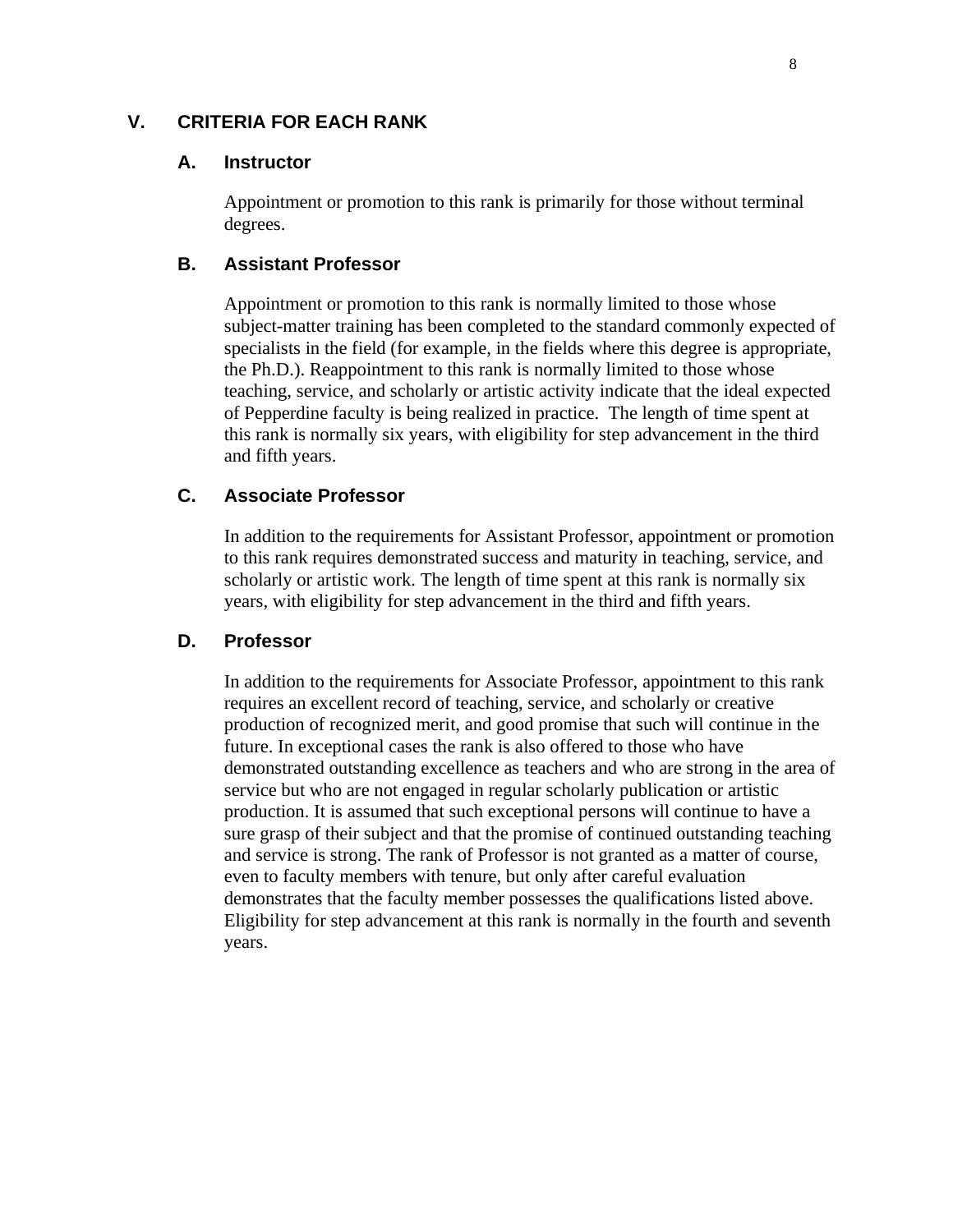## V. CRITERIA FOR EACH RANK

### A. Instructor

Appointment or promotion to this rank is primarily for those without terminal degrees.

### B. Assistant Professor

Appointment or promotion to this rank is normally limited to those whose subject-matter training has been completed to the standard commonly expected of specialists in the field (for example, in the fields where this degree is appropriate, the Ph.D.). Reappointment to this rank is normally limited to those whose teaching, service, and scholarly or artistic activity indicate that the ideal expected of Pepperdine faculty is being realized in practice. The length of time spent at this rank is normally six years, with eligibility for step advancement in the third and fifth years.

### C. Associate Professor

In addition to the requirements for Assistant Professor, appointment or promotion to this rank requires demonstrated success and maturity in teaching, service, and scholarly or artistic work. The length of time spent at this rank is normally six years, with eligibility for step advancement in the third and fifth years.

### D. Professor

In addition to the requirements for Associate Professor, appointment to this rank requires an excellent record of teaching, service, and scholarly or creative production of recognized merit, and good promise that such will continue in the future. In exceptional cases the rank is also offered to those who have demonstrated outstanding excellence as teachers and who are strong in the area of service but who are not engaged in regular scholarly publication or artistic production. It is assumed that such exceptional persons will continue to have a sure grasp of their subject and that the promise of continued outstanding teaching and service is strong. The rank of Professor is not granted as a matter of course, even to faculty members with tenure, but only after careful evaluation demonstrates that the faculty member possesses the qualifications listed above. Eligibility for step advancement at this rank is normally in the fourth and seventh years.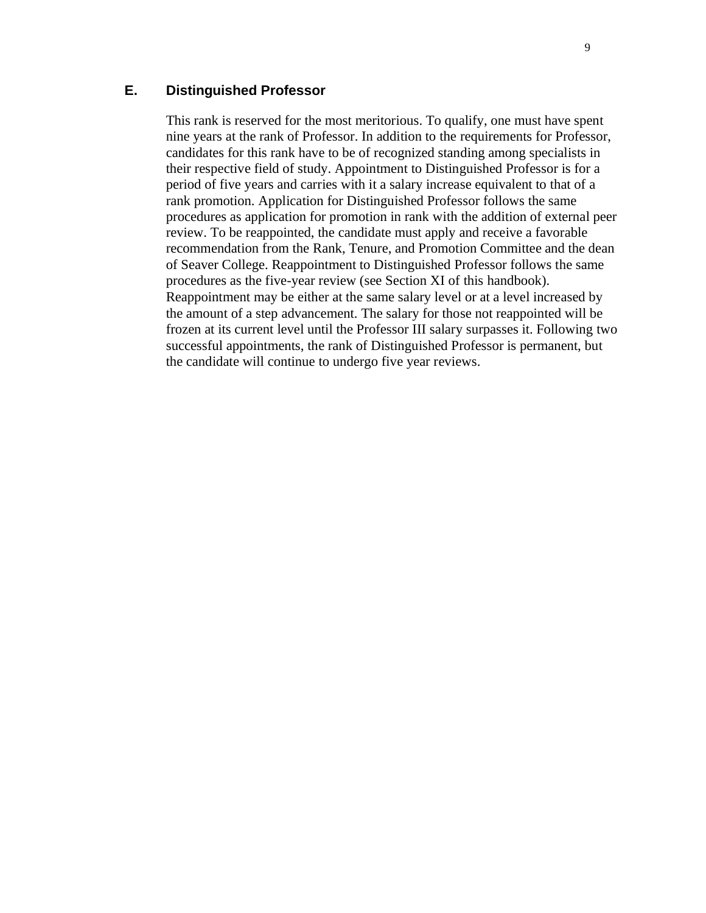### E. Distinguished Professor

This rank is reserved for the most meritorious. To qualify, one must have spent nine years at the rank of Professor. In addition to the requirements for Professor, candidates for this rank have to be of recognized standing among specialists in their respective field of study. Appointment to Distinguished Professor is for a period of five years and carries with it a salary increase equivalent to that of a rank promotion. Application for Distinguished Professor follows the same procedures as application for promotion in rank with the addition of external peer review. To be reappointed, the candidate must apply and receive a favorable recommendation from the Rank, Tenure, and Promotion Committee and the dean of Seaver College. Reappointment to Distinguished Professor follows the same procedures as the five-year review (see Section XI of this handbook). Reappointment may be either at the same salary level or at a level increased by the amount of a step advancement. The salary for those not reappointed will be frozen at its current level until the Professor III salary surpasses it. Following two successful appointments, the rank of Distinguished Professor is permanent, but the candidate will continue to undergo five year reviews.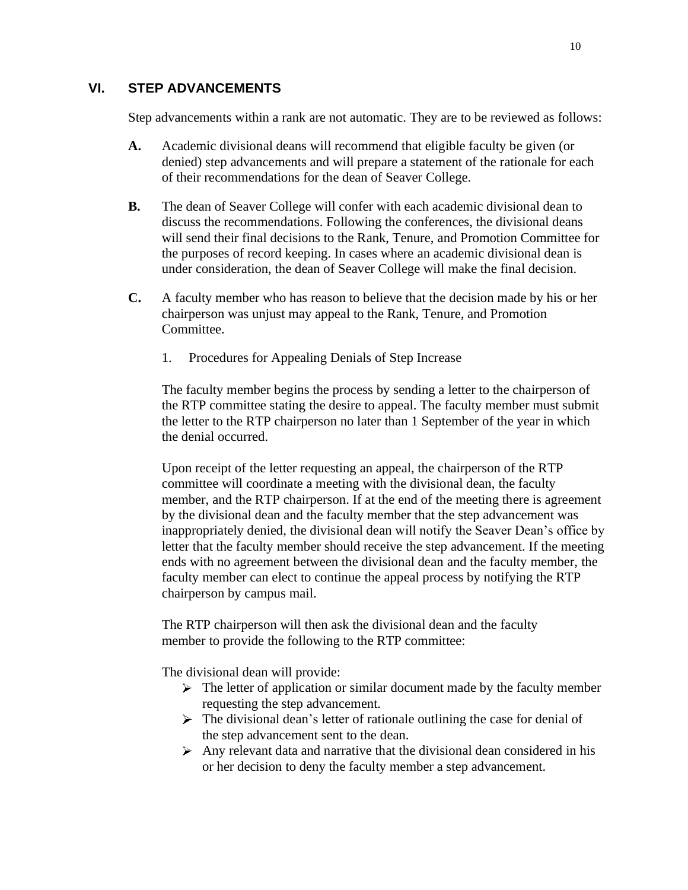## VI. STEP ADVANCEMENTS

Step advancements within a rank are not automatic. They are to be reviewed as follows:

**A.** Academic divisional deans will recommend that eligible faculty be given (or denied) step advancements and will prepare a statement of the rationale for each of their recommendations for the dean of Seaver College.

**B.** The dean of Seaver College will confer with each academic divisional dean to discuss the recommendations. Following the conferences, the divisional deans will send their final decisions to the Rank, Tenure, and Promotion Committee for the purposes of record keeping. In cases where an academic divisional dean is under consideration, the dean of Seaver College will make the final decision.

**C.** A faculty member who has reason to believe that the decision made by his or her chairperson was unjust may appeal to the Rank, Tenure, and Promotion Committee.

1. Procedures for Appealing Denials of Step Increase

The faculty member begins the process by sending a letter to the chairperson of the RTP committee stating the desire to appeal. The faculty member must submit the letter to the RTP chairperson no later than 1 September of the year in which the denial occurred.

Upon receipt of the letter requesting an appeal, the chairperson of the RTP committee will coordinate a meeting with the divisional dean, the faculty member, and the RTP chairperson. If at the end of the meeting there is agreement by the divisional dean and the faculty member that the step advancement was inappropriately denied, the divisional dean will notify the Seaver Dean's office by letter that the faculty member should receive the step advancement. If the meeting ends with no agreement between the divisional dean and the faculty member, the faculty member can elect to continue the appeal process by notifying the RTP chairperson by campus mail.

The RTP chairperson will then ask the divisional dean and the faculty member to provide the following to the RTP committee:

The divisional dean will provide:

- The letter of application or similar document made by the faculty member requesting the step advancement.
- The divisional dean's letter of rationale outlining the case for denial of the step advancement sent to the dean.
- Any relevant data and narrative that the divisional dean considered in his or her decision to deny the faculty member a step advancement.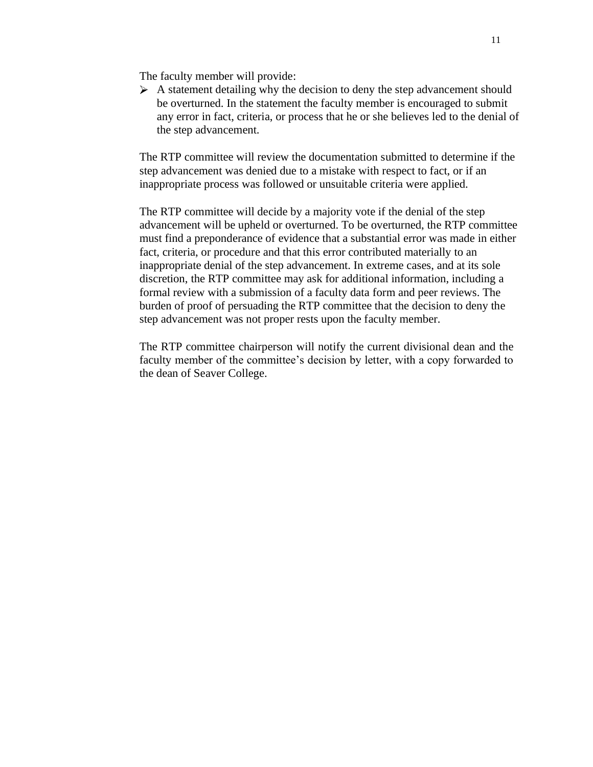The faculty member will provide:

- A statement detailing why the decision to deny the step advancement should be overturned. In the statement the faculty member is encouraged to submit any error in fact, criteria, or process that he or she believes led to the denial of the step advancement.

The RTP committee will review the documentation submitted to determine if the step advancement was denied due to a mistake with respect to fact, or if an inappropriate process was followed or unsuitable criteria were applied.

The RTP committee will decide by a majority vote if the denial of the step advancement will be upheld or overturned. To be overturned, the RTP committee must find a preponderance of evidence that a substantial error was made in either fact, criteria, or procedure and that this error contributed materially to an inappropriate denial of the step advancement. In extreme cases, and at its sole discretion, the RTP committee may ask for additional information, including a formal review with a submission of a faculty data form and peer reviews. The burden of proof of persuading the RTP committee that the decision to deny the step advancement was not proper rests upon the faculty member.

The RTP committee chairperson will notify the current divisional dean and the faculty member of the committee's decision by letter, with a copy forwarded to the dean of Seaver College.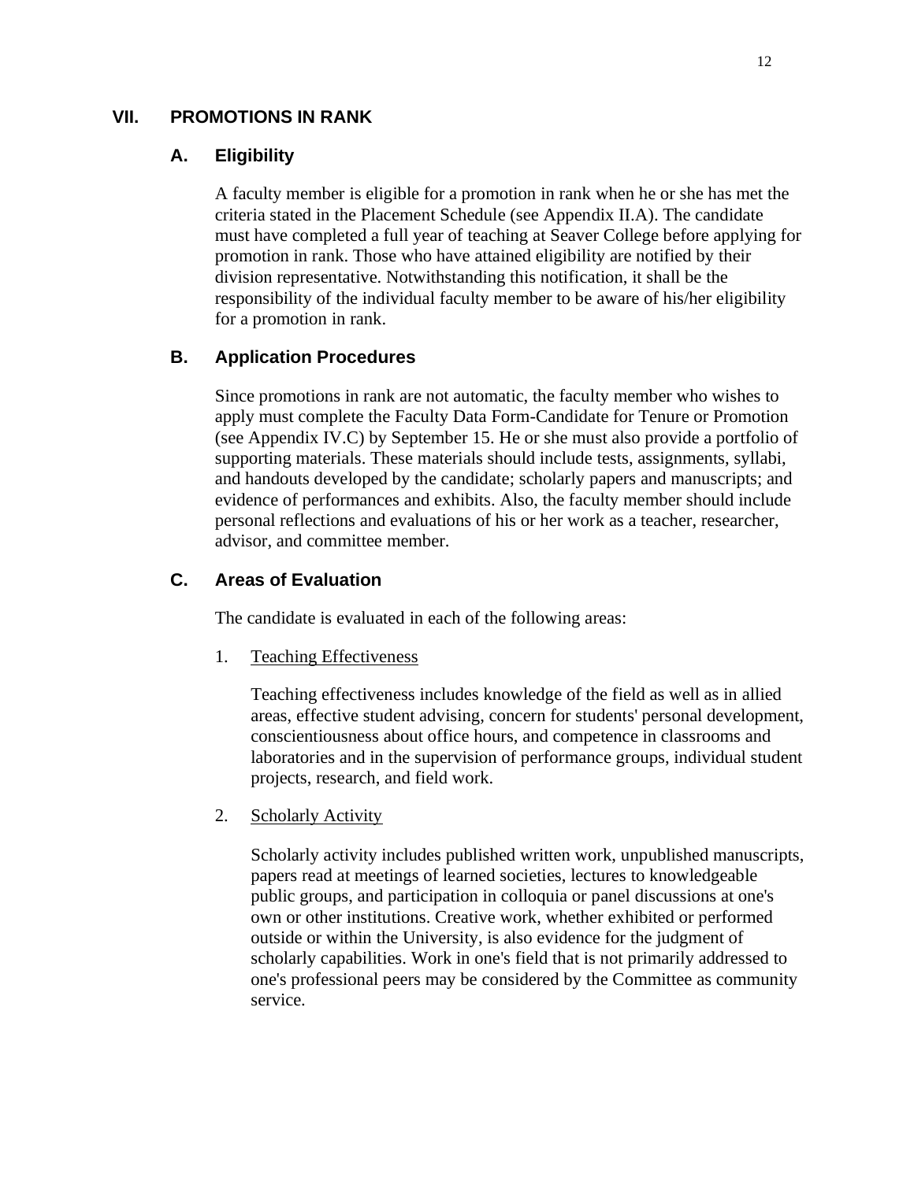## VII. PROMOTIONS IN RANK

### A. Eligibility

A faculty member is eligible for a promotion in rank when he or she has met the criteria stated in the Placement Schedule (see Appendix II.A). The candidate must have completed a full year of teaching at Seaver College before applying for promotion in rank. Those who have attained eligibility are notified by their division representative. Notwithstanding this notification, it shall be the responsibility of the individual faculty member to be aware of his/her eligibility for a promotion in rank.

### B. Application Procedures

Since promotions in rank are not automatic, the faculty member who wishes to apply must complete the Faculty Data Form-Candidate for Tenure or Promotion (see Appendix IV.C) by September 15. He or she must also provide a portfolio of supporting materials. These materials should include tests, assignments, syllabi, and handouts developed by the candidate; scholarly papers and manuscripts; and evidence of performances and exhibits. Also, the faculty member should include personal reflections and evaluations of his or her work as a teacher, researcher, advisor, and committee member.

### C. Areas of Evaluation

The candidate is evaluated in each of the following areas:

1. Teaching Effectiveness

   Teaching effectiveness includes knowledge of the field as well as in allied areas, effective student advising, concern for students' personal development, conscientiousness about office hours, and competence in classrooms and laboratories and in the supervision of performance groups, individual student projects, research, and field work.

2. Scholarly Activity

   Scholarly activity includes published written work, unpublished manuscripts, papers read at meetings of learned societies, lectures to knowledgeable public groups, and participation in colloquia or panel discussions at one's own or other institutions. Creative work, whether exhibited or performed outside or within the University, is also evidence for the judgment of scholarly capabilities. Work in one's field that is not primarily addressed to one's professional peers may be considered by the Committee as community service.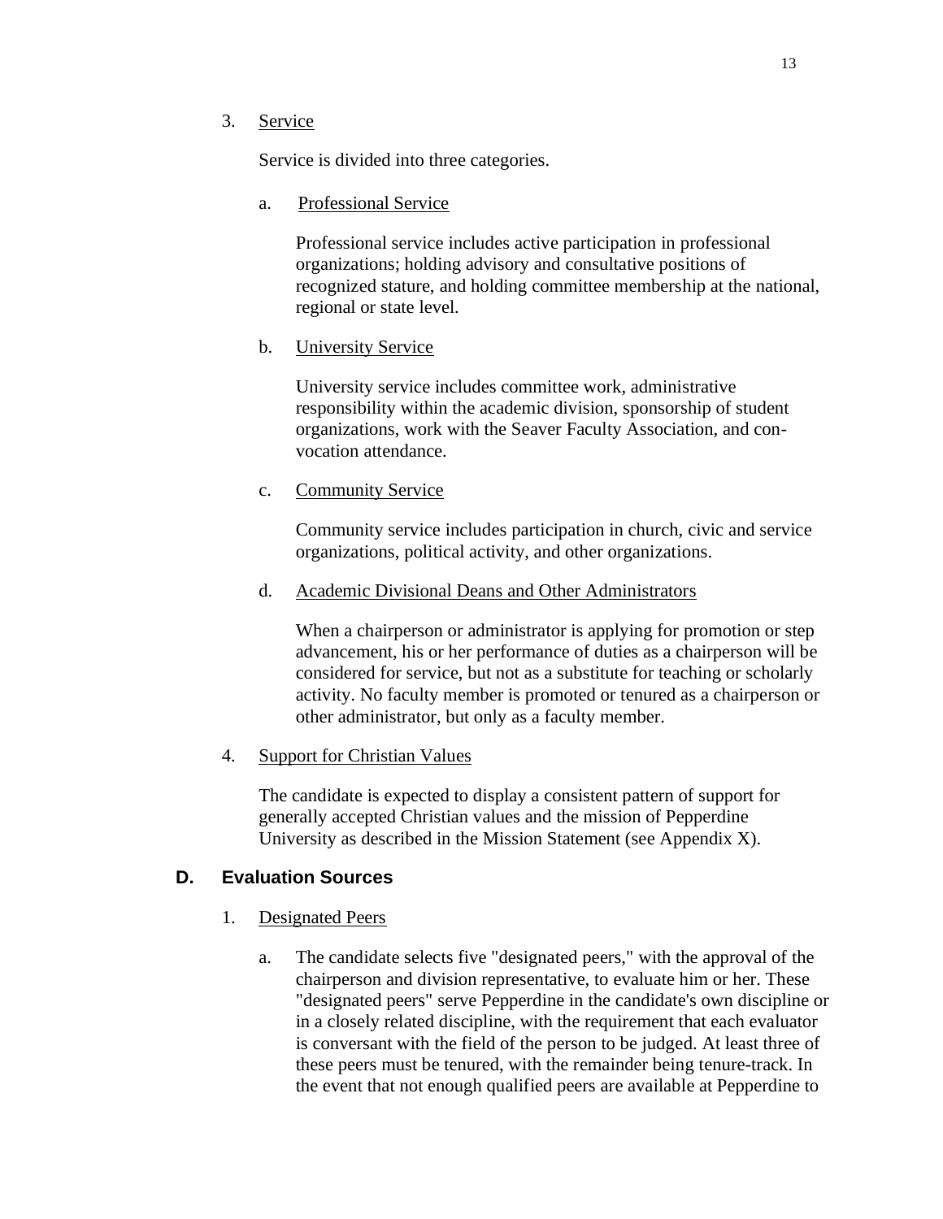3. Service

Service is divided into three categories.

a. Professional Service

Professional service includes active participation in professional organizations; holding advisory and consultative positions of recognized stature, and holding committee membership at the national, regional or state level.

b. University Service

University service includes committee work, administrative responsibility within the academic division, sponsorship of student organizations, work with the Seaver Faculty Association, and con-vocation attendance.

c. Community Service

Community service includes participation in church, civic and service organizations, political activity, and other organizations.

d. Academic Divisional Deans and Other Administrators

When a chairperson or administrator is applying for promotion or step advancement, his or her performance of duties as a chairperson will be considered for service, but not as a substitute for teaching or scholarly activity. No faculty member is promoted or tenured as a chairperson or other administrator, but only as a faculty member.

4. Support for Christian Values

The candidate is expected to display a consistent pattern of support for generally accepted Christian values and the mission of Pepperdine University as described in the Mission Statement (see Appendix X).

## D. Evaluation Sources

1. Designated Peers

a. The candidate selects five "designated peers," with the approval of the chairperson and division representative, to evaluate him or her. These "designated peers" serve Pepperdine in the candidate's own discipline or in a closely related discipline, with the requirement that each evaluator is conversant with the field of the person to be judged. At least three of these peers must be tenured, with the remainder being tenure-track. In the event that not enough qualified peers are available at Pepperdine to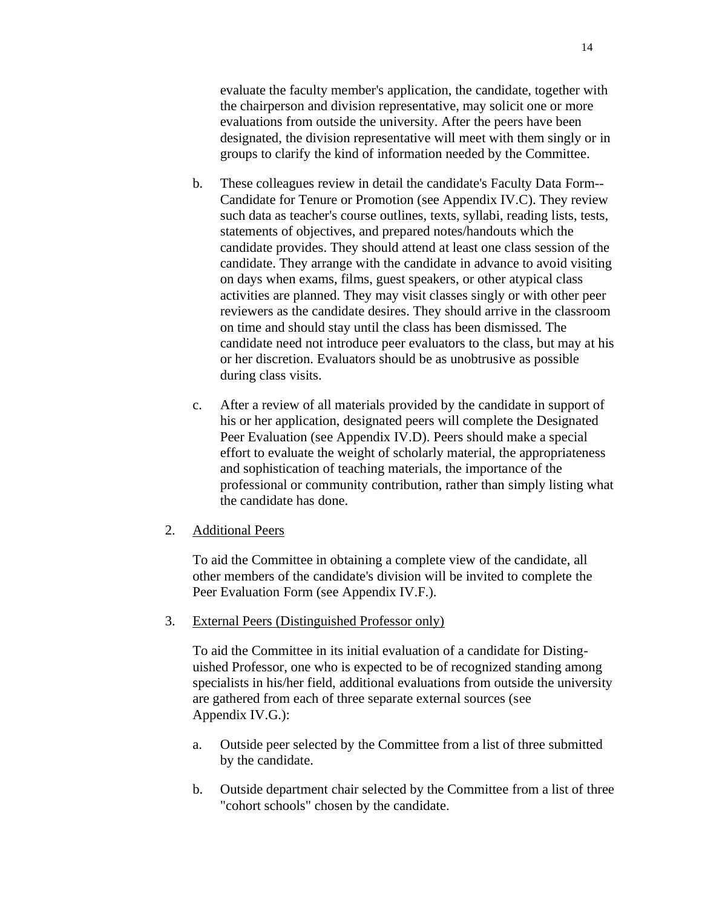evaluate the faculty member's application, the candidate, together with the chairperson and division representative, may solicit one or more evaluations from outside the university. After the peers have been designated, the division representative will meet with them singly or in groups to clarify the kind of information needed by the Committee.

b. These colleagues review in detail the candidate's Faculty Data Form--Candidate for Tenure or Promotion (see Appendix IV.C). They review such data as teacher's course outlines, texts, syllabi, reading lists, tests, statements of objectives, and prepared notes/handouts which the candidate provides. They should attend at least one class session of the candidate. They arrange with the candidate in advance to avoid visiting on days when exams, films, guest speakers, or other atypical class activities are planned. They may visit classes singly or with other peer reviewers as the candidate desires. They should arrive in the classroom on time and should stay until the class has been dismissed. The candidate need not introduce peer evaluators to the class, but may at his or her discretion. Evaluators should be as unobtrusive as possible during class visits.

c. After a review of all materials provided by the candidate in support of his or her application, designated peers will complete the Designated Peer Evaluation (see Appendix IV.D). Peers should make a special effort to evaluate the weight of scholarly material, the appropriateness and sophistication of teaching materials, the importance of the professional or community contribution, rather than simply listing what the candidate has done.

2. <u>Additional Peers</u>

   To aid the Committee in obtaining a complete view of the candidate, all other members of the candidate's division will be invited to complete the Peer Evaluation Form (see Appendix IV.F.).

3. <u>External Peers (Distinguished Professor only)</u>

   To aid the Committee in its initial evaluation of a candidate for Distinguished Professor, one who is expected to be of recognized standing among specialists in his/her field, additional evaluations from outside the university are gathered from each of three separate external sources (see Appendix IV.G.):

   a. Outside peer selected by the Committee from a list of three submitted by the candidate.

   b. Outside department chair selected by the Committee from a list of three "cohort schools" chosen by the candidate.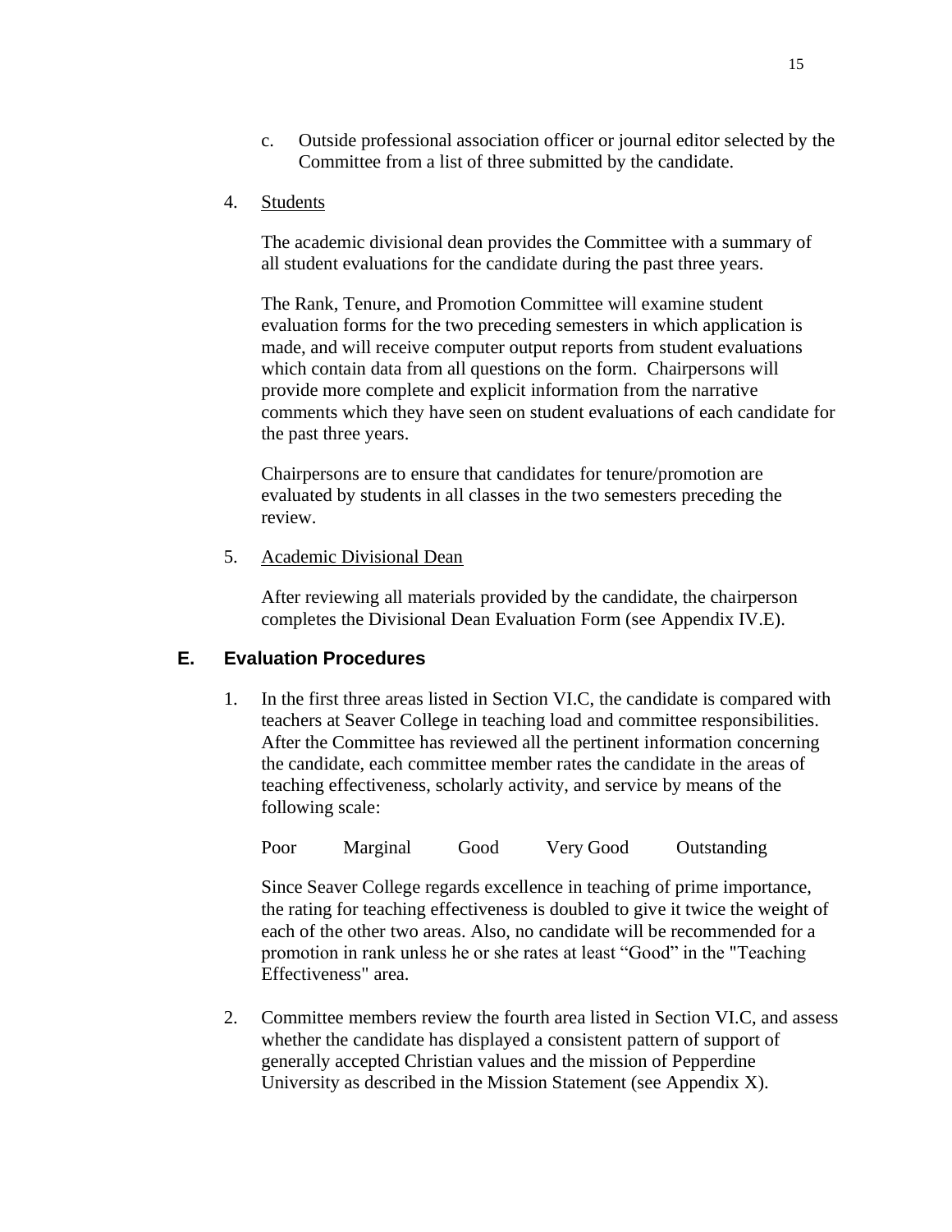c. Outside professional association officer or journal editor selected by the Committee from a list of three submitted by the candidate.

4. Students

   The academic divisional dean provides the Committee with a summary of all student evaluations for the candidate during the past three years.

   The Rank, Tenure, and Promotion Committee will examine student evaluation forms for the two preceding semesters in which application is made, and will receive computer output reports from student evaluations which contain data from all questions on the form. Chairpersons will provide more complete and explicit information from the narrative comments which they have seen on student evaluations of each candidate for the past three years.

   Chairpersons are to ensure that candidates for tenure/promotion are evaluated by students in all classes in the two semesters preceding the review.

5. Academic Divisional Dean

   After reviewing all materials provided by the candidate, the chairperson completes the Divisional Dean Evaluation Form (see Appendix IV.E).

## E. Evaluation Procedures

1. In the first three areas listed in Section VI.C, the candidate is compared with teachers at Seaver College in teaching load and committee responsibilities. After the Committee has reviewed all the pertinent information concerning the candidate, each committee member rates the candidate in the areas of teaching effectiveness, scholarly activity, and service by means of the following scale:

   Poor    Marginal    Good    Very Good    Outstanding

   Since Seaver College regards excellence in teaching of prime importance, the rating for teaching effectiveness is doubled to give it twice the weight of each of the other two areas. Also, no candidate will be recommended for a promotion in rank unless he or she rates at least "Good" in the "Teaching Effectiveness" area.

2. Committee members review the fourth area listed in Section VI.C, and assess whether the candidate has displayed a consistent pattern of support of generally accepted Christian values and the mission of Pepperdine University as described in the Mission Statement (see Appendix X).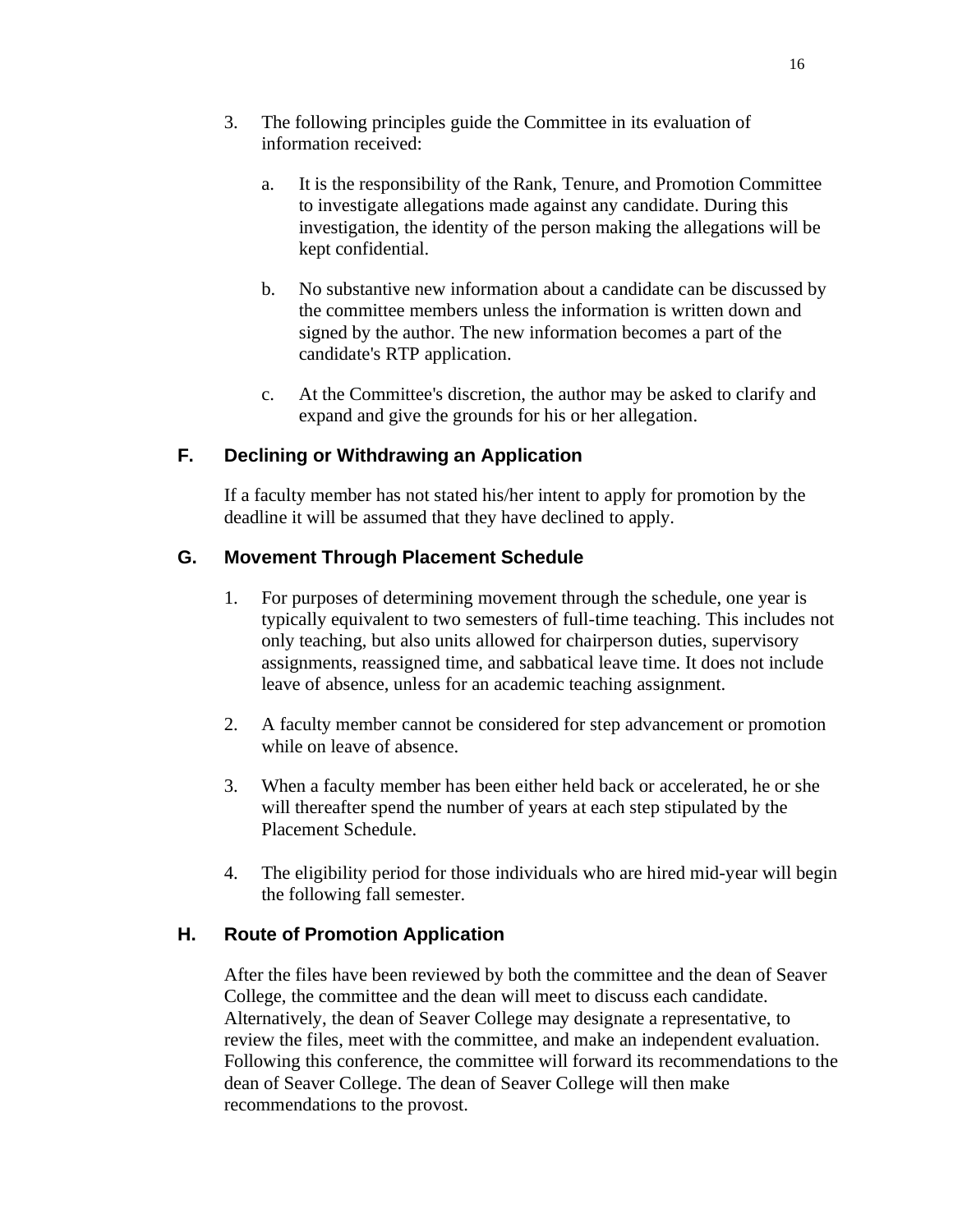3. The following principles guide the Committee in its evaluation of information received:

    a. It is the responsibility of the Rank, Tenure, and Promotion Committee to investigate allegations made against any candidate. During this investigation, the identity of the person making the allegations will be kept confidential.

    b. No substantive new information about a candidate can be discussed by the committee members unless the information is written down and signed by the author. The new information becomes a part of the candidate's RTP application.

    c. At the Committee's discretion, the author may be asked to clarify and expand and give the grounds for his or her allegation.

## F. Declining or Withdrawing an Application

If a faculty member has not stated his/her intent to apply for promotion by the deadline it will be assumed that they have declined to apply.

## G. Movement Through Placement Schedule

1. For purposes of determining movement through the schedule, one year is typically equivalent to two semesters of full-time teaching. This includes not only teaching, but also units allowed for chairperson duties, supervisory assignments, reassigned time, and sabbatical leave time. It does not include leave of absence, unless for an academic teaching assignment.

2. A faculty member cannot be considered for step advancement or promotion while on leave of absence.

3. When a faculty member has been either held back or accelerated, he or she will thereafter spend the number of years at each step stipulated by the Placement Schedule.

4. The eligibility period for those individuals who are hired mid-year will begin the following fall semester.

## H. Route of Promotion Application

After the files have been reviewed by both the committee and the dean of Seaver College, the committee and the dean will meet to discuss each candidate. Alternatively, the dean of Seaver College may designate a representative, to review the files, meet with the committee, and make an independent evaluation. Following this conference, the committee will forward its recommendations to the dean of Seaver College. The dean of Seaver College will then make recommendations to the provost.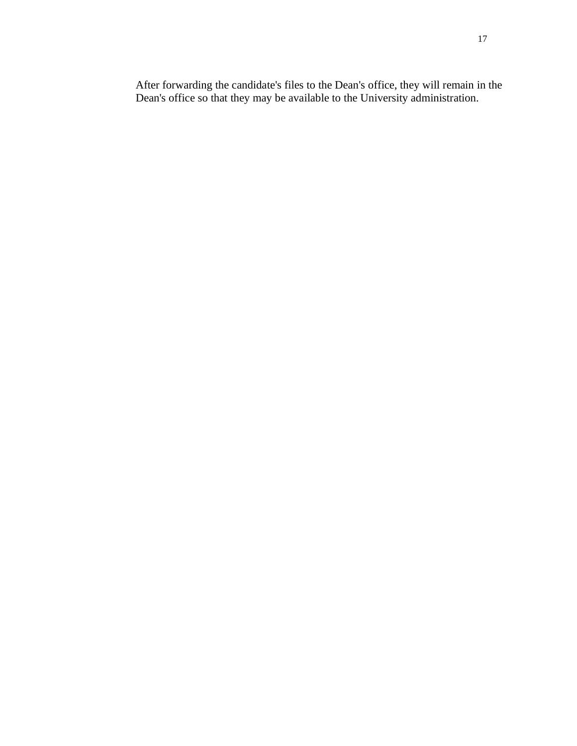After forwarding the candidate's files to the Dean's office, they will remain in the Dean's office so that they may be available to the University administration.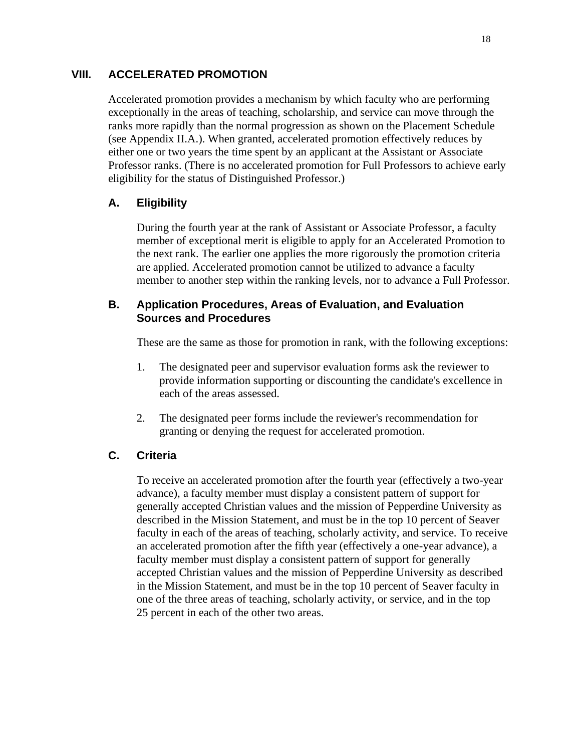## VIII. ACCELERATED PROMOTION

Accelerated promotion provides a mechanism by which faculty who are performing exceptionally in the areas of teaching, scholarship, and service can move through the ranks more rapidly than the normal progression as shown on the Placement Schedule (see Appendix II.A.). When granted, accelerated promotion effectively reduces by either one or two years the time spent by an applicant at the Assistant or Associate Professor ranks. (There is no accelerated promotion for Full Professors to achieve early eligibility for the status of Distinguished Professor.)

### A. Eligibility

During the fourth year at the rank of Assistant or Associate Professor, a faculty member of exceptional merit is eligible to apply for an Accelerated Promotion to the next rank. The earlier one applies the more rigorously the promotion criteria are applied. Accelerated promotion cannot be utilized to advance a faculty member to another step within the ranking levels, nor to advance a Full Professor.

### B. Application Procedures, Areas of Evaluation, and Evaluation Sources and Procedures

These are the same as those for promotion in rank, with the following exceptions:

1. The designated peer and supervisor evaluation forms ask the reviewer to provide information supporting or discounting the candidate's excellence in each of the areas assessed.

2. The designated peer forms include the reviewer's recommendation for granting or denying the request for accelerated promotion.

### C. Criteria

To receive an accelerated promotion after the fourth year (effectively a two-year advance), a faculty member must display a consistent pattern of support for generally accepted Christian values and the mission of Pepperdine University as described in the Mission Statement, and must be in the top 10 percent of Seaver faculty in each of the areas of teaching, scholarly activity, and service. To receive an accelerated promotion after the fifth year (effectively a one-year advance), a faculty member must display a consistent pattern of support for generally accepted Christian values and the mission of Pepperdine University as described in the Mission Statement, and must be in the top 10 percent of Seaver faculty in one of the three areas of teaching, scholarly activity, or service, and in the top 25 percent in each of the other two areas.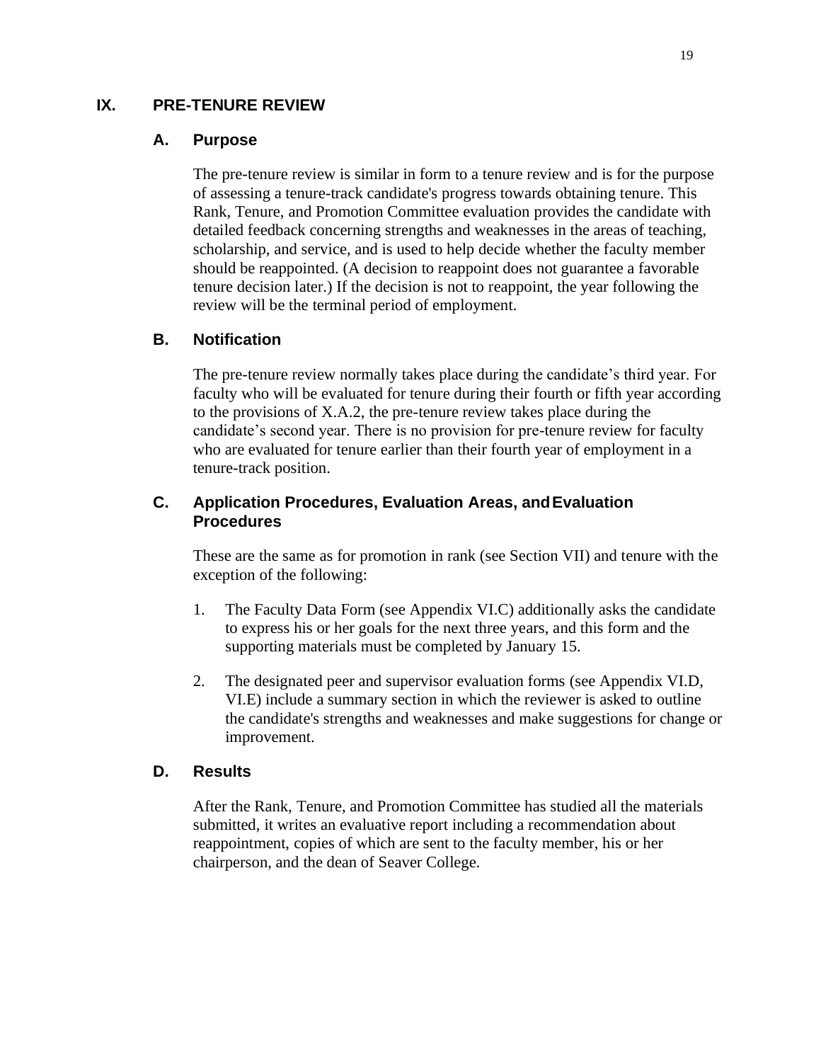## IX. PRE-TENURE REVIEW

### A. Purpose

The pre-tenure review is similar in form to a tenure review and is for the purpose of assessing a tenure-track candidate's progress towards obtaining tenure. This Rank, Tenure, and Promotion Committee evaluation provides the candidate with detailed feedback concerning strengths and weaknesses in the areas of teaching, scholarship, and service, and is used to help decide whether the faculty member should be reappointed. (A decision to reappoint does not guarantee a favorable tenure decision later.) If the decision is not to reappoint, the year following the review will be the terminal period of employment.

### B. Notification

The pre-tenure review normally takes place during the candidate's third year. For faculty who will be evaluated for tenure during their fourth or fifth year according to the provisions of X.A.2, the pre-tenure review takes place during the candidate's second year. There is no provision for pre-tenure review for faculty who are evaluated for tenure earlier than their fourth year of employment in a tenure-track position.

### C. Application Procedures, Evaluation Areas, and Evaluation Procedures

These are the same as for promotion in rank (see Section VII) and tenure with the exception of the following:

1. The Faculty Data Form (see Appendix VI.C) additionally asks the candidate to express his or her goals for the next three years, and this form and the supporting materials must be completed by January 15.

2. The designated peer and supervisor evaluation forms (see Appendix VI.D, VI.E) include a summary section in which the reviewer is asked to outline the candidate's strengths and weaknesses and make suggestions for change or improvement.

### D. Results

After the Rank, Tenure, and Promotion Committee has studied all the materials submitted, it writes an evaluative report including a recommendation about reappointment, copies of which are sent to the faculty member, his or her chairperson, and the dean of Seaver College.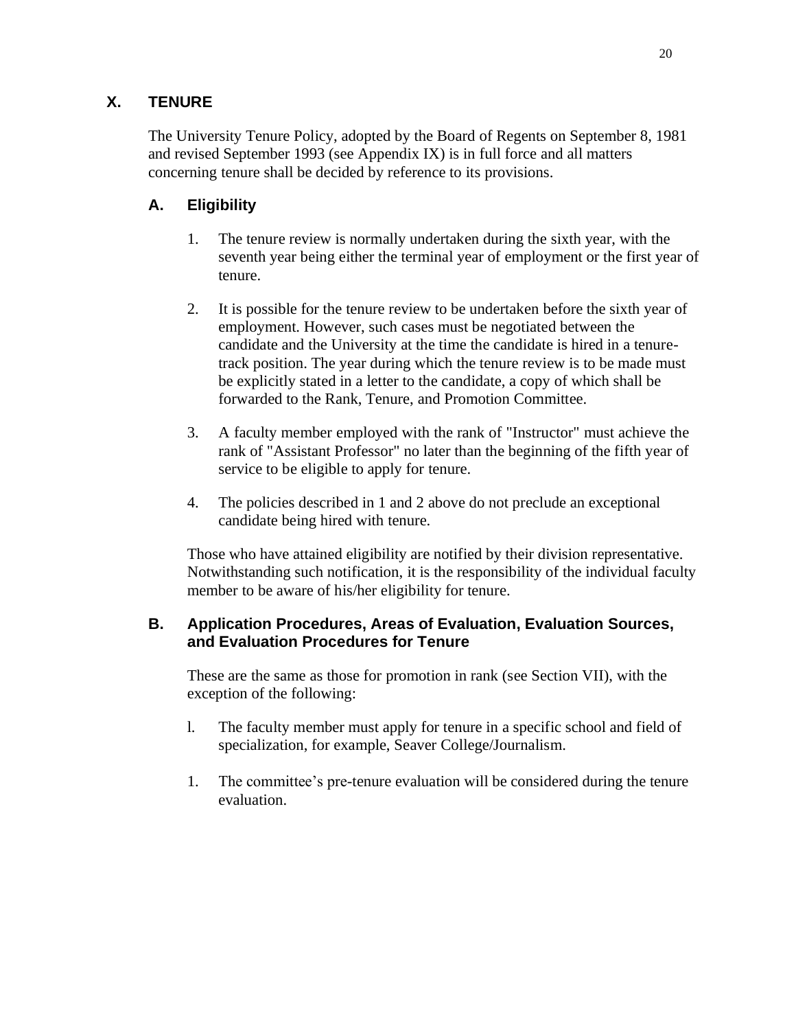# X. TENURE

The University Tenure Policy, adopted by the Board of Regents on September 8, 1981 and revised September 1993 (see Appendix IX) is in full force and all matters concerning tenure shall be decided by reference to its provisions.

## A. Eligibility

1. The tenure review is normally undertaken during the sixth year, with the seventh year being either the terminal year of employment or the first year of tenure.

2. It is possible for the tenure review to be undertaken before the sixth year of employment. However, such cases must be negotiated between the candidate and the University at the time the candidate is hired in a tenure-track position. The year during which the tenure review is to be made must be explicitly stated in a letter to the candidate, a copy of which shall be forwarded to the Rank, Tenure, and Promotion Committee.

3. A faculty member employed with the rank of "Instructor" must achieve the rank of "Assistant Professor" no later than the beginning of the fifth year of service to be eligible to apply for tenure.

4. The policies described in 1 and 2 above do not preclude an exceptional candidate being hired with tenure.

Those who have attained eligibility are notified by their division representative. Notwithstanding such notification, it is the responsibility of the individual faculty member to be aware of his/her eligibility for tenure.

## B. Application Procedures, Areas of Evaluation, Evaluation Sources, and Evaluation Procedures for Tenure

These are the same as those for promotion in rank (see Section VII), with the exception of the following:

l. The faculty member must apply for tenure in a specific school and field of specialization, for example, Seaver College/Journalism.

1. The committee's pre-tenure evaluation will be considered during the tenure evaluation.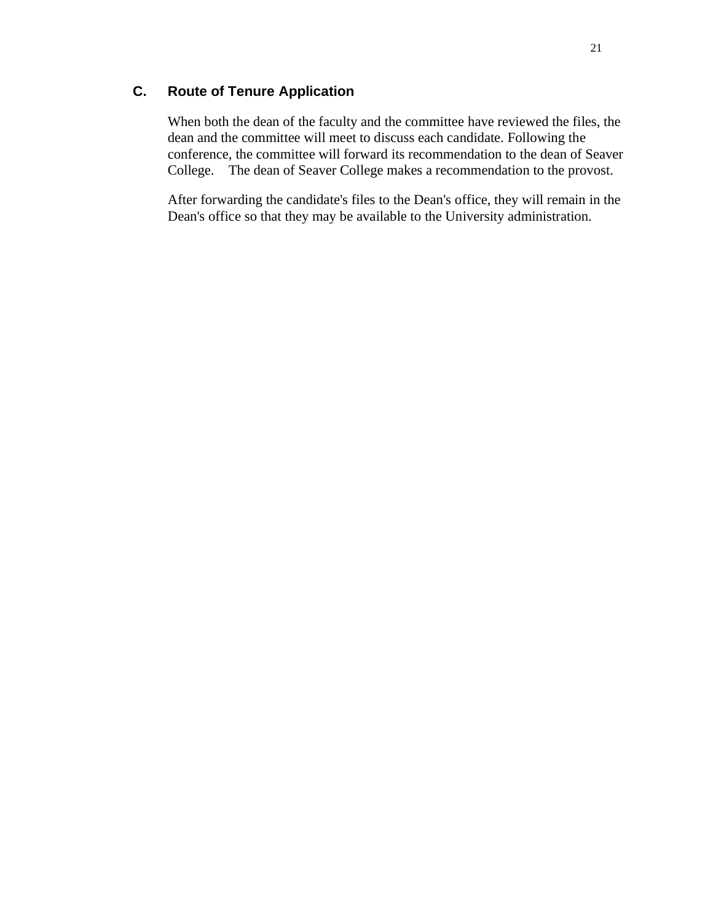### C. Route of Tenure Application

When both the dean of the faculty and the committee have reviewed the files, the dean and the committee will meet to discuss each candidate. Following the conference, the committee will forward its recommendation to the dean of Seaver College. The dean of Seaver College makes a recommendation to the provost.

After forwarding the candidate's files to the Dean's office, they will remain in the Dean's office so that they may be available to the University administration.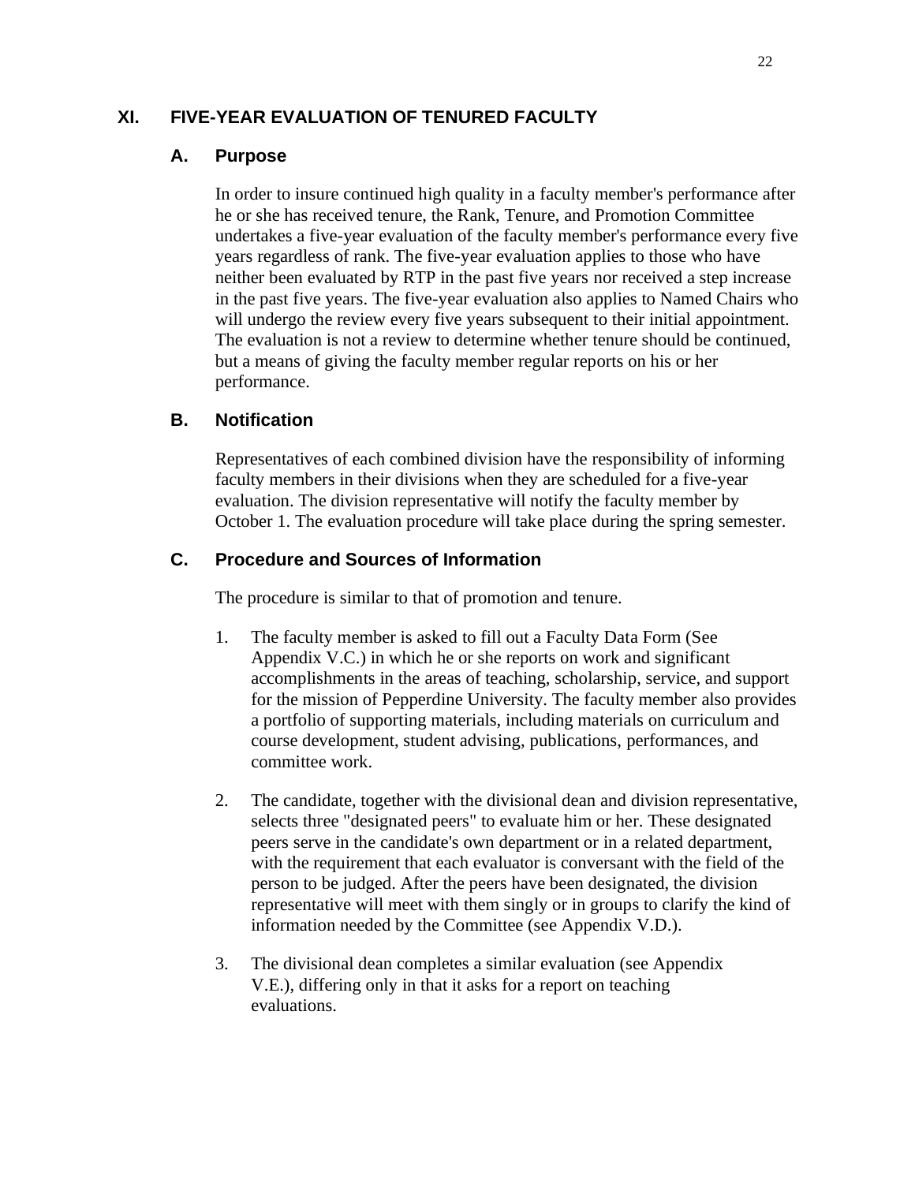## XI. FIVE-YEAR EVALUATION OF TENURED FACULTY

### A. Purpose

In order to insure continued high quality in a faculty member's performance after he or she has received tenure, the Rank, Tenure, and Promotion Committee undertakes a five-year evaluation of the faculty member's performance every five years regardless of rank. The five-year evaluation applies to those who have neither been evaluated by RTP in the past five years nor received a step increase in the past five years. The five-year evaluation also applies to Named Chairs who will undergo the review every five years subsequent to their initial appointment. The evaluation is not a review to determine whether tenure should be continued, but a means of giving the faculty member regular reports on his or her performance.

### B. Notification

Representatives of each combined division have the responsibility of informing faculty members in their divisions when they are scheduled for a five-year evaluation. The division representative will notify the faculty member by October 1. The evaluation procedure will take place during the spring semester.

### C. Procedure and Sources of Information

The procedure is similar to that of promotion and tenure.

1. The faculty member is asked to fill out a Faculty Data Form (See Appendix V.C.) in which he or she reports on work and significant accomplishments in the areas of teaching, scholarship, service, and support for the mission of Pepperdine University. The faculty member also provides a portfolio of supporting materials, including materials on curriculum and course development, student advising, publications, performances, and committee work.

2. The candidate, together with the divisional dean and division representative, selects three "designated peers" to evaluate him or her. These designated peers serve in the candidate's own department or in a related department, with the requirement that each evaluator is conversant with the field of the person to be judged. After the peers have been designated, the division representative will meet with them singly or in groups to clarify the kind of information needed by the Committee (see Appendix V.D.).

3. The divisional dean completes a similar evaluation (see Appendix V.E.), differing only in that it asks for a report on teaching evaluations.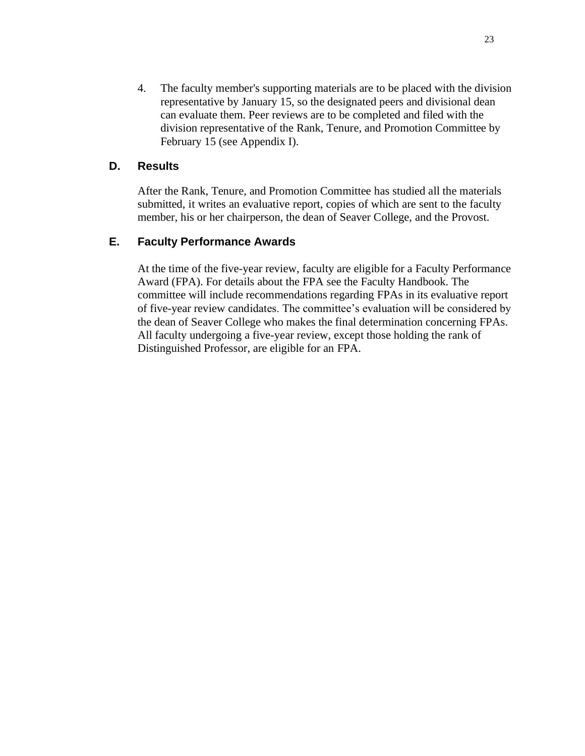4. The faculty member's supporting materials are to be placed with the division representative by January 15, so the designated peers and divisional dean can evaluate them. Peer reviews are to be completed and filed with the division representative of the Rank, Tenure, and Promotion Committee by February 15 (see Appendix I).

### D. Results

After the Rank, Tenure, and Promotion Committee has studied all the materials submitted, it writes an evaluative report, copies of which are sent to the faculty member, his or her chairperson, the dean of Seaver College, and the Provost.

### E. Faculty Performance Awards

At the time of the five-year review, faculty are eligible for a Faculty Performance Award (FPA). For details about the FPA see the Faculty Handbook. The committee will include recommendations regarding FPAs in its evaluative report of five-year review candidates. The committee's evaluation will be considered by the dean of Seaver College who makes the final determination concerning FPAs. All faculty undergoing a five-year review, except those holding the rank of Distinguished Professor, are eligible for an FPA.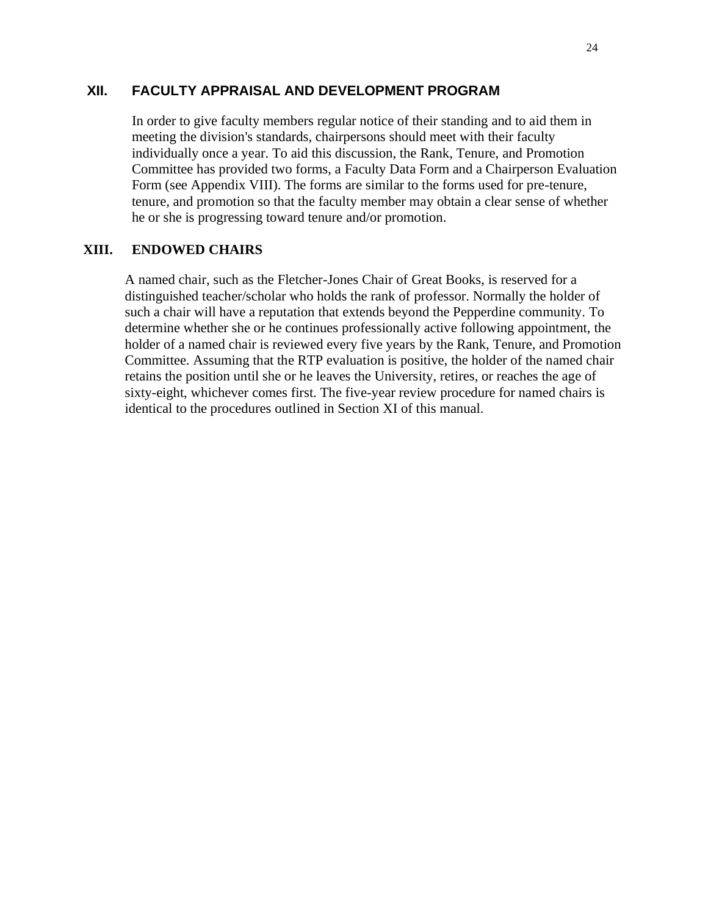## XII. FACULTY APPRAISAL AND DEVELOPMENT PROGRAM

In order to give faculty members regular notice of their standing and to aid them in meeting the division's standards, chairpersons should meet with their faculty individually once a year. To aid this discussion, the Rank, Tenure, and Promotion Committee has provided two forms, a Faculty Data Form and a Chairperson Evaluation Form (see Appendix VIII). The forms are similar to the forms used for pre-tenure, tenure, and promotion so that the faculty member may obtain a clear sense of whether he or she is progressing toward tenure and/or promotion.

## XIII. ENDOWED CHAIRS

A named chair, such as the Fletcher-Jones Chair of Great Books, is reserved for a distinguished teacher/scholar who holds the rank of professor. Normally the holder of such a chair will have a reputation that extends beyond the Pepperdine community. To determine whether she or he continues professionally active following appointment, the holder of a named chair is reviewed every five years by the Rank, Tenure, and Promotion Committee. Assuming that the RTP evaluation is positive, the holder of the named chair retains the position until she or he leaves the University, retires, or reaches the age of sixty-eight, whichever comes first. The five-year review procedure for named chairs is identical to the procedures outlined in Section XI of this manual.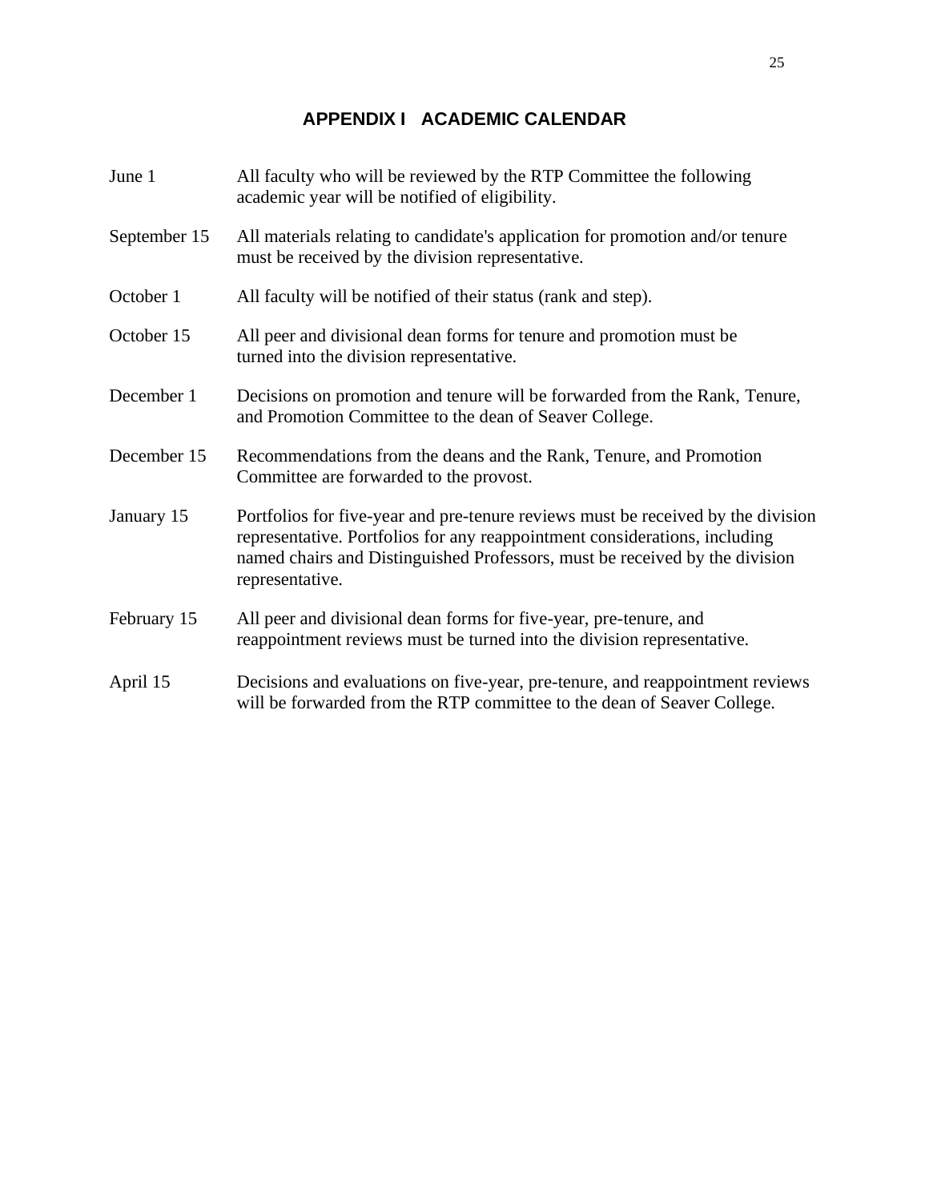## APPENDIX I ACADEMIC CALENDAR

| | |
|---|---|
| June 1 | All faculty who will be reviewed by the RTP Committee the following academic year will be notified of eligibility. |
| September 15 | All materials relating to candidate's application for promotion and/or tenure must be received by the division representative. |
| October 1 | All faculty will be notified of their status (rank and step). |
| October 15 | All peer and divisional dean forms for tenure and promotion must be turned into the division representative. |
| December 1 | Decisions on promotion and tenure will be forwarded from the Rank, Tenure, and Promotion Committee to the dean of Seaver College. |
| December 15 | Recommendations from the deans and the Rank, Tenure, and Promotion Committee are forwarded to the provost. |
| January 15 | Portfolios for five-year and pre-tenure reviews must be received by the division representative. Portfolios for any reappointment considerations, including named chairs and Distinguished Professors, must be received by the division representative. |
| February 15 | All peer and divisional dean forms for five-year, pre-tenure, and reappointment reviews must be turned into the division representative. |
| April 15 | Decisions and evaluations on five-year, pre-tenure, and reappointment reviews will be forwarded from the RTP committee to the dean of Seaver College. |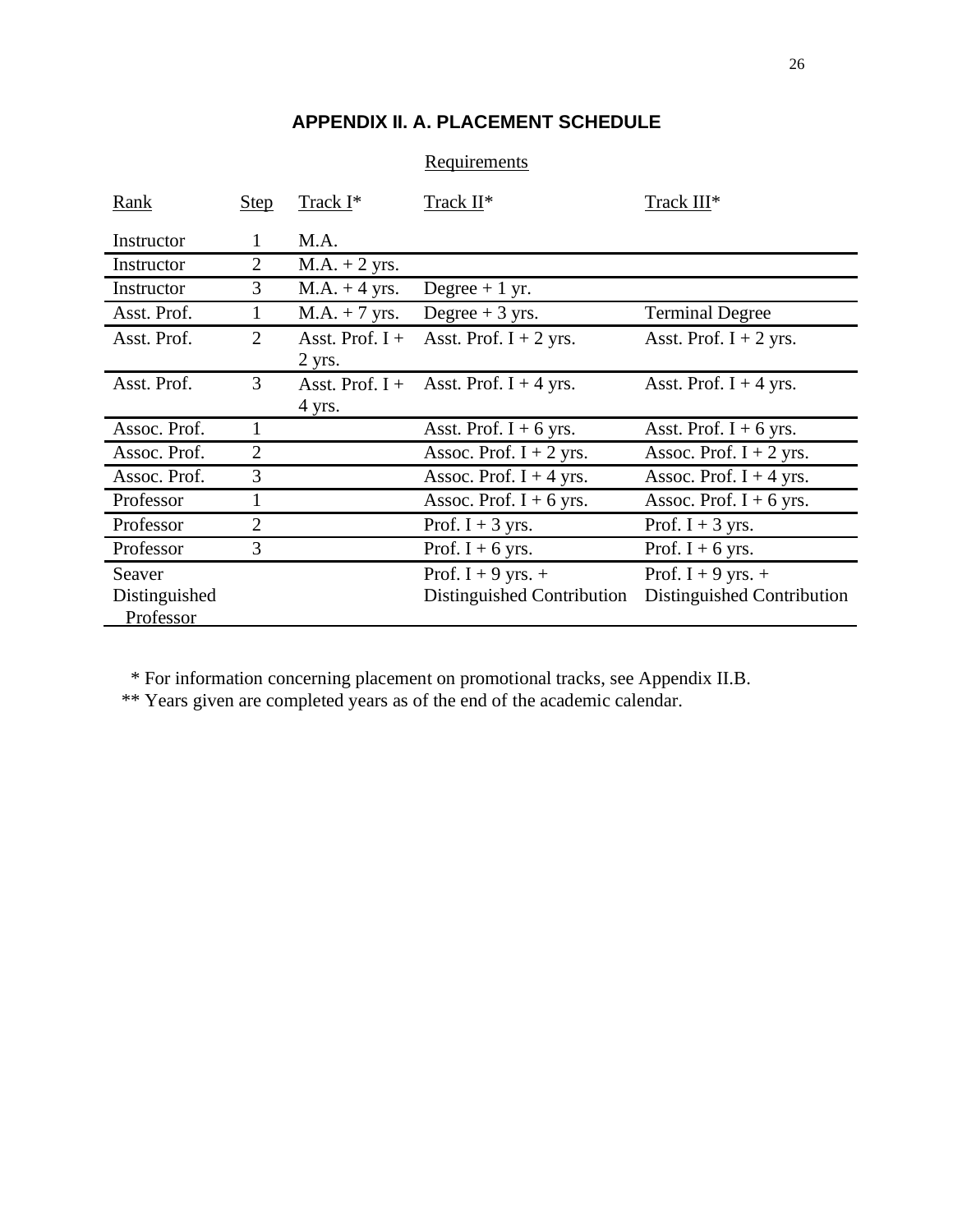## APPENDIX II. A. PLACEMENT SCHEDULE

| Rank | Step | Track I* | Track II* | Track III* |
|---|---|---|---|---|
| | | Requirements | | |
| Instructor | 1 | M.A. | | |
| Instructor | 2 | M.A. + 2 yrs. | | |
| Instructor | 3 | M.A. + 4 yrs. | Degree + 1 yr. | |
| Asst. Prof. | 1 | M.A. + 7 yrs. | Degree + 3 yrs. | Terminal Degree |
| Asst. Prof. | 2 | Asst. Prof. I + 2 yrs. | Asst. Prof. I + 2 yrs. | Asst. Prof. I + 2 yrs. |
| Asst. Prof. | 3 | Asst. Prof. I + 4 yrs. | Asst. Prof. I + 4 yrs. | Asst. Prof. I + 4 yrs. |
| Assoc. Prof. | 1 | | Asst. Prof. I + 6 yrs. | Asst. Prof. I + 6 yrs. |
| Assoc. Prof. | 2 | | Assoc. Prof. I + 2 yrs. | Assoc. Prof. I + 2 yrs. |
| Assoc. Prof. | 3 | | Assoc. Prof. I + 4 yrs. | Assoc. Prof. I + 4 yrs. |
| Professor | 1 | | Assoc. Prof. I + 6 yrs. | Assoc. Prof. I + 6 yrs. |
| Professor | 2 | | Prof. I + 3 yrs. | Prof. I + 3 yrs. |
| Professor | 3 | | Prof. I + 6 yrs. | Prof. I + 6 yrs. |
| Seaver Distinguished Professor | | | Prof. I + 9 yrs. + Distinguished Contribution | Prof. I + 9 yrs. + Distinguished Contribution |

\* For information concerning placement on promotional tracks, see Appendix II.B.

\*\* Years given are completed years as of the end of the academic calendar.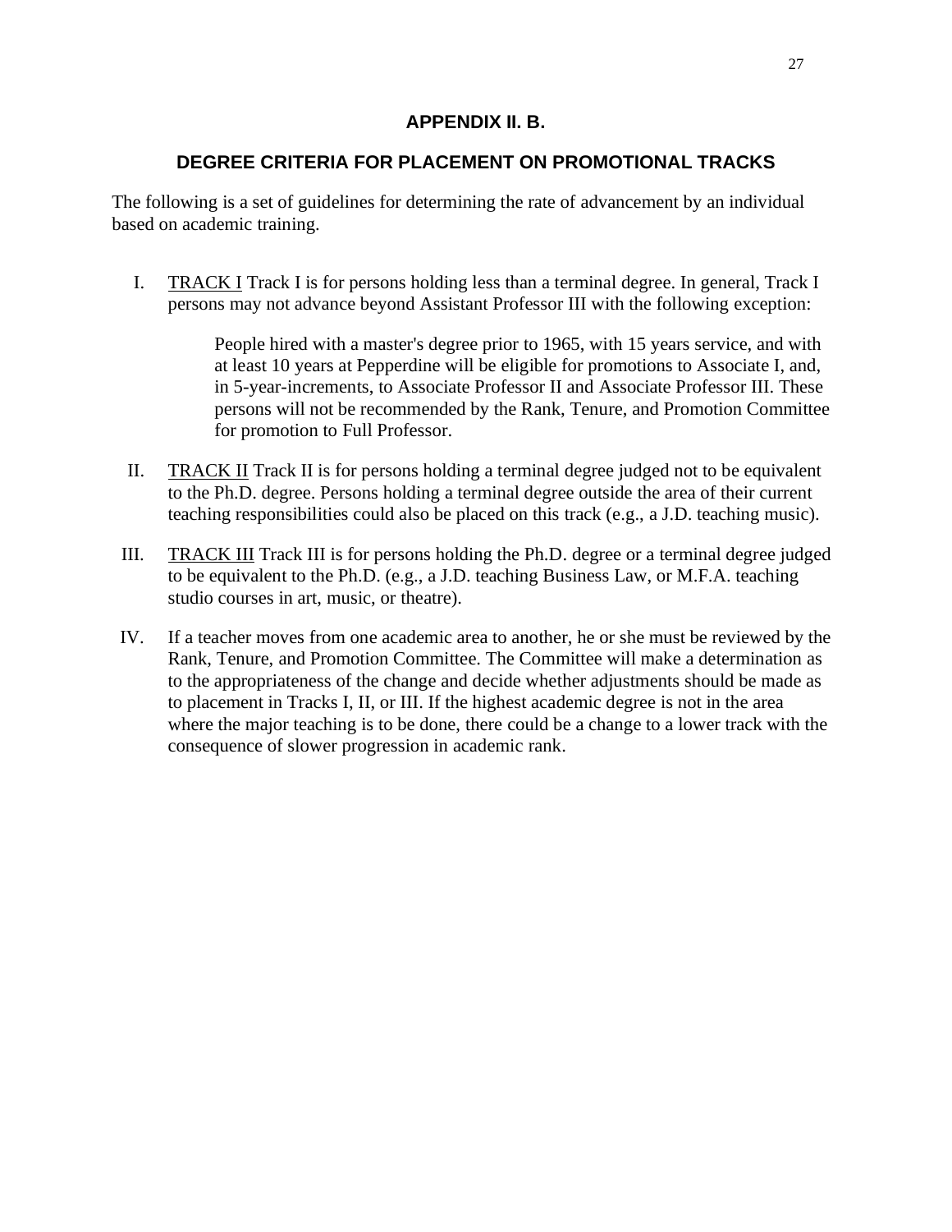## APPENDIX II. B.

## DEGREE CRITERIA FOR PLACEMENT ON PROMOTIONAL TRACKS

The following is a set of guidelines for determining the rate of advancement by an individual based on academic training.

I. <u>TRACK I</u> Track I is for persons holding less than a terminal degree. In general, Track I persons may not advance beyond Assistant Professor III with the following exception:

   > People hired with a master's degree prior to 1965, with 15 years service, and with at least 10 years at Pepperdine will be eligible for promotions to Associate I, and, in 5-year-increments, to Associate Professor II and Associate Professor III. These persons will not be recommended by the Rank, Tenure, and Promotion Committee for promotion to Full Professor.

II. <u>TRACK II</u> Track II is for persons holding a terminal degree judged not to be equivalent to the Ph.D. degree. Persons holding a terminal degree outside the area of their current teaching responsibilities could also be placed on this track (e.g., a J.D. teaching music).

III. <u>TRACK III</u> Track III is for persons holding the Ph.D. degree or a terminal degree judged to be equivalent to the Ph.D. (e.g., a J.D. teaching Business Law, or M.F.A. teaching studio courses in art, music, or theatre).

IV. If a teacher moves from one academic area to another, he or she must be reviewed by the Rank, Tenure, and Promotion Committee. The Committee will make a determination as to the appropriateness of the change and decide whether adjustments should be made as to placement in Tracks I, II, or III. If the highest academic degree is not in the area where the major teaching is to be done, there could be a change to a lower track with the consequence of slower progression in academic rank.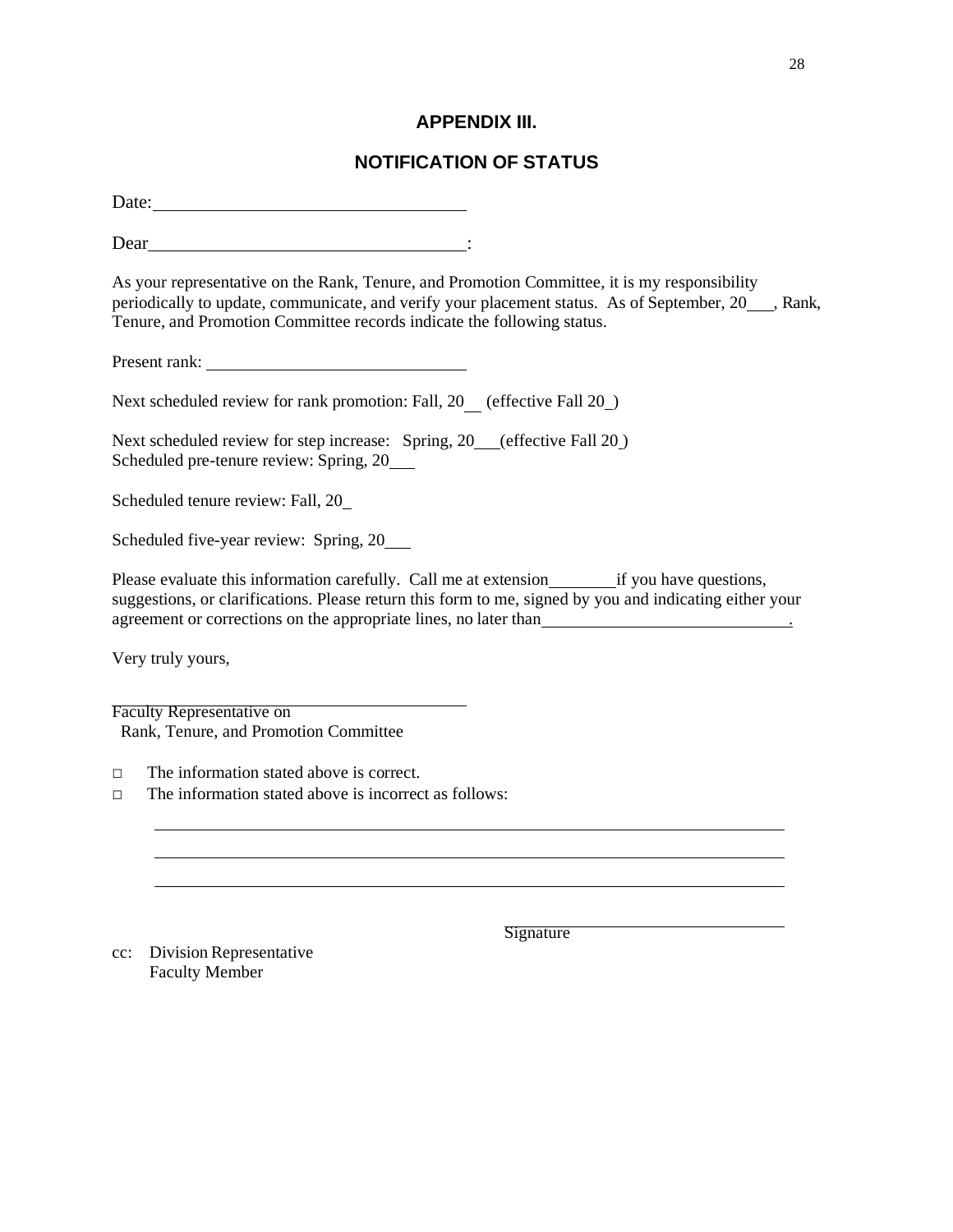## APPENDIX III.

## NOTIFICATION OF STATUS

Date: ___________________________________

Dear ___________________________________:

As your representative on the Rank, Tenure, and Promotion Committee, it is my responsibility periodically to update, communicate, and verify your placement status. As of September, 20___, Rank, Tenure, and Promotion Committee records indicate the following status.

Present rank: ____________________________

Next scheduled review for rank promotion: Fall, 20__ (effective Fall 20_)

Next scheduled review for step increase: Spring, 20___(effective Fall 20_)
Scheduled pre-tenure review: Spring, 20___

Scheduled tenure review: Fall, 20_

Scheduled five-year review: Spring, 20___

Please evaluate this information carefully. Call me at extension________if you have questions, suggestions, or clarifications. Please return this form to me, signed by you and indicating either your agreement or corrections on the appropriate lines, no later than_____________________________.

Very truly yours,

_________________________________________
Faculty Representative on
Rank, Tenure, and Promotion Committee

- ☐ The information stated above is correct.
- ☐ The information stated above is incorrect as follows:

_____________________________________________________________________________

_____________________________________________________________________________

_____________________________________________________________________________

Signature ____________________________

cc: Division Representative
Faculty Member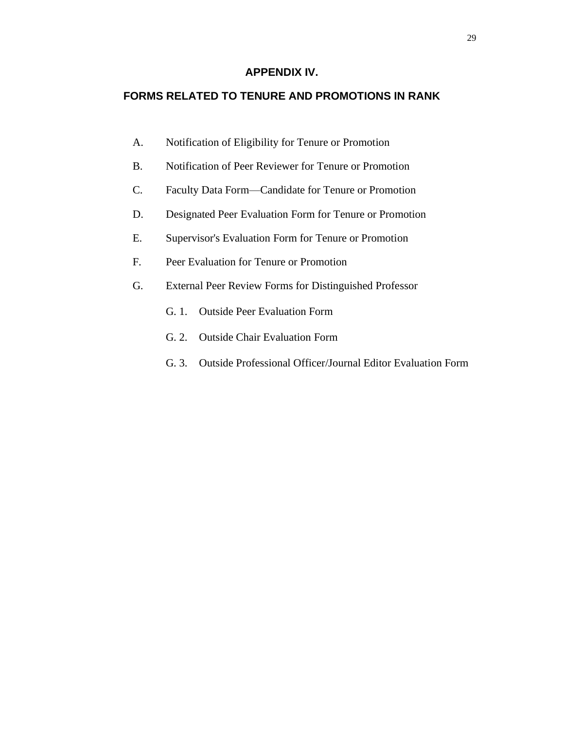# APPENDIX IV.

## FORMS RELATED TO TENURE AND PROMOTIONS IN RANK

A. Notification of Eligibility for Tenure or Promotion

B. Notification of Peer Reviewer for Tenure or Promotion

C. Faculty Data Form—Candidate for Tenure or Promotion

D. Designated Peer Evaluation Form for Tenure or Promotion

E. Supervisor's Evaluation Form for Tenure or Promotion

F. Peer Evaluation for Tenure or Promotion

G. External Peer Review Forms for Distinguished Professor

- G. 1. Outside Peer Evaluation Form
- G. 2. Outside Chair Evaluation Form
- G. 3. Outside Professional Officer/Journal Editor Evaluation Form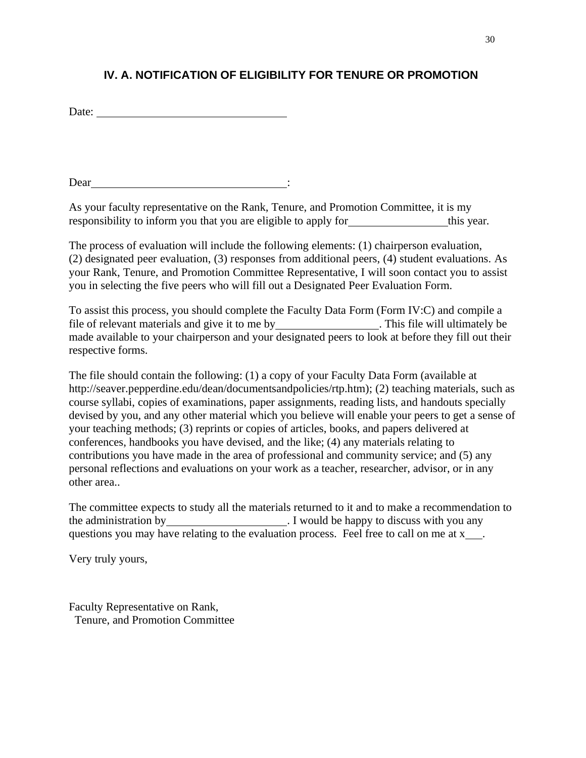## IV. A. NOTIFICATION OF ELIGIBILITY FOR TENURE OR PROMOTION

Date: ________________________________

Dear ________________________________:

As your faculty representative on the Rank, Tenure, and Promotion Committee, it is my responsibility to inform you that you are eligible to apply for ________________ this year.

The process of evaluation will include the following elements: (1) chairperson evaluation, (2) designated peer evaluation, (3) responses from additional peers, (4) student evaluations. As your Rank, Tenure, and Promotion Committee Representative, I will soon contact you to assist you in selecting the five peers who will fill out a Designated Peer Evaluation Form.

To assist this process, you should complete the Faculty Data Form (Form IV:C) and compile a file of relevant materials and give it to me by ________________. This file will ultimately be made available to your chairperson and your designated peers to look at before they fill out their respective forms.

The file should contain the following: (1) a copy of your Faculty Data Form (available at http://seaver.pepperdine.edu/dean/documentsandpolicies/rtp.htm); (2) teaching materials, such as course syllabi, copies of examinations, paper assignments, reading lists, and handouts specially devised by you, and any other material which you believe will enable your peers to get a sense of your teaching methods; (3) reprints or copies of articles, books, and papers delivered at conferences, handbooks you have devised, and the like; (4) any materials relating to contributions you have made in the area of professional and community service; and (5) any personal reflections and evaluations on your work as a teacher, researcher, advisor, or in any other area..

The committee expects to study all the materials returned to it and to make a recommendation to the administration by ____________________. I would be happy to discuss with you any questions you may have relating to the evaluation process. Feel free to call on me at x___.

Very truly yours,

Faculty Representative on Rank,
Tenure, and Promotion Committee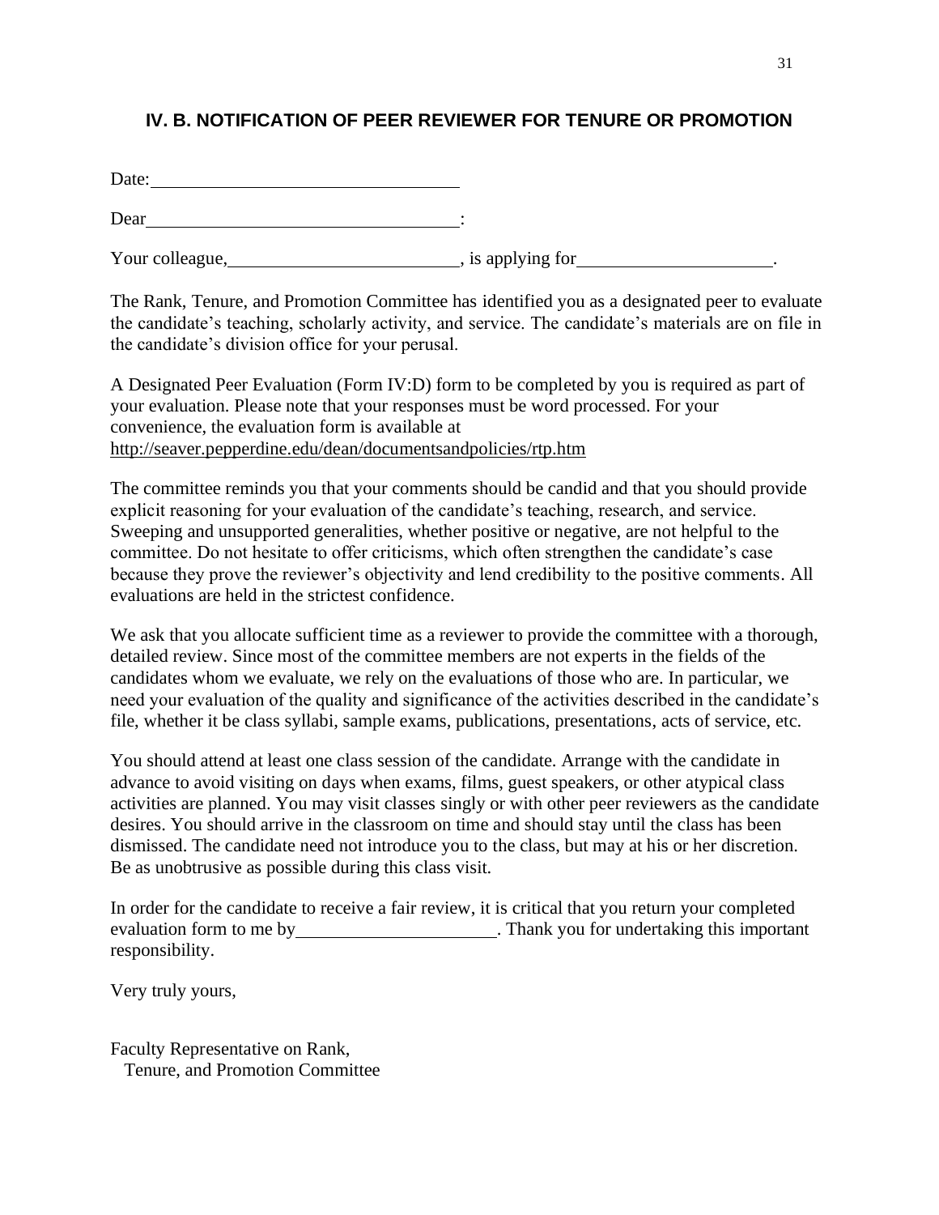## IV. B. NOTIFICATION OF PEER REVIEWER FOR TENURE OR PROMOTION

Date:\_\_\_\_\_\_\_\_\_\_\_\_\_\_\_\_\_\_\_\_\_\_\_\_\_\_\_\_\_\_\_\_\_\_

Dear\_\_\_\_\_\_\_\_\_\_\_\_\_\_\_\_\_\_\_\_\_\_\_\_\_\_\_\_\_\_\_\_\_\_:

Your colleague,\_\_\_\_\_\_\_\_\_\_\_\_\_\_\_\_\_\_\_\_\_\_\_\_\_, is applying for\_\_\_\_\_\_\_\_\_\_\_\_\_\_\_\_\_\_\_\_\_.

The Rank, Tenure, and Promotion Committee has identified you as a designated peer to evaluate the candidate's teaching, scholarly activity, and service. The candidate's materials are on file in the candidate's division office for your perusal.

A Designated Peer Evaluation (Form IV:D) form to be completed by you is required as part of your evaluation. Please note that your responses must be word processed. For your convenience, the evaluation form is available at http://seaver.pepperdine.edu/dean/documentsandpolicies/rtp.htm

The committee reminds you that your comments should be candid and that you should provide explicit reasoning for your evaluation of the candidate's teaching, research, and service. Sweeping and unsupported generalities, whether positive or negative, are not helpful to the committee. Do not hesitate to offer criticisms, which often strengthen the candidate's case because they prove the reviewer's objectivity and lend credibility to the positive comments. All evaluations are held in the strictest confidence.

We ask that you allocate sufficient time as a reviewer to provide the committee with a thorough, detailed review. Since most of the committee members are not experts in the fields of the candidates whom we evaluate, we rely on the evaluations of those who are. In particular, we need your evaluation of the quality and significance of the activities described in the candidate's file, whether it be class syllabi, sample exams, publications, presentations, acts of service, etc.

You should attend at least one class session of the candidate. Arrange with the candidate in advance to avoid visiting on days when exams, films, guest speakers, or other atypical class activities are planned. You may visit classes singly or with other peer reviewers as the candidate desires. You should arrive in the classroom on time and should stay until the class has been dismissed. The candidate need not introduce you to the class, but may at his or her discretion. Be as unobtrusive as possible during this class visit.

In order for the candidate to receive a fair review, it is critical that you return your completed evaluation form to me by\_\_\_\_\_\_\_\_\_\_\_\_\_\_\_\_\_\_\_\_\_\_. Thank you for undertaking this important responsibility.

Very truly yours,

Faculty Representative on Rank,
Tenure, and Promotion Committee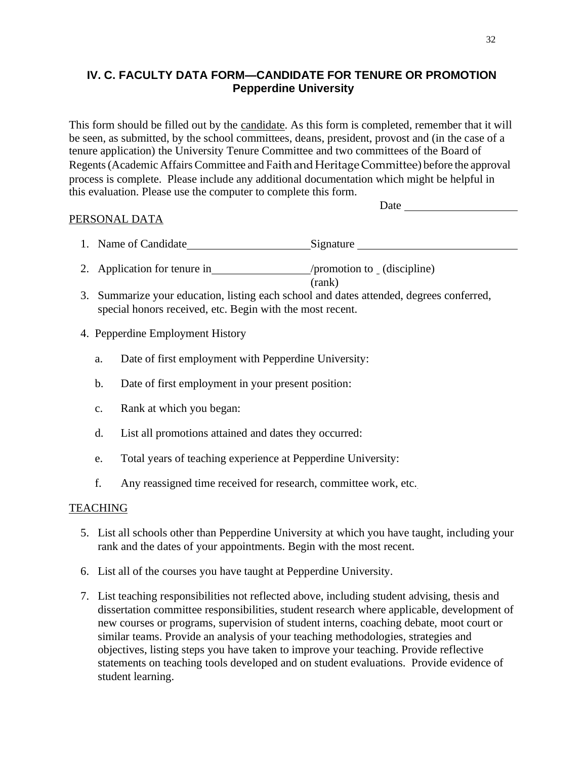### IV. C. FACULTY DATA FORM—CANDIDATE FOR TENURE OR PROMOTION
### Pepperdine University

This form should be filled out by the candidate. As this form is completed, remember that it will be seen, as submitted, by the school committees, deans, president, provost and (in the case of a tenure application) the University Tenure Committee and two committees of the Board of Regents (Academic Affairs Committee and Faith and Heritage Committee) before the approval process is complete. Please include any additional documentation which might be helpful in this evaluation. Please use the computer to complete this form.

Date ____________________

PERSONAL DATA

1. Name of Candidate ______________________ Signature ____________________________
2. Application for tenure in ________________ /promotion to _ (discipline) (rank)
3. Summarize your education, listing each school and dates attended, degrees conferred, special honors received, etc. Begin with the most recent.
4. Pepperdine Employment History
   a. Date of first employment with Pepperdine University:
   b. Date of first employment in your present position:
   c. Rank at which you began:
   d. List all promotions attained and dates they occurred:
   e. Total years of teaching experience at Pepperdine University:
   f. Any reassigned time received for research, committee work, etc.

TEACHING

5. List all schools other than Pepperdine University at which you have taught, including your rank and the dates of your appointments. Begin with the most recent.
6. List all of the courses you have taught at Pepperdine University.
7. List teaching responsibilities not reflected above, including student advising, thesis and dissertation committee responsibilities, student research where applicable, development of new courses or programs, supervision of student interns, coaching debate, moot court or similar teams. Provide an analysis of your teaching methodologies, strategies and objectives, listing steps you have taken to improve your teaching. Provide reflective statements on teaching tools developed and on student evaluations. Provide evidence of student learning.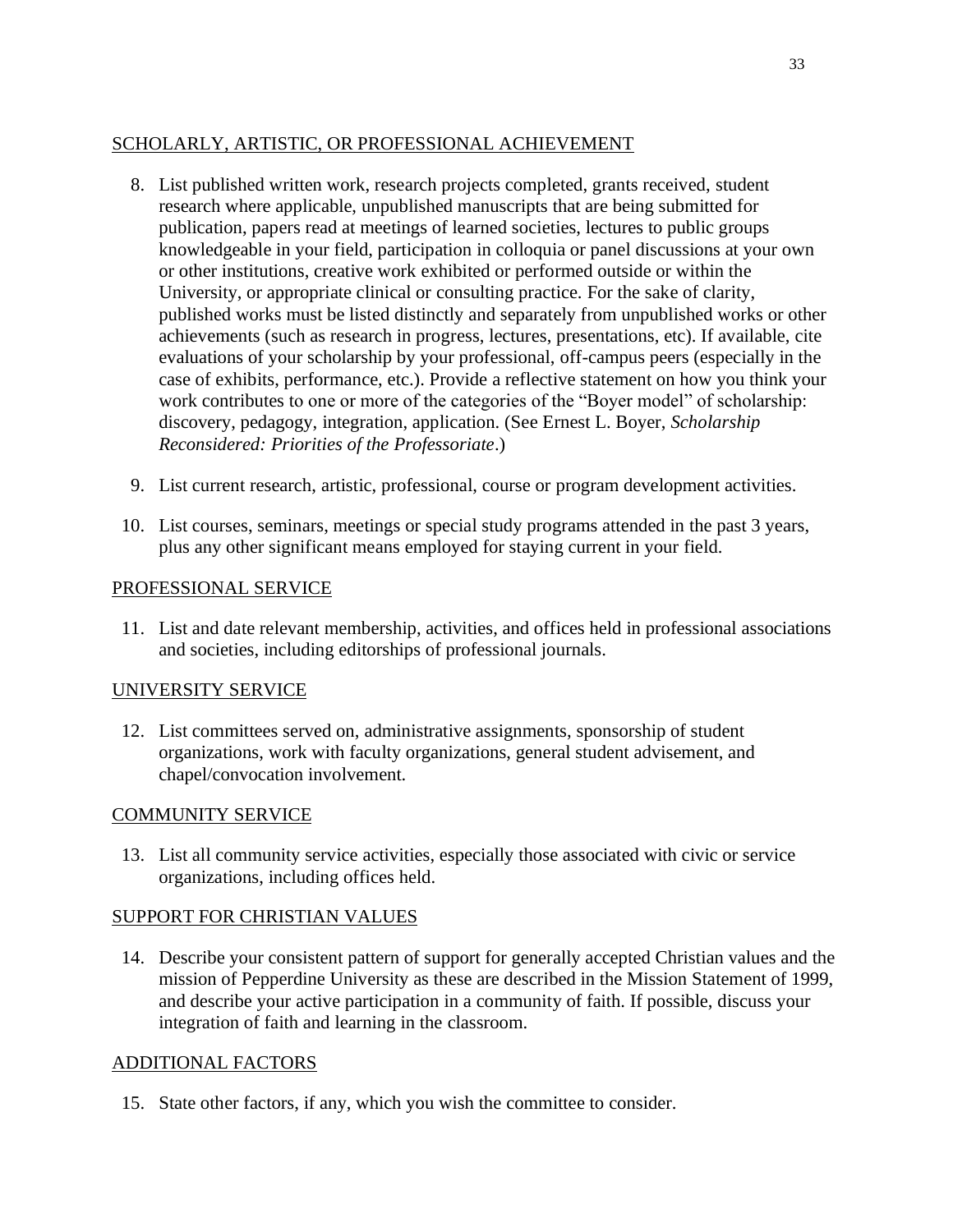## SCHOLARLY, ARTISTIC, OR PROFESSIONAL ACHIEVEMENT

8. List published written work, research projects completed, grants received, student research where applicable, unpublished manuscripts that are being submitted for publication, papers read at meetings of learned societies, lectures to public groups knowledgeable in your field, participation in colloquia or panel discussions at your own or other institutions, creative work exhibited or performed outside or within the University, or appropriate clinical or consulting practice. For the sake of clarity, published works must be listed distinctly and separately from unpublished works or other achievements (such as research in progress, lectures, presentations, etc). If available, cite evaluations of your scholarship by your professional, off-campus peers (especially in the case of exhibits, performance, etc.). Provide a reflective statement on how you think your work contributes to one or more of the categories of the "Boyer model" of scholarship: discovery, pedagogy, integration, application. (See Ernest L. Boyer, *Scholarship Reconsidered: Priorities of the Professoriate*.)

9. List current research, artistic, professional, course or program development activities.

10. List courses, seminars, meetings or special study programs attended in the past 3 years, plus any other significant means employed for staying current in your field.

## PROFESSIONAL SERVICE

11. List and date relevant membership, activities, and offices held in professional associations and societies, including editorships of professional journals.

## UNIVERSITY SERVICE

12. List committees served on, administrative assignments, sponsorship of student organizations, work with faculty organizations, general student advisement, and chapel/convocation involvement.

## COMMUNITY SERVICE

13. List all community service activities, especially those associated with civic or service organizations, including offices held.

## SUPPORT FOR CHRISTIAN VALUES

14. Describe your consistent pattern of support for generally accepted Christian values and the mission of Pepperdine University as these are described in the Mission Statement of 1999, and describe your active participation in a community of faith. If possible, discuss your integration of faith and learning in the classroom.

## ADDITIONAL FACTORS

15. State other factors, if any, which you wish the committee to consider.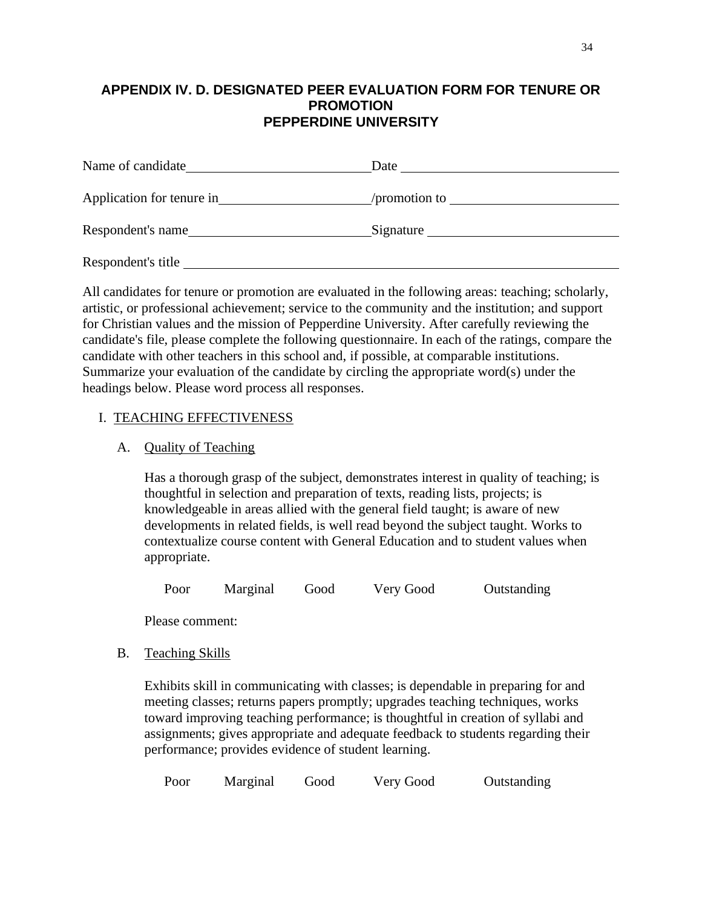## APPENDIX IV. D. DESIGNATED PEER EVALUATION FORM FOR TENURE OR PROMOTION
## PEPPERDINE UNIVERSITY

Name of candidate\_\_\_\_\_\_\_\_\_\_\_\_\_\_\_\_\_\_\_\_\_\_\_\_\_\_\_\_ Date \_\_\_\_\_\_\_\_\_\_\_\_\_\_\_\_\_\_\_\_\_\_\_\_\_\_\_\_\_\_\_\_\_\_

Application for tenure in\_\_\_\_\_\_\_\_\_\_\_\_\_\_\_\_\_\_\_\_\_\_\_\_/promotion to \_\_\_\_\_\_\_\_\_\_\_\_\_\_\_\_\_\_\_\_\_\_\_\_\_\_

Respondent's name\_\_\_\_\_\_\_\_\_\_\_\_\_\_\_\_\_\_\_\_\_\_\_\_\_\_\_\_\_Signature \_\_\_\_\_\_\_\_\_\_\_\_\_\_\_\_\_\_\_\_\_\_\_\_\_\_\_\_\_\_\_

Respondent's title \_\_\_\_\_\_\_\_\_\_\_\_\_\_\_\_\_\_\_\_\_\_\_\_\_\_\_\_\_\_\_\_\_\_\_\_\_\_\_\_\_\_\_\_\_\_\_\_\_\_\_\_\_\_\_\_\_\_\_\_\_\_\_\_\_\_\_\_\_

All candidates for tenure or promotion are evaluated in the following areas: teaching; scholarly, artistic, or professional achievement; service to the community and the institution; and support for Christian values and the mission of Pepperdine University. After carefully reviewing the candidate's file, please complete the following questionnaire. In each of the ratings, compare the candidate with other teachers in this school and, if possible, at comparable institutions. Summarize your evaluation of the candidate by circling the appropriate word(s) under the headings below. Please word process all responses.

I. <u>TEACHING EFFECTIVENESS</u>

A. <u>Quality of Teaching</u>

Has a thorough grasp of the subject, demonstrates interest in quality of teaching; is thoughtful in selection and preparation of texts, reading lists, projects; is knowledgeable in areas allied with the general field taught; is aware of new developments in related fields, is well read beyond the subject taught. Works to contextualize course content with General Education and to student values when appropriate.

Poor    Marginal    Good    Very Good    Outstanding

Please comment:

B. <u>Teaching Skills</u>

Exhibits skill in communicating with classes; is dependable in preparing for and meeting classes; returns papers promptly; upgrades teaching techniques, works toward improving teaching performance; is thoughtful in creation of syllabi and assignments; gives appropriate and adequate feedback to students regarding their performance; provides evidence of student learning.

Poor    Marginal    Good    Very Good    Outstanding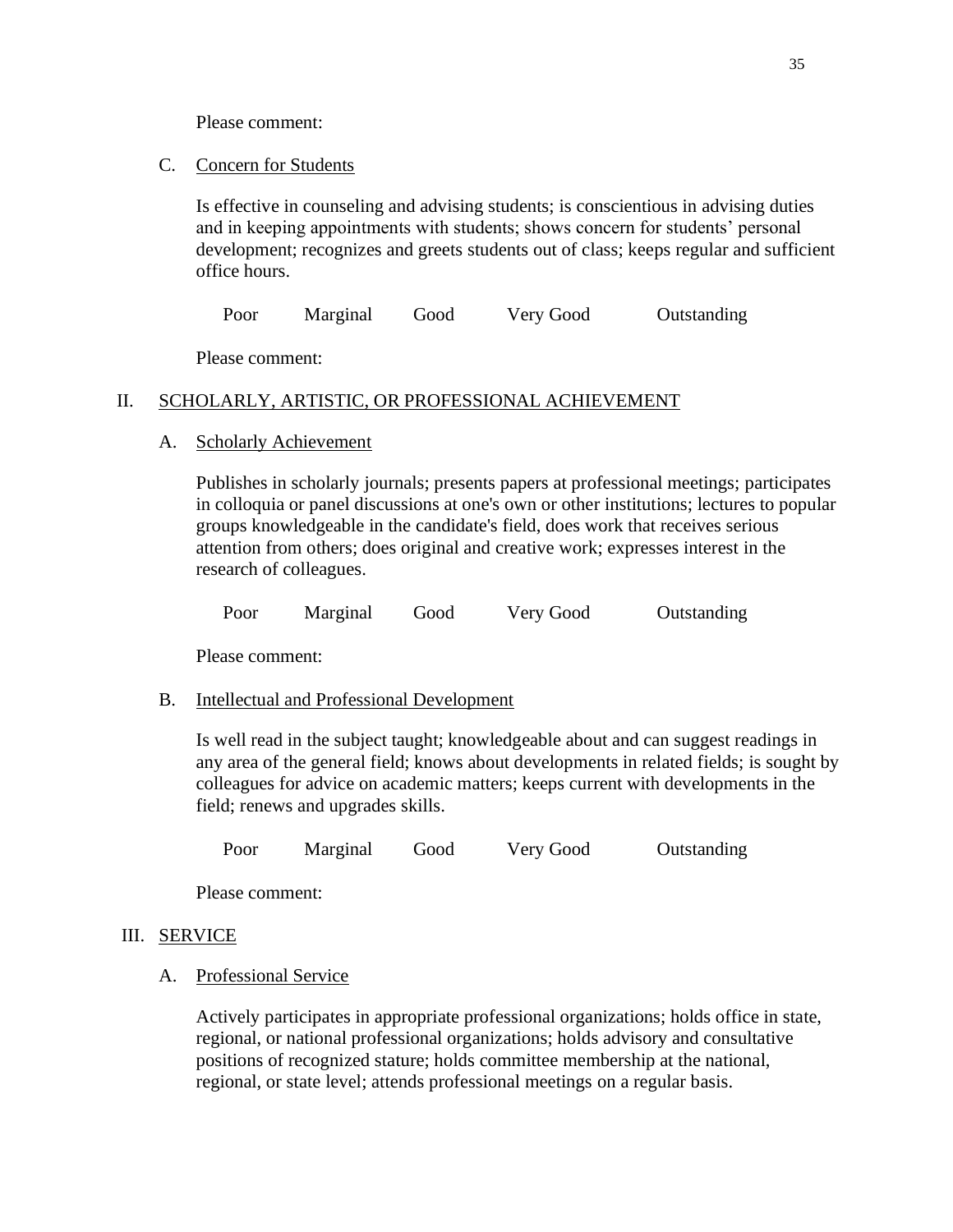Please comment:

C. Concern for Students

Is effective in counseling and advising students; is conscientious in advising duties and in keeping appointments with students; shows concern for students' personal development; recognizes and greets students out of class; keeps regular and sufficient office hours.

Poor Marginal Good Very Good Outstanding

Please comment:

## II. SCHOLARLY, ARTISTIC, OR PROFESSIONAL ACHIEVEMENT

A. Scholarly Achievement

Publishes in scholarly journals; presents papers at professional meetings; participates in colloquia or panel discussions at one's own or other institutions; lectures to popular groups knowledgeable in the candidate's field, does work that receives serious attention from others; does original and creative work; expresses interest in the research of colleagues.

Poor Marginal Good Very Good Outstanding

Please comment:

B. Intellectual and Professional Development

Is well read in the subject taught; knowledgeable about and can suggest readings in any area of the general field; knows about developments in related fields; is sought by colleagues for advice on academic matters; keeps current with developments in the field; renews and upgrades skills.

Poor Marginal Good Very Good Outstanding

Please comment:

## III. SERVICE

A. Professional Service

Actively participates in appropriate professional organizations; holds office in state, regional, or national professional organizations; holds advisory and consultative positions of recognized stature; holds committee membership at the national, regional, or state level; attends professional meetings on a regular basis.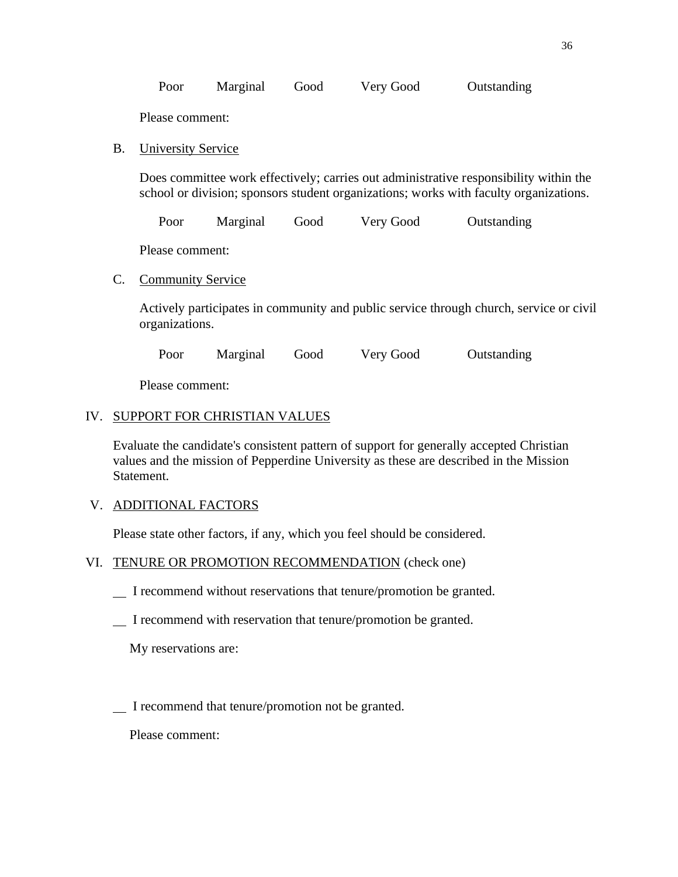Poor    Marginal    Good    Very Good    Outstanding

Please comment:

B. <u>University Service</u>

Does committee work effectively; carries out administrative responsibility within the school or division; sponsors student organizations; works with faculty organizations.

Poor    Marginal    Good    Very Good    Outstanding

Please comment:

C. <u>Community Service</u>

Actively participates in community and public service through church, service or civil organizations.

Poor    Marginal    Good    Very Good    Outstanding

Please comment:

IV. <u>SUPPORT FOR CHRISTIAN VALUES</u>

Evaluate the candidate's consistent pattern of support for generally accepted Christian values and the mission of Pepperdine University as these are described in the Mission Statement.

V. <u>ADDITIONAL FACTORS</u>

Please state other factors, if any, which you feel should be considered.

VI. <u>TENURE OR PROMOTION RECOMMENDATION</u> (check one)

__ I recommend without reservations that tenure/promotion be granted.

__ I recommend with reservation that tenure/promotion be granted.

My reservations are:

__ I recommend that tenure/promotion not be granted.

Please comment: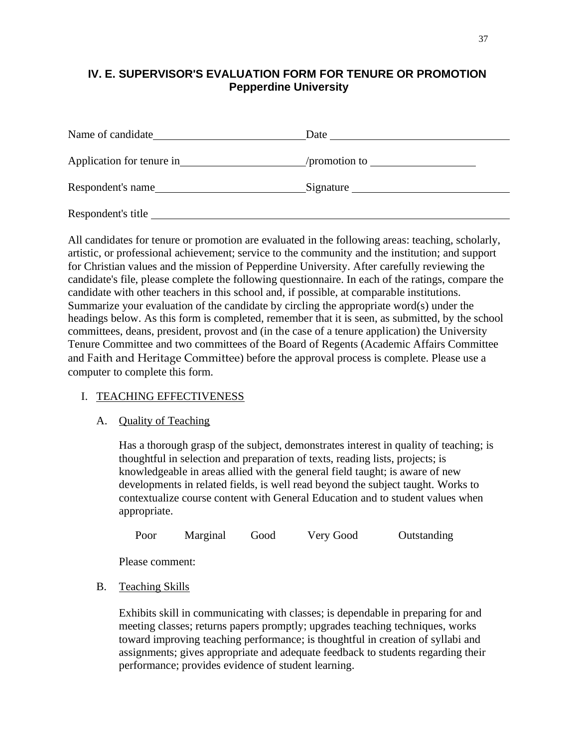## IV. E. SUPERVISOR'S EVALUATION FORM FOR TENURE OR PROMOTION
### Pepperdine University

Name of candidate\_\_\_\_\_\_\_\_\_\_\_\_\_\_\_\_\_\_\_\_\_\_\_\_\_\_\_\_ Date \_\_\_\_\_\_\_\_\_\_\_\_\_\_\_\_\_\_\_\_\_\_\_\_\_\_\_\_\_\_\_\_

Application for tenure in\_\_\_\_\_\_\_\_\_\_\_\_\_\_\_\_\_\_\_\_\_\_\_\_/promotion to \_\_\_\_\_\_\_\_\_\_\_\_\_\_\_\_\_\_\_\_

Respondent's name\_\_\_\_\_\_\_\_\_\_\_\_\_\_\_\_\_\_\_\_\_\_\_\_\_\_\_\_ Signature \_\_\_\_\_\_\_\_\_\_\_\_\_\_\_\_\_\_\_\_\_\_\_\_\_\_\_\_\_\_

Respondent's title \_\_\_\_\_\_\_\_\_\_\_\_\_\_\_\_\_\_\_\_\_\_\_\_\_\_\_\_\_\_\_\_\_\_\_\_\_\_\_\_\_\_\_\_\_\_\_\_\_\_\_\_\_\_\_\_\_\_\_\_\_\_\_\_\_\_

All candidates for tenure or promotion are evaluated in the following areas: teaching, scholarly, artistic, or professional achievement; service to the community and the institution; and support for Christian values and the mission of Pepperdine University. After carefully reviewing the candidate's file, please complete the following questionnaire. In each of the ratings, compare the candidate with other teachers in this school and, if possible, at comparable institutions. Summarize your evaluation of the candidate by circling the appropriate word(s) under the headings below. As this form is completed, remember that it is seen, as submitted, by the school committees, deans, president, provost and (in the case of a tenure application) the University Tenure Committee and two committees of the Board of Regents (Academic Affairs Committee and Faith and Heritage Committee) before the approval process is complete. Please use a computer to complete this form.

I. TEACHING EFFECTIVENESS

A. Quality of Teaching

Has a thorough grasp of the subject, demonstrates interest in quality of teaching; is thoughtful in selection and preparation of texts, reading lists, projects; is knowledgeable in areas allied with the general field taught; is aware of new developments in related fields, is well read beyond the subject taught. Works to contextualize course content with General Education and to student values when appropriate.

Poor      Marginal      Good      Very Good      Outstanding

Please comment:

B. Teaching Skills

Exhibits skill in communicating with classes; is dependable in preparing for and meeting classes; returns papers promptly; upgrades teaching techniques, works toward improving teaching performance; is thoughtful in creation of syllabi and assignments; gives appropriate and adequate feedback to students regarding their performance; provides evidence of student learning.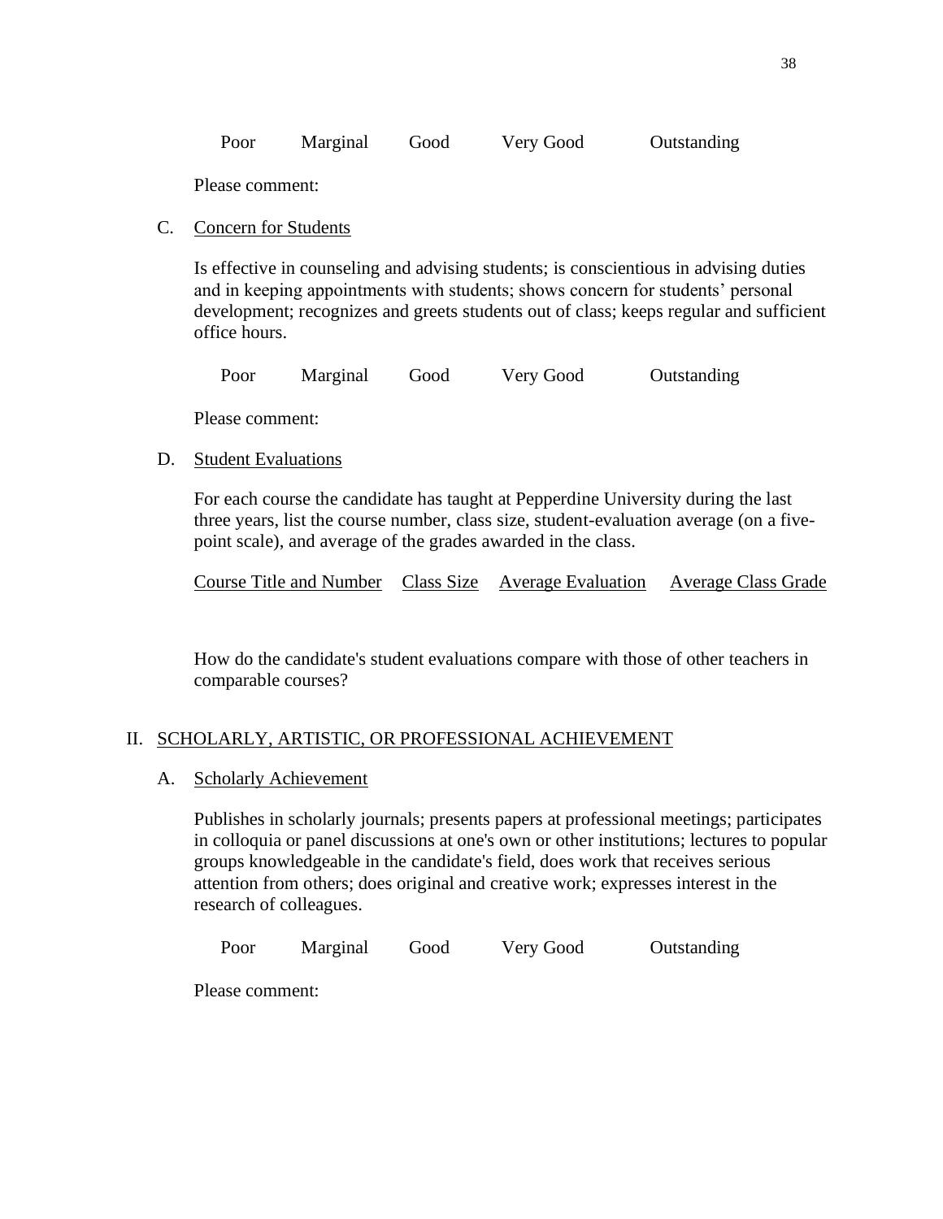Poor Marginal Good Very Good Outstanding

Please comment:

C. Concern for Students

Is effective in counseling and advising students; is conscientious in advising duties and in keeping appointments with students; shows concern for students' personal development; recognizes and greets students out of class; keeps regular and sufficient office hours.

Poor Marginal Good Very Good Outstanding

Please comment:

D. Student Evaluations

For each course the candidate has taught at Pepperdine University during the last three years, list the course number, class size, student-evaluation average (on a five-point scale), and average of the grades awarded in the class.

| Course Title and Number | Class Size | Average Evaluation | Average Class Grade |
| --- | --- | --- | --- |

How do the candidate's student evaluations compare with those of other teachers in comparable courses?

## II. SCHOLARLY, ARTISTIC, OR PROFESSIONAL ACHIEVEMENT

A. Scholarly Achievement

Publishes in scholarly journals; presents papers at professional meetings; participates in colloquia or panel discussions at one's own or other institutions; lectures to popular groups knowledgeable in the candidate's field, does work that receives serious attention from others; does original and creative work; expresses interest in the research of colleagues.

Poor Marginal Good Very Good Outstanding

Please comment: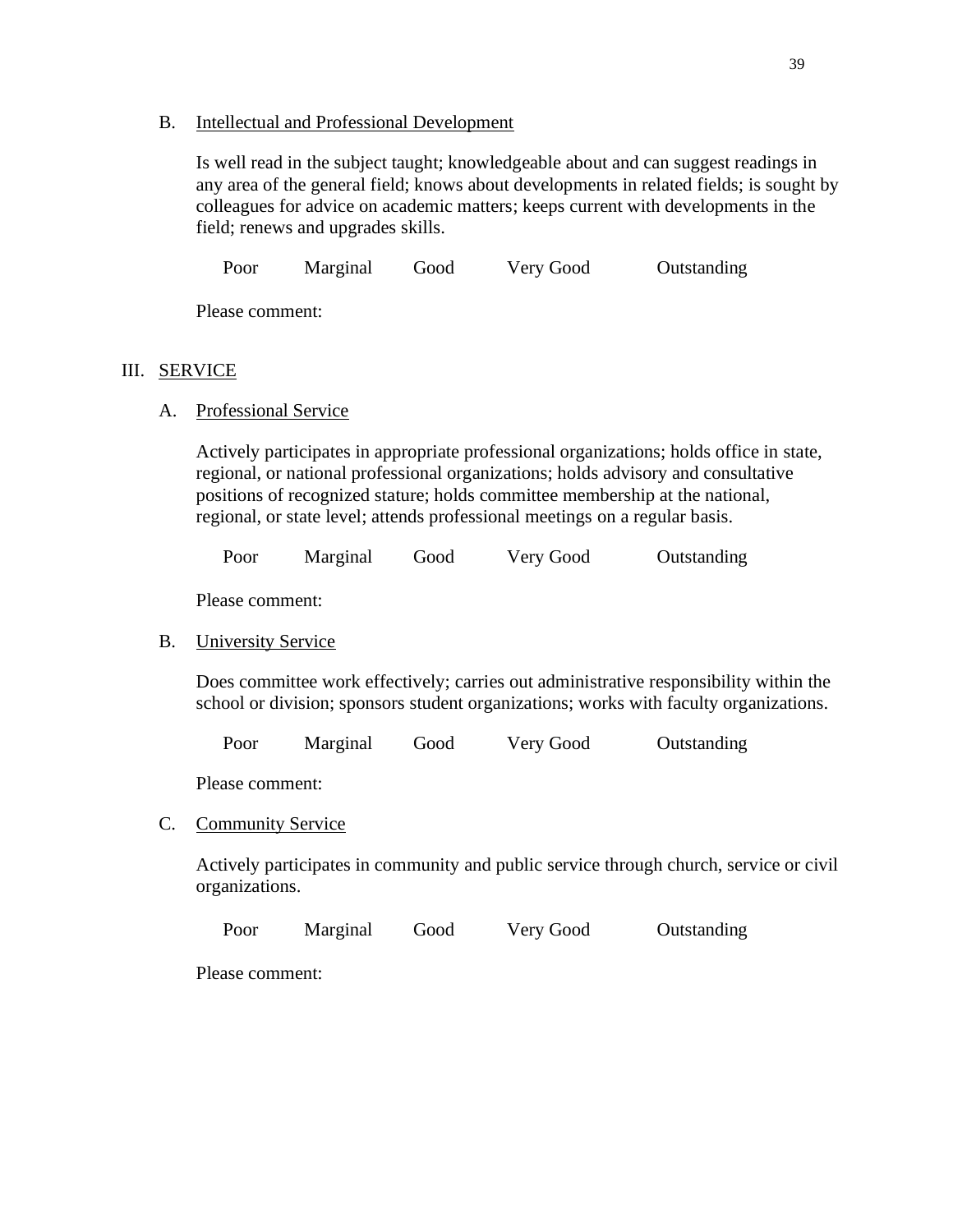B. Intellectual and Professional Development

Is well read in the subject taught; knowledgeable about and can suggest readings in any area of the general field; knows about developments in related fields; is sought by colleagues for advice on academic matters; keeps current with developments in the field; renews and upgrades skills.

Poor Marginal Good Very Good Outstanding

Please comment:

## III. SERVICE

A. Professional Service

Actively participates in appropriate professional organizations; holds office in state, regional, or national professional organizations; holds advisory and consultative positions of recognized stature; holds committee membership at the national, regional, or state level; attends professional meetings on a regular basis.

Poor Marginal Good Very Good Outstanding

Please comment:

B. University Service

Does committee work effectively; carries out administrative responsibility within the school or division; sponsors student organizations; works with faculty organizations.

Poor Marginal Good Very Good Outstanding

Please comment:

C. Community Service

Actively participates in community and public service through church, service or civil organizations.

Poor Marginal Good Very Good Outstanding

Please comment: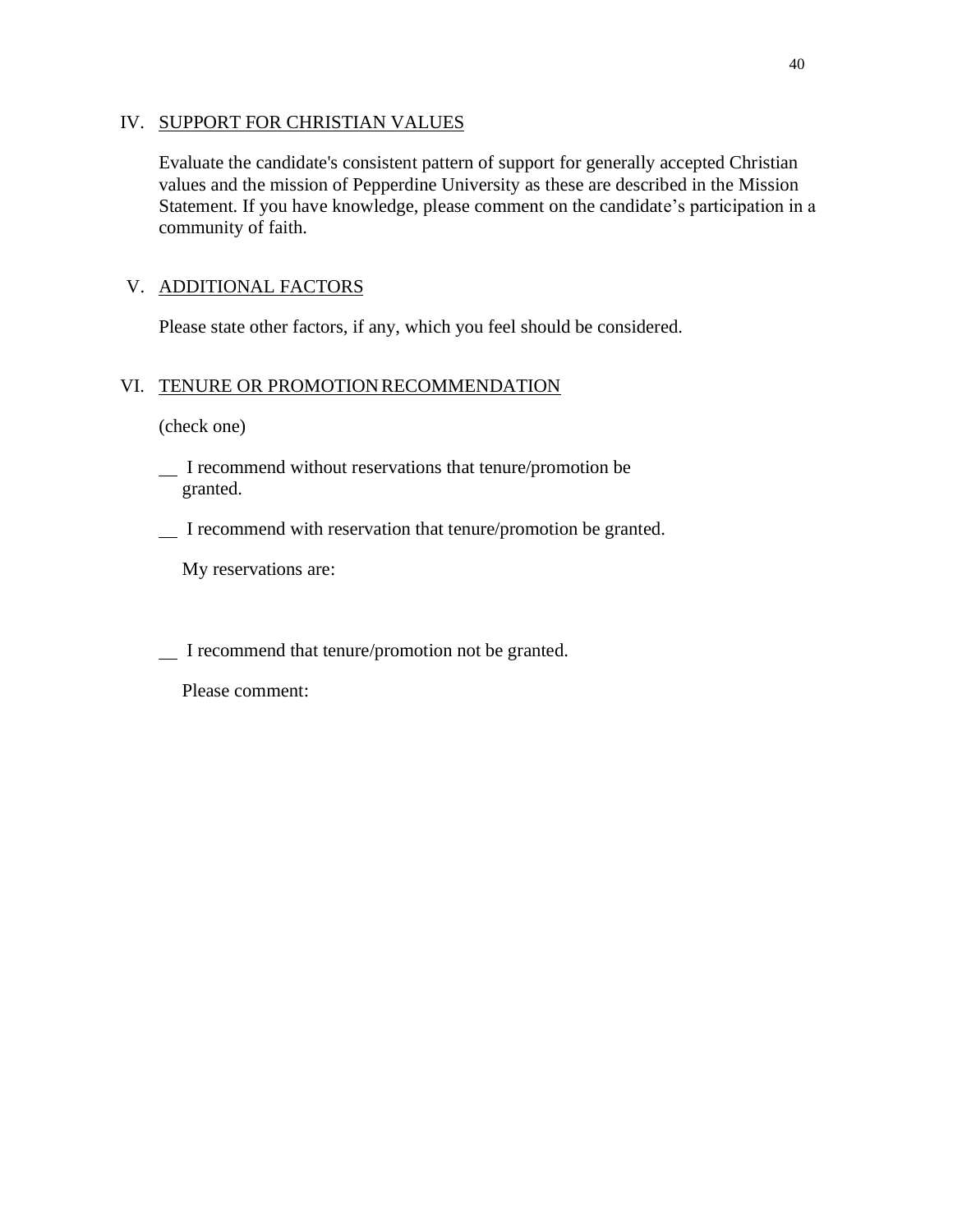## IV. SUPPORT FOR CHRISTIAN VALUES

Evaluate the candidate's consistent pattern of support for generally accepted Christian values and the mission of Pepperdine University as these are described in the Mission Statement. If you have knowledge, please comment on the candidate's participation in a community of faith.

## V. ADDITIONAL FACTORS

Please state other factors, if any, which you feel should be considered.

## VI. TENURE OR PROMOTION RECOMMENDATION

(check one)

__ I recommend without reservations that tenure/promotion be granted.

__ I recommend with reservation that tenure/promotion be granted.

My reservations are:

__ I recommend that tenure/promotion not be granted.

Please comment: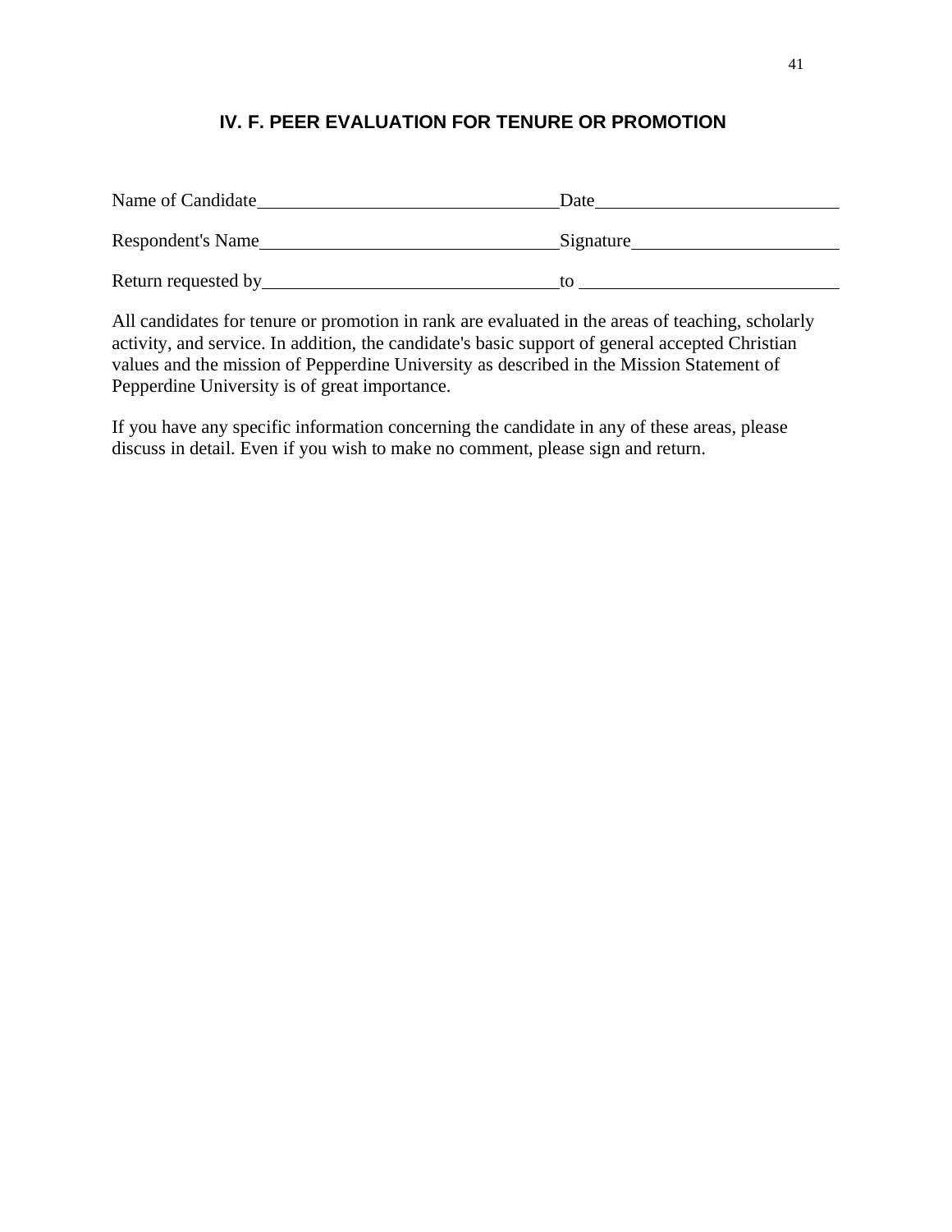## IV. F. PEER EVALUATION FOR TENURE OR PROMOTION

Name of Candidate\_\_\_\_\_\_\_\_\_\_\_\_\_\_\_\_\_\_\_\_\_\_\_\_\_\_\_\_\_\_\_\_Date\_\_\_\_\_\_\_\_\_\_\_\_\_\_\_\_\_\_\_\_\_\_\_\_\_\_

Respondent's Name\_\_\_\_\_\_\_\_\_\_\_\_\_\_\_\_\_\_\_\_\_\_\_\_\_\_\_\_\_\_\_\_Signature\_\_\_\_\_\_\_\_\_\_\_\_\_\_\_\_\_\_\_\_\_\_\_\_

Return requested by\_\_\_\_\_\_\_\_\_\_\_\_\_\_\_\_\_\_\_\_\_\_\_\_\_\_\_\_\_\_\_\_to \_\_\_\_\_\_\_\_\_\_\_\_\_\_\_\_\_\_\_\_\_\_\_\_\_\_\_\_

All candidates for tenure or promotion in rank are evaluated in the areas of teaching, scholarly activity, and service. In addition, the candidate's basic support of general accepted Christian values and the mission of Pepperdine University as described in the Mission Statement of Pepperdine University is of great importance.

If you have any specific information concerning the candidate in any of these areas, please discuss in detail. Even if you wish to make no comment, please sign and return.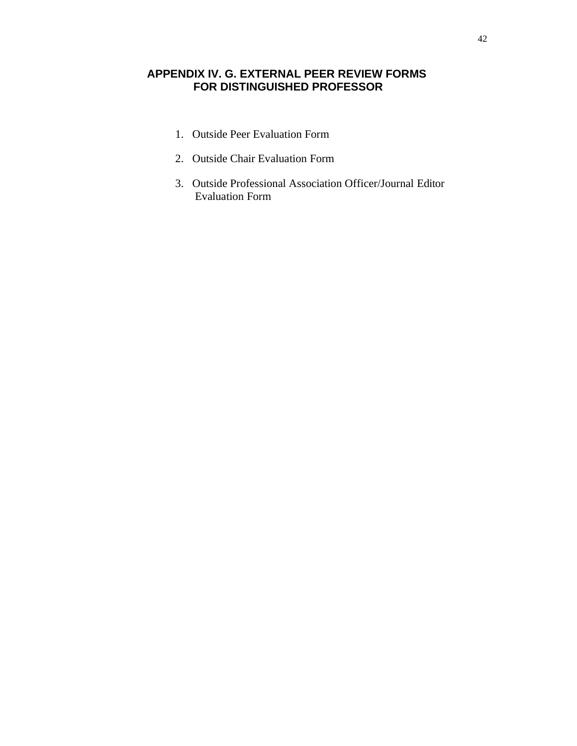# APPENDIX IV. G. EXTERNAL PEER REVIEW FORMS FOR DISTINGUISHED PROFESSOR

1. Outside Peer Evaluation Form
2. Outside Chair Evaluation Form
3. Outside Professional Association Officer/Journal Editor Evaluation Form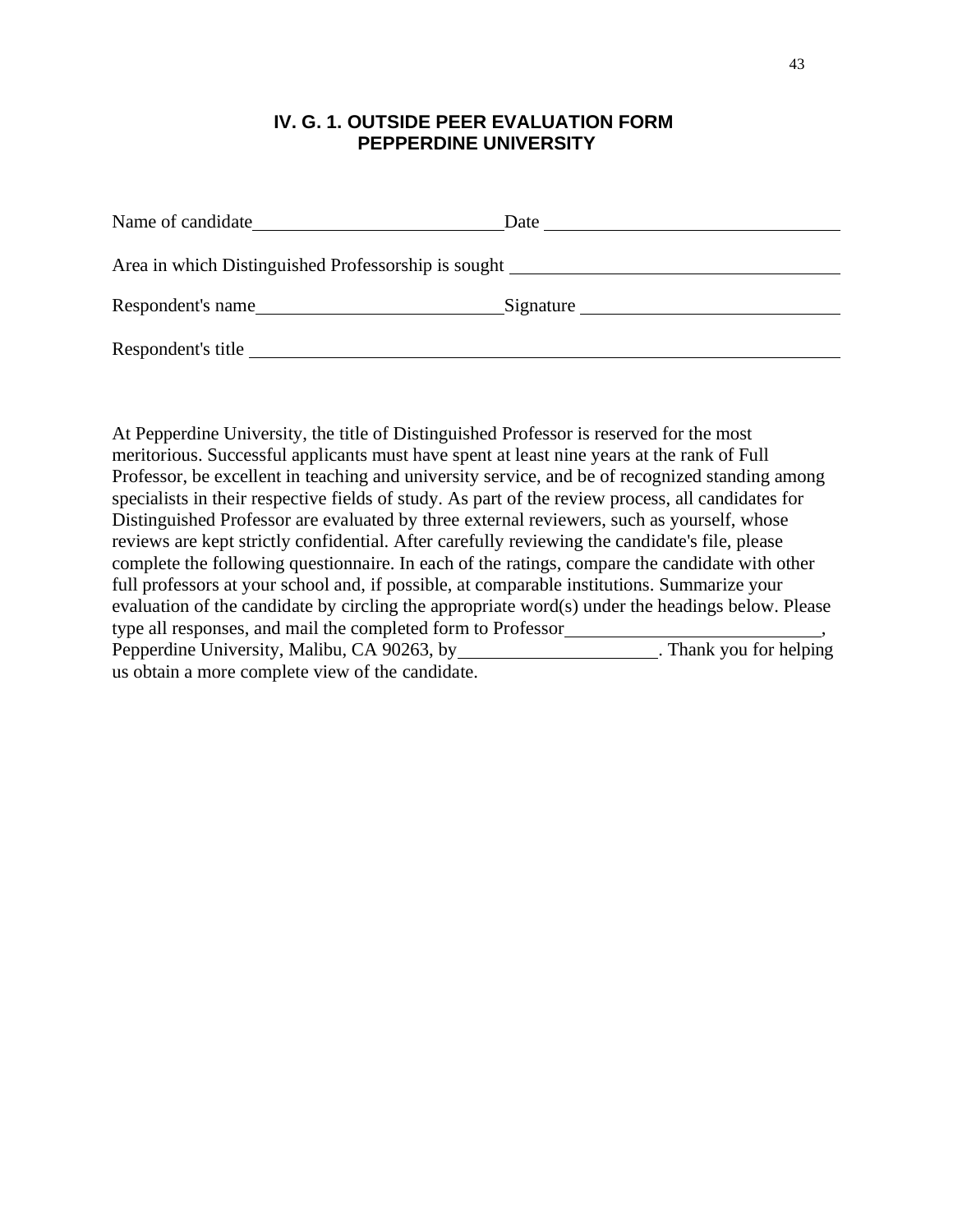## IV. G. 1. OUTSIDE PEER EVALUATION FORM
## PEPPERDINE UNIVERSITY

Name of candidate\_\_\_\_\_\_\_\_\_\_\_\_\_\_\_\_\_\_\_\_\_\_\_\_\_\_\_\_ Date \_\_\_\_\_\_\_\_\_\_\_\_\_\_\_\_\_\_\_\_\_\_\_\_\_\_\_\_\_\_\_\_

Area in which Distinguished Professorship is sought \_\_\_\_\_\_\_\_\_\_\_\_\_\_\_\_\_\_\_\_\_\_\_\_\_\_\_\_\_\_\_\_\_\_\_\_\_

Respondent's name\_\_\_\_\_\_\_\_\_\_\_\_\_\_\_\_\_\_\_\_\_\_\_\_\_\_\_\_ Signature \_\_\_\_\_\_\_\_\_\_\_\_\_\_\_\_\_\_\_\_\_\_\_\_\_\_\_\_\_

Respondent's title \_\_\_\_\_\_\_\_\_\_\_\_\_\_\_\_\_\_\_\_\_\_\_\_\_\_\_\_\_\_\_\_\_\_\_\_\_\_\_\_\_\_\_\_\_\_\_\_\_\_\_\_\_\_\_\_\_\_\_\_\_\_\_\_\_

At Pepperdine University, the title of Distinguished Professor is reserved for the most meritorious. Successful applicants must have spent at least nine years at the rank of Full Professor, be excellent in teaching and university service, and be of recognized standing among specialists in their respective fields of study. As part of the review process, all candidates for Distinguished Professor are evaluated by three external reviewers, such as yourself, whose reviews are kept strictly confidential. After carefully reviewing the candidate's file, please complete the following questionnaire. In each of the ratings, compare the candidate with other full professors at your school and, if possible, at comparable institutions. Summarize your evaluation of the candidate by circling the appropriate word(s) under the headings below. Please type all responses, and mail the completed form to Professor\_\_\_\_\_\_\_\_\_\_\_\_\_\_\_\_\_\_\_\_\_\_\_\_\_\_\_\_, Pepperdine University, Malibu, CA 90263, by\_\_\_\_\_\_\_\_\_\_\_\_\_\_\_\_\_\_\_\_\_\_. Thank you for helping us obtain a more complete view of the candidate.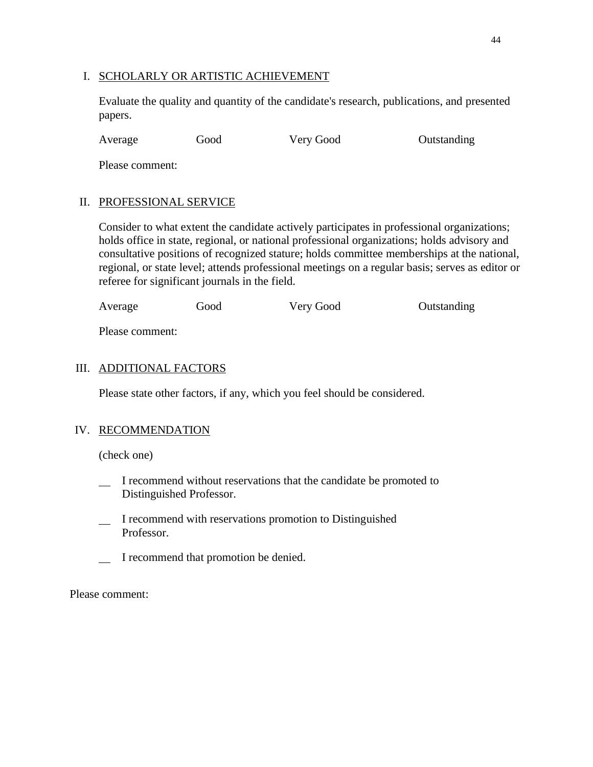I. SCHOLARLY OR ARTISTIC ACHIEVEMENT

Evaluate the quality and quantity of the candidate's research, publications, and presented papers.

Average Good Very Good Outstanding

Please comment:

II. PROFESSIONAL SERVICE

Consider to what extent the candidate actively participates in professional organizations; holds office in state, regional, or national professional organizations; holds advisory and consultative positions of recognized stature; holds committee memberships at the national, regional, or state level; attends professional meetings on a regular basis; serves as editor or referee for significant journals in the field.

Average Good Very Good Outstanding

Please comment:

III. ADDITIONAL FACTORS

Please state other factors, if any, which you feel should be considered.

IV. RECOMMENDATION

(check one)

__ I recommend without reservations that the candidate be promoted to Distinguished Professor.

__ I recommend with reservations promotion to Distinguished Professor.

__ I recommend that promotion be denied.

Please comment: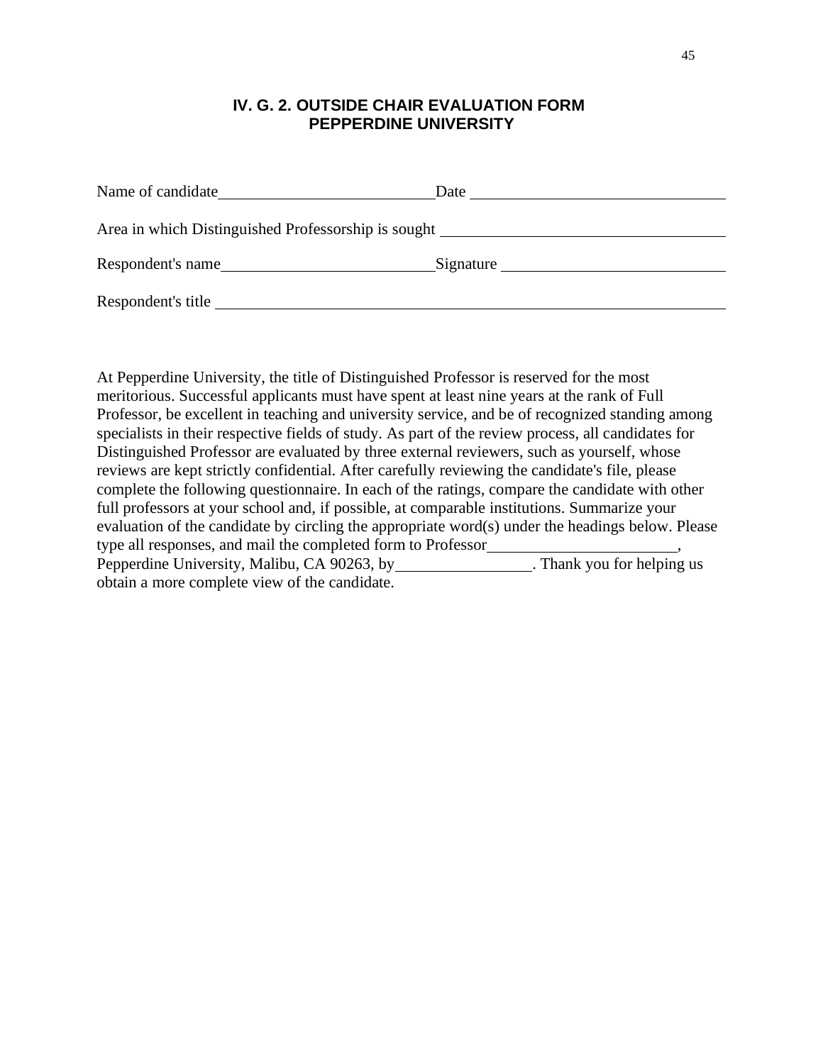## IV. G. 2. OUTSIDE CHAIR EVALUATION FORM
## PEPPERDINE UNIVERSITY

Name of candidate\_\_\_\_\_\_\_\_\_\_\_\_\_\_\_\_\_\_\_\_\_\_\_\_\_\_\_\_ Date \_\_\_\_\_\_\_\_\_\_\_\_\_\_\_\_\_\_\_\_\_\_\_\_\_\_\_\_\_\_\_\_

Area in which Distinguished Professorship is sought \_\_\_\_\_\_\_\_\_\_\_\_\_\_\_\_\_\_\_\_\_\_\_\_\_\_\_\_\_\_\_\_\_\_\_\_

Respondent's name\_\_\_\_\_\_\_\_\_\_\_\_\_\_\_\_\_\_\_\_\_\_\_\_\_\_\_\_ Signature \_\_\_\_\_\_\_\_\_\_\_\_\_\_\_\_\_\_\_\_\_\_\_\_\_\_\_\_\_

Respondent's title \_\_\_\_\_\_\_\_\_\_\_\_\_\_\_\_\_\_\_\_\_\_\_\_\_\_\_\_\_\_\_\_\_\_\_\_\_\_\_\_\_\_\_\_\_\_\_\_\_\_\_\_\_\_\_\_\_\_\_\_\_\_\_\_\_\_

At Pepperdine University, the title of Distinguished Professor is reserved for the most meritorious. Successful applicants must have spent at least nine years at the rank of Full Professor, be excellent in teaching and university service, and be of recognized standing among specialists in their respective fields of study. As part of the review process, all candidates for Distinguished Professor are evaluated by three external reviewers, such as yourself, whose reviews are kept strictly confidential. After carefully reviewing the candidate's file, please complete the following questionnaire. In each of the ratings, compare the candidate with other full professors at your school and, if possible, at comparable institutions. Summarize your evaluation of the candidate by circling the appropriate word(s) under the headings below. Please type all responses, and mail the completed form to Professor\_\_\_\_\_\_\_\_\_\_\_\_\_\_\_\_\_\_\_\_\_\_\_\_, Pepperdine University, Malibu, CA 90263, by\_\_\_\_\_\_\_\_\_\_\_\_\_\_\_\_\_. Thank you for helping us obtain a more complete view of the candidate.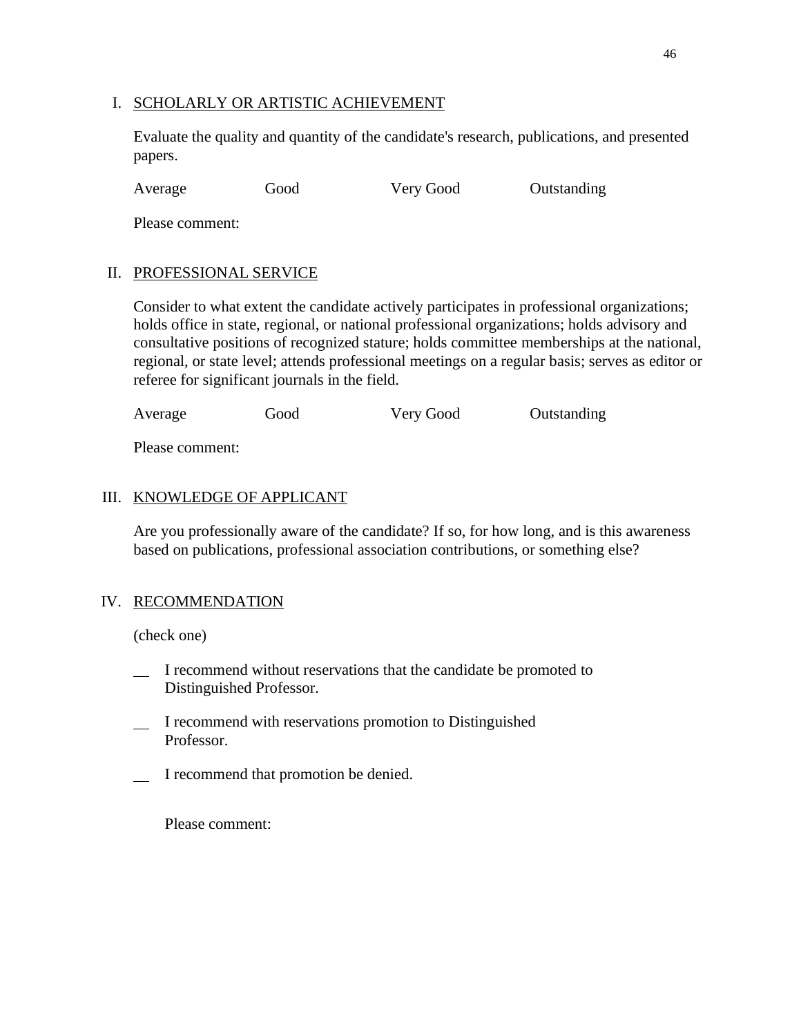## I. SCHOLARLY OR ARTISTIC ACHIEVEMENT

Evaluate the quality and quantity of the candidate's research, publications, and presented papers.

Average    Good    Very Good    Outstanding

Please comment:

## II. PROFESSIONAL SERVICE

Consider to what extent the candidate actively participates in professional organizations; holds office in state, regional, or national professional organizations; holds advisory and consultative positions of recognized stature; holds committee memberships at the national, regional, or state level; attends professional meetings on a regular basis; serves as editor or referee for significant journals in the field.

Average    Good    Very Good    Outstanding

Please comment:

## III. KNOWLEDGE OF APPLICANT

Are you professionally aware of the candidate? If so, for how long, and is this awareness based on publications, professional association contributions, or something else?

## IV. RECOMMENDATION

(check one)

__ I recommend without reservations that the candidate be promoted to Distinguished Professor.

__ I recommend with reservations promotion to Distinguished Professor.

__ I recommend that promotion be denied.

Please comment: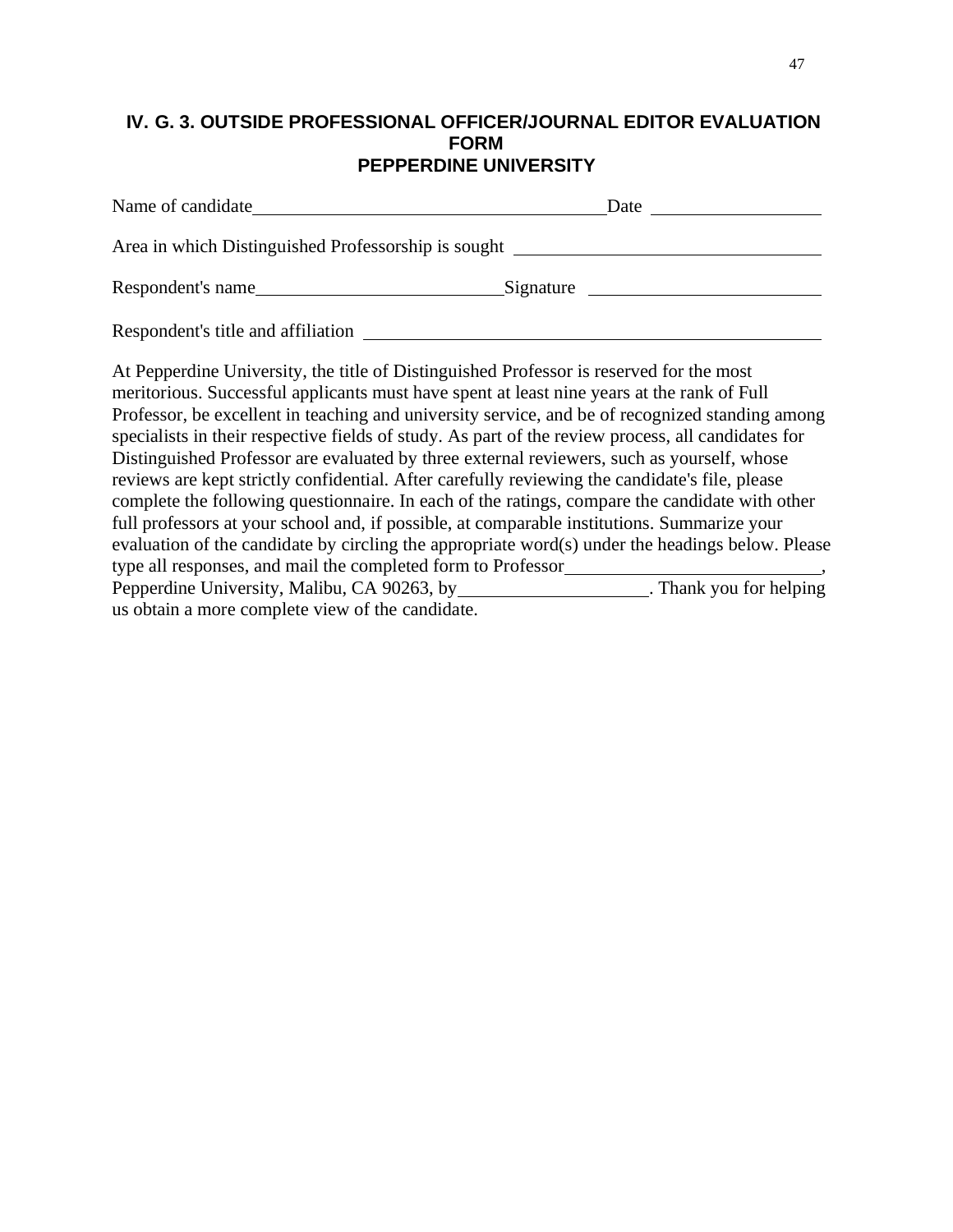## IV. G. 3. OUTSIDE PROFESSIONAL OFFICER/JOURNAL EDITOR EVALUATION FORM PEPPERDINE UNIVERSITY

Name of candidate_________________________________ Date _______________

Area in which Distinguished Professorship is sought ___________________________

Respondent's name______________________ Signature ____________________

Respondent's title and affiliation ___________________________________________

At Pepperdine University, the title of Distinguished Professor is reserved for the most meritorious. Successful applicants must have spent at least nine years at the rank of Full Professor, be excellent in teaching and university service, and be of recognized standing among specialists in their respective fields of study. As part of the review process, all candidates for Distinguished Professor are evaluated by three external reviewers, such as yourself, whose reviews are kept strictly confidential. After carefully reviewing the candidate's file, please complete the following questionnaire. In each of the ratings, compare the candidate with other full professors at your school and, if possible, at comparable institutions. Summarize your evaluation of the candidate by circling the appropriate word(s) under the headings below. Please type all responses, and mail the completed form to Professor______________________, Pepperdine University, Malibu, CA 90263, by________________. Thank you for helping us obtain a more complete view of the candidate.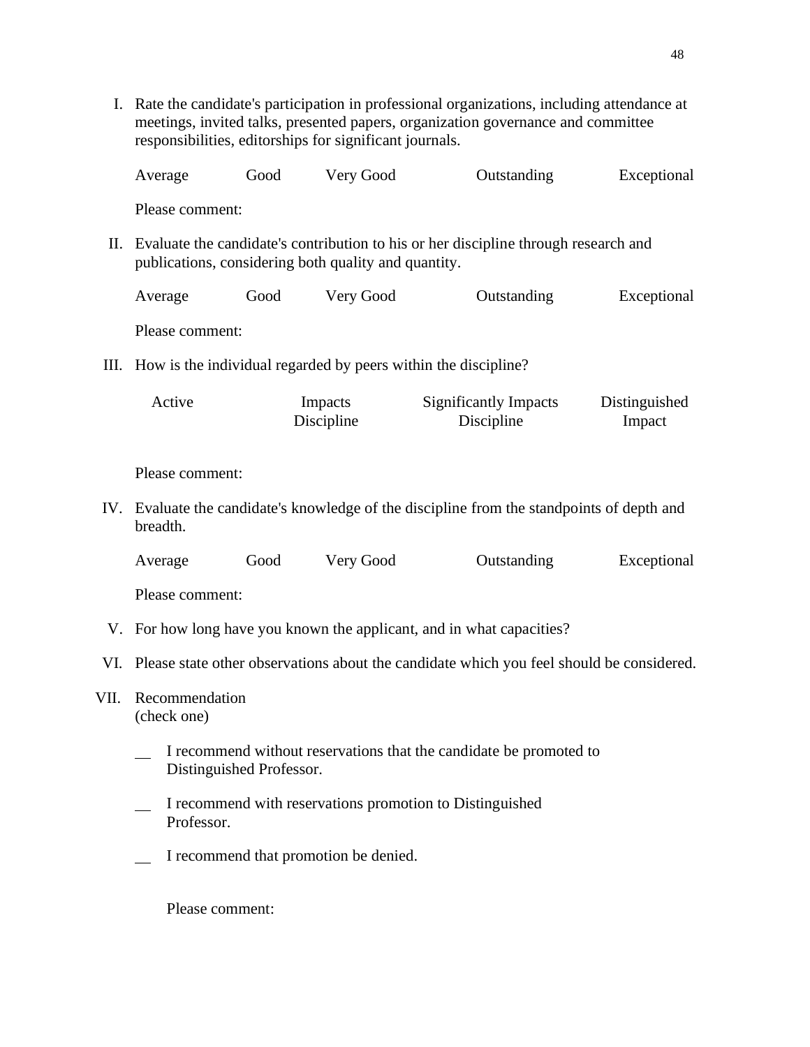I. Rate the candidate's participation in professional organizations, including attendance at meetings, invited talks, presented papers, organization governance and committee responsibilities, editorships for significant journals.

   Average Good Very Good Outstanding Exceptional

   Please comment:

II. Evaluate the candidate's contribution to his or her discipline through research and publications, considering both quality and quantity.

   Average Good Very Good Outstanding Exceptional

   Please comment:

III. How is the individual regarded by peers within the discipline?

   Active Impacts Discipline Significantly Impacts Discipline Distinguished Impact

   Please comment:

IV. Evaluate the candidate's knowledge of the discipline from the standpoints of depth and breadth.

   Average Good Very Good Outstanding Exceptional

   Please comment:

V. For how long have you known the applicant, and in what capacities?

VI. Please state other observations about the candidate which you feel should be considered.

VII. Recommendation
(check one)

   __ I recommend without reservations that the candidate be promoted to Distinguished Professor.

   __ I recommend with reservations promotion to Distinguished Professor.

   __ I recommend that promotion be denied.

   Please comment: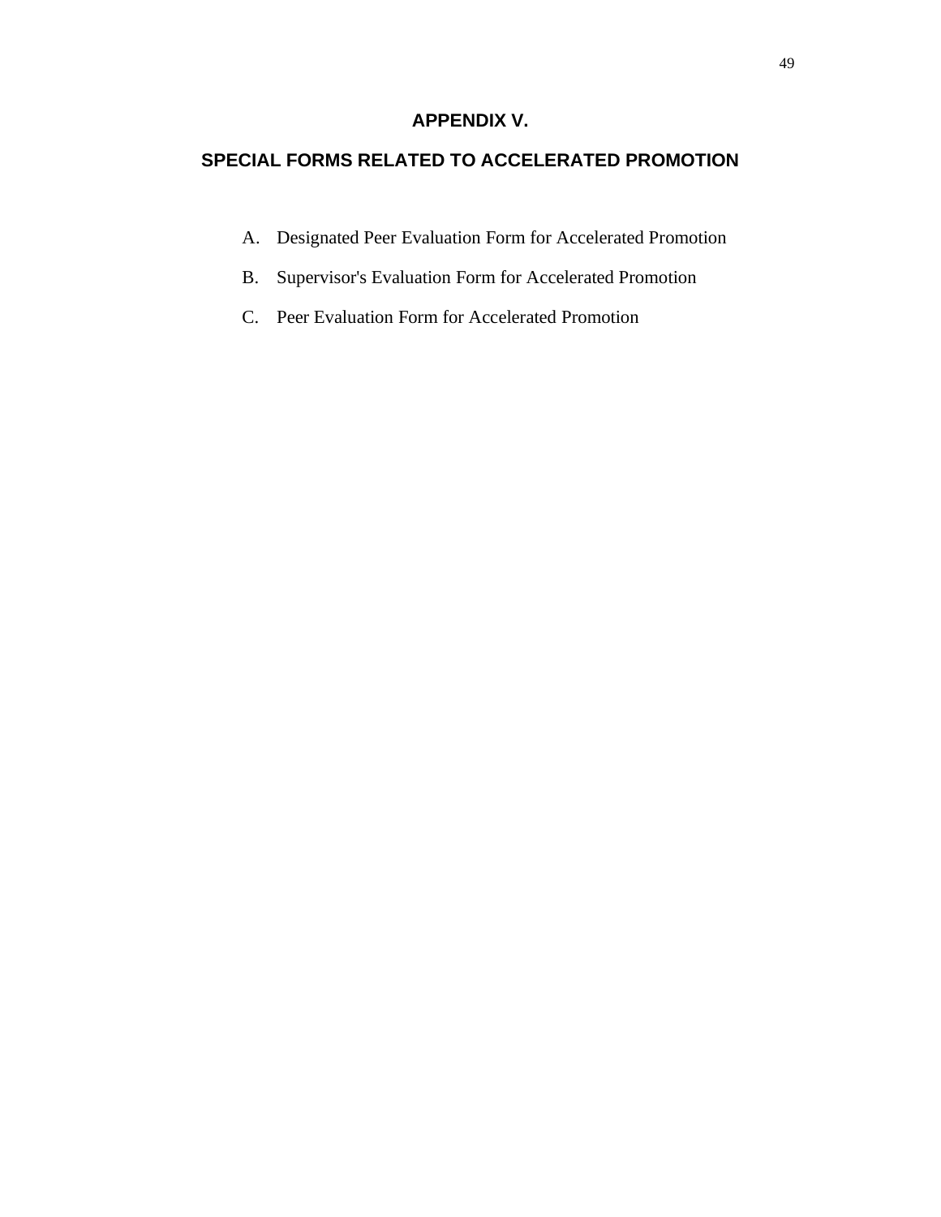# APPENDIX V.

## SPECIAL FORMS RELATED TO ACCELERATED PROMOTION

A. Designated Peer Evaluation Form for Accelerated Promotion

B. Supervisor's Evaluation Form for Accelerated Promotion

C. Peer Evaluation Form for Accelerated Promotion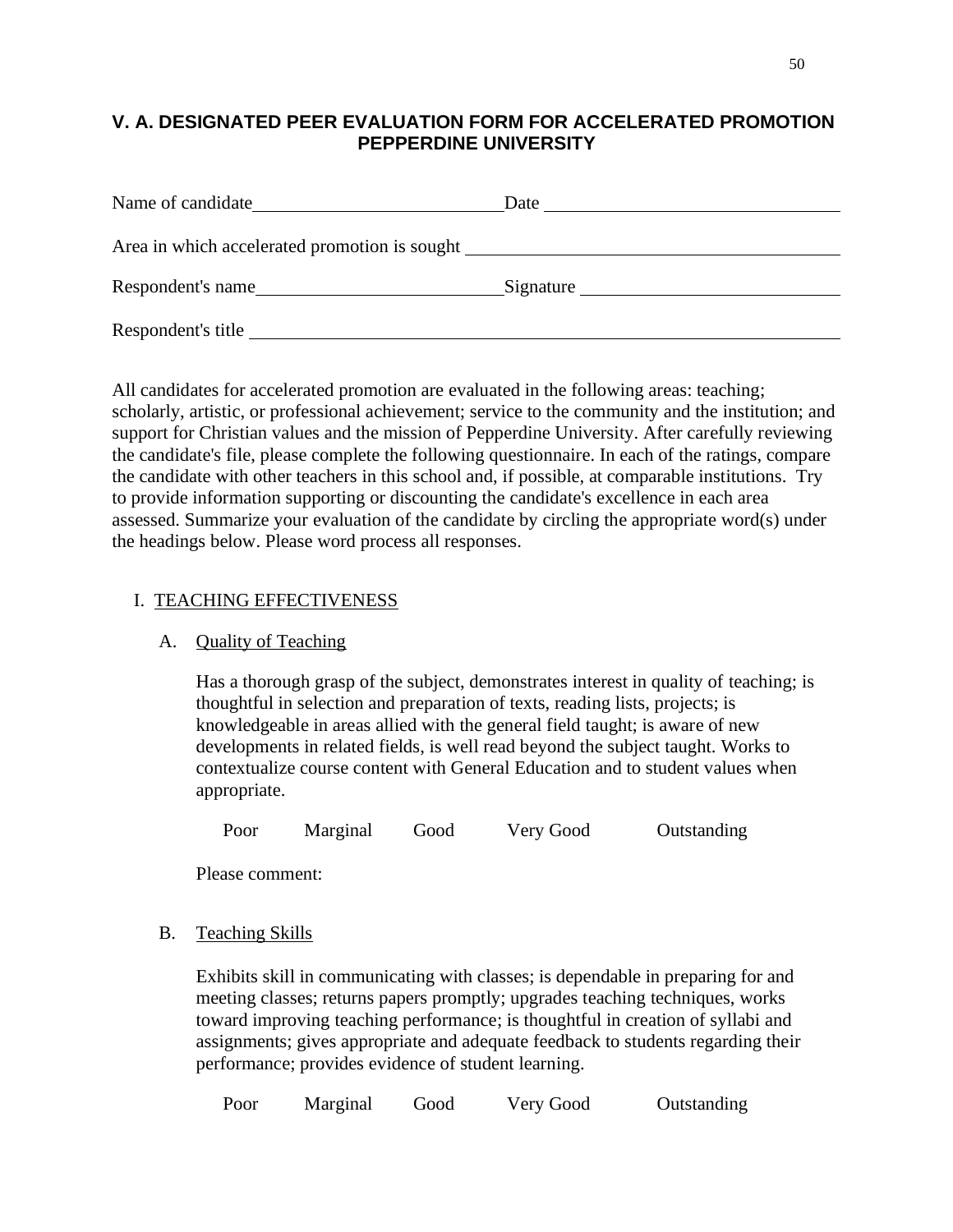## V. A. DESIGNATED PEER EVALUATION FORM FOR ACCELERATED PROMOTION PEPPERDINE UNIVERSITY

Name of candidate\_\_\_\_\_\_\_\_\_\_\_\_\_\_\_\_\_\_\_\_\_\_\_\_\_\_\_\_ Date \_\_\_\_\_\_\_\_\_\_\_\_\_\_\_\_\_\_\_\_\_\_\_\_\_\_\_\_\_\_\_\_

Area in which accelerated promotion is sought \_\_\_\_\_\_\_\_\_\_\_\_\_\_\_\_\_\_\_\_\_\_\_\_\_\_\_\_\_\_\_\_\_\_\_\_\_\_\_\_

Respondent's name\_\_\_\_\_\_\_\_\_\_\_\_\_\_\_\_\_\_\_\_\_\_\_\_\_\_\_\_ Signature \_\_\_\_\_\_\_\_\_\_\_\_\_\_\_\_\_\_\_\_\_\_\_\_\_\_\_\_

Respondent's title \_\_\_\_\_\_\_\_\_\_\_\_\_\_\_\_\_\_\_\_\_\_\_\_\_\_\_\_\_\_\_\_\_\_\_\_\_\_\_\_\_\_\_\_\_\_\_\_\_\_\_\_\_\_\_\_\_\_\_\_\_\_\_\_\_\_

All candidates for accelerated promotion are evaluated in the following areas: teaching; scholarly, artistic, or professional achievement; service to the community and the institution; and support for Christian values and the mission of Pepperdine University. After carefully reviewing the candidate's file, please complete the following questionnaire. In each of the ratings, compare the candidate with other teachers in this school and, if possible, at comparable institutions. Try to provide information supporting or discounting the candidate's excellence in each area assessed. Summarize your evaluation of the candidate by circling the appropriate word(s) under the headings below. Please word process all responses.

I. TEACHING EFFECTIVENESS

A. Quality of Teaching

Has a thorough grasp of the subject, demonstrates interest in quality of teaching; is thoughtful in selection and preparation of texts, reading lists, projects; is knowledgeable in areas allied with the general field taught; is aware of new developments in related fields, is well read beyond the subject taught. Works to contextualize course content with General Education and to student values when appropriate.

Poor    Marginal    Good    Very Good    Outstanding

Please comment:

B. Teaching Skills

Exhibits skill in communicating with classes; is dependable in preparing for and meeting classes; returns papers promptly; upgrades teaching techniques, works toward improving teaching performance; is thoughtful in creation of syllabi and assignments; gives appropriate and adequate feedback to students regarding their performance; provides evidence of student learning.

Poor    Marginal    Good    Very Good    Outstanding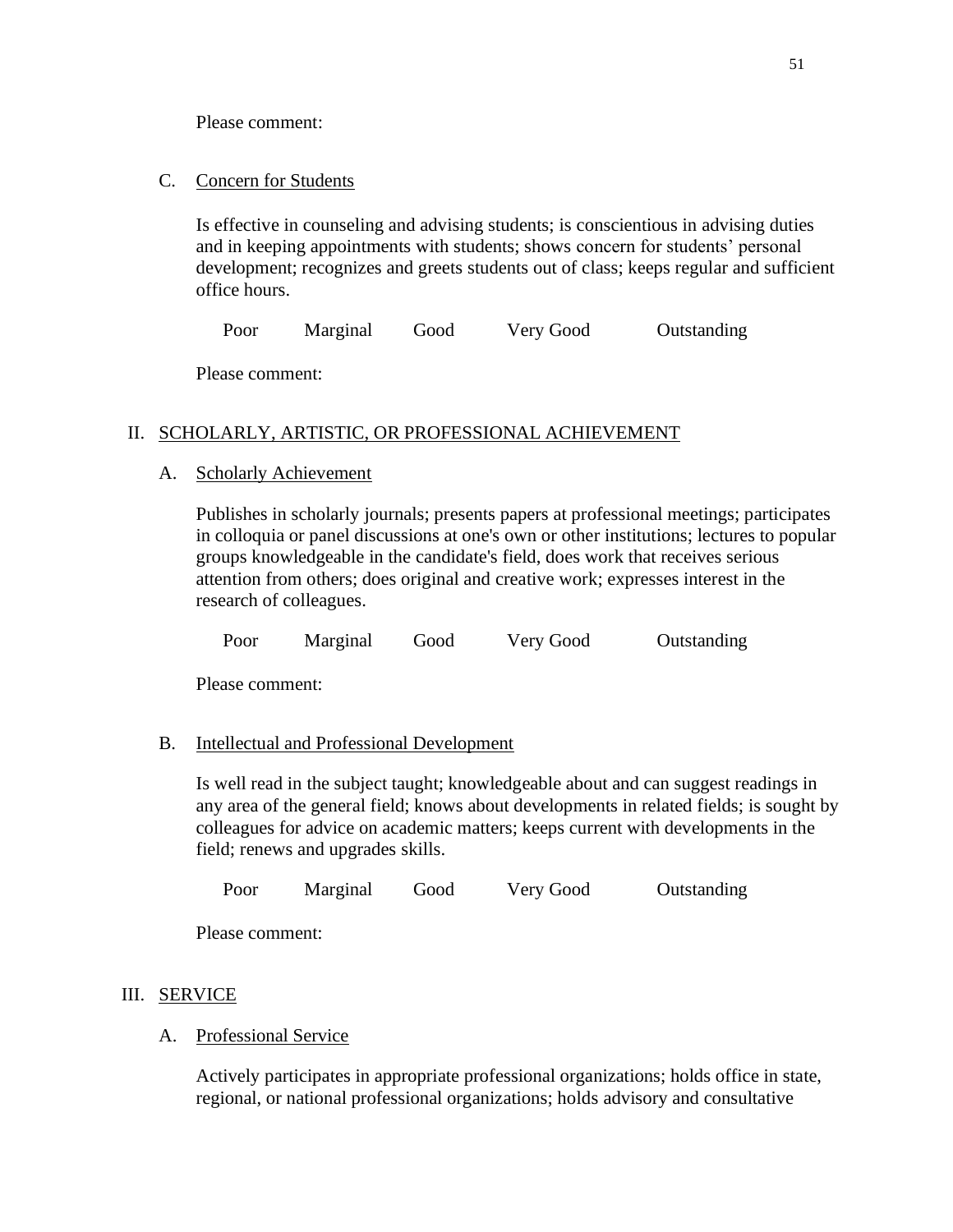Please comment:

C. Concern for Students

Is effective in counseling and advising students; is conscientious in advising duties and in keeping appointments with students; shows concern for students' personal development; recognizes and greets students out of class; keeps regular and sufficient office hours.

Poor     Marginal     Good     Very Good     Outstanding

Please comment:

## II. SCHOLARLY, ARTISTIC, OR PROFESSIONAL ACHIEVEMENT

A. Scholarly Achievement

Publishes in scholarly journals; presents papers at professional meetings; participates in colloquia or panel discussions at one's own or other institutions; lectures to popular groups knowledgeable in the candidate's field, does work that receives serious attention from others; does original and creative work; expresses interest in the research of colleagues.

Poor     Marginal     Good     Very Good     Outstanding

Please comment:

B. Intellectual and Professional Development

Is well read in the subject taught; knowledgeable about and can suggest readings in any area of the general field; knows about developments in related fields; is sought by colleagues for advice on academic matters; keeps current with developments in the field; renews and upgrades skills.

Poor     Marginal     Good     Very Good     Outstanding

Please comment:

## III. SERVICE

A. Professional Service

Actively participates in appropriate professional organizations; holds office in state, regional, or national professional organizations; holds advisory and consultative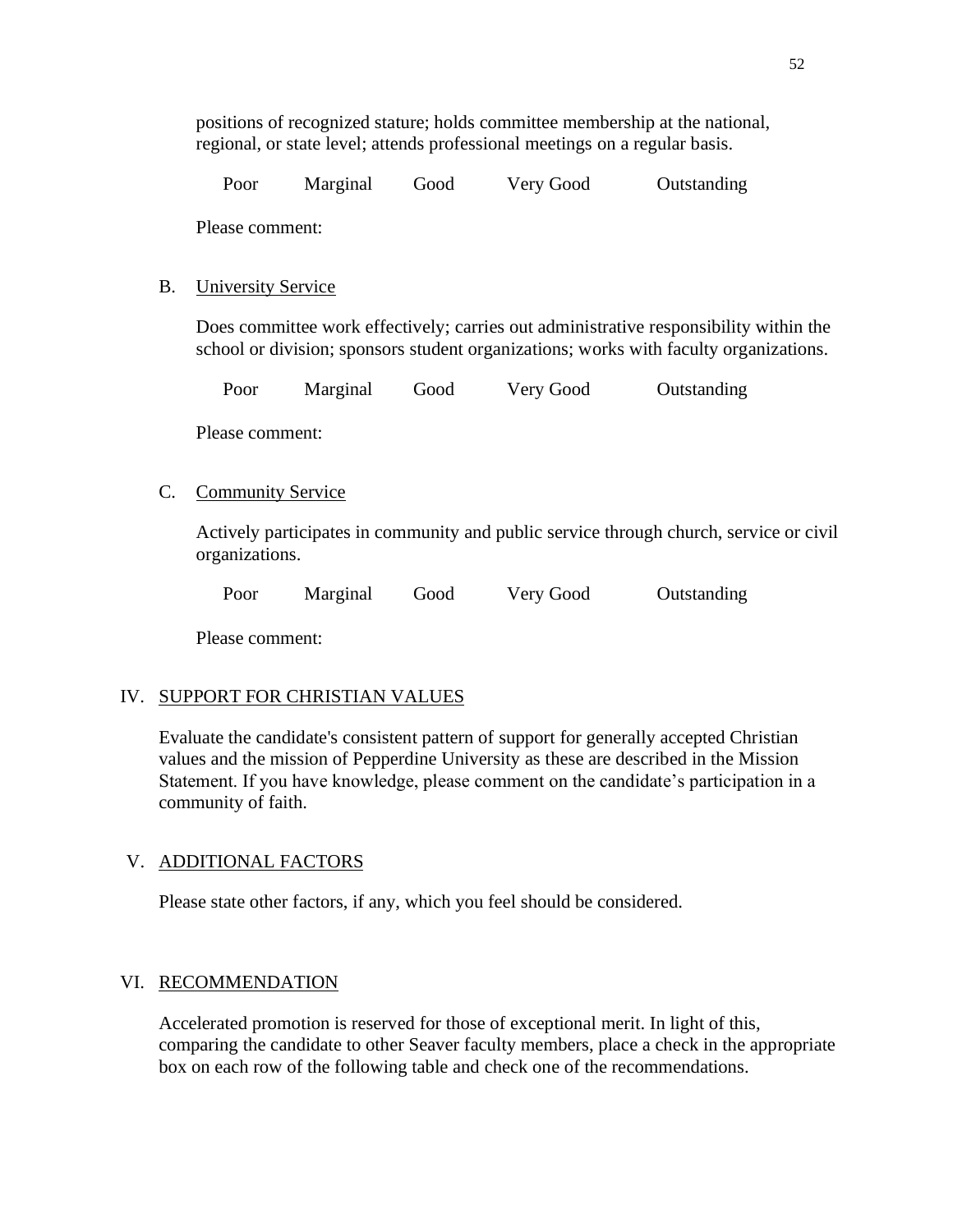positions of recognized stature; holds committee membership at the national, regional, or state level; attends professional meetings on a regular basis.

Poor   Marginal   Good   Very Good   Outstanding

Please comment:

B. University Service

Does committee work effectively; carries out administrative responsibility within the school or division; sponsors student organizations; works with faculty organizations.

Poor   Marginal   Good   Very Good   Outstanding

Please comment:

C. Community Service

Actively participates in community and public service through church, service or civil organizations.

Poor   Marginal   Good   Very Good   Outstanding

Please comment:

## IV. SUPPORT FOR CHRISTIAN VALUES

Evaluate the candidate's consistent pattern of support for generally accepted Christian values and the mission of Pepperdine University as these are described in the Mission Statement. If you have knowledge, please comment on the candidate's participation in a community of faith.

## V. ADDITIONAL FACTORS

Please state other factors, if any, which you feel should be considered.

## VI. RECOMMENDATION

Accelerated promotion is reserved for those of exceptional merit. In light of this, comparing the candidate to other Seaver faculty members, place a check in the appropriate box on each row of the following table and check one of the recommendations.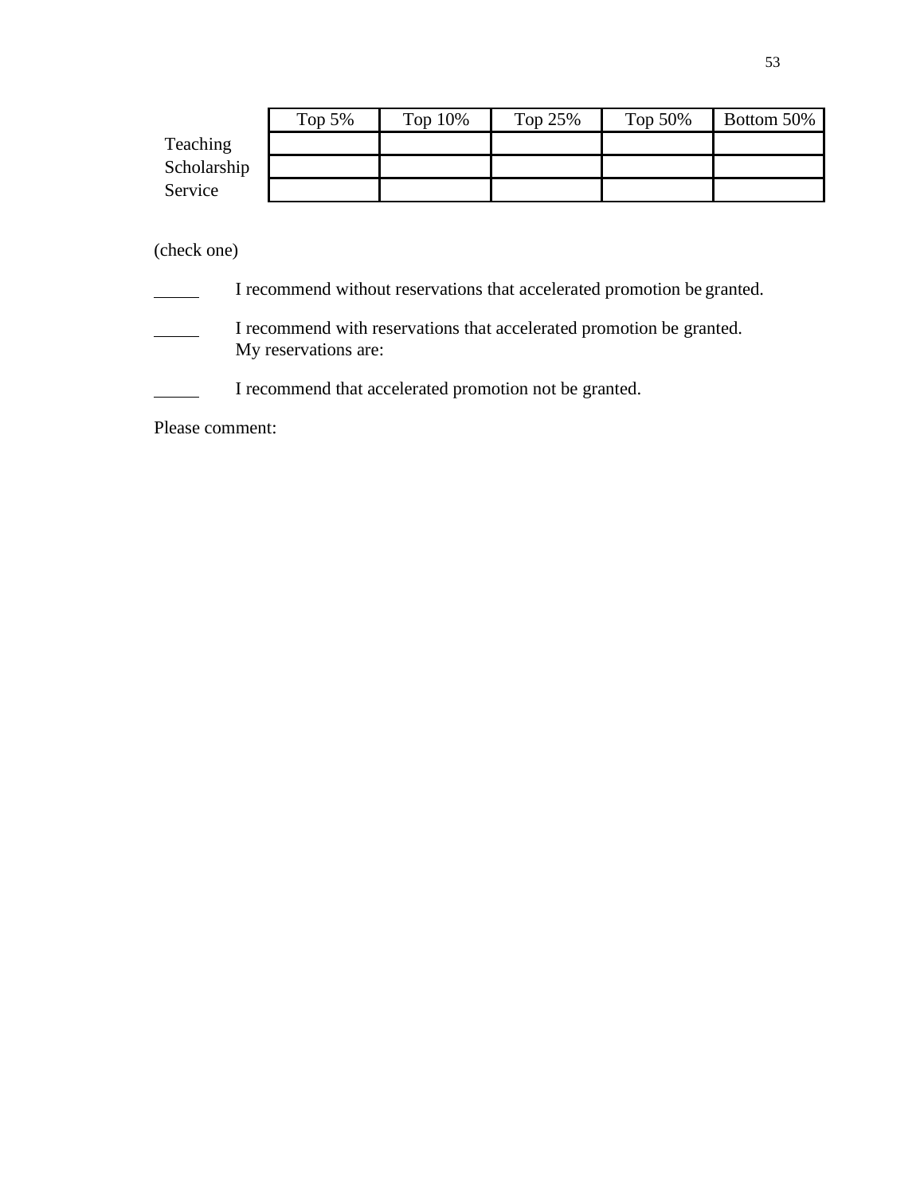| | Top 5% | Top 10% | Top 25% | Top 50% | Bottom 50% |
|---|---|---|---|---|---|
| Teaching | | | | | |
| Scholarship | | | | | |
| Service | | | | | |

(check one)

_____ I recommend without reservations that accelerated promotion be granted.

_____ I recommend with reservations that accelerated promotion be granted.
My reservations are:

_____ I recommend that accelerated promotion not be granted.

Please comment: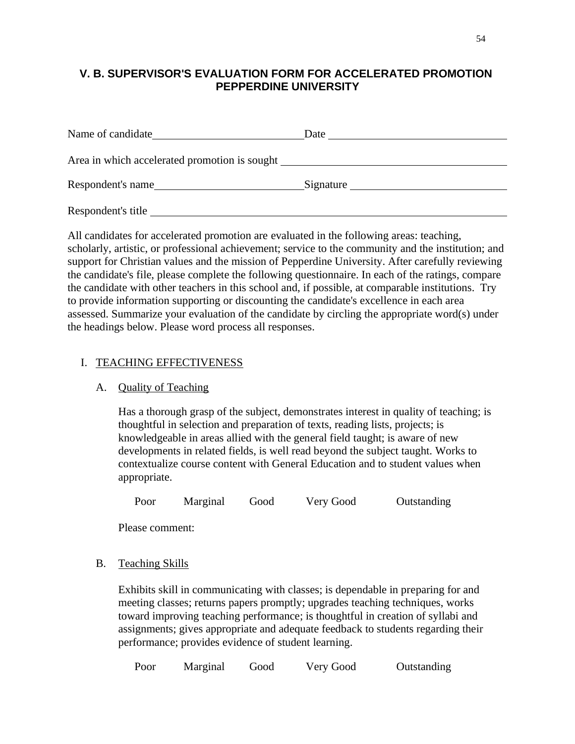## V. B. SUPERVISOR'S EVALUATION FORM FOR ACCELERATED PROMOTION PEPPERDINE UNIVERSITY

Name of candidate\_\_\_\_\_\_\_\_\_\_\_\_\_\_\_\_\_\_\_\_\_\_\_\_\_\_\_\_ Date \_\_\_\_\_\_\_\_\_\_\_\_\_\_\_\_\_\_\_\_\_\_\_\_\_\_\_\_\_\_\_\_

Area in which accelerated promotion is sought \_\_\_\_\_\_\_\_\_\_\_\_\_\_\_\_\_\_\_\_\_\_\_\_\_\_\_\_\_\_\_\_\_\_\_\_\_\_\_\_

Respondent's name\_\_\_\_\_\_\_\_\_\_\_\_\_\_\_\_\_\_\_\_\_\_\_\_\_\_\_\_ Signature \_\_\_\_\_\_\_\_\_\_\_\_\_\_\_\_\_\_\_\_\_\_\_\_\_\_\_\_

Respondent's title \_\_\_\_\_\_\_\_\_\_\_\_\_\_\_\_\_\_\_\_\_\_\_\_\_\_\_\_\_\_\_\_\_\_\_\_\_\_\_\_\_\_\_\_\_\_\_\_\_\_\_\_\_\_\_\_\_\_\_\_\_\_\_\_\_\_

All candidates for accelerated promotion are evaluated in the following areas: teaching, scholarly, artistic, or professional achievement; service to the community and the institution; and support for Christian values and the mission of Pepperdine University. After carefully reviewing the candidate's file, please complete the following questionnaire. In each of the ratings, compare the candidate with other teachers in this school and, if possible, at comparable institutions. Try to provide information supporting or discounting the candidate's excellence in each area assessed. Summarize your evaluation of the candidate by circling the appropriate word(s) under the headings below. Please word process all responses.

I. TEACHING EFFECTIVENESS

A. Quality of Teaching

Has a thorough grasp of the subject, demonstrates interest in quality of teaching; is thoughtful in selection and preparation of texts, reading lists, projects; is knowledgeable in areas allied with the general field taught; is aware of new developments in related fields, is well read beyond the subject taught. Works to contextualize course content with General Education and to student values when appropriate.

Poor     Marginal     Good     Very Good     Outstanding

Please comment:

B. Teaching Skills

Exhibits skill in communicating with classes; is dependable in preparing for and meeting classes; returns papers promptly; upgrades teaching techniques, works toward improving teaching performance; is thoughtful in creation of syllabi and assignments; gives appropriate and adequate feedback to students regarding their performance; provides evidence of student learning.

Poor     Marginal     Good     Very Good     Outstanding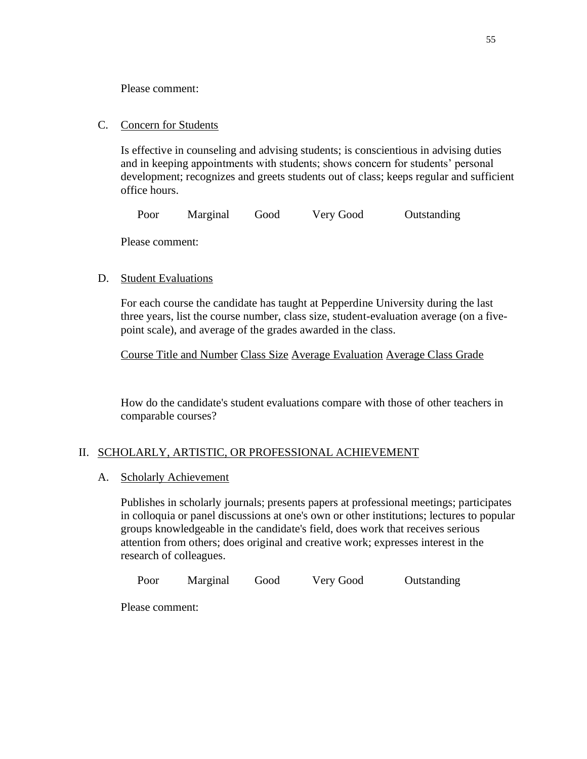Please comment:

C. Concern for Students

Is effective in counseling and advising students; is conscientious in advising duties and in keeping appointments with students; shows concern for students' personal development; recognizes and greets students out of class; keeps regular and sufficient office hours.

Poor Marginal Good Very Good Outstanding

Please comment:

D. Student Evaluations

For each course the candidate has taught at Pepperdine University during the last three years, list the course number, class size, student-evaluation average (on a five-point scale), and average of the grades awarded in the class.

| Course Title and Number | Class Size | Average Evaluation | Average Class Grade |
| --- | --- | --- | --- |

How do the candidate's student evaluations compare with those of other teachers in comparable courses?

## II. SCHOLARLY, ARTISTIC, OR PROFESSIONAL ACHIEVEMENT

A. Scholarly Achievement

Publishes in scholarly journals; presents papers at professional meetings; participates in colloquia or panel discussions at one's own or other institutions; lectures to popular groups knowledgeable in the candidate's field, does work that receives serious attention from others; does original and creative work; expresses interest in the research of colleagues.

Poor Marginal Good Very Good Outstanding

Please comment: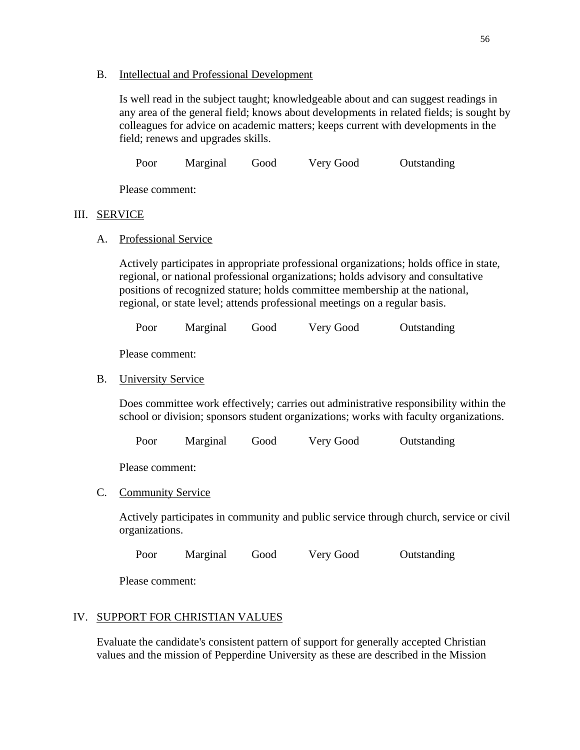B. Intellectual and Professional Development

Is well read in the subject taught; knowledgeable about and can suggest readings in any area of the general field; knows about developments in related fields; is sought by colleagues for advice on academic matters; keeps current with developments in the field; renews and upgrades skills.

Poor    Marginal    Good    Very Good    Outstanding

Please comment:

III. SERVICE

A. Professional Service

Actively participates in appropriate professional organizations; holds office in state, regional, or national professional organizations; holds advisory and consultative positions of recognized stature; holds committee membership at the national, regional, or state level; attends professional meetings on a regular basis.

Poor    Marginal    Good    Very Good    Outstanding

Please comment:

B. University Service

Does committee work effectively; carries out administrative responsibility within the school or division; sponsors student organizations; works with faculty organizations.

Poor    Marginal    Good    Very Good    Outstanding

Please comment:

C. Community Service

Actively participates in community and public service through church, service or civil organizations.

Poor    Marginal    Good    Very Good    Outstanding

Please comment:

IV. SUPPORT FOR CHRISTIAN VALUES

Evaluate the candidate's consistent pattern of support for generally accepted Christian values and the mission of Pepperdine University as these are described in the Mission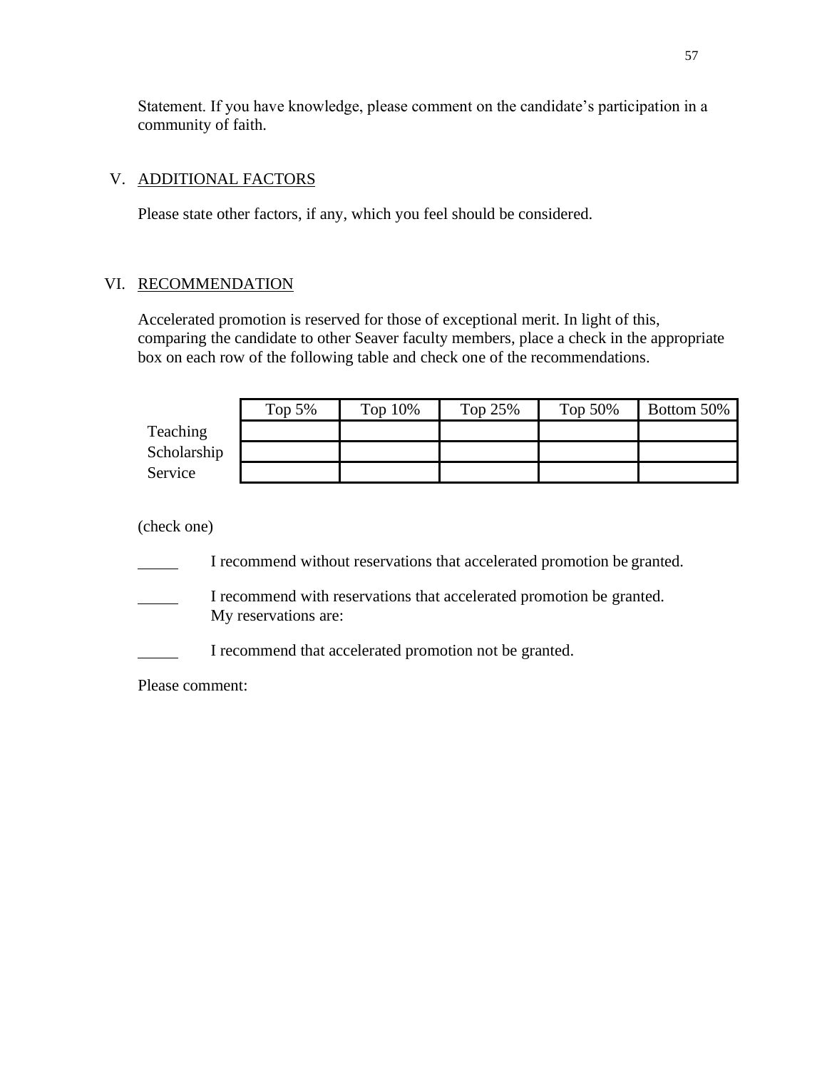Statement. If you have knowledge, please comment on the candidate's participation in a community of faith.

## V. ADDITIONAL FACTORS

Please state other factors, if any, which you feel should be considered.

## VI. RECOMMENDATION

Accelerated promotion is reserved for those of exceptional merit. In light of this, comparing the candidate to other Seaver faculty members, place a check in the appropriate box on each row of the following table and check one of the recommendations.

| | Top 5% | Top 10% | Top 25% | Top 50% | Bottom 50% |
|---|---|---|---|---|---|
| Teaching | | | | | |
| Scholarship | | | | | |
| Service | | | | | |

(check one)

_____ I recommend without reservations that accelerated promotion be granted.

_____ I recommend with reservations that accelerated promotion be granted.
My reservations are:

_____ I recommend that accelerated promotion not be granted.

Please comment: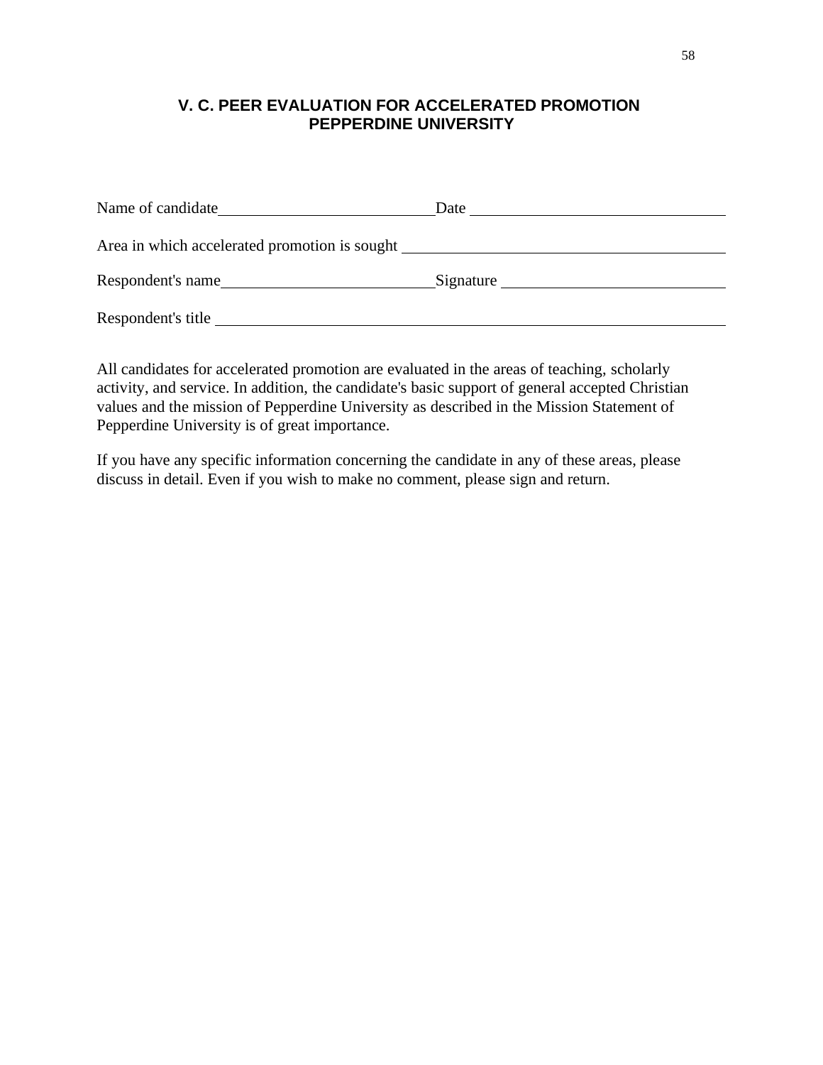## V. C. PEER EVALUATION FOR ACCELERATED PROMOTION
## PEPPERDINE UNIVERSITY

Name of candidate\_\_\_\_\_\_\_\_\_\_\_\_\_\_\_\_\_\_\_\_\_\_\_\_\_\_\_\_ Date \_\_\_\_\_\_\_\_\_\_\_\_\_\_\_\_\_\_\_\_\_\_\_\_\_\_\_\_\_\_\_\_

Area in which accelerated promotion is sought \_\_\_\_\_\_\_\_\_\_\_\_\_\_\_\_\_\_\_\_\_\_\_\_\_\_\_\_\_\_\_\_\_\_\_\_\_\_\_\_

Respondent's name\_\_\_\_\_\_\_\_\_\_\_\_\_\_\_\_\_\_\_\_\_\_\_\_\_\_\_\_ Signature \_\_\_\_\_\_\_\_\_\_\_\_\_\_\_\_\_\_\_\_\_\_\_\_\_\_\_\_

Respondent's title \_\_\_\_\_\_\_\_\_\_\_\_\_\_\_\_\_\_\_\_\_\_\_\_\_\_\_\_\_\_\_\_\_\_\_\_\_\_\_\_\_\_\_\_\_\_\_\_\_\_\_\_\_\_\_\_\_\_\_\_\_\_\_\_\_\_

All candidates for accelerated promotion are evaluated in the areas of teaching, scholarly activity, and service. In addition, the candidate's basic support of general accepted Christian values and the mission of Pepperdine University as described in the Mission Statement of Pepperdine University is of great importance.

If you have any specific information concerning the candidate in any of these areas, please discuss in detail. Even if you wish to make no comment, please sign and return.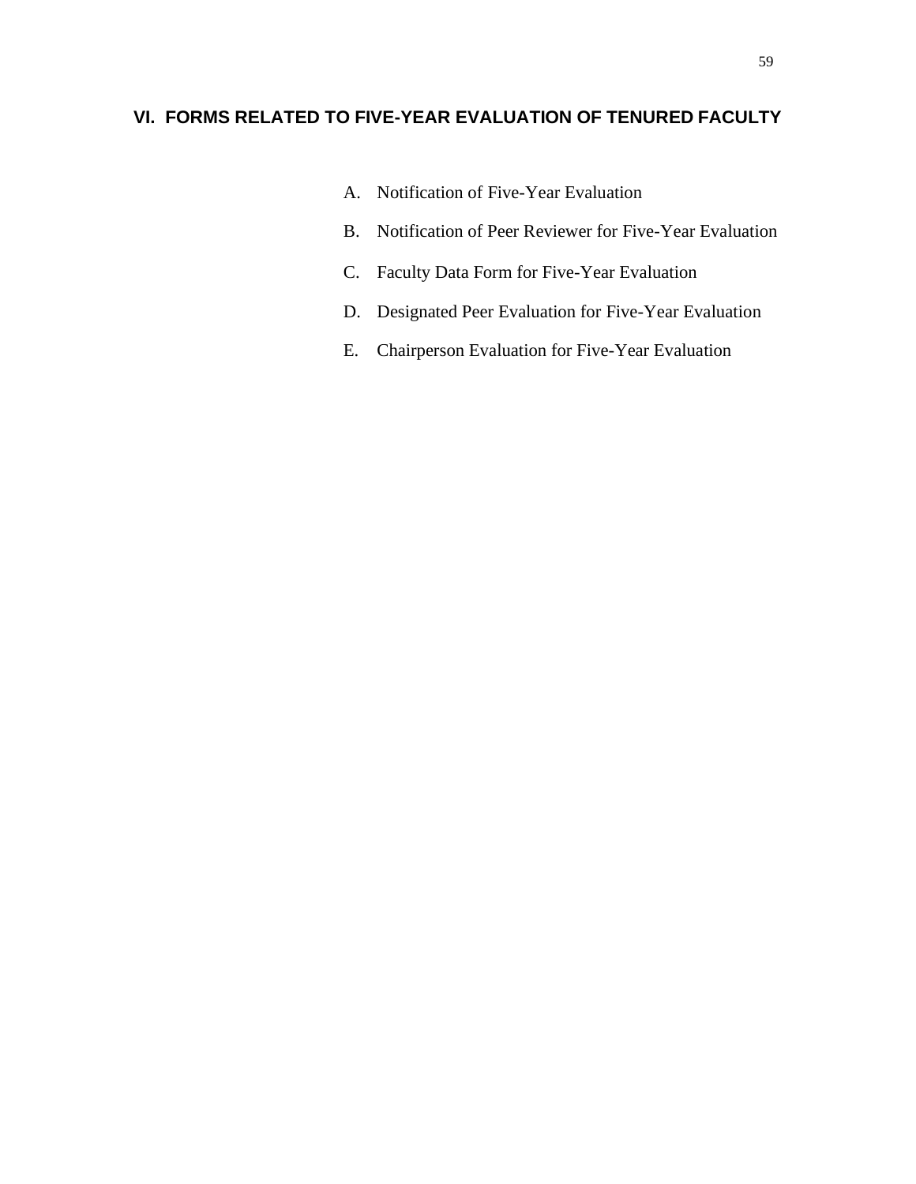## VI. FORMS RELATED TO FIVE-YEAR EVALUATION OF TENURED FACULTY

A. Notification of Five-Year Evaluation

B. Notification of Peer Reviewer for Five-Year Evaluation

C. Faculty Data Form for Five-Year Evaluation

D. Designated Peer Evaluation for Five-Year Evaluation

E. Chairperson Evaluation for Five-Year Evaluation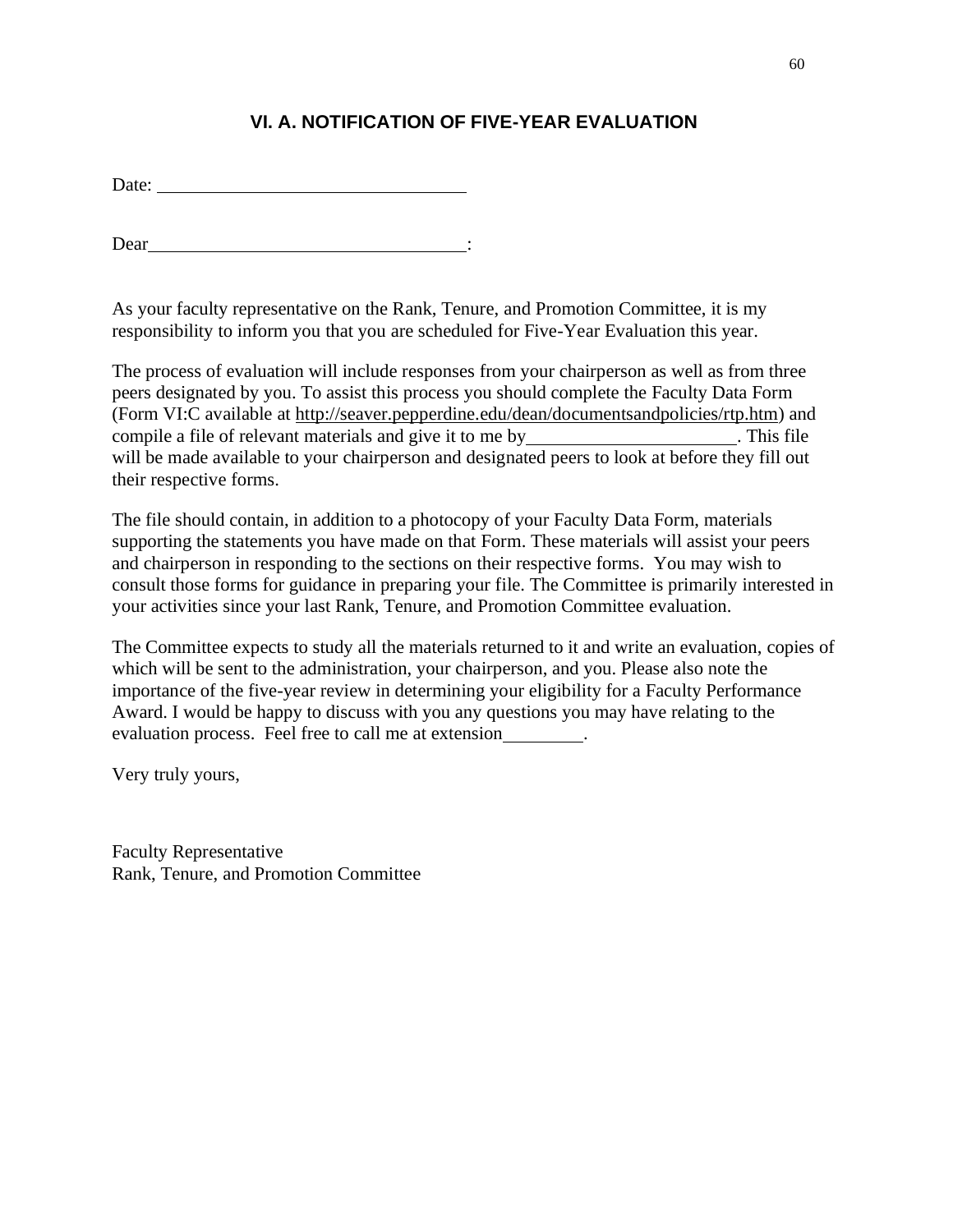## VI. A. NOTIFICATION OF FIVE-YEAR EVALUATION

Date: ________________________________

Dear________________________________:

As your faculty representative on the Rank, Tenure, and Promotion Committee, it is my responsibility to inform you that you are scheduled for Five-Year Evaluation this year.

The process of evaluation will include responses from your chairperson as well as from three peers designated by you. To assist this process you should complete the Faculty Data Form (Form VI:C available at http://seaver.pepperdine.edu/dean/documentsandpolicies/rtp.htm) and compile a file of relevant materials and give it to me by______________________. This file will be made available to your chairperson and designated peers to look at before they fill out their respective forms.

The file should contain, in addition to a photocopy of your Faculty Data Form, materials supporting the statements you have made on that Form. These materials will assist your peers and chairperson in responding to the sections on their respective forms. You may wish to consult those forms for guidance in preparing your file. The Committee is primarily interested in your activities since your last Rank, Tenure, and Promotion Committee evaluation.

The Committee expects to study all the materials returned to it and write an evaluation, copies of which will be sent to the administration, your chairperson, and you. Please also note the importance of the five-year review in determining your eligibility for a Faculty Performance Award. I would be happy to discuss with you any questions you may have relating to the evaluation process. Feel free to call me at extension________.

Very truly yours,

Faculty Representative
Rank, Tenure, and Promotion Committee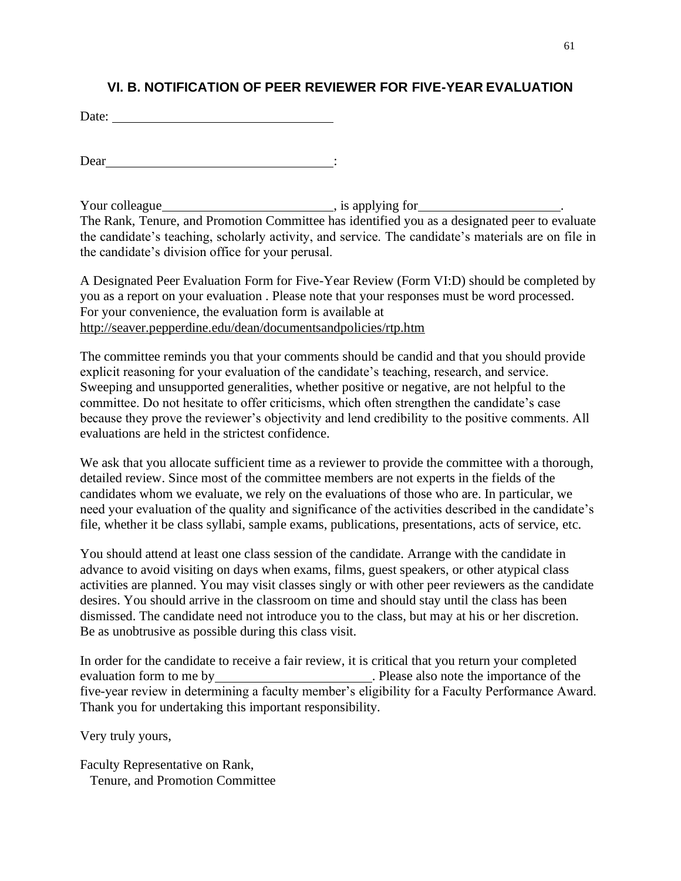## VI. B. NOTIFICATION OF PEER REVIEWER FOR FIVE-YEAR EVALUATION

Date: ________________________________

Dear ________________________________:

Your colleague ________________________, is applying for ____________________.
The Rank, Tenure, and Promotion Committee has identified you as a designated peer to evaluate the candidate's teaching, scholarly activity, and service. The candidate's materials are on file in the candidate's division office for your perusal.

A Designated Peer Evaluation Form for Five-Year Review (Form VI:D) should be completed by you as a report on your evaluation . Please note that your responses must be word processed. For your convenience, the evaluation form is available at
http://seaver.pepperdine.edu/dean/documentsandpolicies/rtp.htm

The committee reminds you that your comments should be candid and that you should provide explicit reasoning for your evaluation of the candidate's teaching, research, and service. Sweeping and unsupported generalities, whether positive or negative, are not helpful to the committee. Do not hesitate to offer criticisms, which often strengthen the candidate's case because they prove the reviewer's objectivity and lend credibility to the positive comments. All evaluations are held in the strictest confidence.

We ask that you allocate sufficient time as a reviewer to provide the committee with a thorough, detailed review. Since most of the committee members are not experts in the fields of the candidates whom we evaluate, we rely on the evaluations of those who are. In particular, we need your evaluation of the quality and significance of the activities described in the candidate's file, whether it be class syllabi, sample exams, publications, presentations, acts of service, etc.

You should attend at least one class session of the candidate. Arrange with the candidate in advance to avoid visiting on days when exams, films, guest speakers, or other atypical class activities are planned. You may visit classes singly or with other peer reviewers as the candidate desires. You should arrive in the classroom on time and should stay until the class has been dismissed. The candidate need not introduce you to the class, but may at his or her discretion. Be as unobtrusive as possible during this class visit.

In order for the candidate to receive a fair review, it is critical that you return your completed evaluation form to me by ______________________. Please also note the importance of the five-year review in determining a faculty member's eligibility for a Faculty Performance Award. Thank you for undertaking this important responsibility.

Very truly yours,

Faculty Representative on Rank,
Tenure, and Promotion Committee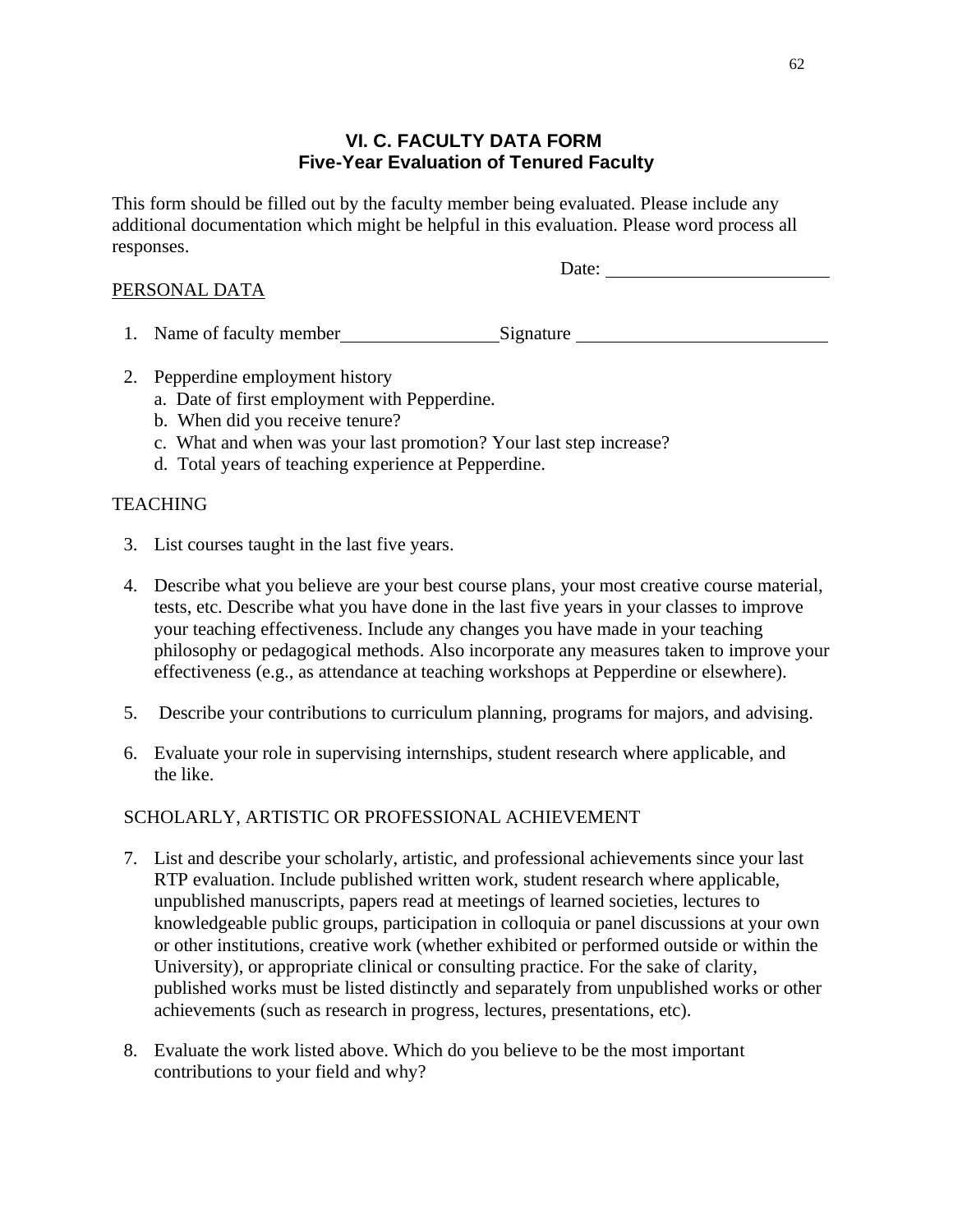## VI. C. FACULTY DATA FORM
## Five-Year Evaluation of Tenured Faculty

This form should be filled out by the faculty member being evaluated. Please include any additional documentation which might be helpful in this evaluation. Please word process all responses.

Date: ________________________

PERSONAL DATA

1. Name of faculty member________________Signature ___________________________

2. Pepperdine employment history
   a. Date of first employment with Pepperdine.
   b. When did you receive tenure?
   c. What and when was your last promotion? Your last step increase?
   d. Total years of teaching experience at Pepperdine.

TEACHING

3. List courses taught in the last five years.

4. Describe what you believe are your best course plans, your most creative course material, tests, etc. Describe what you have done in the last five years in your classes to improve your teaching effectiveness. Include any changes you have made in your teaching philosophy or pedagogical methods. Also incorporate any measures taken to improve your effectiveness (e.g., as attendance at teaching workshops at Pepperdine or elsewhere).

5. Describe your contributions to curriculum planning, programs for majors, and advising.

6. Evaluate your role in supervising internships, student research where applicable, and the like.

SCHOLARLY, ARTISTIC OR PROFESSIONAL ACHIEVEMENT

7. List and describe your scholarly, artistic, and professional achievements since your last RTP evaluation. Include published written work, student research where applicable, unpublished manuscripts, papers read at meetings of learned societies, lectures to knowledgeable public groups, participation in colloquia or panel discussions at your own or other institutions, creative work (whether exhibited or performed outside or within the University), or appropriate clinical or consulting practice. For the sake of clarity, published works must be listed distinctly and separately from unpublished works or other achievements (such as research in progress, lectures, presentations, etc).

8. Evaluate the work listed above. Which do you believe to be the most important contributions to your field and why?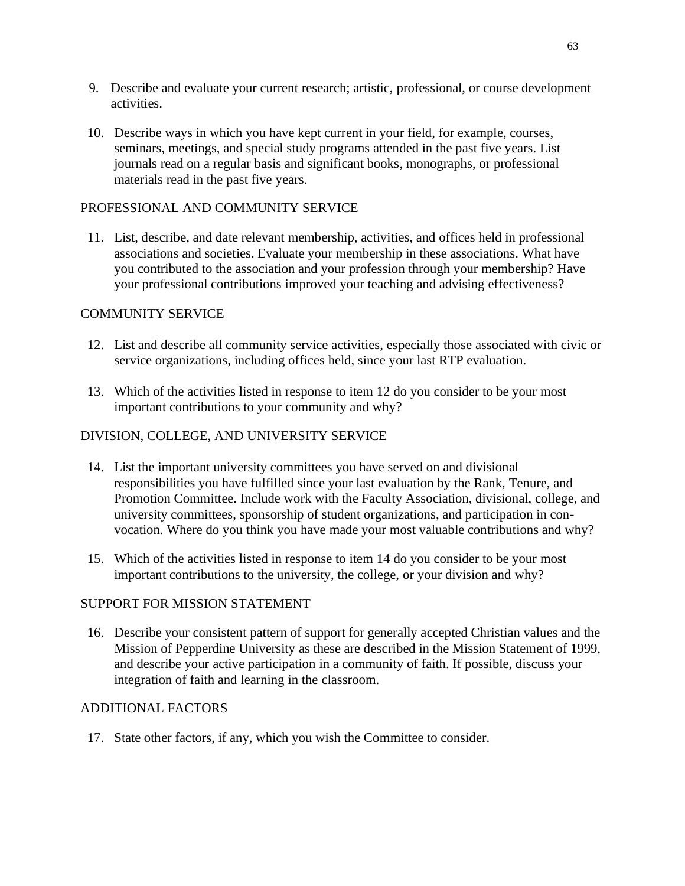9. Describe and evaluate your current research; artistic, professional, or course development activities.

10. Describe ways in which you have kept current in your field, for example, courses, seminars, meetings, and special study programs attended in the past five years. List journals read on a regular basis and significant books, monographs, or professional materials read in the past five years.

PROFESSIONAL AND COMMUNITY SERVICE

11. List, describe, and date relevant membership, activities, and offices held in professional associations and societies. Evaluate your membership in these associations. What have you contributed to the association and your profession through your membership? Have your professional contributions improved your teaching and advising effectiveness?

COMMUNITY SERVICE

12. List and describe all community service activities, especially those associated with civic or service organizations, including offices held, since your last RTP evaluation.

13. Which of the activities listed in response to item 12 do you consider to be your most important contributions to your community and why?

DIVISION, COLLEGE, AND UNIVERSITY SERVICE

14. List the important university committees you have served on and divisional responsibilities you have fulfilled since your last evaluation by the Rank, Tenure, and Promotion Committee. Include work with the Faculty Association, divisional, college, and university committees, sponsorship of student organizations, and participation in convocation. Where do you think you have made your most valuable contributions and why?

15. Which of the activities listed in response to item 14 do you consider to be your most important contributions to the university, the college, or your division and why?

SUPPORT FOR MISSION STATEMENT

16. Describe your consistent pattern of support for generally accepted Christian values and the Mission of Pepperdine University as these are described in the Mission Statement of 1999, and describe your active participation in a community of faith. If possible, discuss your integration of faith and learning in the classroom.

ADDITIONAL FACTORS

17. State other factors, if any, which you wish the Committee to consider.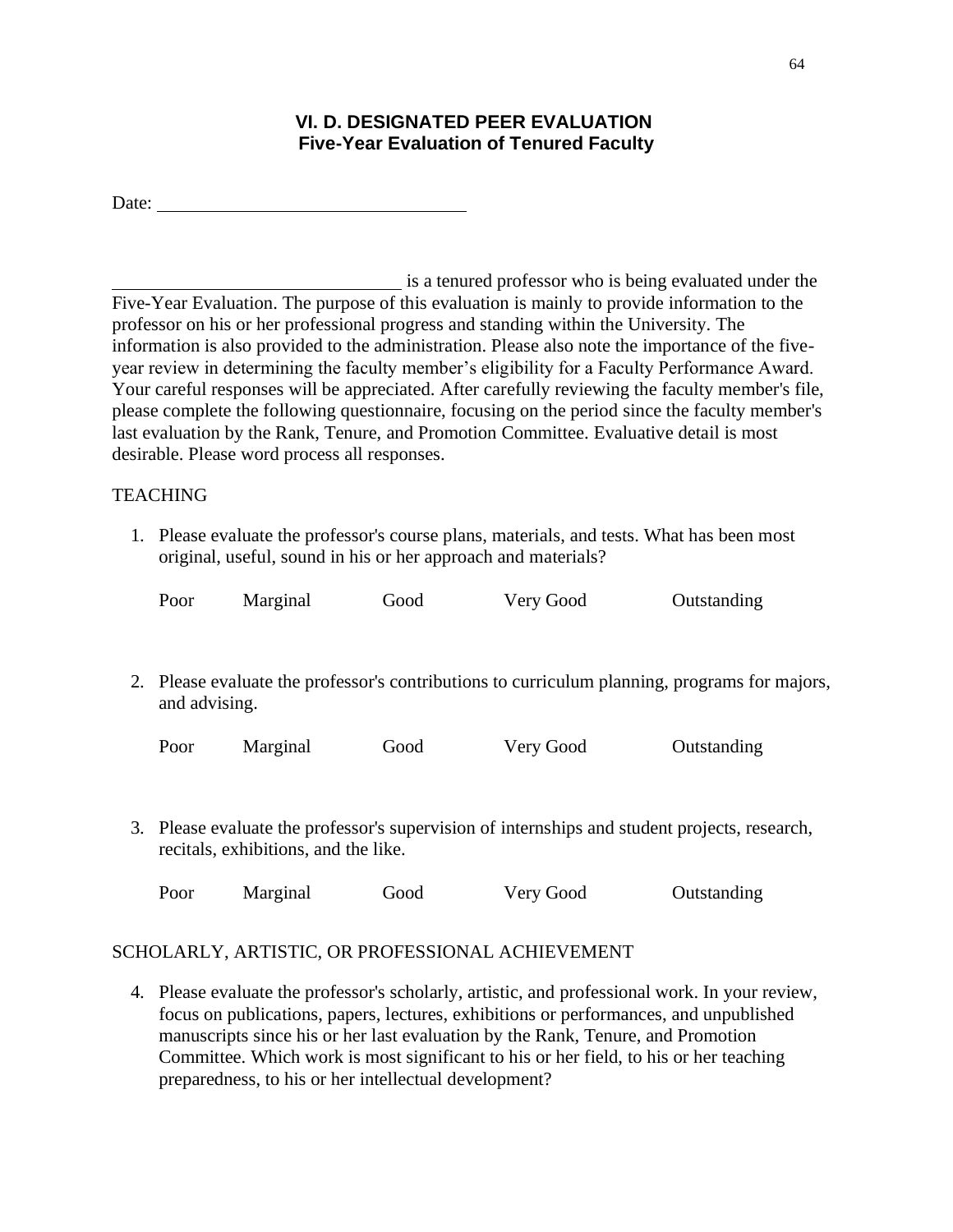## VI. D. DESIGNATED PEER EVALUATION
### Five-Year Evaluation of Tenured Faculty

Date: ________________________________

______________________________ is a tenured professor who is being evaluated under the Five-Year Evaluation. The purpose of this evaluation is mainly to provide information to the professor on his or her professional progress and standing within the University. The information is also provided to the administration. Please also note the importance of the five-year review in determining the faculty member's eligibility for a Faculty Performance Award. Your careful responses will be appreciated. After carefully reviewing the faculty member's file, please complete the following questionnaire, focusing on the period since the faculty member's last evaluation by the Rank, Tenure, and Promotion Committee. Evaluative detail is most desirable. Please word process all responses.

TEACHING

1. Please evaluate the professor's course plans, materials, and tests. What has been most original, useful, sound in his or her approach and materials?

   Poor     Marginal     Good     Very Good     Outstanding

2. Please evaluate the professor's contributions to curriculum planning, programs for majors, and advising.

   Poor     Marginal     Good     Very Good     Outstanding

3. Please evaluate the professor's supervision of internships and student projects, research, recitals, exhibitions, and the like.

   Poor     Marginal     Good     Very Good     Outstanding

SCHOLARLY, ARTISTIC, OR PROFESSIONAL ACHIEVEMENT

4. Please evaluate the professor's scholarly, artistic, and professional work. In your review, focus on publications, papers, lectures, exhibitions or performances, and unpublished manuscripts since his or her last evaluation by the Rank, Tenure, and Promotion Committee. Which work is most significant to his or her field, to his or her teaching preparedness, to his or her intellectual development?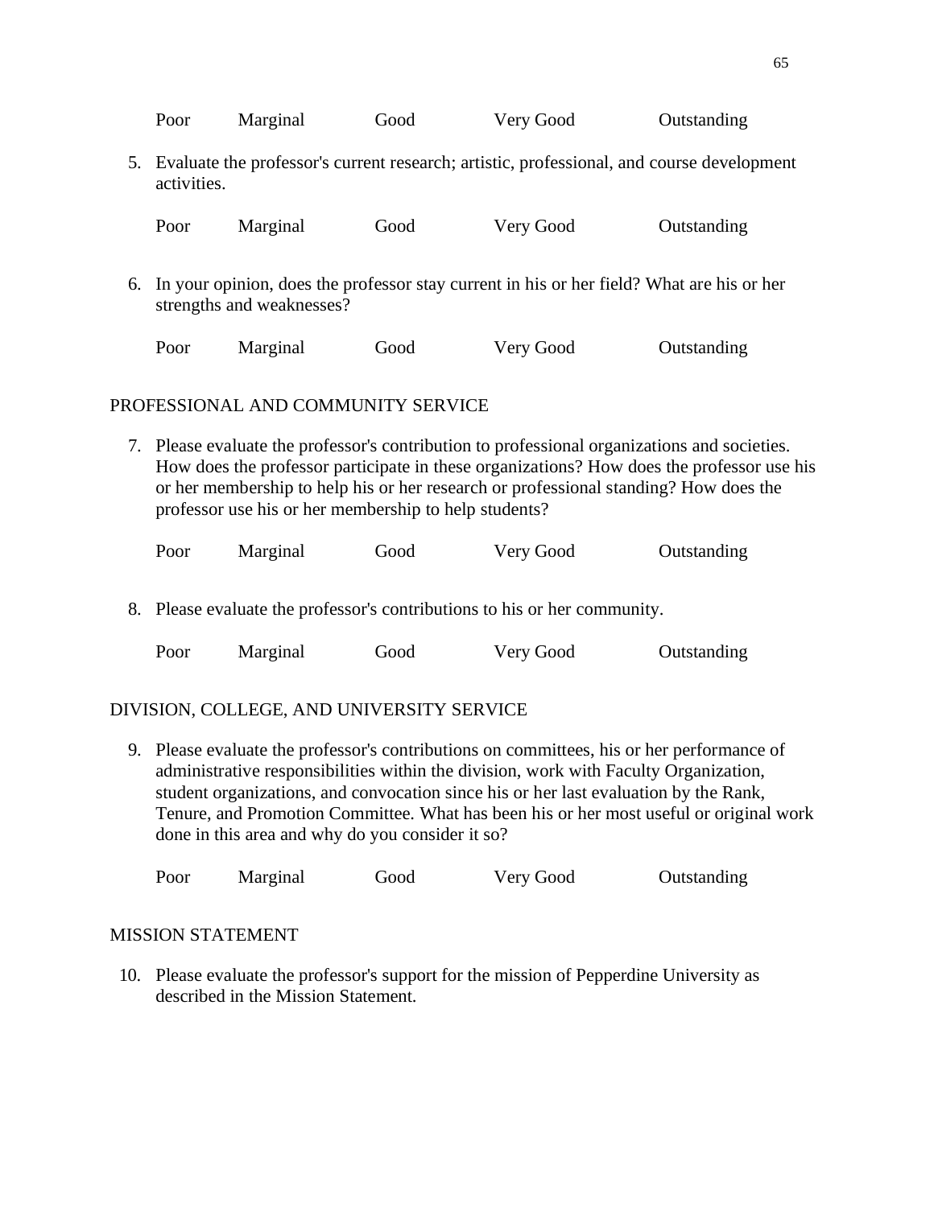Poor Marginal Good Very Good Outstanding

5. Evaluate the professor's current research; artistic, professional, and course development activities.

   Poor Marginal Good Very Good Outstanding

6. In your opinion, does the professor stay current in his or her field? What are his or her strengths and weaknesses?

   Poor Marginal Good Very Good Outstanding

## PROFESSIONAL AND COMMUNITY SERVICE

7. Please evaluate the professor's contribution to professional organizations and societies. How does the professor participate in these organizations? How does the professor use his or her membership to help his or her research or professional standing? How does the professor use his or her membership to help students?

   Poor Marginal Good Very Good Outstanding

8. Please evaluate the professor's contributions to his or her community.

   Poor Marginal Good Very Good Outstanding

## DIVISION, COLLEGE, AND UNIVERSITY SERVICE

9. Please evaluate the professor's contributions on committees, his or her performance of administrative responsibilities within the division, work with Faculty Organization, student organizations, and convocation since his or her last evaluation by the Rank, Tenure, and Promotion Committee. What has been his or her most useful or original work done in this area and why do you consider it so?

   Poor Marginal Good Very Good Outstanding

## MISSION STATEMENT

10. Please evaluate the professor's support for the mission of Pepperdine University as described in the Mission Statement.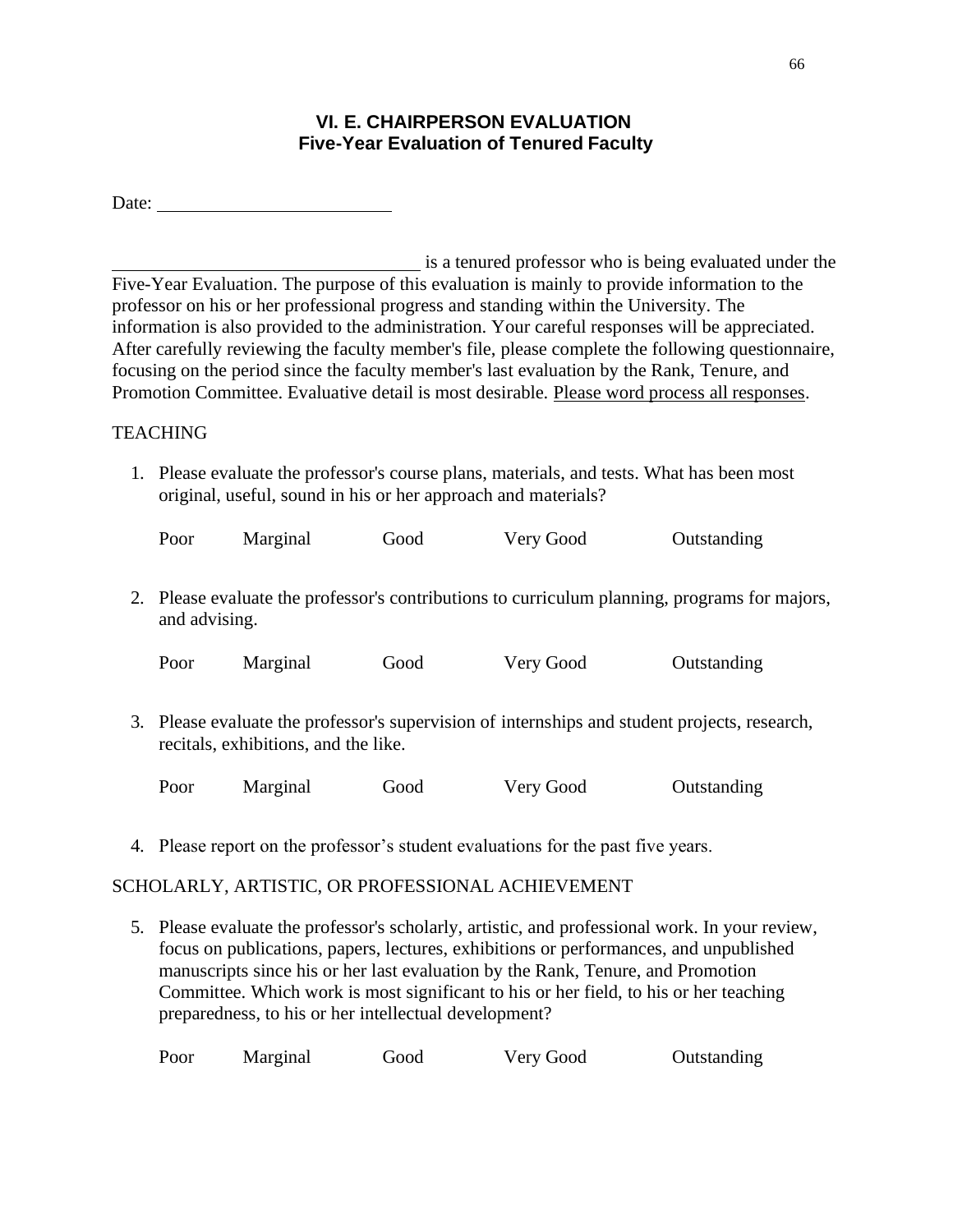## VI. E. CHAIRPERSON EVALUATION
## Five-Year Evaluation of Tenured Faculty

Date: ________________________

________________________________ is a tenured professor who is being evaluated under the Five-Year Evaluation. The purpose of this evaluation is mainly to provide information to the professor on his or her professional progress and standing within the University. The information is also provided to the administration. Your careful responses will be appreciated. After carefully reviewing the faculty member's file, please complete the following questionnaire, focusing on the period since the faculty member's last evaluation by the Rank, Tenure, and Promotion Committee. Evaluative detail is most desirable. <u>Please word process all responses</u>.

TEACHING

1. Please evaluate the professor's course plans, materials, and tests. What has been most original, useful, sound in his or her approach and materials?

   Poor Marginal Good Very Good Outstanding

2. Please evaluate the professor's contributions to curriculum planning, programs for majors, and advising.

   Poor Marginal Good Very Good Outstanding

3. Please evaluate the professor's supervision of internships and student projects, research, recitals, exhibitions, and the like.

   Poor Marginal Good Very Good Outstanding

4. Please report on the professor's student evaluations for the past five years.

SCHOLARLY, ARTISTIC, OR PROFESSIONAL ACHIEVEMENT

5. Please evaluate the professor's scholarly, artistic, and professional work. In your review, focus on publications, papers, lectures, exhibitions or performances, and unpublished manuscripts since his or her last evaluation by the Rank, Tenure, and Promotion Committee. Which work is most significant to his or her field, to his or her teaching preparedness, to his or her intellectual development?

   Poor Marginal Good Very Good Outstanding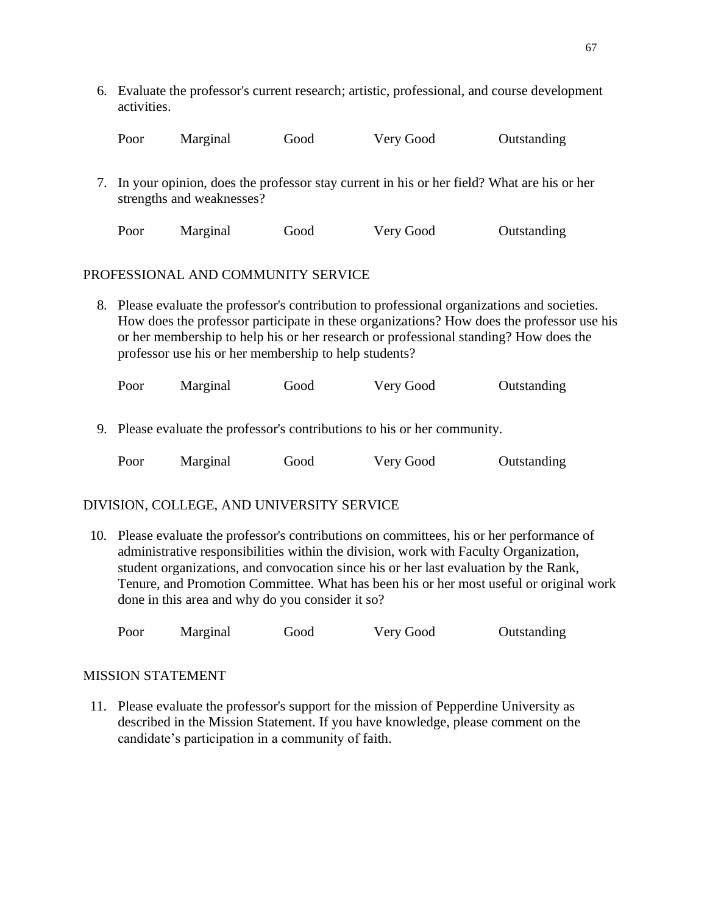6. Evaluate the professor's current research; artistic, professional, and course development activities.

   Poor    Marginal    Good    Very Good    Outstanding

7. In your opinion, does the professor stay current in his or her field? What are his or her strengths and weaknesses?

   Poor    Marginal    Good    Very Good    Outstanding

## PROFESSIONAL AND COMMUNITY SERVICE

8. Please evaluate the professor's contribution to professional organizations and societies. How does the professor participate in these organizations? How does the professor use his or her membership to help his or her research or professional standing? How does the professor use his or her membership to help students?

   Poor    Marginal    Good    Very Good    Outstanding

9. Please evaluate the professor's contributions to his or her community.

   Poor    Marginal    Good    Very Good    Outstanding

## DIVISION, COLLEGE, AND UNIVERSITY SERVICE

10. Please evaluate the professor's contributions on committees, his or her performance of administrative responsibilities within the division, work with Faculty Organization, student organizations, and convocation since his or her last evaluation by the Rank, Tenure, and Promotion Committee. What has been his or her most useful or original work done in this area and why do you consider it so?

    Poor    Marginal    Good    Very Good    Outstanding

## MISSION STATEMENT

11. Please evaluate the professor's support for the mission of Pepperdine University as described in the Mission Statement. If you have knowledge, please comment on the candidate's participation in a community of faith.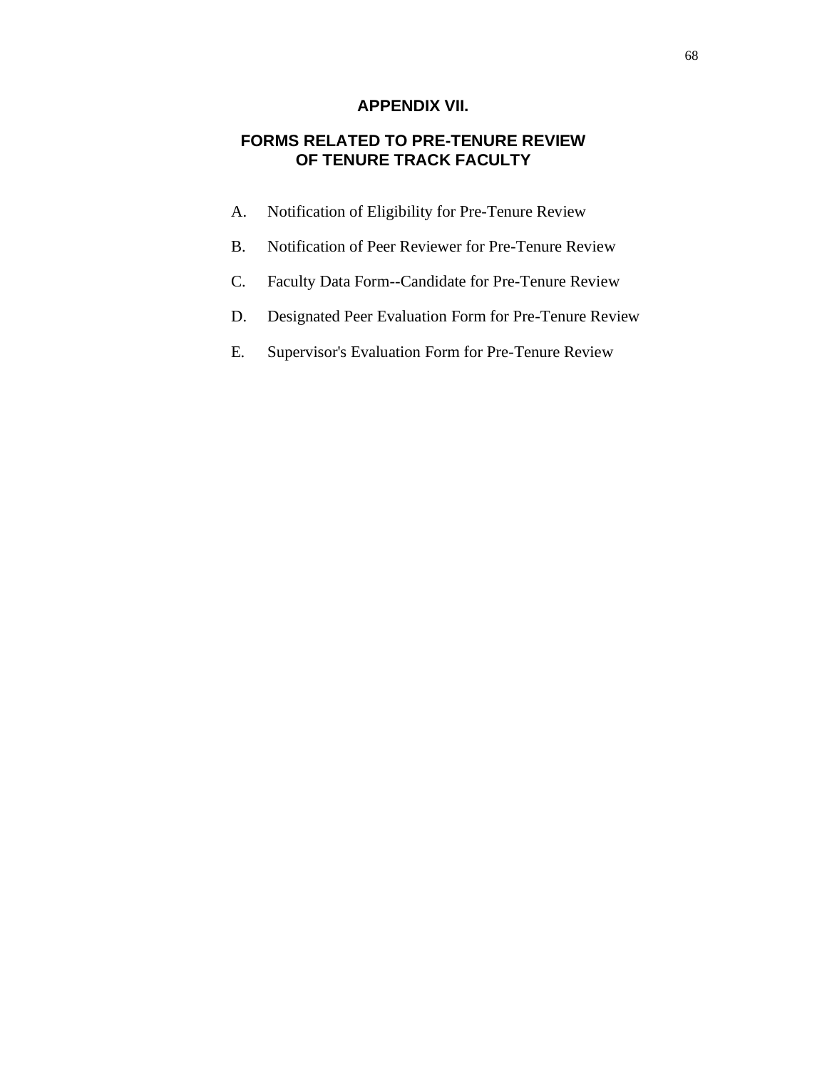# APPENDIX VII.

## FORMS RELATED TO PRE-TENURE REVIEW OF TENURE TRACK FACULTY

A. Notification of Eligibility for Pre-Tenure Review

B. Notification of Peer Reviewer for Pre-Tenure Review

C. Faculty Data Form--Candidate for Pre-Tenure Review

D. Designated Peer Evaluation Form for Pre-Tenure Review

E. Supervisor's Evaluation Form for Pre-Tenure Review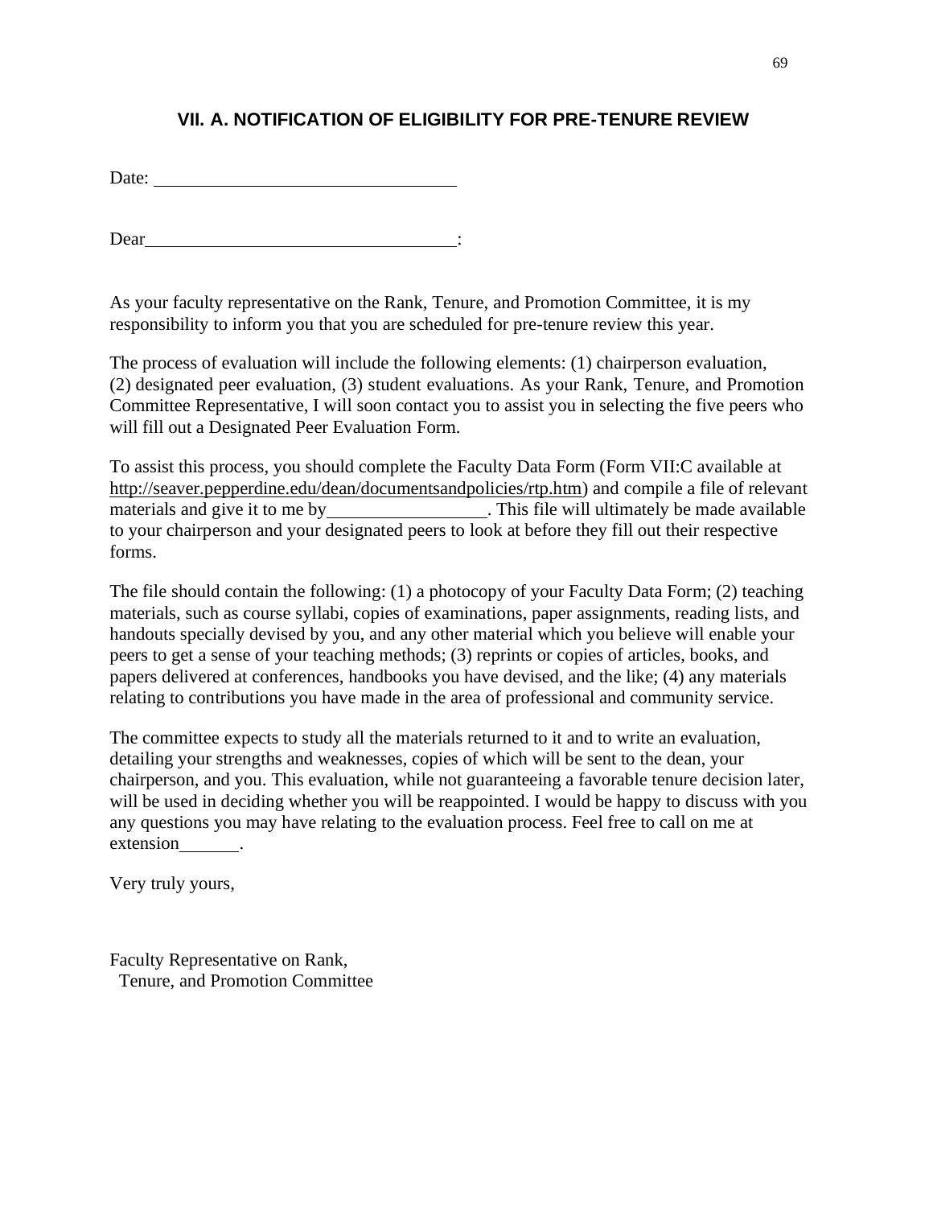## VII. A. NOTIFICATION OF ELIGIBILITY FOR PRE-TENURE REVIEW

Date: ________________________________

Dear________________________________:

As your faculty representative on the Rank, Tenure, and Promotion Committee, it is my responsibility to inform you that you are scheduled for pre-tenure review this year.

The process of evaluation will include the following elements: (1) chairperson evaluation, (2) designated peer evaluation, (3) student evaluations. As your Rank, Tenure, and Promotion Committee Representative, I will soon contact you to assist you in selecting the five peers who will fill out a Designated Peer Evaluation Form.

To assist this process, you should complete the Faculty Data Form (Form VII:C available at http://seaver.pepperdine.edu/dean/documentsandpolicies/rtp.htm) and compile a file of relevant materials and give it to me by________________. This file will ultimately be made available to your chairperson and your designated peers to look at before they fill out their respective forms.

The file should contain the following: (1) a photocopy of your Faculty Data Form; (2) teaching materials, such as course syllabi, copies of examinations, paper assignments, reading lists, and handouts specially devised by you, and any other material which you believe will enable your peers to get a sense of your teaching methods; (3) reprints or copies of articles, books, and papers delivered at conferences, handbooks you have devised, and the like; (4) any materials relating to contributions you have made in the area of professional and community service.

The committee expects to study all the materials returned to it and to write an evaluation, detailing your strengths and weaknesses, copies of which will be sent to the dean, your chairperson, and you. This evaluation, while not guaranteeing a favorable tenure decision later, will be used in deciding whether you will be reappointed. I would be happy to discuss with you any questions you may have relating to the evaluation process. Feel free to call on me at extension______.

Very truly yours,

Faculty Representative on Rank,
Tenure, and Promotion Committee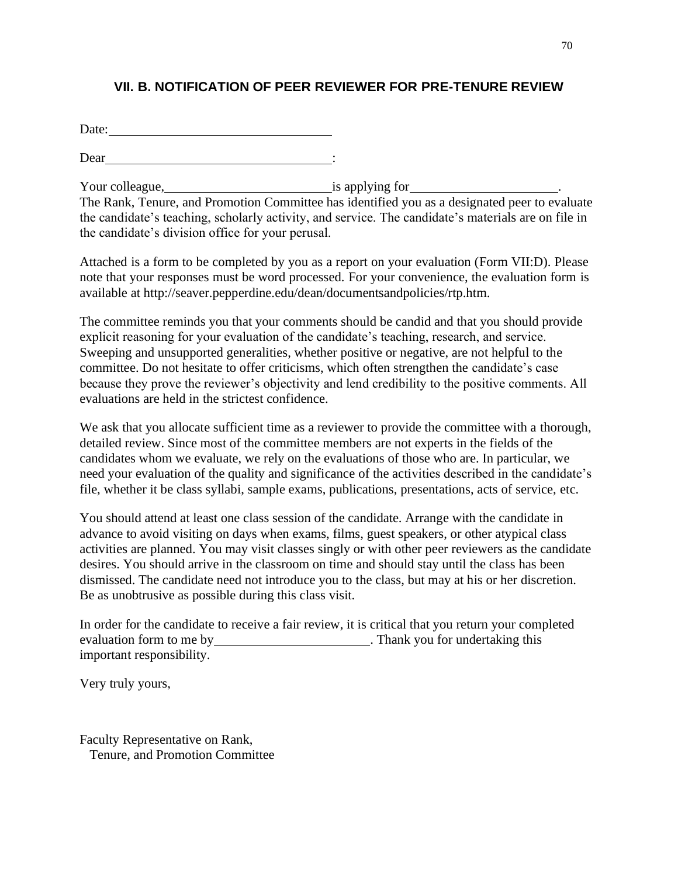## VII. B. NOTIFICATION OF PEER REVIEWER FOR PRE-TENURE REVIEW

Date: ________________________________

Dear ________________________________:

Your colleague, ________________________ is applying for ____________________.
The Rank, Tenure, and Promotion Committee has identified you as a designated peer to evaluate the candidate's teaching, scholarly activity, and service. The candidate's materials are on file in the candidate's division office for your perusal.

Attached is a form to be completed by you as a report on your evaluation (Form VII:D). Please note that your responses must be word processed. For your convenience, the evaluation form is available at http://seaver.pepperdine.edu/dean/documentsandpolicies/rtp.htm.

The committee reminds you that your comments should be candid and that you should provide explicit reasoning for your evaluation of the candidate's teaching, research, and service. Sweeping and unsupported generalities, whether positive or negative, are not helpful to the committee. Do not hesitate to offer criticisms, which often strengthen the candidate's case because they prove the reviewer's objectivity and lend credibility to the positive comments. All evaluations are held in the strictest confidence.

We ask that you allocate sufficient time as a reviewer to provide the committee with a thorough, detailed review. Since most of the committee members are not experts in the fields of the candidates whom we evaluate, we rely on the evaluations of those who are. In particular, we need your evaluation of the quality and significance of the activities described in the candidate's file, whether it be class syllabi, sample exams, publications, presentations, acts of service, etc.

You should attend at least one class session of the candidate. Arrange with the candidate in advance to avoid visiting on days when exams, films, guest speakers, or other atypical class activities are planned. You may visit classes singly or with other peer reviewers as the candidate desires. You should arrive in the classroom on time and should stay until the class has been dismissed. The candidate need not introduce you to the class, but may at his or her discretion. Be as unobtrusive as possible during this class visit.

In order for the candidate to receive a fair review, it is critical that you return your completed evaluation form to me by ______________________. Thank you for undertaking this important responsibility.

Very truly yours,

Faculty Representative on Rank,
Tenure, and Promotion Committee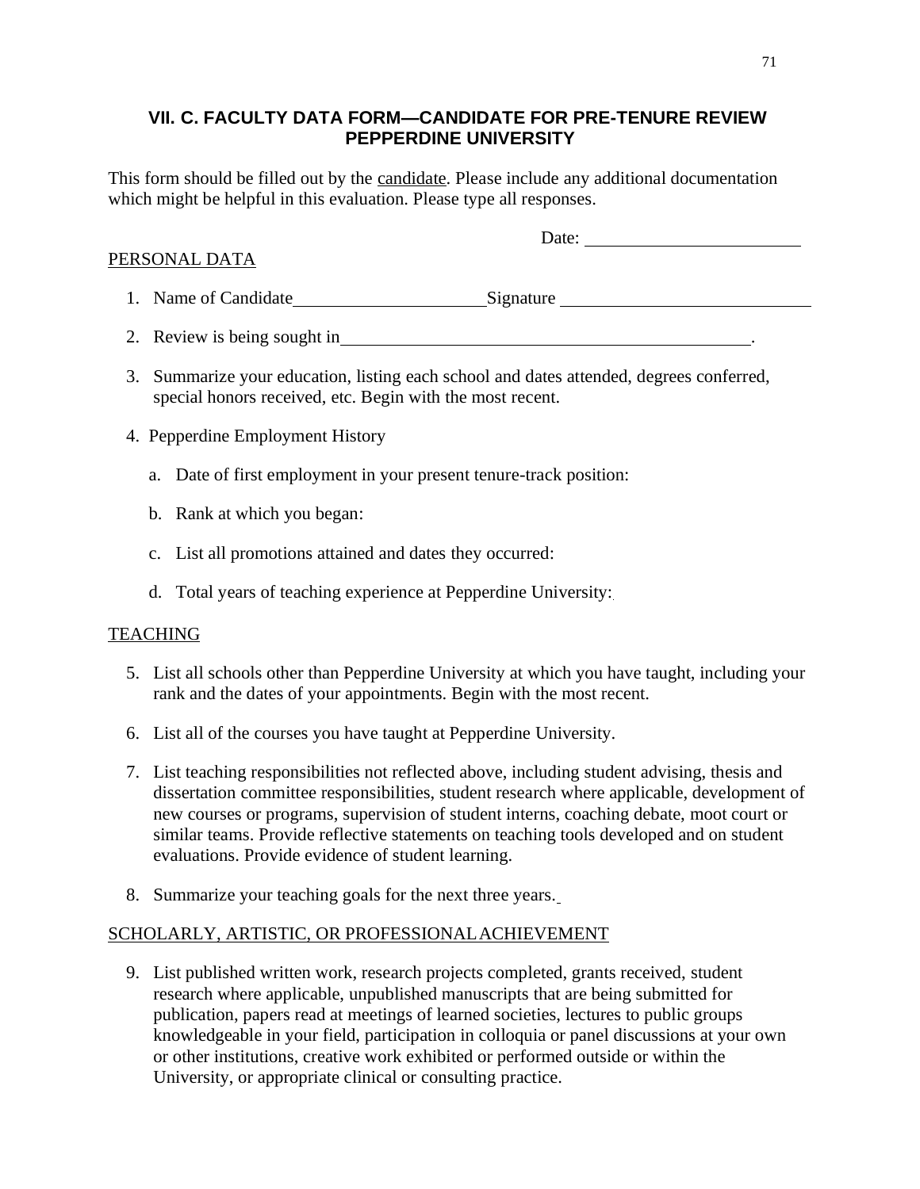## VII. C. FACULTY DATA FORM—CANDIDATE FOR PRE-TENURE REVIEW PEPPERDINE UNIVERSITY

This form should be filled out by the candidate. Please include any additional documentation which might be helpful in this evaluation. Please type all responses.

Date: ________________________

PERSONAL DATA

1. Name of Candidate_____________________Signature ____________________________
2. Review is being sought in_______________________________________________.
3. Summarize your education, listing each school and dates attended, degrees conferred, special honors received, etc. Begin with the most recent.
4. Pepperdine Employment History
   a. Date of first employment in your present tenure-track position:
   b. Rank at which you began:
   c. List all promotions attained and dates they occurred:
   d. Total years of teaching experience at Pepperdine University:

TEACHING

5. List all schools other than Pepperdine University at which you have taught, including your rank and the dates of your appointments. Begin with the most recent.
6. List all of the courses you have taught at Pepperdine University.
7. List teaching responsibilities not reflected above, including student advising, thesis and dissertation committee responsibilities, student research where applicable, development of new courses or programs, supervision of student interns, coaching debate, moot court or similar teams. Provide reflective statements on teaching tools developed and on student evaluations. Provide evidence of student learning.
8. Summarize your teaching goals for the next three years.

SCHOLARLY, ARTISTIC, OR PROFESSIONAL ACHIEVEMENT

9. List published written work, research projects completed, grants received, student research where applicable, unpublished manuscripts that are being submitted for publication, papers read at meetings of learned societies, lectures to public groups knowledgeable in your field, participation in colloquia or panel discussions at your own or other institutions, creative work exhibited or performed outside or within the University, or appropriate clinical or consulting practice.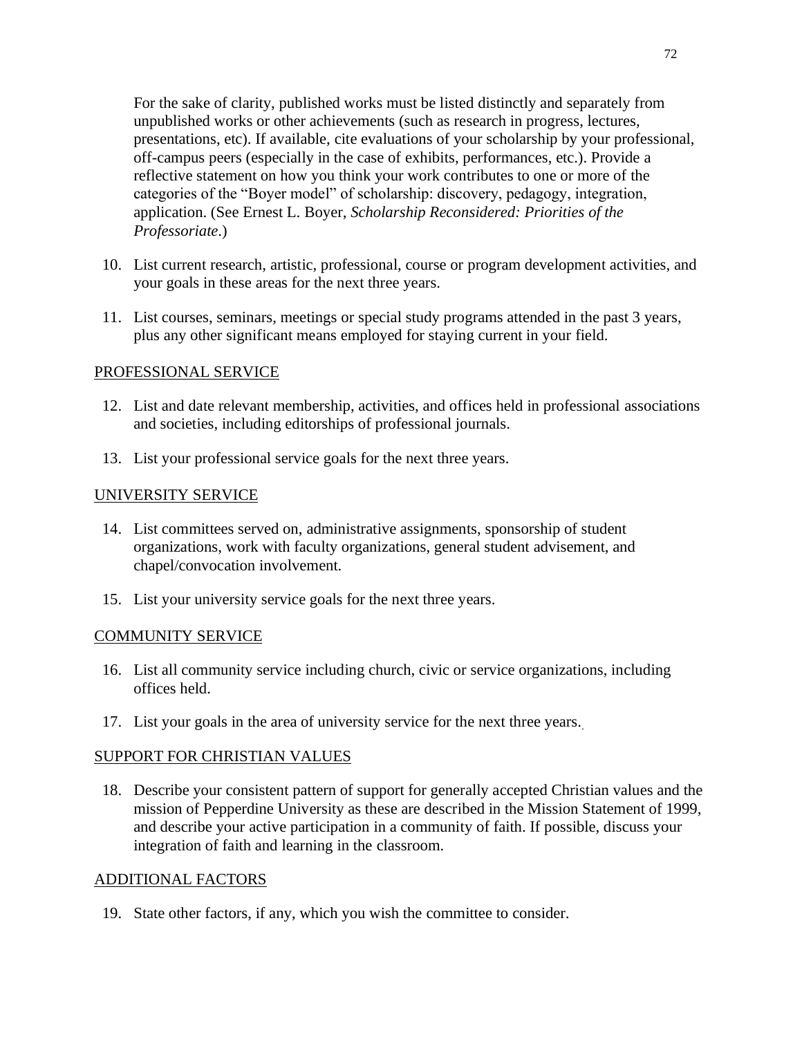For the sake of clarity, published works must be listed distinctly and separately from unpublished works or other achievements (such as research in progress, lectures, presentations, etc). If available, cite evaluations of your scholarship by your professional, off-campus peers (especially in the case of exhibits, performances, etc.). Provide a reflective statement on how you think your work contributes to one or more of the categories of the "Boyer model" of scholarship: discovery, pedagogy, integration, application. (See Ernest L. Boyer, *Scholarship Reconsidered: Priorities of the Professoriate*.)

10. List current research, artistic, professional, course or program development activities, and your goals in these areas for the next three years.

11. List courses, seminars, meetings or special study programs attended in the past 3 years, plus any other significant means employed for staying current in your field.

PROFESSIONAL SERVICE

12. List and date relevant membership, activities, and offices held in professional associations and societies, including editorships of professional journals.

13. List your professional service goals for the next three years.

UNIVERSITY SERVICE

14. List committees served on, administrative assignments, sponsorship of student organizations, work with faculty organizations, general student advisement, and chapel/convocation involvement.

15. List your university service goals for the next three years.

COMMUNITY SERVICE

16. List all community service including church, civic or service organizations, including offices held.

17. List your goals in the area of university service for the next three years.

SUPPORT FOR CHRISTIAN VALUES

18. Describe your consistent pattern of support for generally accepted Christian values and the mission of Pepperdine University as these are described in the Mission Statement of 1999, and describe your active participation in a community of faith. If possible, discuss your integration of faith and learning in the classroom.

ADDITIONAL FACTORS

19. State other factors, if any, which you wish the committee to consider.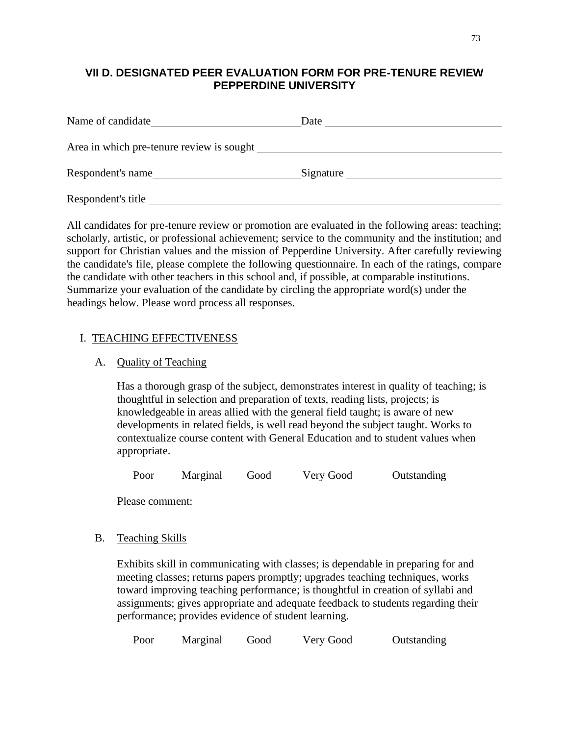## VII D. DESIGNATED PEER EVALUATION FORM FOR PRE-TENURE REVIEW PEPPERDINE UNIVERSITY

Name of candidate\_\_\_\_\_\_\_\_\_\_\_\_\_\_\_\_\_\_\_\_\_\_\_\_\_\_\_\_ Date \_\_\_\_\_\_\_\_\_\_\_\_\_\_\_\_\_\_\_\_\_\_\_\_\_\_\_\_\_\_\_\_

Area in which pre-tenure review is sought \_\_\_\_\_\_\_\_\_\_\_\_\_\_\_\_\_\_\_\_\_\_\_\_\_\_\_\_\_\_\_\_\_\_\_\_\_\_\_\_\_\_\_\_

Respondent's name\_\_\_\_\_\_\_\_\_\_\_\_\_\_\_\_\_\_\_\_\_\_\_\_\_\_\_\_ Signature \_\_\_\_\_\_\_\_\_\_\_\_\_\_\_\_\_\_\_\_\_\_\_\_\_\_\_\_

Respondent's title \_\_\_\_\_\_\_\_\_\_\_\_\_\_\_\_\_\_\_\_\_\_\_\_\_\_\_\_\_\_\_\_\_\_\_\_\_\_\_\_\_\_\_\_\_\_\_\_\_\_\_\_\_\_\_\_\_\_\_\_\_\_\_\_

All candidates for pre-tenure review or promotion are evaluated in the following areas: teaching; scholarly, artistic, or professional achievement; service to the community and the institution; and support for Christian values and the mission of Pepperdine University. After carefully reviewing the candidate's file, please complete the following questionnaire. In each of the ratings, compare the candidate with other teachers in this school and, if possible, at comparable institutions. Summarize your evaluation of the candidate by circling the appropriate word(s) under the headings below. Please word process all responses.

I. TEACHING EFFECTIVENESS

A. Quality of Teaching

Has a thorough grasp of the subject, demonstrates interest in quality of teaching; is thoughtful in selection and preparation of texts, reading lists, projects; is knowledgeable in areas allied with the general field taught; is aware of new developments in related fields, is well read beyond the subject taught. Works to contextualize course content with General Education and to student values when appropriate.

Poor Marginal Good Very Good Outstanding

Please comment:

B. Teaching Skills

Exhibits skill in communicating with classes; is dependable in preparing for and meeting classes; returns papers promptly; upgrades teaching techniques, works toward improving teaching performance; is thoughtful in creation of syllabi and assignments; gives appropriate and adequate feedback to students regarding their performance; provides evidence of student learning.

Poor Marginal Good Very Good Outstanding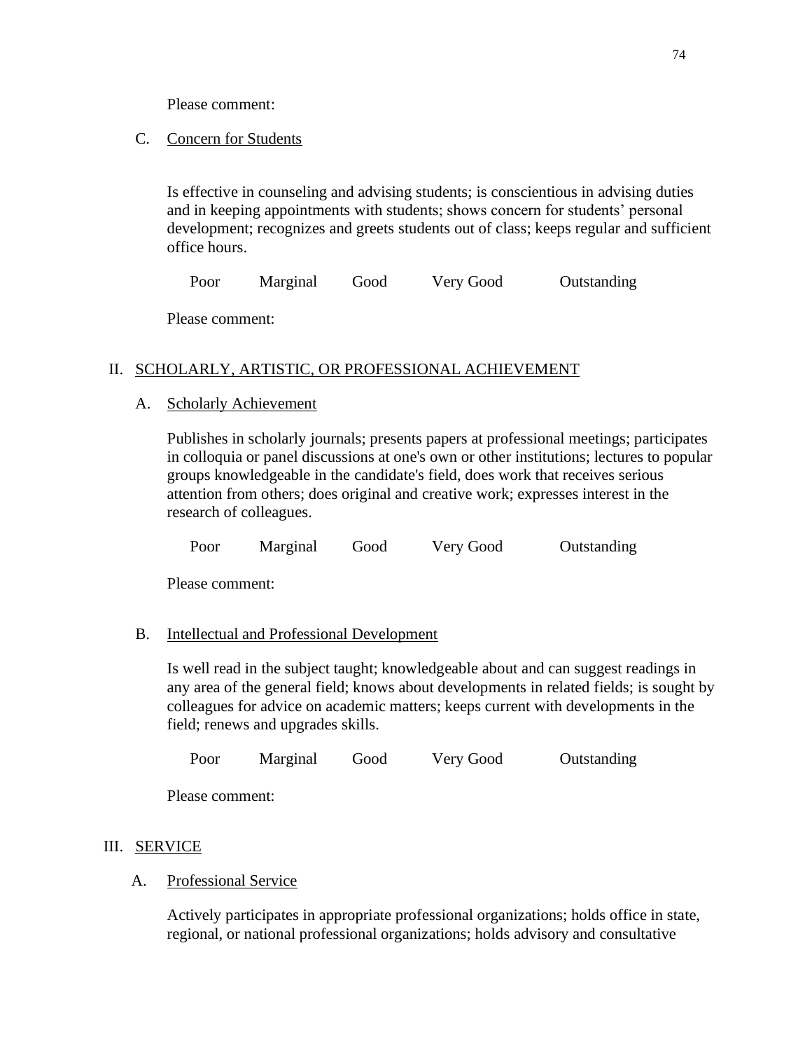Please comment:

C. Concern for Students

Is effective in counseling and advising students; is conscientious in advising duties and in keeping appointments with students; shows concern for students' personal development; recognizes and greets students out of class; keeps regular and sufficient office hours.

Poor Marginal Good Very Good Outstanding

Please comment:

## II. SCHOLARLY, ARTISTIC, OR PROFESSIONAL ACHIEVEMENT

A. Scholarly Achievement

Publishes in scholarly journals; presents papers at professional meetings; participates in colloquia or panel discussions at one's own or other institutions; lectures to popular groups knowledgeable in the candidate's field, does work that receives serious attention from others; does original and creative work; expresses interest in the research of colleagues.

Poor Marginal Good Very Good Outstanding

Please comment:

B. Intellectual and Professional Development

Is well read in the subject taught; knowledgeable about and can suggest readings in any area of the general field; knows about developments in related fields; is sought by colleagues for advice on academic matters; keeps current with developments in the field; renews and upgrades skills.

Poor Marginal Good Very Good Outstanding

Please comment:

## III. SERVICE

A. Professional Service

Actively participates in appropriate professional organizations; holds office in state, regional, or national professional organizations; holds advisory and consultative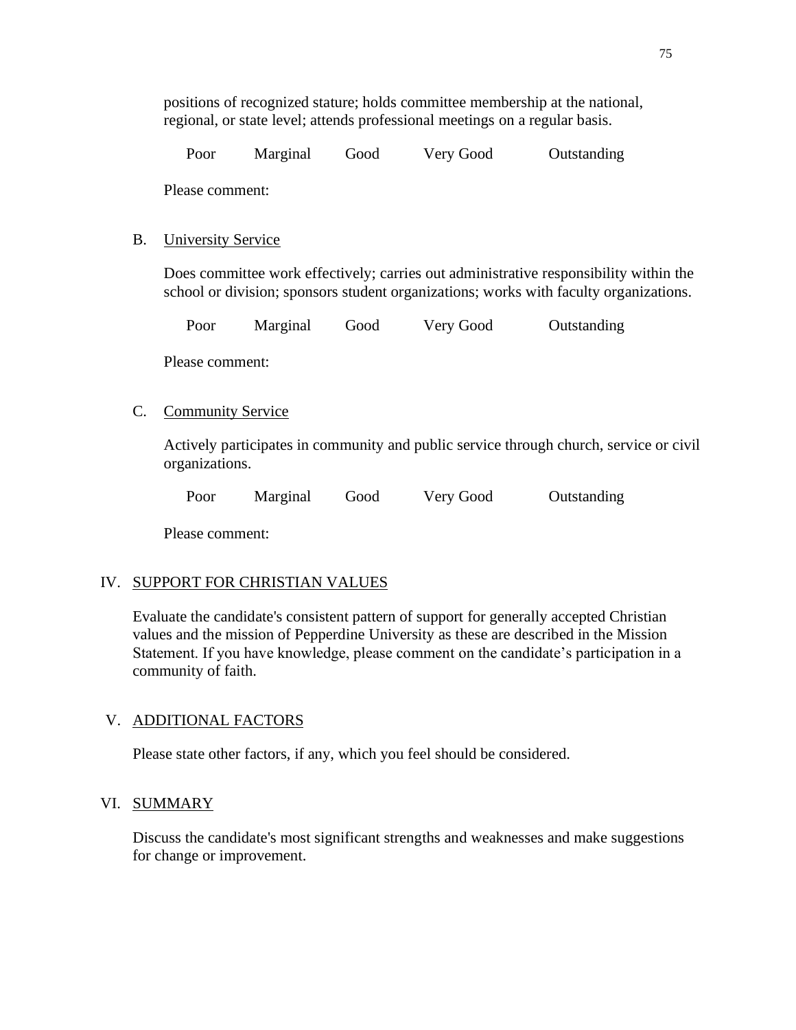positions of recognized stature; holds committee membership at the national, regional, or state level; attends professional meetings on a regular basis.

Poor Marginal Good Very Good Outstanding

Please comment:

B. University Service

Does committee work effectively; carries out administrative responsibility within the school or division; sponsors student organizations; works with faculty organizations.

Poor Marginal Good Very Good Outstanding

Please comment:

C. Community Service

Actively participates in community and public service through church, service or civil organizations.

Poor Marginal Good Very Good Outstanding

Please comment:

## IV. SUPPORT FOR CHRISTIAN VALUES

Evaluate the candidate's consistent pattern of support for generally accepted Christian values and the mission of Pepperdine University as these are described in the Mission Statement. If you have knowledge, please comment on the candidate's participation in a community of faith.

## V. ADDITIONAL FACTORS

Please state other factors, if any, which you feel should be considered.

## VI. SUMMARY

Discuss the candidate's most significant strengths and weaknesses and make suggestions for change or improvement.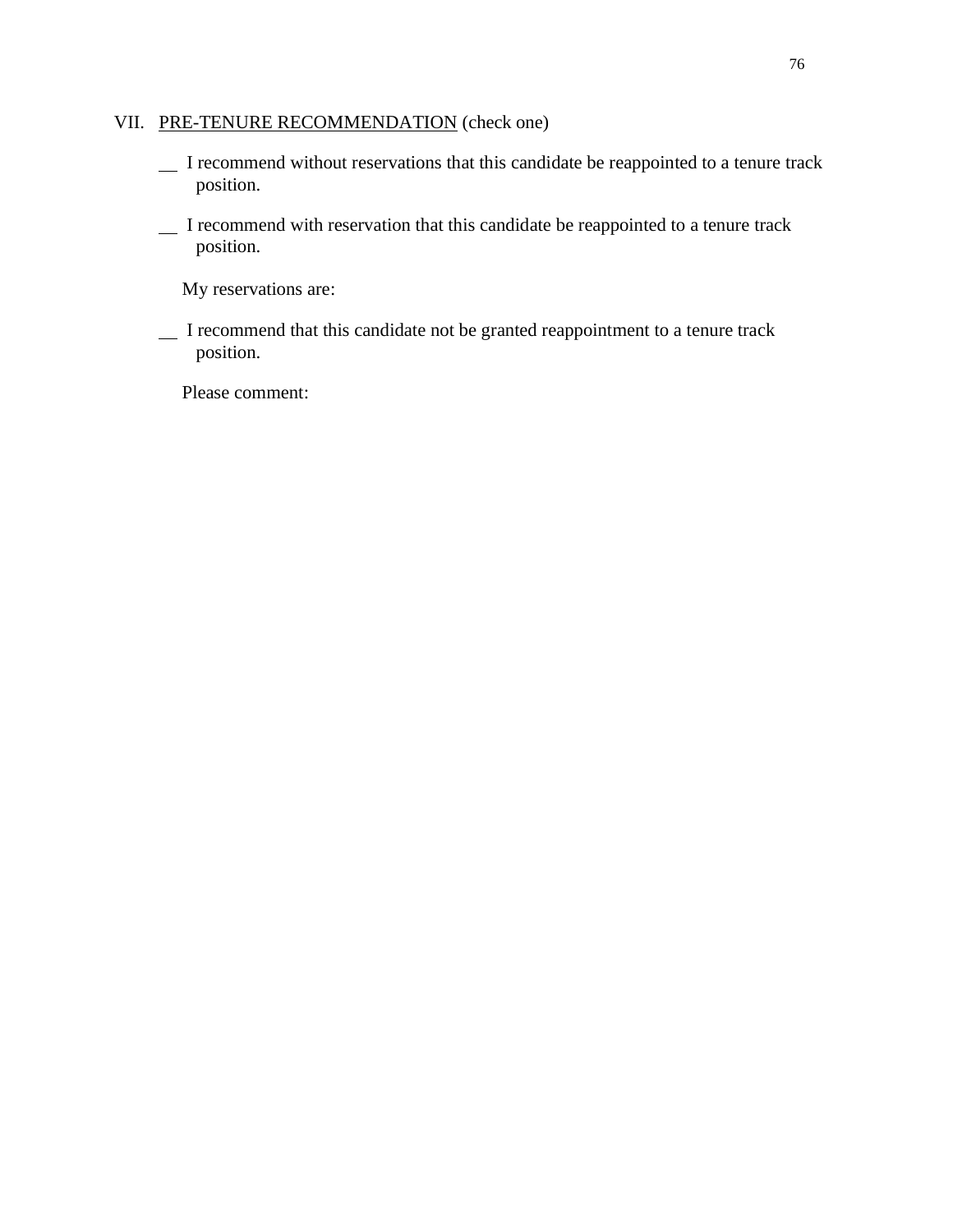VII. PRE-TENURE RECOMMENDATION (check one)

__ I recommend without reservations that this candidate be reappointed to a tenure track position.

__ I recommend with reservation that this candidate be reappointed to a tenure track position.

My reservations are:

__ I recommend that this candidate not be granted reappointment to a tenure track position.

Please comment: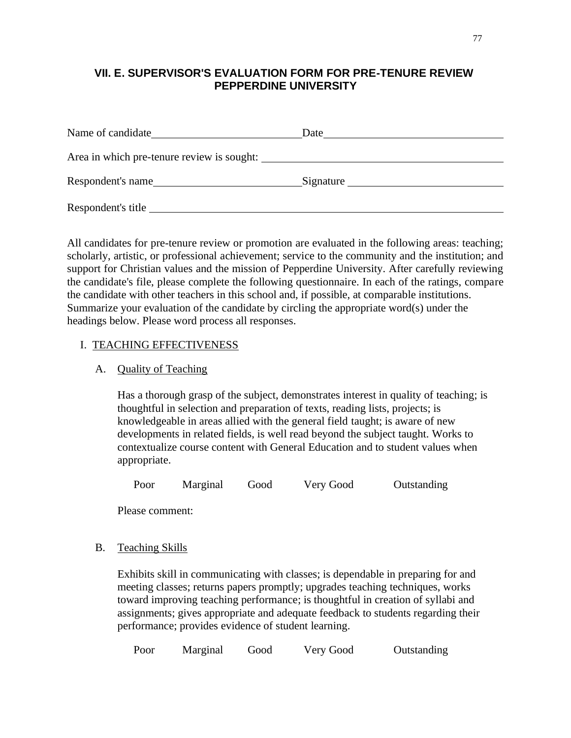## VII. E. SUPERVISOR'S EVALUATION FORM FOR PRE-TENURE REVIEW PEPPERDINE UNIVERSITY

Name of candidate\_\_\_\_\_\_\_\_\_\_\_\_\_\_\_\_\_\_\_\_\_\_\_\_\_\_\_\_ Date\_\_\_\_\_\_\_\_\_\_\_\_\_\_\_\_\_\_\_\_\_\_\_\_\_\_\_\_\_\_\_\_\_\_

Area in which pre-tenure review is sought: \_\_\_\_\_\_\_\_\_\_\_\_\_\_\_\_\_\_\_\_\_\_\_\_\_\_\_\_\_\_\_\_\_\_\_\_\_\_\_\_\_\_\_\_\_\_

Respondent's name\_\_\_\_\_\_\_\_\_\_\_\_\_\_\_\_\_\_\_\_\_\_\_\_\_\_\_\_ Signature \_\_\_\_\_\_\_\_\_\_\_\_\_\_\_\_\_\_\_\_\_\_\_\_\_\_\_\_\_\_\_

Respondent's title \_\_\_\_\_\_\_\_\_\_\_\_\_\_\_\_\_\_\_\_\_\_\_\_\_\_\_\_\_\_\_\_\_\_\_\_\_\_\_\_\_\_\_\_\_\_\_\_\_\_\_\_\_\_\_\_\_\_\_\_\_\_\_\_\_\_\_\_\_\_

All candidates for pre-tenure review or promotion are evaluated in the following areas: teaching; scholarly, artistic, or professional achievement; service to the community and the institution; and support for Christian values and the mission of Pepperdine University. After carefully reviewing the candidate's file, please complete the following questionnaire. In each of the ratings, compare the candidate with other teachers in this school and, if possible, at comparable institutions. Summarize your evaluation of the candidate by circling the appropriate word(s) under the headings below. Please word process all responses.

I. TEACHING EFFECTIVENESS

A. Quality of Teaching

Has a thorough grasp of the subject, demonstrates interest in quality of teaching; is thoughtful in selection and preparation of texts, reading lists, projects; is knowledgeable in areas allied with the general field taught; is aware of new developments in related fields, is well read beyond the subject taught. Works to contextualize course content with General Education and to student values when appropriate.

Poor Marginal Good Very Good Outstanding

Please comment:

B. Teaching Skills

Exhibits skill in communicating with classes; is dependable in preparing for and meeting classes; returns papers promptly; upgrades teaching techniques, works toward improving teaching performance; is thoughtful in creation of syllabi and assignments; gives appropriate and adequate feedback to students regarding their performance; provides evidence of student learning.

Poor Marginal Good Very Good Outstanding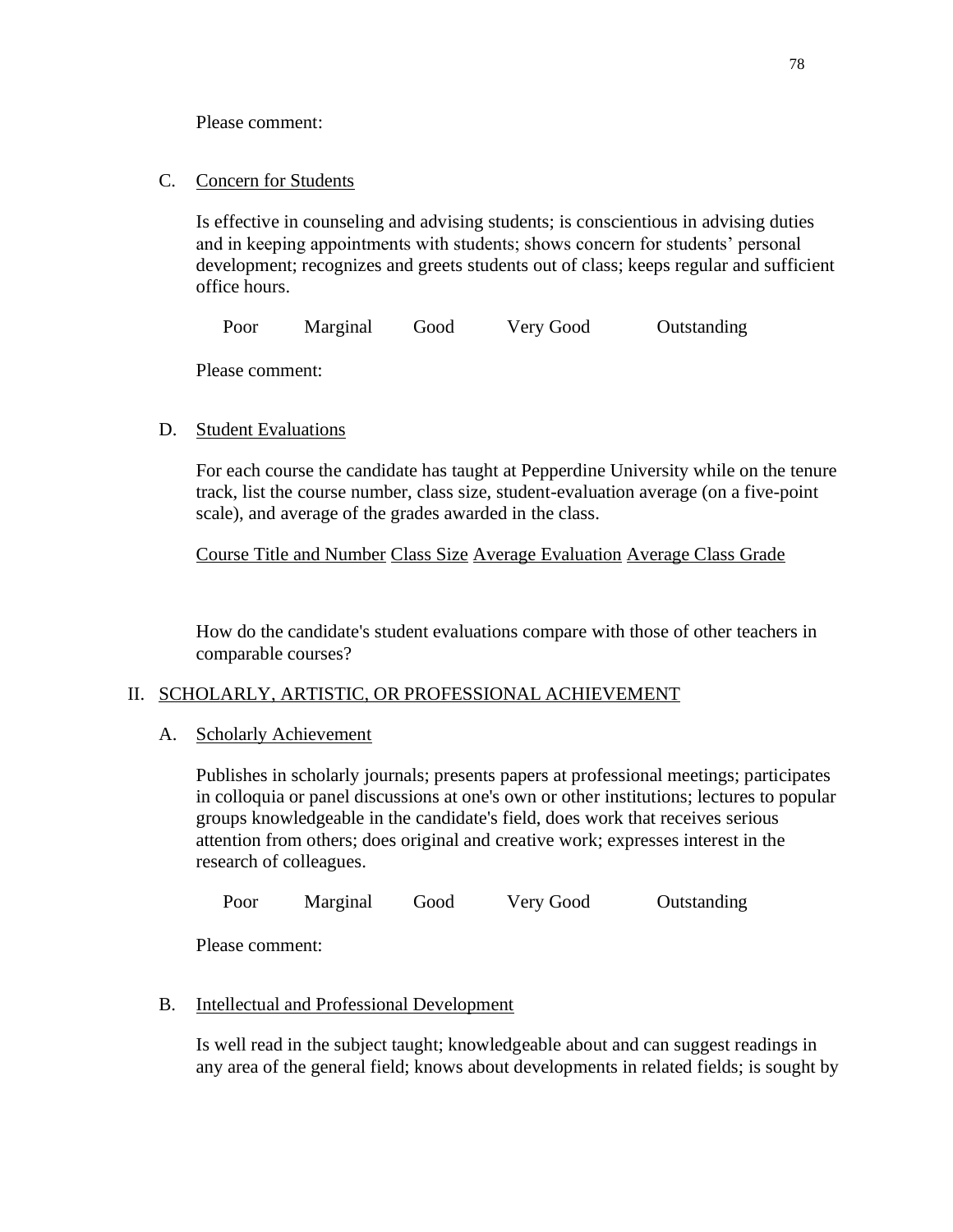Please comment:

C. Concern for Students

Is effective in counseling and advising students; is conscientious in advising duties and in keeping appointments with students; shows concern for students' personal development; recognizes and greets students out of class; keeps regular and sufficient office hours.

Poor Marginal Good Very Good Outstanding

Please comment:

D. Student Evaluations

For each course the candidate has taught at Pepperdine University while on the tenure track, list the course number, class size, student-evaluation average (on a five-point scale), and average of the grades awarded in the class.

| Course Title and Number | Class Size | Average Evaluation | Average Class Grade |
| --- | --- | --- | --- |

How do the candidate's student evaluations compare with those of other teachers in comparable courses?

## II. SCHOLARLY, ARTISTIC, OR PROFESSIONAL ACHIEVEMENT

A. Scholarly Achievement

Publishes in scholarly journals; presents papers at professional meetings; participates in colloquia or panel discussions at one's own or other institutions; lectures to popular groups knowledgeable in the candidate's field, does work that receives serious attention from others; does original and creative work; expresses interest in the research of colleagues.

Poor Marginal Good Very Good Outstanding

Please comment:

B. Intellectual and Professional Development

Is well read in the subject taught; knowledgeable about and can suggest readings in any area of the general field; knows about developments in related fields; is sought by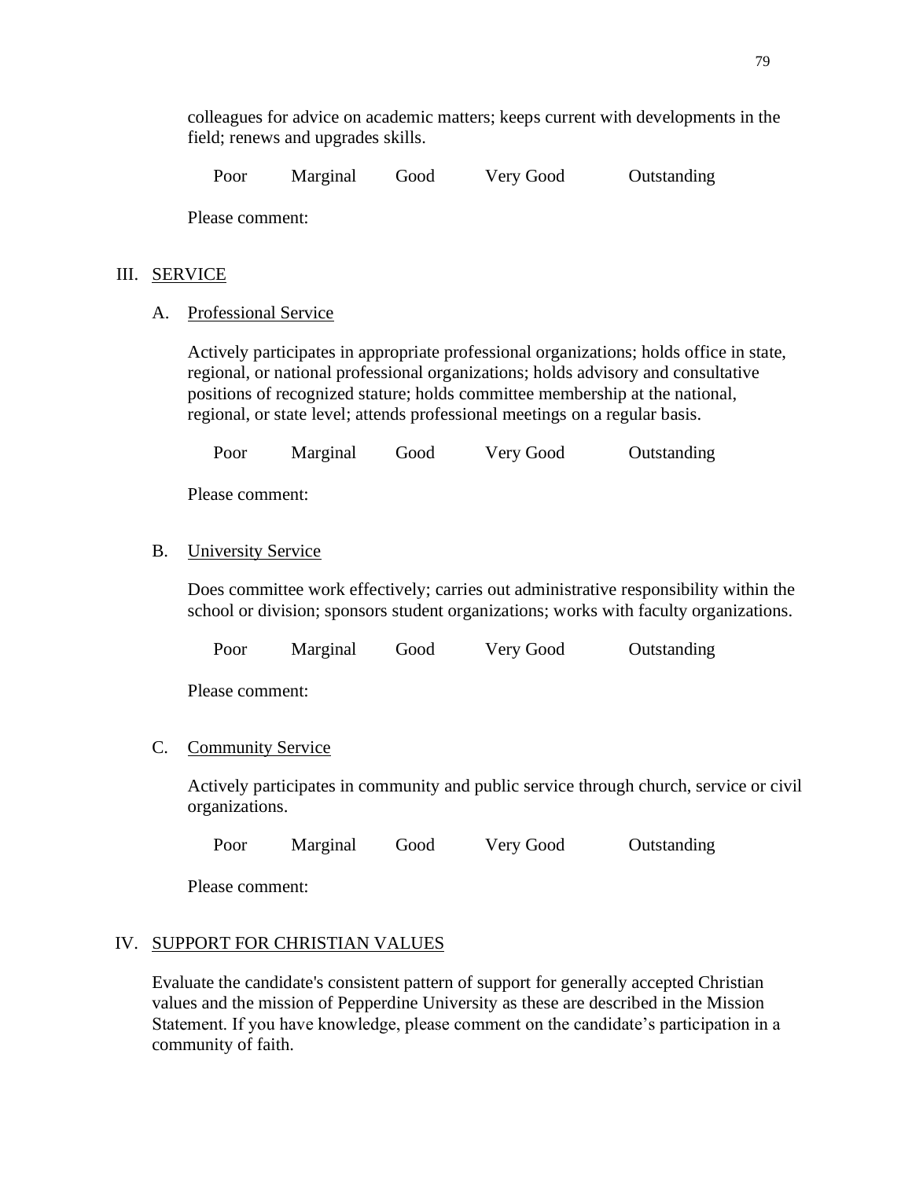colleagues for advice on academic matters; keeps current with developments in the field; renews and upgrades skills.

Poor Marginal Good Very Good Outstanding

Please comment:

III. SERVICE

A. Professional Service

Actively participates in appropriate professional organizations; holds office in state, regional, or national professional organizations; holds advisory and consultative positions of recognized stature; holds committee membership at the national, regional, or state level; attends professional meetings on a regular basis.

Poor Marginal Good Very Good Outstanding

Please comment:

B. University Service

Does committee work effectively; carries out administrative responsibility within the school or division; sponsors student organizations; works with faculty organizations.

Poor Marginal Good Very Good Outstanding

Please comment:

C. Community Service

Actively participates in community and public service through church, service or civil organizations.

Poor Marginal Good Very Good Outstanding

Please comment:

IV. SUPPORT FOR CHRISTIAN VALUES

Evaluate the candidate's consistent pattern of support for generally accepted Christian values and the mission of Pepperdine University as these are described in the Mission Statement. If you have knowledge, please comment on the candidate's participation in a community of faith.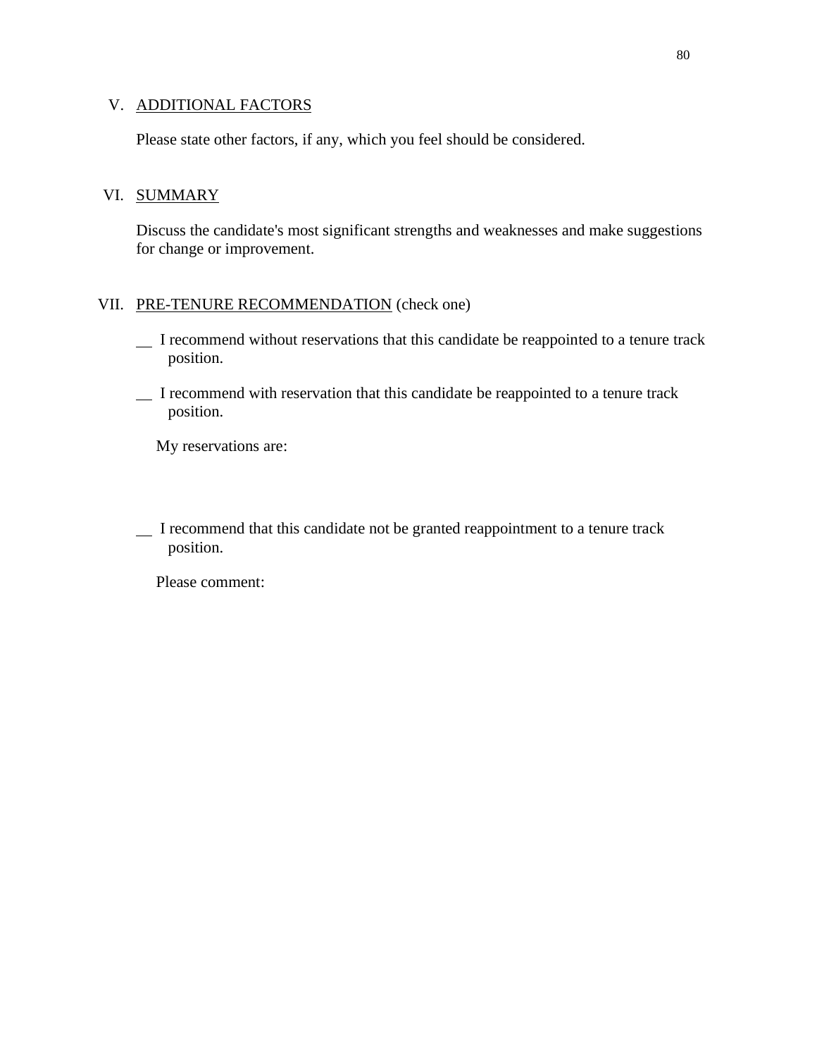V. ADDITIONAL FACTORS

Please state other factors, if any, which you feel should be considered.

VI. SUMMARY

Discuss the candidate's most significant strengths and weaknesses and make suggestions for change or improvement.

VII. PRE-TENURE RECOMMENDATION (check one)

__ I recommend without reservations that this candidate be reappointed to a tenure track position.

__ I recommend with reservation that this candidate be reappointed to a tenure track position.

My reservations are:

__ I recommend that this candidate not be granted reappointment to a tenure track position.

Please comment: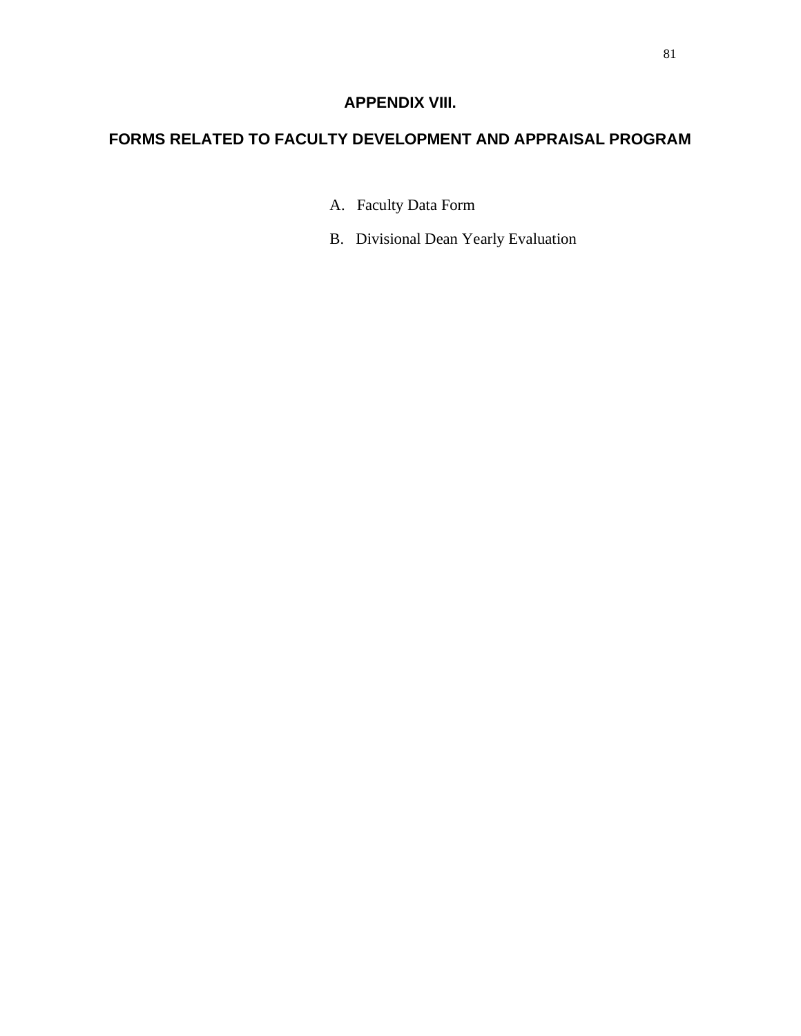# APPENDIX VIII.

## FORMS RELATED TO FACULTY DEVELOPMENT AND APPRAISAL PROGRAM

A. Faculty Data Form

B. Divisional Dean Yearly Evaluation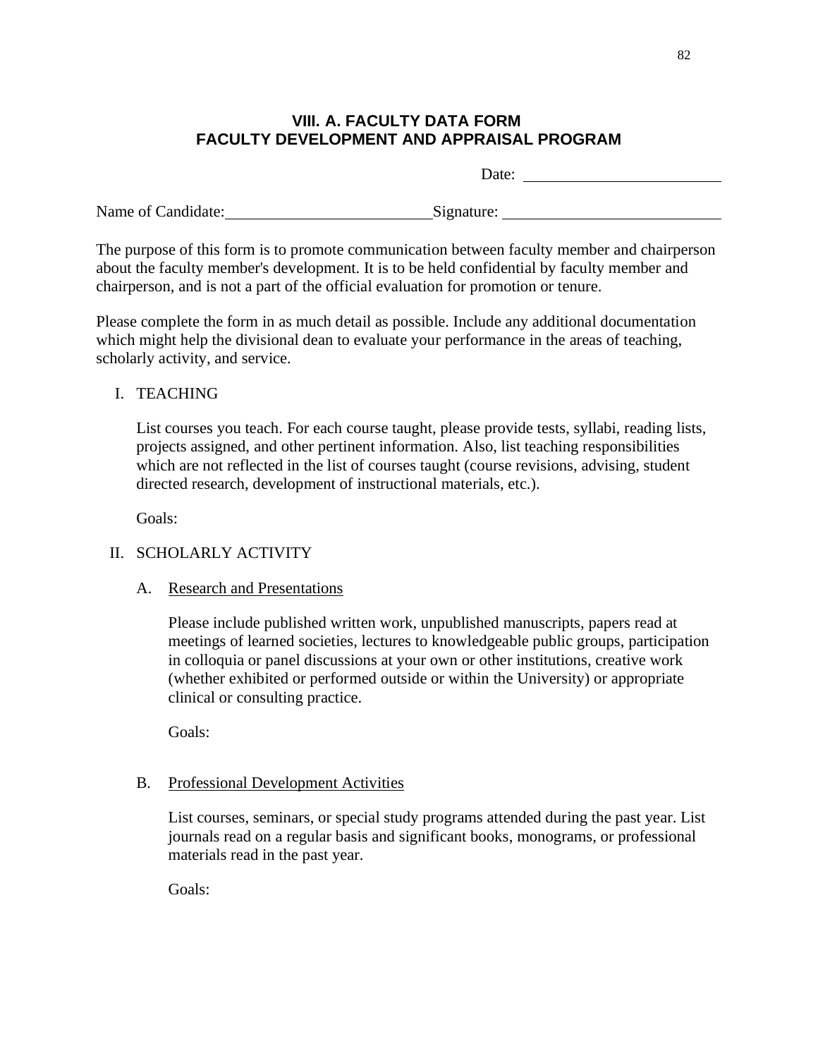# VIII. A. FACULTY DATA FORM
# FACULTY DEVELOPMENT AND APPRAISAL PROGRAM

Date: ____________________

Name of Candidate: ____________________ Signature: ____________________

The purpose of this form is to promote communication between faculty member and chairperson about the faculty member's development. It is to be held confidential by faculty member and chairperson, and is not a part of the official evaluation for promotion or tenure.

Please complete the form in as much detail as possible. Include any additional documentation which might help the divisional dean to evaluate your performance in the areas of teaching, scholarly activity, and service.

I. TEACHING

List courses you teach. For each course taught, please provide tests, syllabi, reading lists, projects assigned, and other pertinent information. Also, list teaching responsibilities which are not reflected in the list of courses taught (course revisions, advising, student directed research, development of instructional materials, etc.).

Goals:

II. SCHOLARLY ACTIVITY

A. <u>Research and Presentations</u>

Please include published written work, unpublished manuscripts, papers read at meetings of learned societies, lectures to knowledgeable public groups, participation in colloquia or panel discussions at your own or other institutions, creative work (whether exhibited or performed outside or within the University) or appropriate clinical or consulting practice.

Goals:

B. <u>Professional Development Activities</u>

List courses, seminars, or special study programs attended during the past year. List journals read on a regular basis and significant books, monograms, or professional materials read in the past year.

Goals: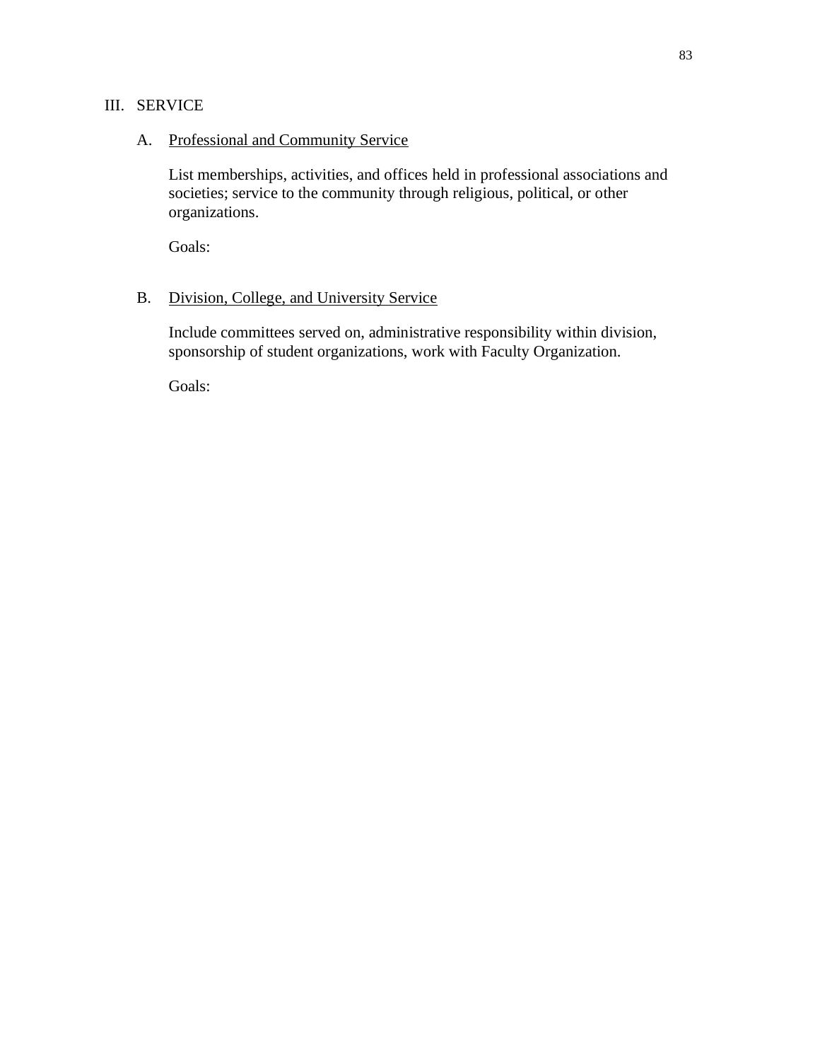## III. SERVICE

### A. Professional and Community Service

List memberships, activities, and offices held in professional associations and societies; service to the community through religious, political, or other organizations.

Goals:

### B. Division, College, and University Service

Include committees served on, administrative responsibility within division, sponsorship of student organizations, work with Faculty Organization.

Goals: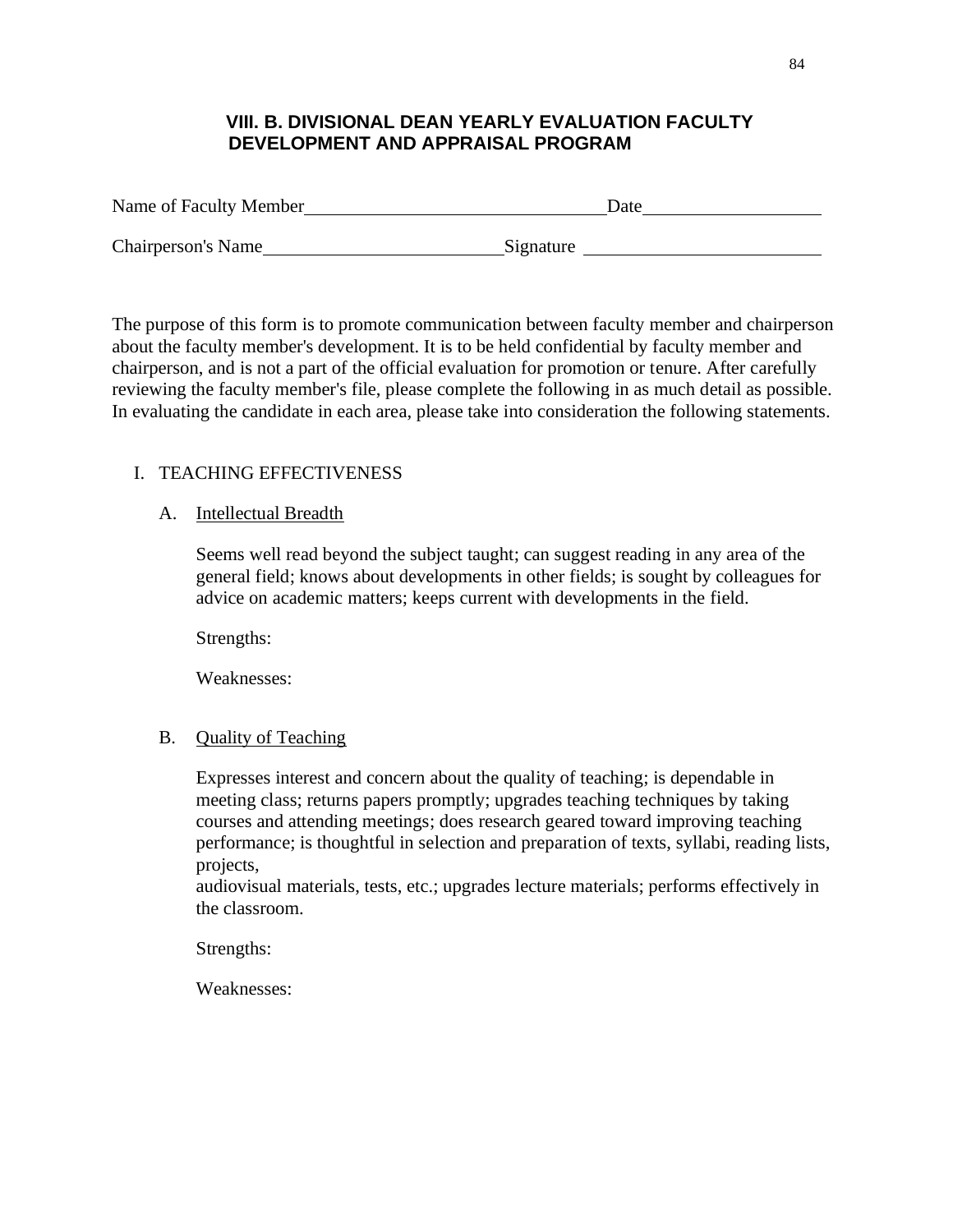## VIII. B. DIVISIONAL DEAN YEARLY EVALUATION FACULTY DEVELOPMENT AND APPRAISAL PROGRAM

Name of Faculty Member\_\_\_\_\_\_\_\_\_\_\_\_\_\_\_\_\_\_\_\_\_\_\_\_\_\_\_\_\_\_\_\_Date\_\_\_\_\_\_\_\_\_\_\_\_\_\_\_\_\_\_

Chairperson's Name\_\_\_\_\_\_\_\_\_\_\_\_\_\_\_\_\_\_\_\_\_\_\_\_\_\_Signature \_\_\_\_\_\_\_\_\_\_\_\_\_\_\_\_\_\_\_\_\_\_\_\_\_

The purpose of this form is to promote communication between faculty member and chairperson about the faculty member's development. It is to be held confidential by faculty member and chairperson, and is not a part of the official evaluation for promotion or tenure. After carefully reviewing the faculty member's file, please complete the following in as much detail as possible. In evaluating the candidate in each area, please take into consideration the following statements.

I. TEACHING EFFECTIVENESS

A. <u>Intellectual Breadth</u>

Seems well read beyond the subject taught; can suggest reading in any area of the general field; knows about developments in other fields; is sought by colleagues for advice on academic matters; keeps current with developments in the field.

Strengths:

Weaknesses:

B. <u>Quality of Teaching</u>

Expresses interest and concern about the quality of teaching; is dependable in meeting class; returns papers promptly; upgrades teaching techniques by taking courses and attending meetings; does research geared toward improving teaching performance; is thoughtful in selection and preparation of texts, syllabi, reading lists, projects,
audiovisual materials, tests, etc.; upgrades lecture materials; performs effectively in the classroom.

Strengths:

Weaknesses: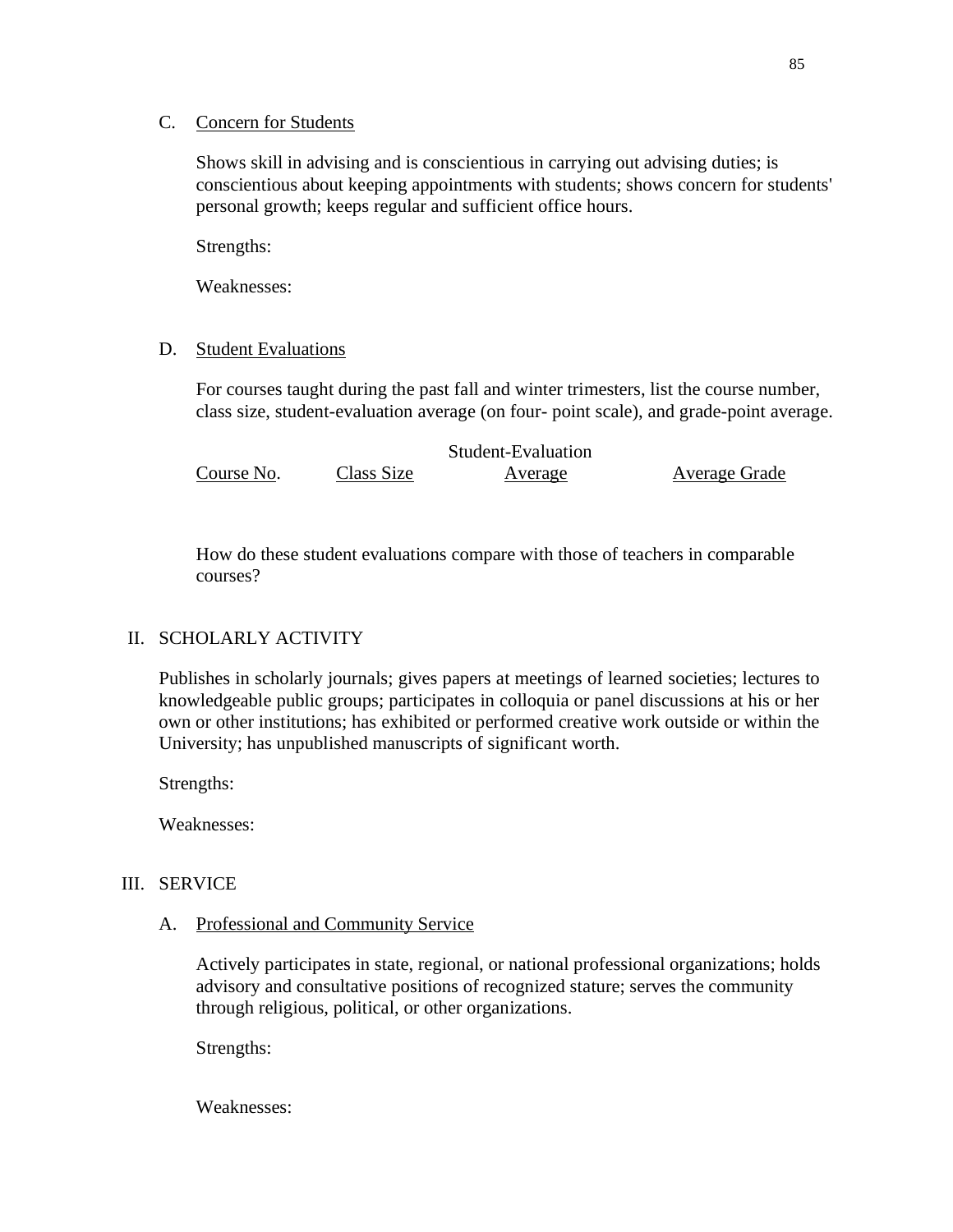C. Concern for Students

Shows skill in advising and is conscientious in carrying out advising duties; is conscientious about keeping appointments with students; shows concern for students' personal growth; keeps regular and sufficient office hours.

Strengths:

Weaknesses:

D. Student Evaluations

For courses taught during the past fall and winter trimesters, list the course number, class size, student-evaluation average (on four- point scale), and grade-point average.

| Course No. | Class Size | Student-Evaluation Average | Average Grade |
|---|---|---|---|
| | | | |

How do these student evaluations compare with those of teachers in comparable courses?

II. SCHOLARLY ACTIVITY

Publishes in scholarly journals; gives papers at meetings of learned societies; lectures to knowledgeable public groups; participates in colloquia or panel discussions at his or her own or other institutions; has exhibited or performed creative work outside or within the University; has unpublished manuscripts of significant worth.

Strengths:

Weaknesses:

III. SERVICE

A. Professional and Community Service

Actively participates in state, regional, or national professional organizations; holds advisory and consultative positions of recognized stature; serves the community through religious, political, or other organizations.

Strengths:

Weaknesses: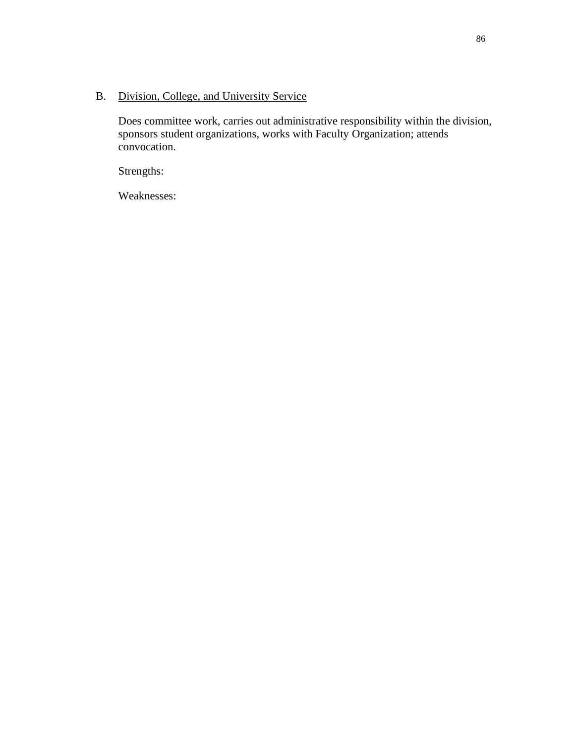B. <u>Division, College, and University Service</u>

Does committee work, carries out administrative responsibility within the division, sponsors student organizations, works with Faculty Organization; attends convocation.

Strengths:

Weaknesses: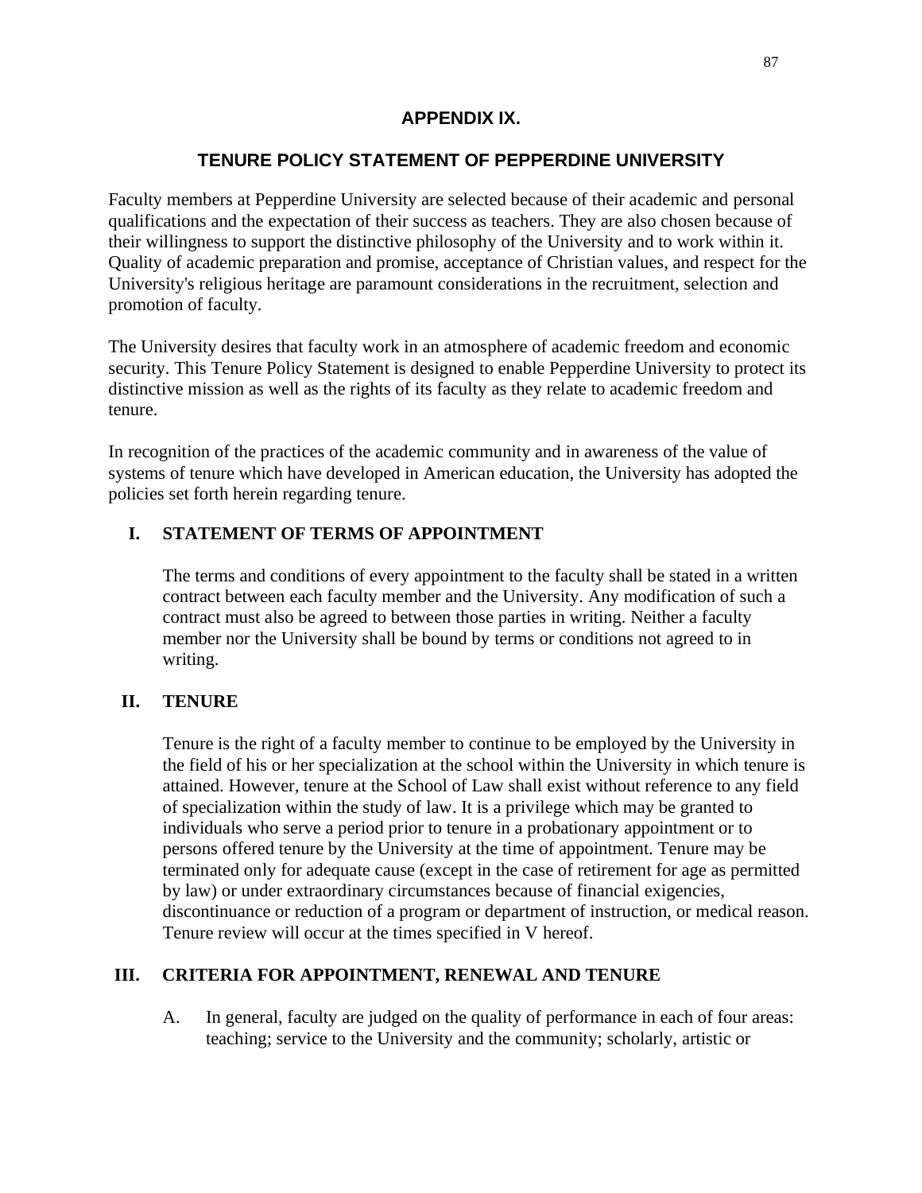## APPENDIX IX.

## TENURE POLICY STATEMENT OF PEPPERDINE UNIVERSITY

Faculty members at Pepperdine University are selected because of their academic and personal qualifications and the expectation of their success as teachers. They are also chosen because of their willingness to support the distinctive philosophy of the University and to work within it. Quality of academic preparation and promise, acceptance of Christian values, and respect for the University's religious heritage are paramount considerations in the recruitment, selection and promotion of faculty.

The University desires that faculty work in an atmosphere of academic freedom and economic security. This Tenure Policy Statement is designed to enable Pepperdine University to protect its distinctive mission as well as the rights of its faculty as they relate to academic freedom and tenure.

In recognition of the practices of the academic community and in awareness of the value of systems of tenure which have developed in American education, the University has adopted the policies set forth herein regarding tenure.

### I. STATEMENT OF TERMS OF APPOINTMENT

The terms and conditions of every appointment to the faculty shall be stated in a written contract between each faculty member and the University. Any modification of such a contract must also be agreed to between those parties in writing. Neither a faculty member nor the University shall be bound by terms or conditions not agreed to in writing.

### II. TENURE

Tenure is the right of a faculty member to continue to be employed by the University in the field of his or her specialization at the school within the University in which tenure is attained. However, tenure at the School of Law shall exist without reference to any field of specialization within the study of law. It is a privilege which may be granted to individuals who serve a period prior to tenure in a probationary appointment or to persons offered tenure by the University at the time of appointment. Tenure may be terminated only for adequate cause (except in the case of retirement for age as permitted by law) or under extraordinary circumstances because of financial exigencies, discontinuance or reduction of a program or department of instruction, or medical reason. Tenure review will occur at the times specified in V hereof.

### III. CRITERIA FOR APPOINTMENT, RENEWAL AND TENURE

A. In general, faculty are judged on the quality of performance in each of four areas: teaching; service to the University and the community; scholarly, artistic or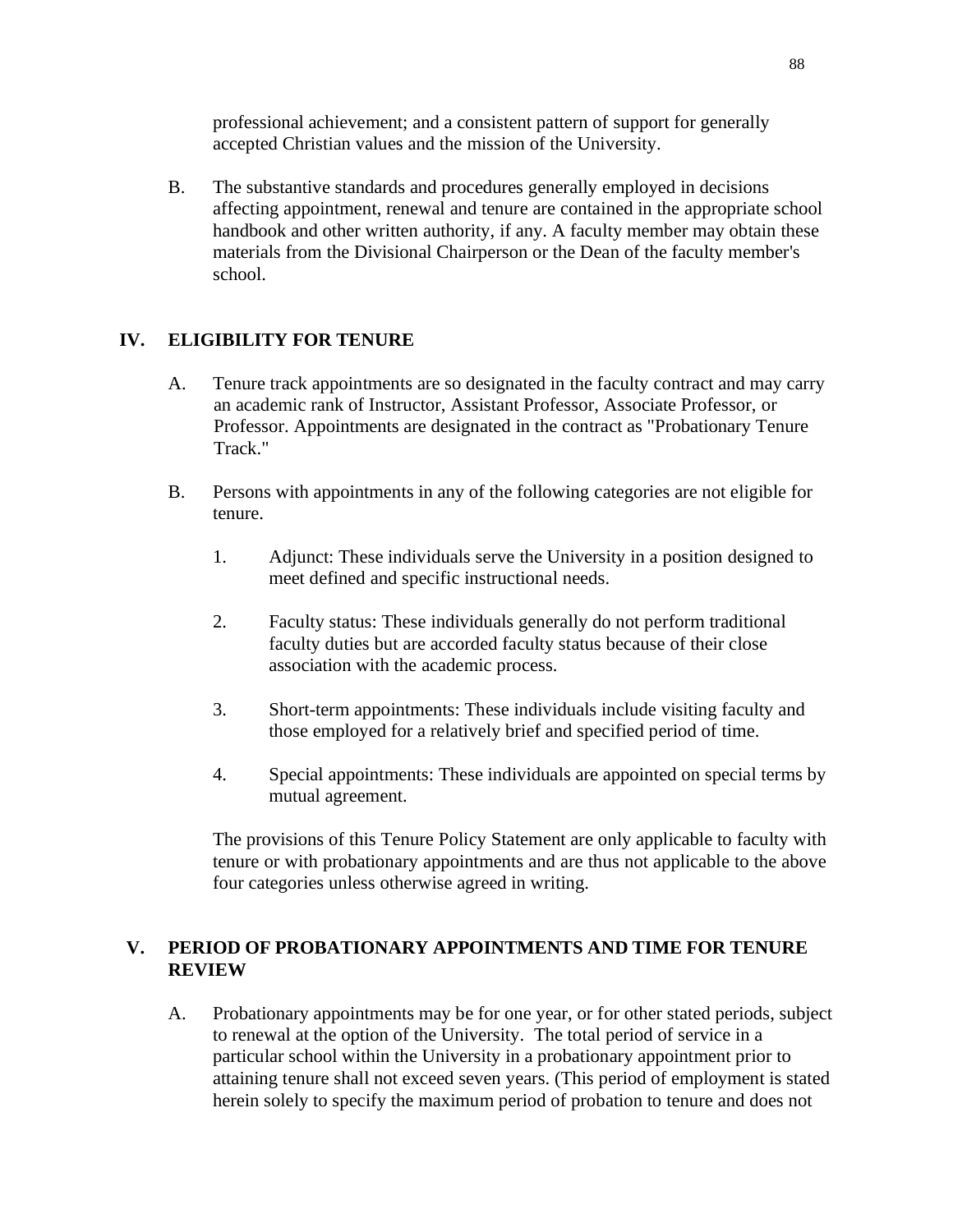professional achievement; and a consistent pattern of support for generally accepted Christian values and the mission of the University.

B. The substantive standards and procedures generally employed in decisions affecting appointment, renewal and tenure are contained in the appropriate school handbook and other written authority, if any. A faculty member may obtain these materials from the Divisional Chairperson or the Dean of the faculty member's school.

## IV. ELIGIBILITY FOR TENURE

A. Tenure track appointments are so designated in the faculty contract and may carry an academic rank of Instructor, Assistant Professor, Associate Professor, or Professor. Appointments are designated in the contract as "Probationary Tenure Track."

B. Persons with appointments in any of the following categories are not eligible for tenure.

1. Adjunct: These individuals serve the University in a position designed to meet defined and specific instructional needs.

2. Faculty status: These individuals generally do not perform traditional faculty duties but are accorded faculty status because of their close association with the academic process.

3. Short-term appointments: These individuals include visiting faculty and those employed for a relatively brief and specified period of time.

4. Special appointments: These individuals are appointed on special terms by mutual agreement.

The provisions of this Tenure Policy Statement are only applicable to faculty with tenure or with probationary appointments and are thus not applicable to the above four categories unless otherwise agreed in writing.

## V. PERIOD OF PROBATIONARY APPOINTMENTS AND TIME FOR TENURE REVIEW

A. Probationary appointments may be for one year, or for other stated periods, subject to renewal at the option of the University. The total period of service in a particular school within the University in a probationary appointment prior to attaining tenure shall not exceed seven years. (This period of employment is stated herein solely to specify the maximum period of probation to tenure and does not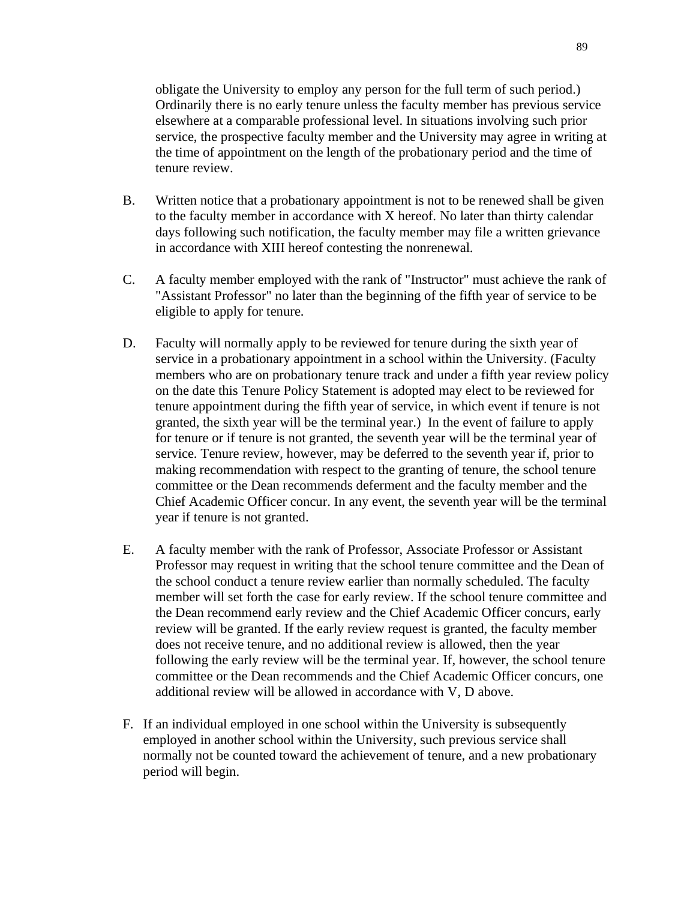obligate the University to employ any person for the full term of such period.) Ordinarily there is no early tenure unless the faculty member has previous service elsewhere at a comparable professional level. In situations involving such prior service, the prospective faculty member and the University may agree in writing at the time of appointment on the length of the probationary period and the time of tenure review.

B. Written notice that a probationary appointment is not to be renewed shall be given to the faculty member in accordance with X hereof. No later than thirty calendar days following such notification, the faculty member may file a written grievance in accordance with XIII hereof contesting the nonrenewal.

C. A faculty member employed with the rank of "Instructor" must achieve the rank of "Assistant Professor" no later than the beginning of the fifth year of service to be eligible to apply for tenure.

D. Faculty will normally apply to be reviewed for tenure during the sixth year of service in a probationary appointment in a school within the University. (Faculty members who are on probationary tenure track and under a fifth year review policy on the date this Tenure Policy Statement is adopted may elect to be reviewed for tenure appointment during the fifth year of service, in which event if tenure is not granted, the sixth year will be the terminal year.) In the event of failure to apply for tenure or if tenure is not granted, the seventh year will be the terminal year of service. Tenure review, however, may be deferred to the seventh year if, prior to making recommendation with respect to the granting of tenure, the school tenure committee or the Dean recommends deferment and the faculty member and the Chief Academic Officer concur. In any event, the seventh year will be the terminal year if tenure is not granted.

E. A faculty member with the rank of Professor, Associate Professor or Assistant Professor may request in writing that the school tenure committee and the Dean of the school conduct a tenure review earlier than normally scheduled. The faculty member will set forth the case for early review. If the school tenure committee and the Dean recommend early review and the Chief Academic Officer concurs, early review will be granted. If the early review request is granted, the faculty member does not receive tenure, and no additional review is allowed, then the year following the early review will be the terminal year. If, however, the school tenure committee or the Dean recommends and the Chief Academic Officer concurs, one additional review will be allowed in accordance with V, D above.

F. If an individual employed in one school within the University is subsequently employed in another school within the University, such previous service shall normally not be counted toward the achievement of tenure, and a new probationary period will begin.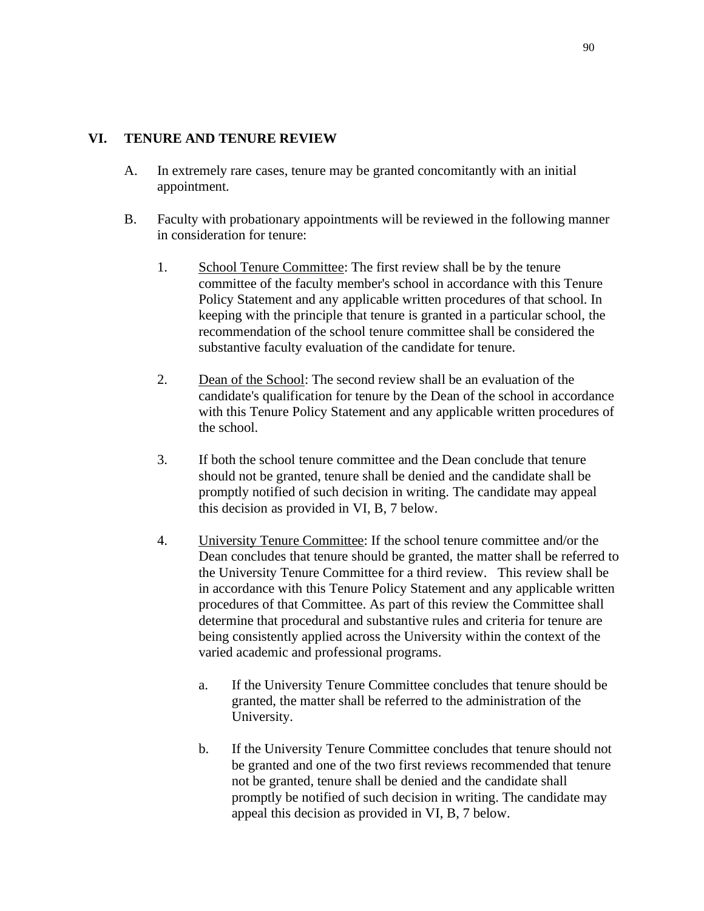## VI. TENURE AND TENURE REVIEW

A. In extremely rare cases, tenure may be granted concomitantly with an initial appointment.

B. Faculty with probationary appointments will be reviewed in the following manner in consideration for tenure:

1. School Tenure Committee: The first review shall be by the tenure committee of the faculty member's school in accordance with this Tenure Policy Statement and any applicable written procedures of that school. In keeping with the principle that tenure is granted in a particular school, the recommendation of the school tenure committee shall be considered the substantive faculty evaluation of the candidate for tenure.

2. Dean of the School: The second review shall be an evaluation of the candidate's qualification for tenure by the Dean of the school in accordance with this Tenure Policy Statement and any applicable written procedures of the school.

3. If both the school tenure committee and the Dean conclude that tenure should not be granted, tenure shall be denied and the candidate shall be promptly notified of such decision in writing. The candidate may appeal this decision as provided in VI, B, 7 below.

4. University Tenure Committee: If the school tenure committee and/or the Dean concludes that tenure should be granted, the matter shall be referred to the University Tenure Committee for a third review. This review shall be in accordance with this Tenure Policy Statement and any applicable written procedures of that Committee. As part of this review the Committee shall determine that procedural and substantive rules and criteria for tenure are being consistently applied across the University within the context of the varied academic and professional programs.

   a. If the University Tenure Committee concludes that tenure should be granted, the matter shall be referred to the administration of the University.

   b. If the University Tenure Committee concludes that tenure should not be granted and one of the two first reviews recommended that tenure not be granted, tenure shall be denied and the candidate shall promptly be notified of such decision in writing. The candidate may appeal this decision as provided in VI, B, 7 below.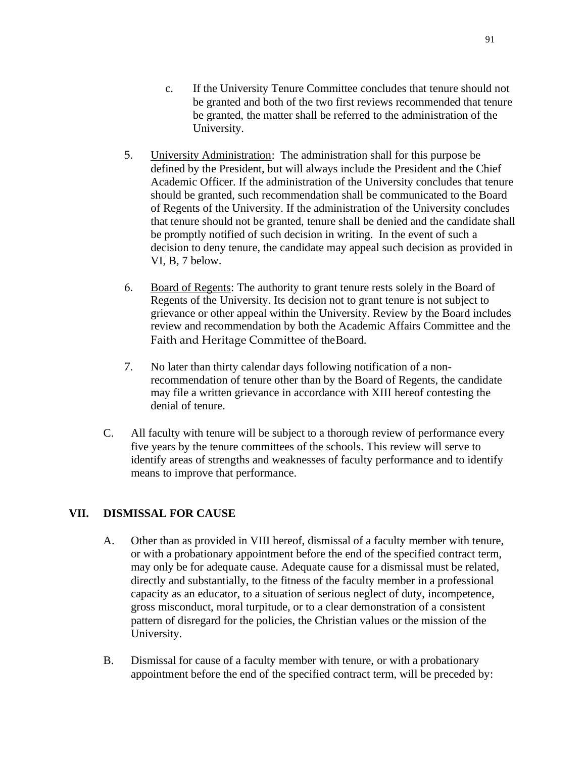c. If the University Tenure Committee concludes that tenure should not be granted and both of the two first reviews recommended that tenure be granted, the matter shall be referred to the administration of the University.

5. University Administration: The administration shall for this purpose be defined by the President, but will always include the President and the Chief Academic Officer. If the administration of the University concludes that tenure should be granted, such recommendation shall be communicated to the Board of Regents of the University. If the administration of the University concludes that tenure should not be granted, tenure shall be denied and the candidate shall be promptly notified of such decision in writing. In the event of such a decision to deny tenure, the candidate may appeal such decision as provided in VI, B, 7 below.

6. Board of Regents: The authority to grant tenure rests solely in the Board of Regents of the University. Its decision not to grant tenure is not subject to grievance or other appeal within the University. Review by the Board includes review and recommendation by both the Academic Affairs Committee and the Faith and Heritage Committee of theBoard.

7. No later than thirty calendar days following notification of a non-recommendation of tenure other than by the Board of Regents, the candidate may file a written grievance in accordance with XIII hereof contesting the denial of tenure.

C. All faculty with tenure will be subject to a thorough review of performance every five years by the tenure committees of the schools. This review will serve to identify areas of strengths and weaknesses of faculty performance and to identify means to improve that performance.

## VII. DISMISSAL FOR CAUSE

A. Other than as provided in VIII hereof, dismissal of a faculty member with tenure, or with a probationary appointment before the end of the specified contract term, may only be for adequate cause. Adequate cause for a dismissal must be related, directly and substantially, to the fitness of the faculty member in a professional capacity as an educator, to a situation of serious neglect of duty, incompetence, gross misconduct, moral turpitude, or to a clear demonstration of a consistent pattern of disregard for the policies, the Christian values or the mission of the University.

B. Dismissal for cause of a faculty member with tenure, or with a probationary appointment before the end of the specified contract term, will be preceded by: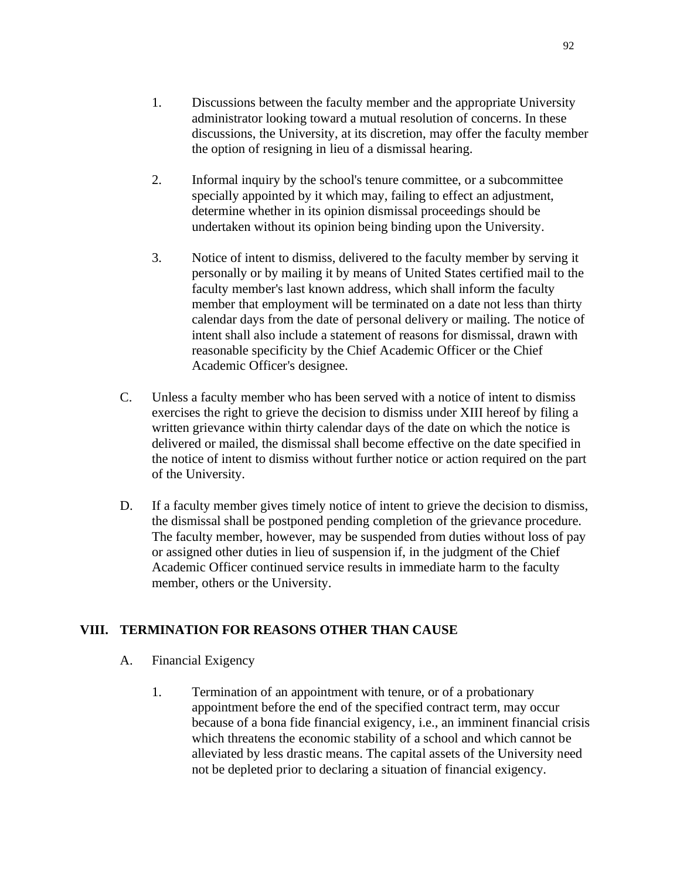1. Discussions between the faculty member and the appropriate University administrator looking toward a mutual resolution of concerns. In these discussions, the University, at its discretion, may offer the faculty member the option of resigning in lieu of a dismissal hearing.

2. Informal inquiry by the school's tenure committee, or a subcommittee specially appointed by it which may, failing to effect an adjustment, determine whether in its opinion dismissal proceedings should be undertaken without its opinion being binding upon the University.

3. Notice of intent to dismiss, delivered to the faculty member by serving it personally or by mailing it by means of United States certified mail to the faculty member's last known address, which shall inform the faculty member that employment will be terminated on a date not less than thirty calendar days from the date of personal delivery or mailing. The notice of intent shall also include a statement of reasons for dismissal, drawn with reasonable specificity by the Chief Academic Officer or the Chief Academic Officer's designee.

C. Unless a faculty member who has been served with a notice of intent to dismiss exercises the right to grieve the decision to dismiss under XIII hereof by filing a written grievance within thirty calendar days of the date on which the notice is delivered or mailed, the dismissal shall become effective on the date specified in the notice of intent to dismiss without further notice or action required on the part of the University.

D. If a faculty member gives timely notice of intent to grieve the decision to dismiss, the dismissal shall be postponed pending completion of the grievance procedure. The faculty member, however, may be suspended from duties without loss of pay or assigned other duties in lieu of suspension if, in the judgment of the Chief Academic Officer continued service results in immediate harm to the faculty member, others or the University.

## VIII. TERMINATION FOR REASONS OTHER THAN CAUSE

A. Financial Exigency

1. Termination of an appointment with tenure, or of a probationary appointment before the end of the specified contract term, may occur because of a bona fide financial exigency, i.e., an imminent financial crisis which threatens the economic stability of a school and which cannot be alleviated by less drastic means. The capital assets of the University need not be depleted prior to declaring a situation of financial exigency.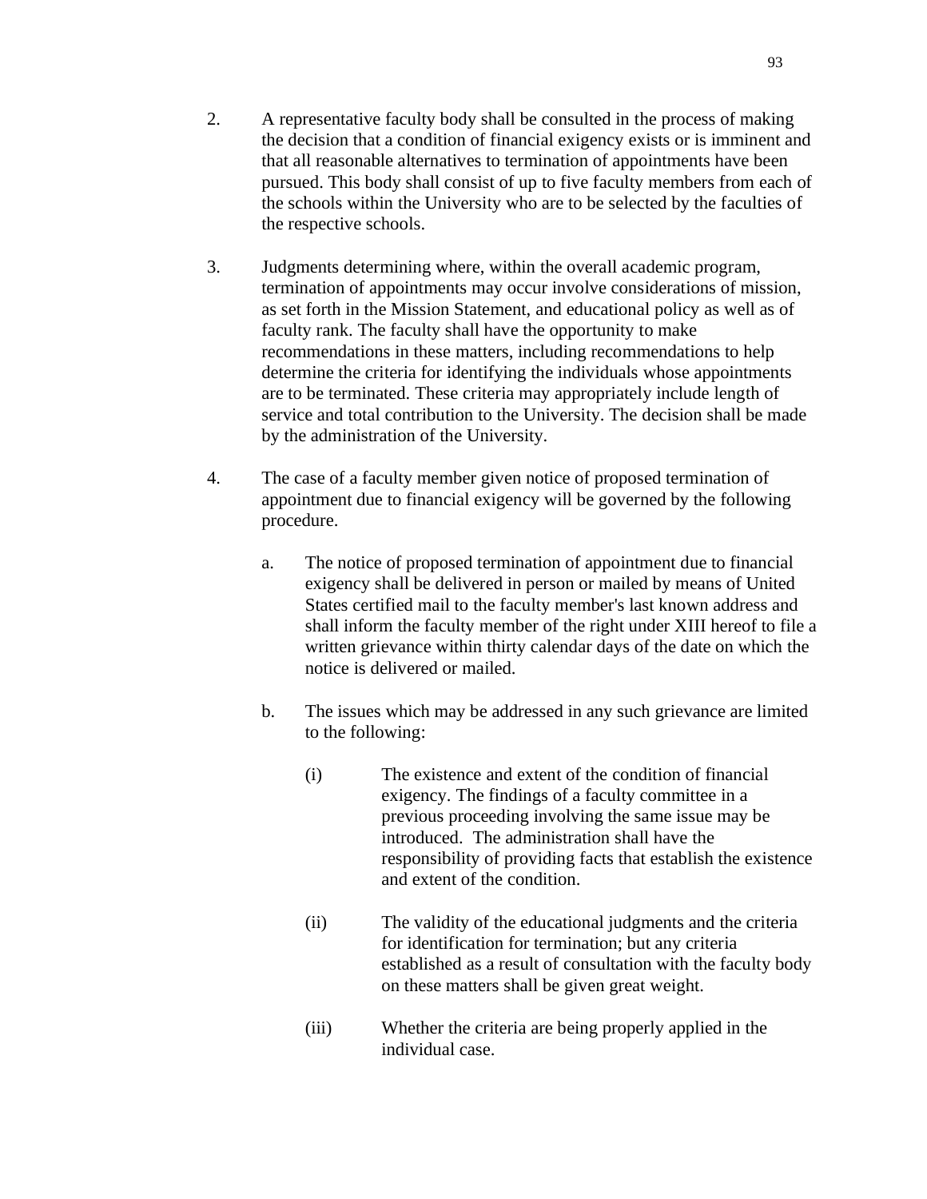2. A representative faculty body shall be consulted in the process of making the decision that a condition of financial exigency exists or is imminent and that all reasonable alternatives to termination of appointments have been pursued. This body shall consist of up to five faculty members from each of the schools within the University who are to be selected by the faculties of the respective schools.

3. Judgments determining where, within the overall academic program, termination of appointments may occur involve considerations of mission, as set forth in the Mission Statement, and educational policy as well as of faculty rank. The faculty shall have the opportunity to make recommendations in these matters, including recommendations to help determine the criteria for identifying the individuals whose appointments are to be terminated. These criteria may appropriately include length of service and total contribution to the University. The decision shall be made by the administration of the University.

4. The case of a faculty member given notice of proposed termination of appointment due to financial exigency will be governed by the following procedure.

    a. The notice of proposed termination of appointment due to financial exigency shall be delivered in person or mailed by means of United States certified mail to the faculty member's last known address and shall inform the faculty member of the right under XIII hereof to file a written grievance within thirty calendar days of the date on which the notice is delivered or mailed.

    b. The issues which may be addressed in any such grievance are limited to the following:

        (i) The existence and extent of the condition of financial exigency. The findings of a faculty committee in a previous proceeding involving the same issue may be introduced. The administration shall have the responsibility of providing facts that establish the existence and extent of the condition.

        (ii) The validity of the educational judgments and the criteria for identification for termination; but any criteria established as a result of consultation with the faculty body on these matters shall be given great weight.

        (iii) Whether the criteria are being properly applied in the individual case.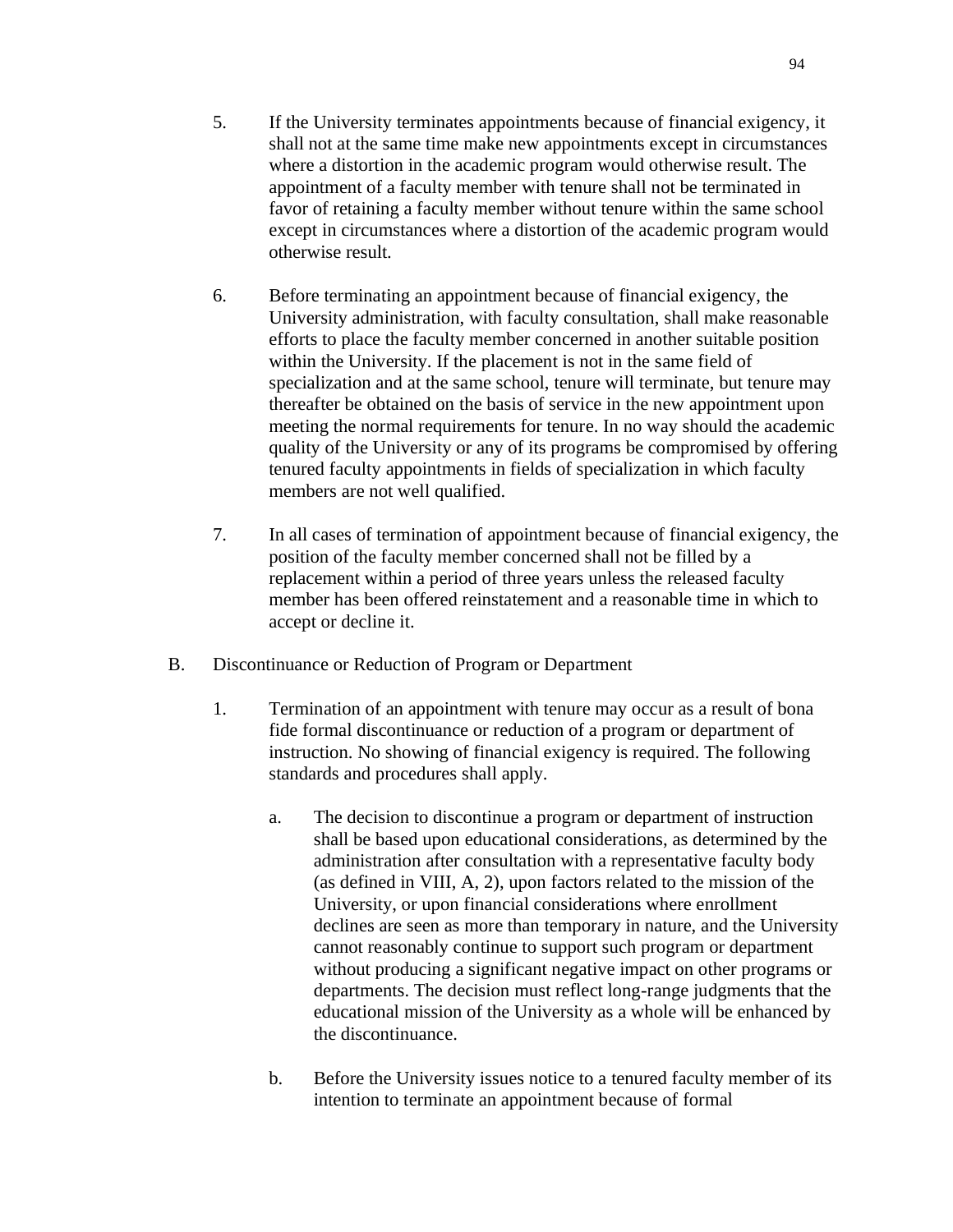5. If the University terminates appointments because of financial exigency, it shall not at the same time make new appointments except in circumstances where a distortion in the academic program would otherwise result. The appointment of a faculty member with tenure shall not be terminated in favor of retaining a faculty member without tenure within the same school except in circumstances where a distortion of the academic program would otherwise result.

6. Before terminating an appointment because of financial exigency, the University administration, with faculty consultation, shall make reasonable efforts to place the faculty member concerned in another suitable position within the University. If the placement is not in the same field of specialization and at the same school, tenure will terminate, but tenure may thereafter be obtained on the basis of service in the new appointment upon meeting the normal requirements for tenure. In no way should the academic quality of the University or any of its programs be compromised by offering tenured faculty appointments in fields of specialization in which faculty members are not well qualified.

7. In all cases of termination of appointment because of financial exigency, the position of the faculty member concerned shall not be filled by a replacement within a period of three years unless the released faculty member has been offered reinstatement and a reasonable time in which to accept or decline it.

B. Discontinuance or Reduction of Program or Department

1. Termination of an appointment with tenure may occur as a result of bona fide formal discontinuance or reduction of a program or department of instruction. No showing of financial exigency is required. The following standards and procedures shall apply.

   a. The decision to discontinue a program or department of instruction shall be based upon educational considerations, as determined by the administration after consultation with a representative faculty body (as defined in VIII, A, 2), upon factors related to the mission of the University, or upon financial considerations where enrollment declines are seen as more than temporary in nature, and the University cannot reasonably continue to support such program or department without producing a significant negative impact on other programs or departments. The decision must reflect long-range judgments that the educational mission of the University as a whole will be enhanced by the discontinuance.

   b. Before the University issues notice to a tenured faculty member of its intention to terminate an appointment because of formal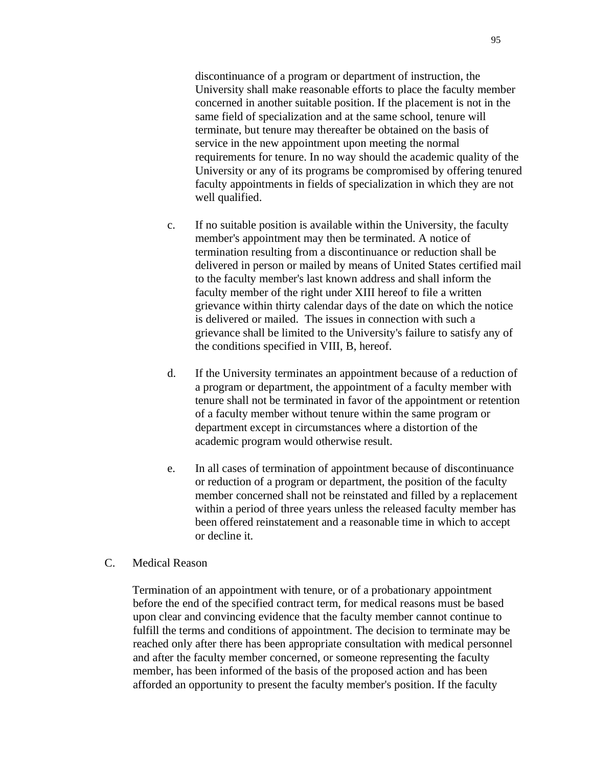discontinuance of a program or department of instruction, the University shall make reasonable efforts to place the faculty member concerned in another suitable position. If the placement is not in the same field of specialization and at the same school, tenure will terminate, but tenure may thereafter be obtained on the basis of service in the new appointment upon meeting the normal requirements for tenure. In no way should the academic quality of the University or any of its programs be compromised by offering tenured faculty appointments in fields of specialization in which they are not well qualified.

c. If no suitable position is available within the University, the faculty member's appointment may then be terminated. A notice of termination resulting from a discontinuance or reduction shall be delivered in person or mailed by means of United States certified mail to the faculty member's last known address and shall inform the faculty member of the right under XIII hereof to file a written grievance within thirty calendar days of the date on which the notice is delivered or mailed. The issues in connection with such a grievance shall be limited to the University's failure to satisfy any of the conditions specified in VIII, B, hereof.

d. If the University terminates an appointment because of a reduction of a program or department, the appointment of a faculty member with tenure shall not be terminated in favor of the appointment or retention of a faculty member without tenure within the same program or department except in circumstances where a distortion of the academic program would otherwise result.

e. In all cases of termination of appointment because of discontinuance or reduction of a program or department, the position of the faculty member concerned shall not be reinstated and filled by a replacement within a period of three years unless the released faculty member has been offered reinstatement and a reasonable time in which to accept or decline it.

C. Medical Reason

Termination of an appointment with tenure, or of a probationary appointment before the end of the specified contract term, for medical reasons must be based upon clear and convincing evidence that the faculty member cannot continue to fulfill the terms and conditions of appointment. The decision to terminate may be reached only after there has been appropriate consultation with medical personnel and after the faculty member concerned, or someone representing the faculty member, has been informed of the basis of the proposed action and has been afforded an opportunity to present the faculty member's position. If the faculty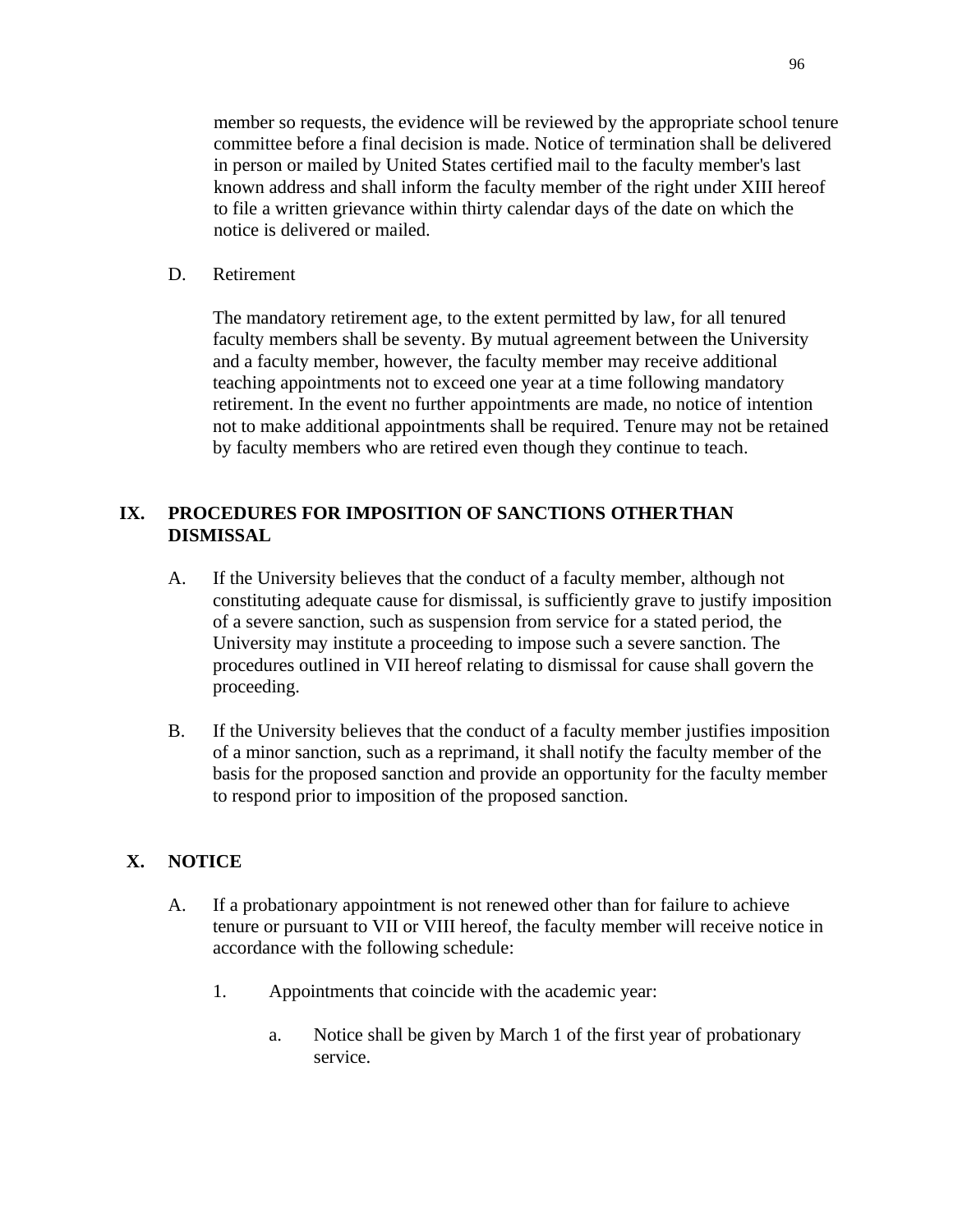member so requests, the evidence will be reviewed by the appropriate school tenure committee before a final decision is made. Notice of termination shall be delivered in person or mailed by United States certified mail to the faculty member's last known address and shall inform the faculty member of the right under XIII hereof to file a written grievance within thirty calendar days of the date on which the notice is delivered or mailed.

D. Retirement

The mandatory retirement age, to the extent permitted by law, for all tenured faculty members shall be seventy. By mutual agreement between the University and a faculty member, however, the faculty member may receive additional teaching appointments not to exceed one year at a time following mandatory retirement. In the event no further appointments are made, no notice of intention not to make additional appointments shall be required. Tenure may not be retained by faculty members who are retired even though they continue to teach.

## IX. PROCEDURES FOR IMPOSITION OF SANCTIONS OTHER THAN DISMISSAL

A. If the University believes that the conduct of a faculty member, although not constituting adequate cause for dismissal, is sufficiently grave to justify imposition of a severe sanction, such as suspension from service for a stated period, the University may institute a proceeding to impose such a severe sanction. The procedures outlined in VII hereof relating to dismissal for cause shall govern the proceeding.

B. If the University believes that the conduct of a faculty member justifies imposition of a minor sanction, such as a reprimand, it shall notify the faculty member of the basis for the proposed sanction and provide an opportunity for the faculty member to respond prior to imposition of the proposed sanction.

## X. NOTICE

A. If a probationary appointment is not renewed other than for failure to achieve tenure or pursuant to VII or VIII hereof, the faculty member will receive notice in accordance with the following schedule:

1. Appointments that coincide with the academic year:

   a. Notice shall be given by March 1 of the first year of probationary service.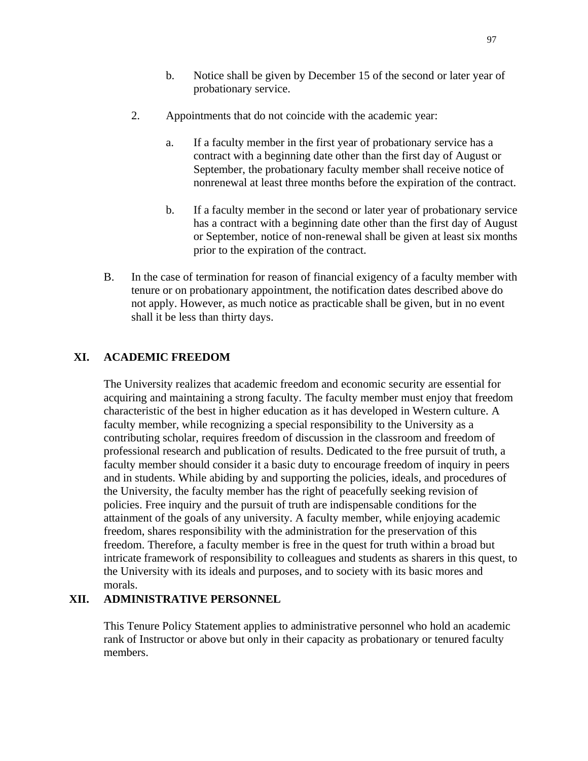b. Notice shall be given by December 15 of the second or later year of probationary service.

2. Appointments that do not coincide with the academic year:

   a. If a faculty member in the first year of probationary service has a contract with a beginning date other than the first day of August or September, the probationary faculty member shall receive notice of nonrenewal at least three months before the expiration of the contract.

   b. If a faculty member in the second or later year of probationary service has a contract with a beginning date other than the first day of August or September, notice of non-renewal shall be given at least six months prior to the expiration of the contract.

B. In the case of termination for reason of financial exigency of a faculty member with tenure or on probationary appointment, the notification dates described above do not apply. However, as much notice as practicable shall be given, but in no event shall it be less than thirty days.

## XI. ACADEMIC FREEDOM

The University realizes that academic freedom and economic security are essential for acquiring and maintaining a strong faculty. The faculty member must enjoy that freedom characteristic of the best in higher education as it has developed in Western culture. A faculty member, while recognizing a special responsibility to the University as a contributing scholar, requires freedom of discussion in the classroom and freedom of professional research and publication of results. Dedicated to the free pursuit of truth, a faculty member should consider it a basic duty to encourage freedom of inquiry in peers and in students. While abiding by and supporting the policies, ideals, and procedures of the University, the faculty member has the right of peacefully seeking revision of policies. Free inquiry and the pursuit of truth are indispensable conditions for the attainment of the goals of any university. A faculty member, while enjoying academic freedom, shares responsibility with the administration for the preservation of this freedom. Therefore, a faculty member is free in the quest for truth within a broad but intricate framework of responsibility to colleagues and students as sharers in this quest, to the University with its ideals and purposes, and to society with its basic mores and morals.

## XII. ADMINISTRATIVE PERSONNEL

This Tenure Policy Statement applies to administrative personnel who hold an academic rank of Instructor or above but only in their capacity as probationary or tenured faculty members.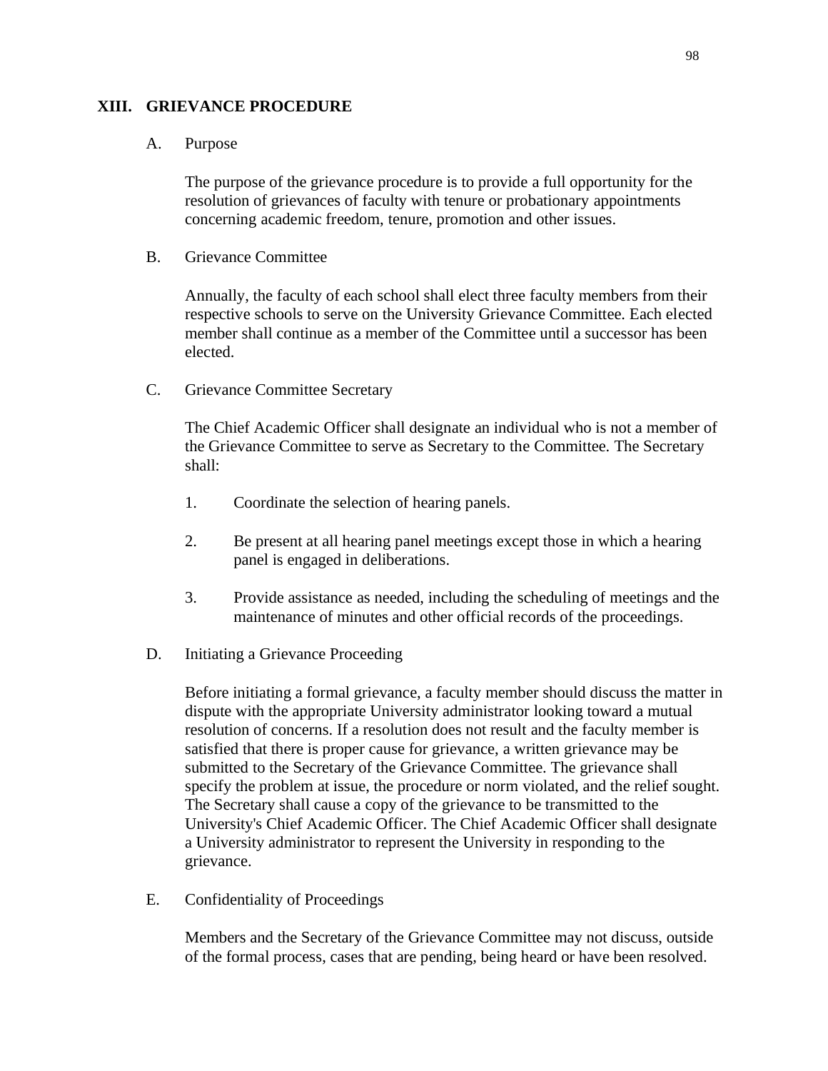## XIII. GRIEVANCE PROCEDURE

### A. Purpose

The purpose of the grievance procedure is to provide a full opportunity for the resolution of grievances of faculty with tenure or probationary appointments concerning academic freedom, tenure, promotion and other issues.

### B. Grievance Committee

Annually, the faculty of each school shall elect three faculty members from their respective schools to serve on the University Grievance Committee. Each elected member shall continue as a member of the Committee until a successor has been elected.

### C. Grievance Committee Secretary

The Chief Academic Officer shall designate an individual who is not a member of the Grievance Committee to serve as Secretary to the Committee. The Secretary shall:

1. Coordinate the selection of hearing panels.

2. Be present at all hearing panel meetings except those in which a hearing panel is engaged in deliberations.

3. Provide assistance as needed, including the scheduling of meetings and the maintenance of minutes and other official records of the proceedings.

### D. Initiating a Grievance Proceeding

Before initiating a formal grievance, a faculty member should discuss the matter in dispute with the appropriate University administrator looking toward a mutual resolution of concerns. If a resolution does not result and the faculty member is satisfied that there is proper cause for grievance, a written grievance may be submitted to the Secretary of the Grievance Committee. The grievance shall specify the problem at issue, the procedure or norm violated, and the relief sought. The Secretary shall cause a copy of the grievance to be transmitted to the University's Chief Academic Officer. The Chief Academic Officer shall designate a University administrator to represent the University in responding to the grievance.

### E. Confidentiality of Proceedings

Members and the Secretary of the Grievance Committee may not discuss, outside of the formal process, cases that are pending, being heard or have been resolved.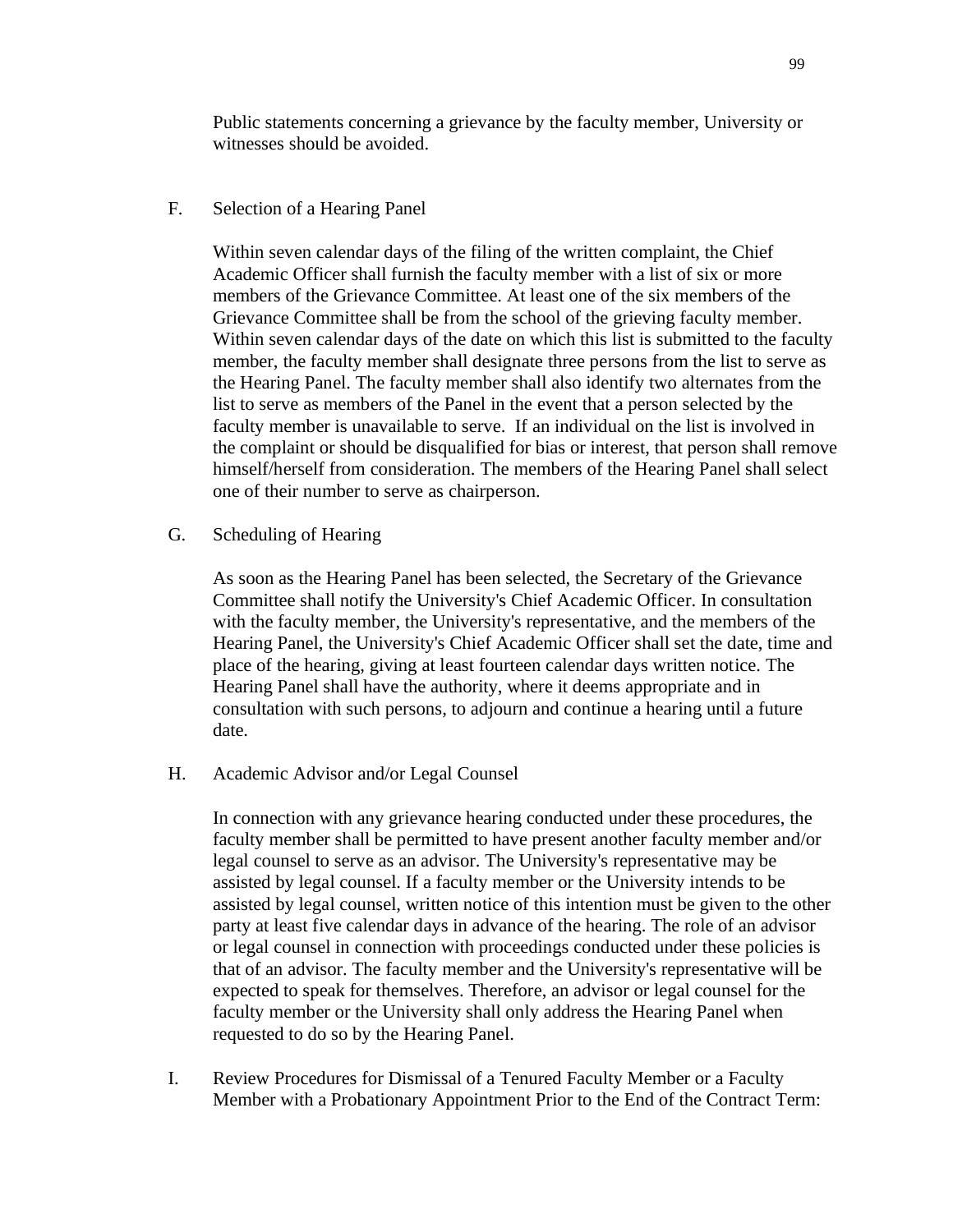Public statements concerning a grievance by the faculty member, University or witnesses should be avoided.

F. Selection of a Hearing Panel

Within seven calendar days of the filing of the written complaint, the Chief Academic Officer shall furnish the faculty member with a list of six or more members of the Grievance Committee. At least one of the six members of the Grievance Committee shall be from the school of the grieving faculty member. Within seven calendar days of the date on which this list is submitted to the faculty member, the faculty member shall designate three persons from the list to serve as the Hearing Panel. The faculty member shall also identify two alternates from the list to serve as members of the Panel in the event that a person selected by the faculty member is unavailable to serve. If an individual on the list is involved in the complaint or should be disqualified for bias or interest, that person shall remove himself/herself from consideration. The members of the Hearing Panel shall select one of their number to serve as chairperson.

G. Scheduling of Hearing

As soon as the Hearing Panel has been selected, the Secretary of the Grievance Committee shall notify the University's Chief Academic Officer. In consultation with the faculty member, the University's representative, and the members of the Hearing Panel, the University's Chief Academic Officer shall set the date, time and place of the hearing, giving at least fourteen calendar days written notice. The Hearing Panel shall have the authority, where it deems appropriate and in consultation with such persons, to adjourn and continue a hearing until a future date.

H. Academic Advisor and/or Legal Counsel

In connection with any grievance hearing conducted under these procedures, the faculty member shall be permitted to have present another faculty member and/or legal counsel to serve as an advisor. The University's representative may be assisted by legal counsel. If a faculty member or the University intends to be assisted by legal counsel, written notice of this intention must be given to the other party at least five calendar days in advance of the hearing. The role of an advisor or legal counsel in connection with proceedings conducted under these policies is that of an advisor. The faculty member and the University's representative will be expected to speak for themselves. Therefore, an advisor or legal counsel for the faculty member or the University shall only address the Hearing Panel when requested to do so by the Hearing Panel.

I. Review Procedures for Dismissal of a Tenured Faculty Member or a Faculty Member with a Probationary Appointment Prior to the End of the Contract Term: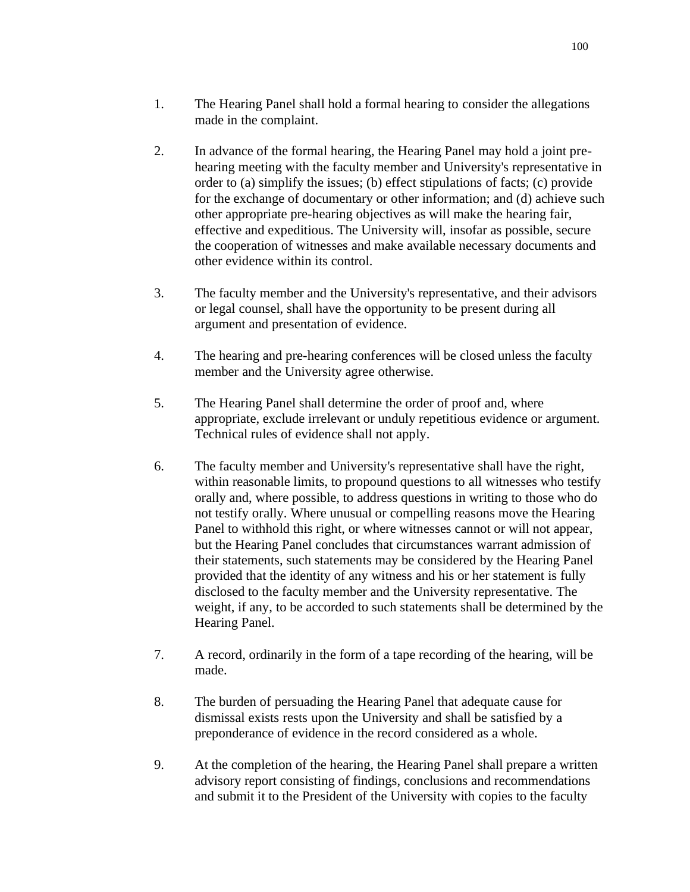1. The Hearing Panel shall hold a formal hearing to consider the allegations made in the complaint.

2. In advance of the formal hearing, the Hearing Panel may hold a joint pre-hearing meeting with the faculty member and University's representative in order to (a) simplify the issues; (b) effect stipulations of facts; (c) provide for the exchange of documentary or other information; and (d) achieve such other appropriate pre-hearing objectives as will make the hearing fair, effective and expeditious. The University will, insofar as possible, secure the cooperation of witnesses and make available necessary documents and other evidence within its control.

3. The faculty member and the University's representative, and their advisors or legal counsel, shall have the opportunity to be present during all argument and presentation of evidence.

4. The hearing and pre-hearing conferences will be closed unless the faculty member and the University agree otherwise.

5. The Hearing Panel shall determine the order of proof and, where appropriate, exclude irrelevant or unduly repetitious evidence or argument. Technical rules of evidence shall not apply.

6. The faculty member and University's representative shall have the right, within reasonable limits, to propound questions to all witnesses who testify orally and, where possible, to address questions in writing to those who do not testify orally. Where unusual or compelling reasons move the Hearing Panel to withhold this right, or where witnesses cannot or will not appear, but the Hearing Panel concludes that circumstances warrant admission of their statements, such statements may be considered by the Hearing Panel provided that the identity of any witness and his or her statement is fully disclosed to the faculty member and the University representative. The weight, if any, to be accorded to such statements shall be determined by the Hearing Panel.

7. A record, ordinarily in the form of a tape recording of the hearing, will be made.

8. The burden of persuading the Hearing Panel that adequate cause for dismissal exists rests upon the University and shall be satisfied by a preponderance of evidence in the record considered as a whole.

9. At the completion of the hearing, the Hearing Panel shall prepare a written advisory report consisting of findings, conclusions and recommendations and submit it to the President of the University with copies to the faculty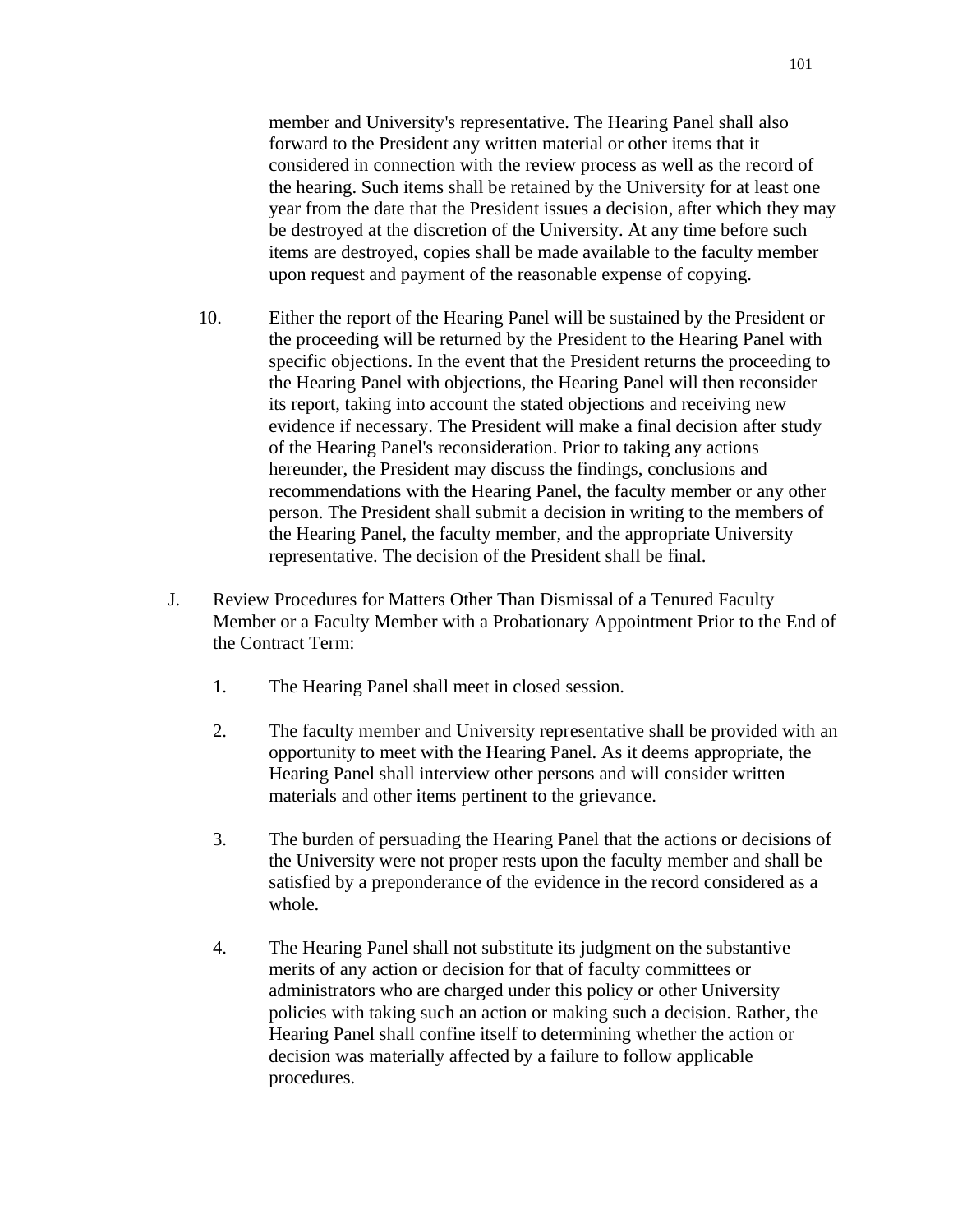member and University's representative. The Hearing Panel shall also forward to the President any written material or other items that it considered in connection with the review process as well as the record of the hearing. Such items shall be retained by the University for at least one year from the date that the President issues a decision, after which they may be destroyed at the discretion of the University. At any time before such items are destroyed, copies shall be made available to the faculty member upon request and payment of the reasonable expense of copying.

10. Either the report of the Hearing Panel will be sustained by the President or the proceeding will be returned by the President to the Hearing Panel with specific objections. In the event that the President returns the proceeding to the Hearing Panel with objections, the Hearing Panel will then reconsider its report, taking into account the stated objections and receiving new evidence if necessary. The President will make a final decision after study of the Hearing Panel's reconsideration. Prior to taking any actions hereunder, the President may discuss the findings, conclusions and recommendations with the Hearing Panel, the faculty member or any other person. The President shall submit a decision in writing to the members of the Hearing Panel, the faculty member, and the appropriate University representative. The decision of the President shall be final.

J. Review Procedures for Matters Other Than Dismissal of a Tenured Faculty Member or a Faculty Member with a Probationary Appointment Prior to the End of the Contract Term:

1. The Hearing Panel shall meet in closed session.

2. The faculty member and University representative shall be provided with an opportunity to meet with the Hearing Panel. As it deems appropriate, the Hearing Panel shall interview other persons and will consider written materials and other items pertinent to the grievance.

3. The burden of persuading the Hearing Panel that the actions or decisions of the University were not proper rests upon the faculty member and shall be satisfied by a preponderance of the evidence in the record considered as a whole.

4. The Hearing Panel shall not substitute its judgment on the substantive merits of any action or decision for that of faculty committees or administrators who are charged under this policy or other University policies with taking such an action or making such a decision. Rather, the Hearing Panel shall confine itself to determining whether the action or decision was materially affected by a failure to follow applicable procedures.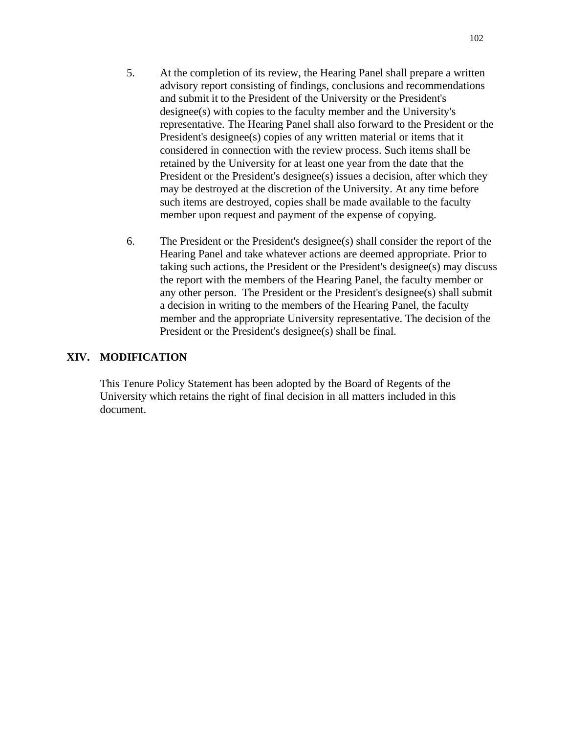5. At the completion of its review, the Hearing Panel shall prepare a written advisory report consisting of findings, conclusions and recommendations and submit it to the President of the University or the President's designee(s) with copies to the faculty member and the University's representative. The Hearing Panel shall also forward to the President or the President's designee(s) copies of any written material or items that it considered in connection with the review process. Such items shall be retained by the University for at least one year from the date that the President or the President's designee(s) issues a decision, after which they may be destroyed at the discretion of the University. At any time before such items are destroyed, copies shall be made available to the faculty member upon request and payment of the expense of copying.

6. The President or the President's designee(s) shall consider the report of the Hearing Panel and take whatever actions are deemed appropriate. Prior to taking such actions, the President or the President's designee(s) may discuss the report with the members of the Hearing Panel, the faculty member or any other person. The President or the President's designee(s) shall submit a decision in writing to the members of the Hearing Panel, the faculty member and the appropriate University representative. The decision of the President or the President's designee(s) shall be final.

## XIV. MODIFICATION

This Tenure Policy Statement has been adopted by the Board of Regents of the University which retains the right of final decision in all matters included in this document.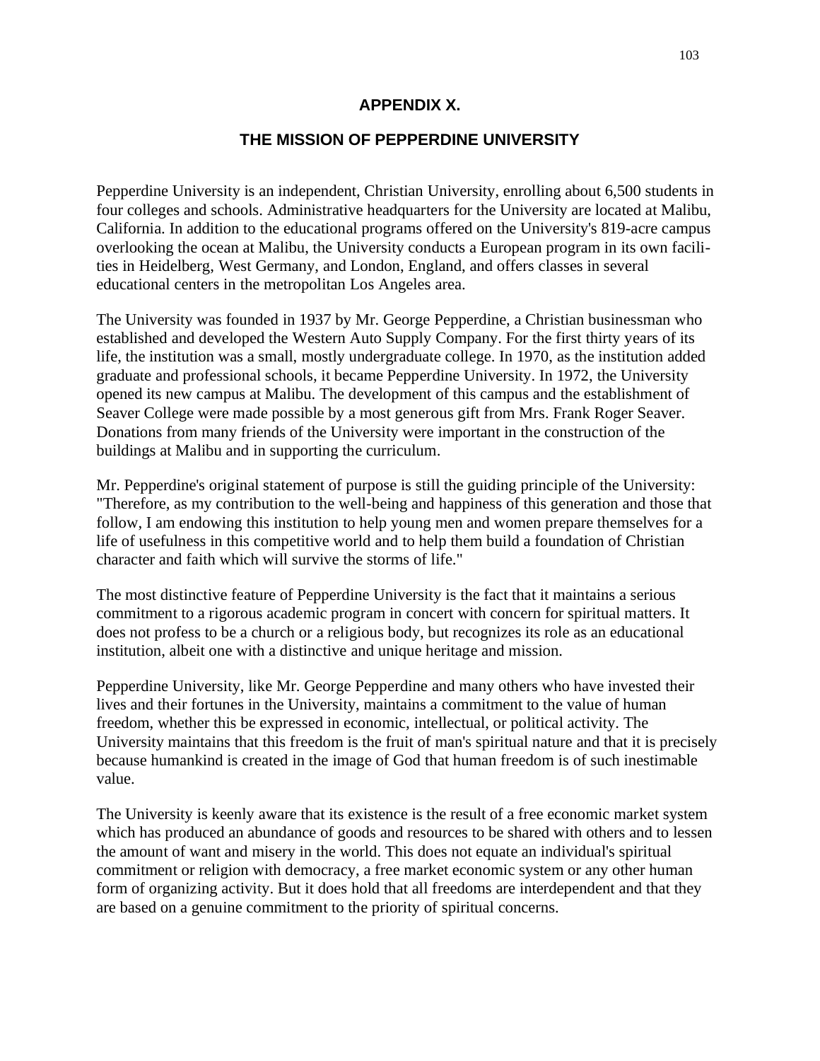## APPENDIX X.

## THE MISSION OF PEPPERDINE UNIVERSITY

Pepperdine University is an independent, Christian University, enrolling about 6,500 students in four colleges and schools. Administrative headquarters for the University are located at Malibu, California. In addition to the educational programs offered on the University's 819-acre campus overlooking the ocean at Malibu, the University conducts a European program in its own facilities in Heidelberg, West Germany, and London, England, and offers classes in several educational centers in the metropolitan Los Angeles area.

The University was founded in 1937 by Mr. George Pepperdine, a Christian businessman who established and developed the Western Auto Supply Company. For the first thirty years of its life, the institution was a small, mostly undergraduate college. In 1970, as the institution added graduate and professional schools, it became Pepperdine University. In 1972, the University opened its new campus at Malibu. The development of this campus and the establishment of Seaver College were made possible by a most generous gift from Mrs. Frank Roger Seaver. Donations from many friends of the University were important in the construction of the buildings at Malibu and in supporting the curriculum.

Mr. Pepperdine's original statement of purpose is still the guiding principle of the University: "Therefore, as my contribution to the well-being and happiness of this generation and those that follow, I am endowing this institution to help young men and women prepare themselves for a life of usefulness in this competitive world and to help them build a foundation of Christian character and faith which will survive the storms of life."

The most distinctive feature of Pepperdine University is the fact that it maintains a serious commitment to a rigorous academic program in concert with concern for spiritual matters. It does not profess to be a church or a religious body, but recognizes its role as an educational institution, albeit one with a distinctive and unique heritage and mission.

Pepperdine University, like Mr. George Pepperdine and many others who have invested their lives and their fortunes in the University, maintains a commitment to the value of human freedom, whether this be expressed in economic, intellectual, or political activity. The University maintains that this freedom is the fruit of man's spiritual nature and that it is precisely because humankind is created in the image of God that human freedom is of such inestimable value.

The University is keenly aware that its existence is the result of a free economic market system which has produced an abundance of goods and resources to be shared with others and to lessen the amount of want and misery in the world. This does not equate an individual's spiritual commitment or religion with democracy, a free market economic system or any other human form of organizing activity. But it does hold that all freedoms are interdependent and that they are based on a genuine commitment to the priority of spiritual concerns.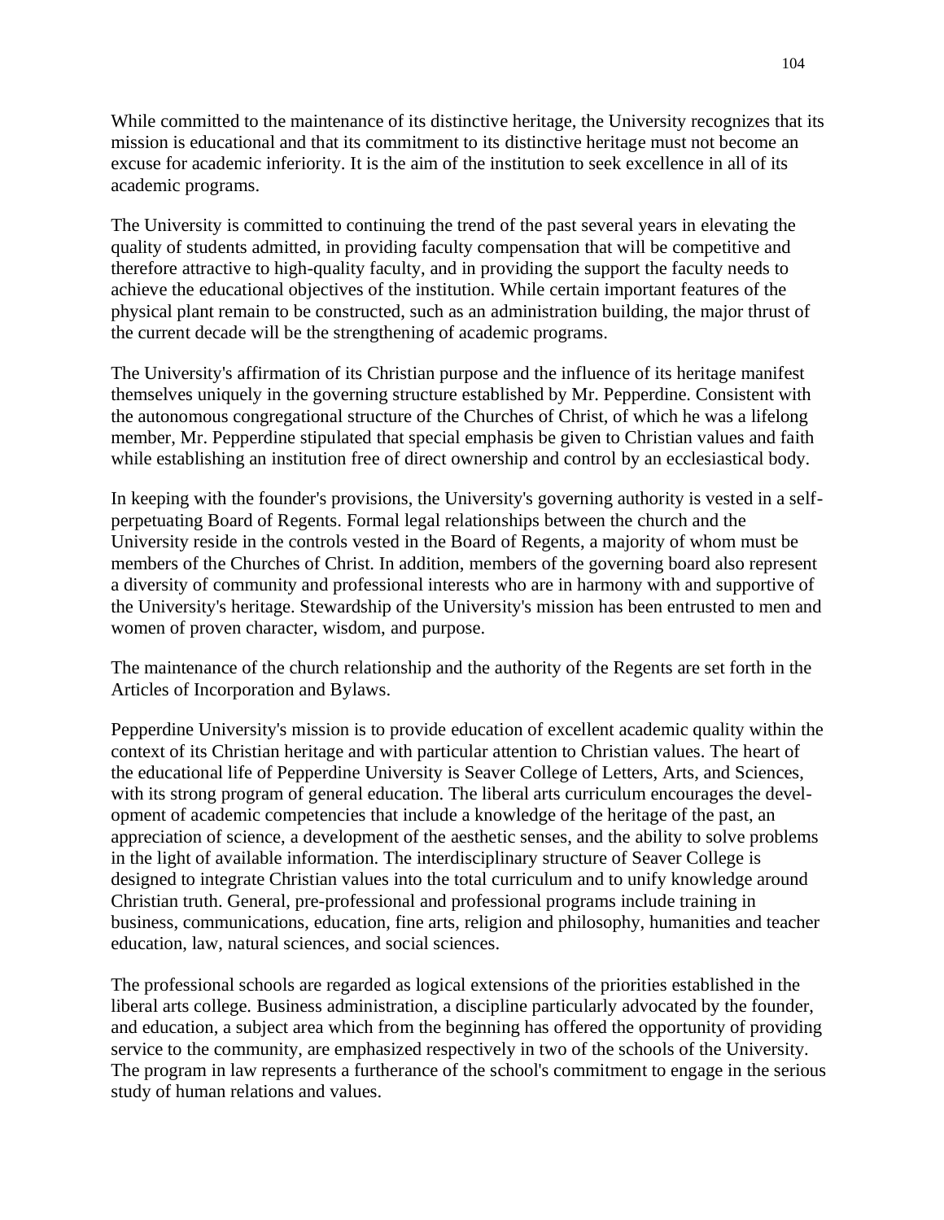While committed to the maintenance of its distinctive heritage, the University recognizes that its mission is educational and that its commitment to its distinctive heritage must not become an excuse for academic inferiority. It is the aim of the institution to seek excellence in all of its academic programs.

The University is committed to continuing the trend of the past several years in elevating the quality of students admitted, in providing faculty compensation that will be competitive and therefore attractive to high-quality faculty, and in providing the support the faculty needs to achieve the educational objectives of the institution. While certain important features of the physical plant remain to be constructed, such as an administration building, the major thrust of the current decade will be the strengthening of academic programs.

The University's affirmation of its Christian purpose and the influence of its heritage manifest themselves uniquely in the governing structure established by Mr. Pepperdine. Consistent with the autonomous congregational structure of the Churches of Christ, of which he was a lifelong member, Mr. Pepperdine stipulated that special emphasis be given to Christian values and faith while establishing an institution free of direct ownership and control by an ecclesiastical body.

In keeping with the founder's provisions, the University's governing authority is vested in a self-perpetuating Board of Regents. Formal legal relationships between the church and the University reside in the controls vested in the Board of Regents, a majority of whom must be members of the Churches of Christ. In addition, members of the governing board also represent a diversity of community and professional interests who are in harmony with and supportive of the University's heritage. Stewardship of the University's mission has been entrusted to men and women of proven character, wisdom, and purpose.

The maintenance of the church relationship and the authority of the Regents are set forth in the Articles of Incorporation and Bylaws.

Pepperdine University's mission is to provide education of excellent academic quality within the context of its Christian heritage and with particular attention to Christian values. The heart of the educational life of Pepperdine University is Seaver College of Letters, Arts, and Sciences, with its strong program of general education. The liberal arts curriculum encourages the development of academic competencies that include a knowledge of the heritage of the past, an appreciation of science, a development of the aesthetic senses, and the ability to solve problems in the light of available information. The interdisciplinary structure of Seaver College is designed to integrate Christian values into the total curriculum and to unify knowledge around Christian truth. General, pre-professional and professional programs include training in business, communications, education, fine arts, religion and philosophy, humanities and teacher education, law, natural sciences, and social sciences.

The professional schools are regarded as logical extensions of the priorities established in the liberal arts college. Business administration, a discipline particularly advocated by the founder, and education, a subject area which from the beginning has offered the opportunity of providing service to the community, are emphasized respectively in two of the schools of the University. The program in law represents a furtherance of the school's commitment to engage in the serious study of human relations and values.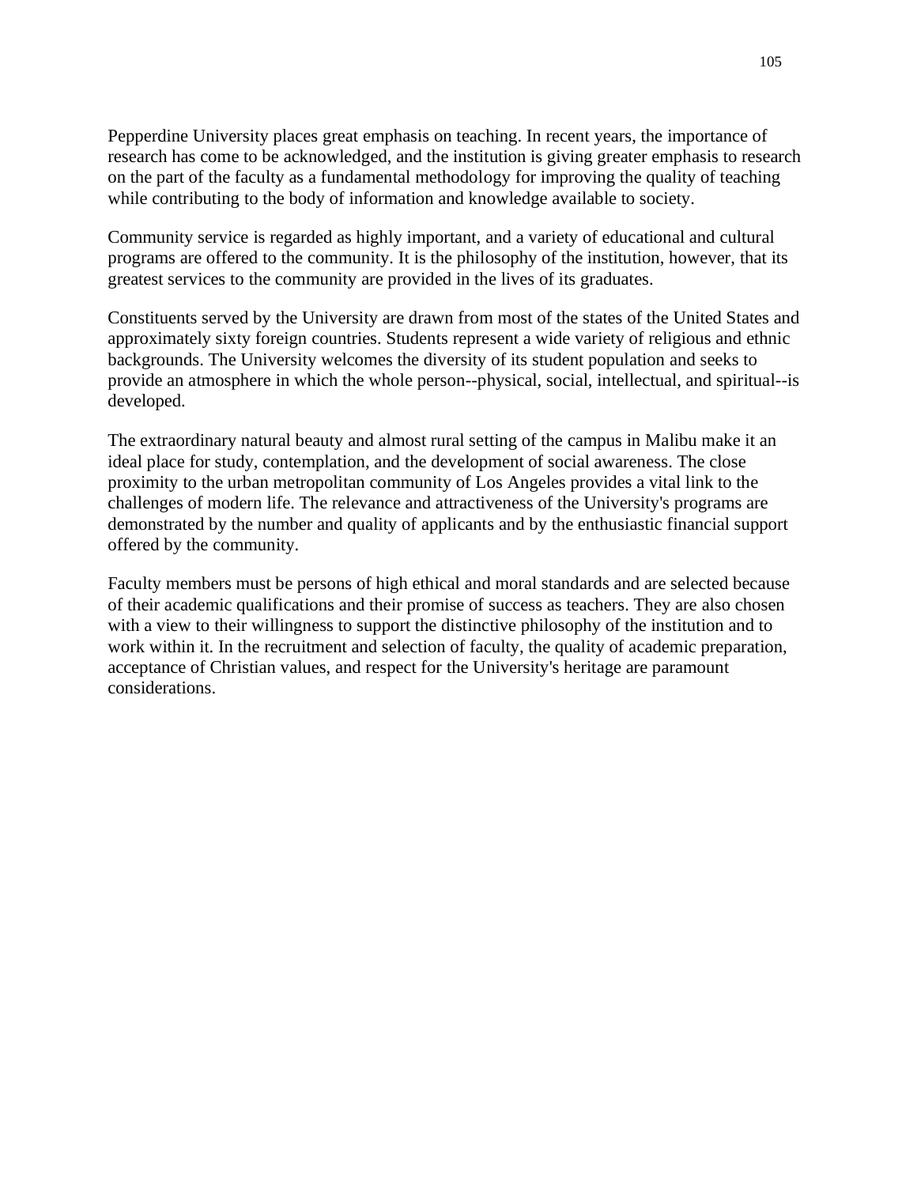Pepperdine University places great emphasis on teaching. In recent years, the importance of research has come to be acknowledged, and the institution is giving greater emphasis to research on the part of the faculty as a fundamental methodology for improving the quality of teaching while contributing to the body of information and knowledge available to society.

Community service is regarded as highly important, and a variety of educational and cultural programs are offered to the community. It is the philosophy of the institution, however, that its greatest services to the community are provided in the lives of its graduates.

Constituents served by the University are drawn from most of the states of the United States and approximately sixty foreign countries. Students represent a wide variety of religious and ethnic backgrounds. The University welcomes the diversity of its student population and seeks to provide an atmosphere in which the whole person--physical, social, intellectual, and spiritual--is developed.

The extraordinary natural beauty and almost rural setting of the campus in Malibu make it an ideal place for study, contemplation, and the development of social awareness. The close proximity to the urban metropolitan community of Los Angeles provides a vital link to the challenges of modern life. The relevance and attractiveness of the University's programs are demonstrated by the number and quality of applicants and by the enthusiastic financial support offered by the community.

Faculty members must be persons of high ethical and moral standards and are selected because of their academic qualifications and their promise of success as teachers. They are also chosen with a view to their willingness to support the distinctive philosophy of the institution and to work within it. In the recruitment and selection of faculty, the quality of academic preparation, acceptance of Christian values, and respect for the University's heritage are paramount considerations.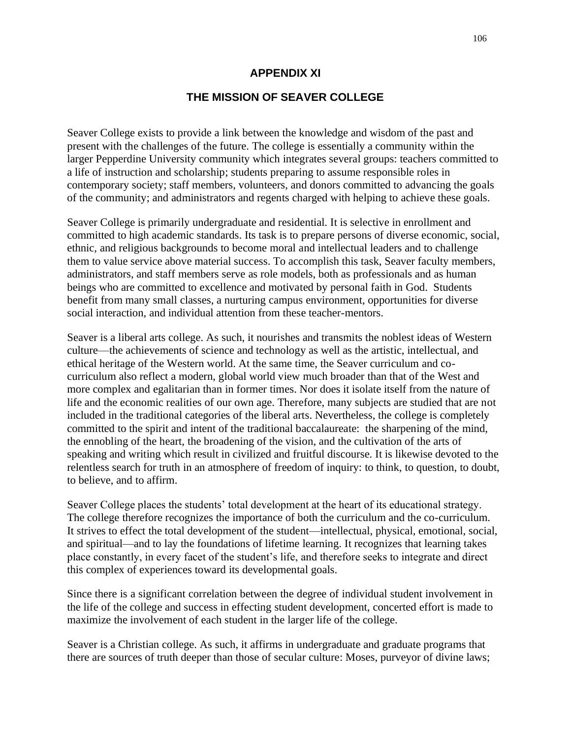# APPENDIX XI

## THE MISSION OF SEAVER COLLEGE

Seaver College exists to provide a link between the knowledge and wisdom of the past and present with the challenges of the future. The college is essentially a community within the larger Pepperdine University community which integrates several groups: teachers committed to a life of instruction and scholarship; students preparing to assume responsible roles in contemporary society; staff members, volunteers, and donors committed to advancing the goals of the community; and administrators and regents charged with helping to achieve these goals.

Seaver College is primarily undergraduate and residential. It is selective in enrollment and committed to high academic standards. Its task is to prepare persons of diverse economic, social, ethnic, and religious backgrounds to become moral and intellectual leaders and to challenge them to value service above material success. To accomplish this task, Seaver faculty members, administrators, and staff members serve as role models, both as professionals and as human beings who are committed to excellence and motivated by personal faith in God. Students benefit from many small classes, a nurturing campus environment, opportunities for diverse social interaction, and individual attention from these teacher-mentors.

Seaver is a liberal arts college. As such, it nourishes and transmits the noblest ideas of Western culture—the achievements of science and technology as well as the artistic, intellectual, and ethical heritage of the Western world. At the same time, the Seaver curriculum and co-curriculum also reflect a modern, global world view much broader than that of the West and more complex and egalitarian than in former times. Nor does it isolate itself from the nature of life and the economic realities of our own age. Therefore, many subjects are studied that are not included in the traditional categories of the liberal arts. Nevertheless, the college is completely committed to the spirit and intent of the traditional baccalaureate: the sharpening of the mind, the ennobling of the heart, the broadening of the vision, and the cultivation of the arts of speaking and writing which result in civilized and fruitful discourse. It is likewise devoted to the relentless search for truth in an atmosphere of freedom of inquiry: to think, to question, to doubt, to believe, and to affirm.

Seaver College places the students' total development at the heart of its educational strategy. The college therefore recognizes the importance of both the curriculum and the co-curriculum. It strives to effect the total development of the student—intellectual, physical, emotional, social, and spiritual—and to lay the foundations of lifetime learning. It recognizes that learning takes place constantly, in every facet of the student's life, and therefore seeks to integrate and direct this complex of experiences toward its developmental goals.

Since there is a significant correlation between the degree of individual student involvement in the life of the college and success in effecting student development, concerted effort is made to maximize the involvement of each student in the larger life of the college.

Seaver is a Christian college. As such, it affirms in undergraduate and graduate programs that there are sources of truth deeper than those of secular culture: Moses, purveyor of divine laws;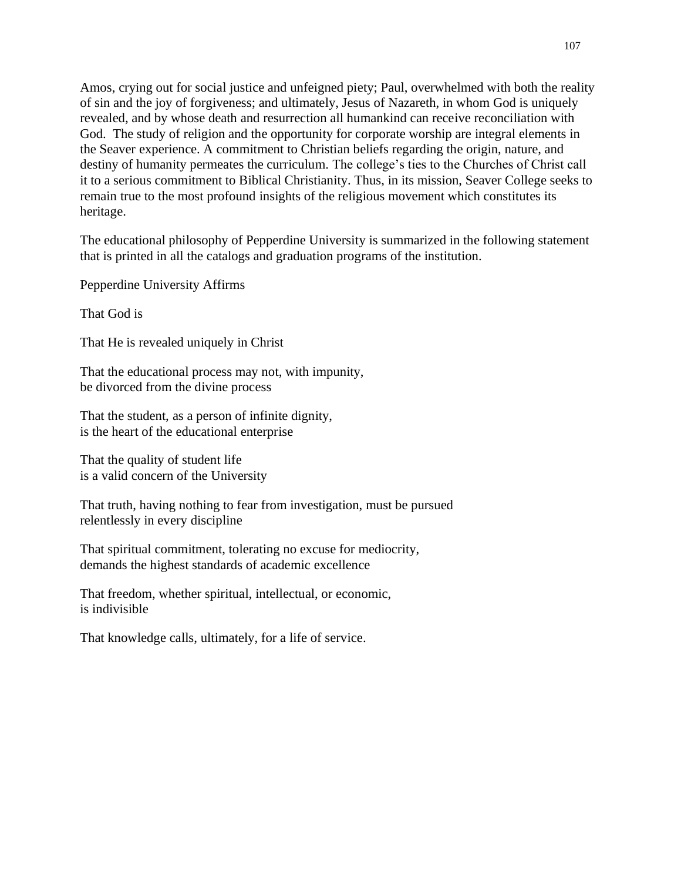Amos, crying out for social justice and unfeigned piety; Paul, overwhelmed with both the reality of sin and the joy of forgiveness; and ultimately, Jesus of Nazareth, in whom God is uniquely revealed, and by whose death and resurrection all humankind can receive reconciliation with God. The study of religion and the opportunity for corporate worship are integral elements in the Seaver experience. A commitment to Christian beliefs regarding the origin, nature, and destiny of humanity permeates the curriculum. The college's ties to the Churches of Christ call it to a serious commitment to Biblical Christianity. Thus, in its mission, Seaver College seeks to remain true to the most profound insights of the religious movement which constitutes its heritage.

The educational philosophy of Pepperdine University is summarized in the following statement that is printed in all the catalogs and graduation programs of the institution.

Pepperdine University Affirms

That God is

That He is revealed uniquely in Christ

That the educational process may not, with impunity,
be divorced from the divine process

That the student, as a person of infinite dignity,
is the heart of the educational enterprise

That the quality of student life
is a valid concern of the University

That truth, having nothing to fear from investigation, must be pursued
relentlessly in every discipline

That spiritual commitment, tolerating no excuse for mediocrity,
demands the highest standards of academic excellence

That freedom, whether spiritual, intellectual, or economic,
is indivisible

That knowledge calls, ultimately, for a life of service.